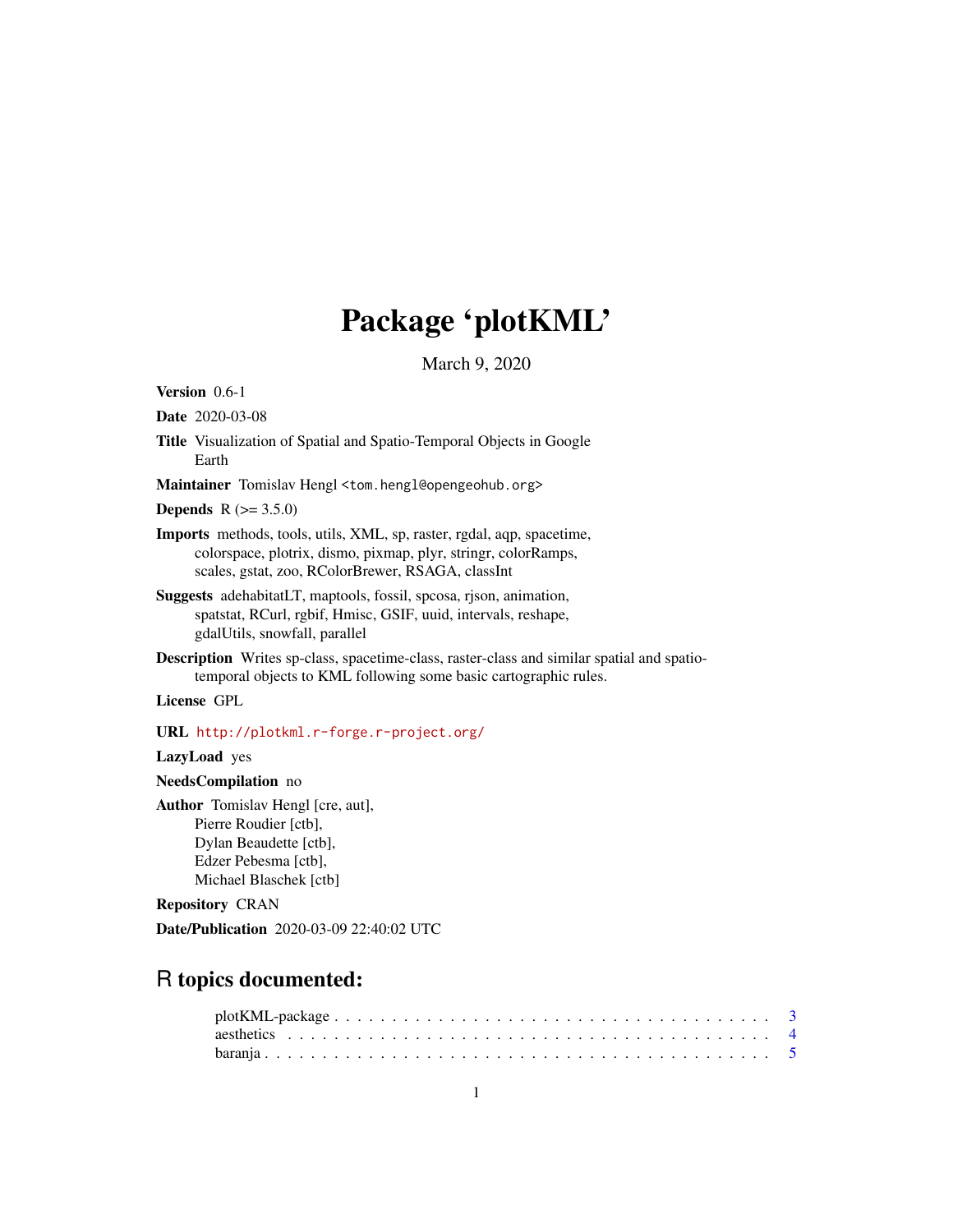# Package 'plotKML'

March 9, 2020

**Version** 0.6-1

**Date** 2020-03-08

**Title** Visualization of Spatial and Spatio-Temporal Objects in Google Earth

**Maintainer** Tomislav Hengl <tom.hengl@opengeohub.org>

**Depends** R (>= 3.5.0)

**Imports** methods, tools, utils, XML, sp, raster, rgdal, aqp, spacetime, colorspace, plotrix, dismo, pixmap, plyr, stringr, colorRamps, scales, gstat, zoo, RColorBrewer, RSAGA, classInt

**Suggests** adehabitatLT, maptools, fossil, spcosa, rjson, animation, spatstat, RCurl, rgbif, Hmisc, GSIF, uuid, intervals, reshape, gdalUtils, snowfall, parallel

**Description** Writes sp-class, spacetime-class, raster-class and similar spatial and spatio-temporal objects to KML following some basic cartographic rules.

**License** GPL

**URL** http://plotkml.r-forge.r-project.org/

**LazyLoad** yes

**NeedsCompilation** no

**Author** Tomislav Hengl [cre, aut],
Pierre Roudier [ctb],
Dylan Beaudette [ctb],
Edzer Pebesma [ctb],
Michael Blaschek [ctb]

**Repository** CRAN

**Date/Publication** 2020-03-09 22:40:02 UTC

## R topics documented:

plotKML-package . . . . . . . . . . . . . . . . . . . . . . . . . . . . . . . . . . . . . . 3
aesthetics . . . . . . . . . . . . . . . . . . . . . . . . . . . . . . . . . . . . . . . . . 4
baranja . . . . . . . . . . . . . . . . . . . . . . . . . . . . . . . . . . . . . . . . . . 5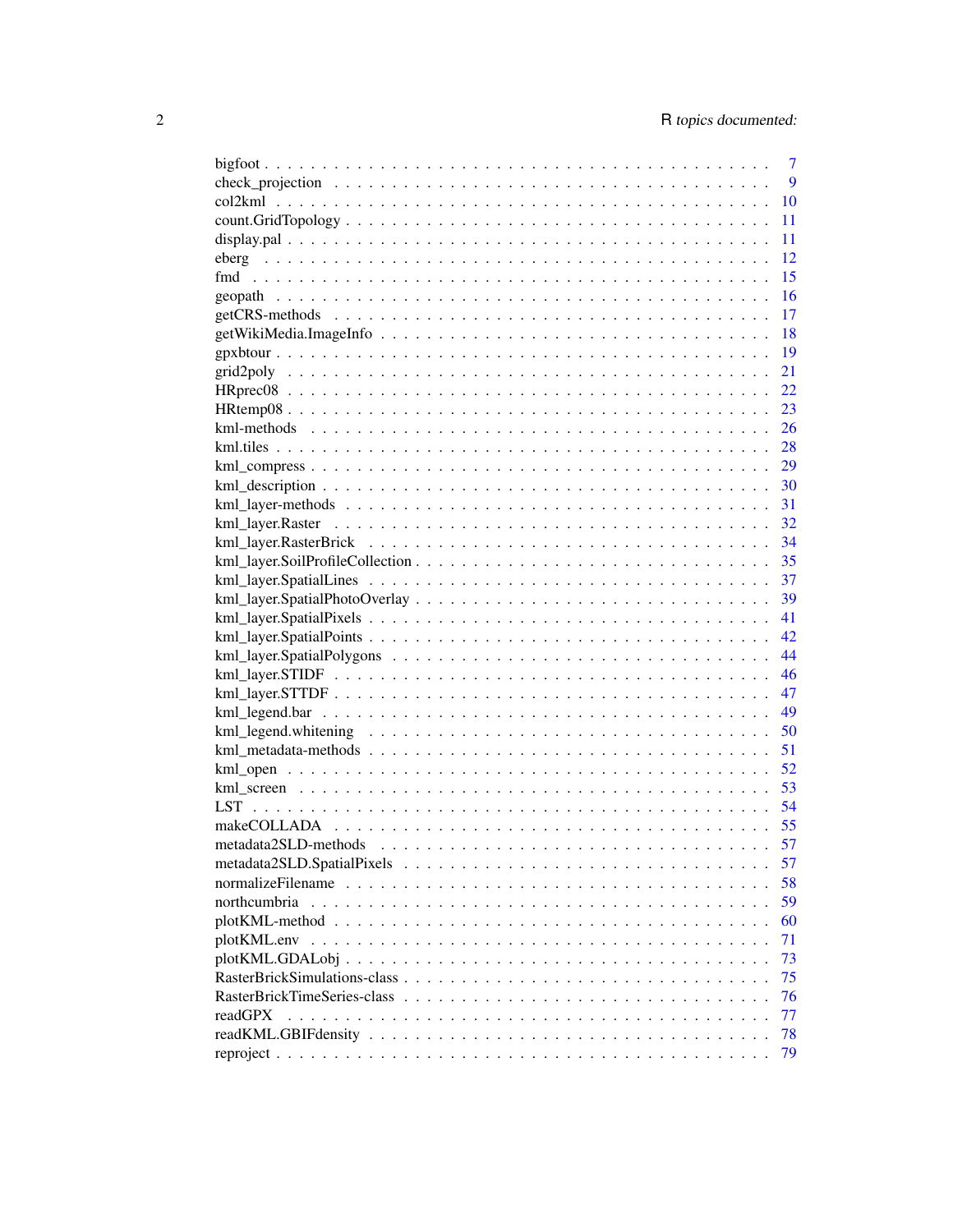| | |
|---|---|
| bigfoot | 7 |
| check_projection | 9 |
| col2kml | 10 |
| count.GridTopology | 11 |
| display.pal | 11 |
| eberg | 12 |
| fmd | 15 |
| geopath | 16 |
| getCRS-methods | 17 |
| getWikiMedia.ImageInfo | 18 |
| gpxbtour | 19 |
| grid2poly | 21 |
| HRprec08 | 22 |
| HRtemp08 | 23 |
| kml-methods | 26 |
| kml.tiles | 28 |
| kml_compress | 29 |
| kml_description | 30 |
| kml_layer-methods | 31 |
| kml_layer.Raster | 32 |
| kml_layer.RasterBrick | 34 |
| kml_layer.SoilProfileCollection | 35 |
| kml_layer.SpatialLines | 37 |
| kml_layer.SpatialPhotoOverlay | 39 |
| kml_layer.SpatialPixels | 41 |
| kml_layer.SpatialPoints | 42 |
| kml_layer.SpatialPolygons | 44 |
| kml_layer.STIDF | 46 |
| kml_layer.STTDF | 47 |
| kml_legend.bar | 49 |
| kml_legend.whitening | 50 |
| kml_metadata-methods | 51 |
| kml_open | 52 |
| kml_screen | 53 |
| LST | 54 |
| makeCOLLADA | 55 |
| metadata2SLD-methods | 57 |
| metadata2SLD.SpatialPixels | 57 |
| normalizeFilename | 58 |
| northcumbria | 59 |
| plotKML-method | 60 |
| plotKML.env | 71 |
| plotKML.GDALobj | 73 |
| RasterBrickSimulations-class | 75 |
| RasterBrickTimeSeries-class | 76 |
| readGPX | 77 |
| readKML.GBIFdensity | 78 |
| reproject | 79 |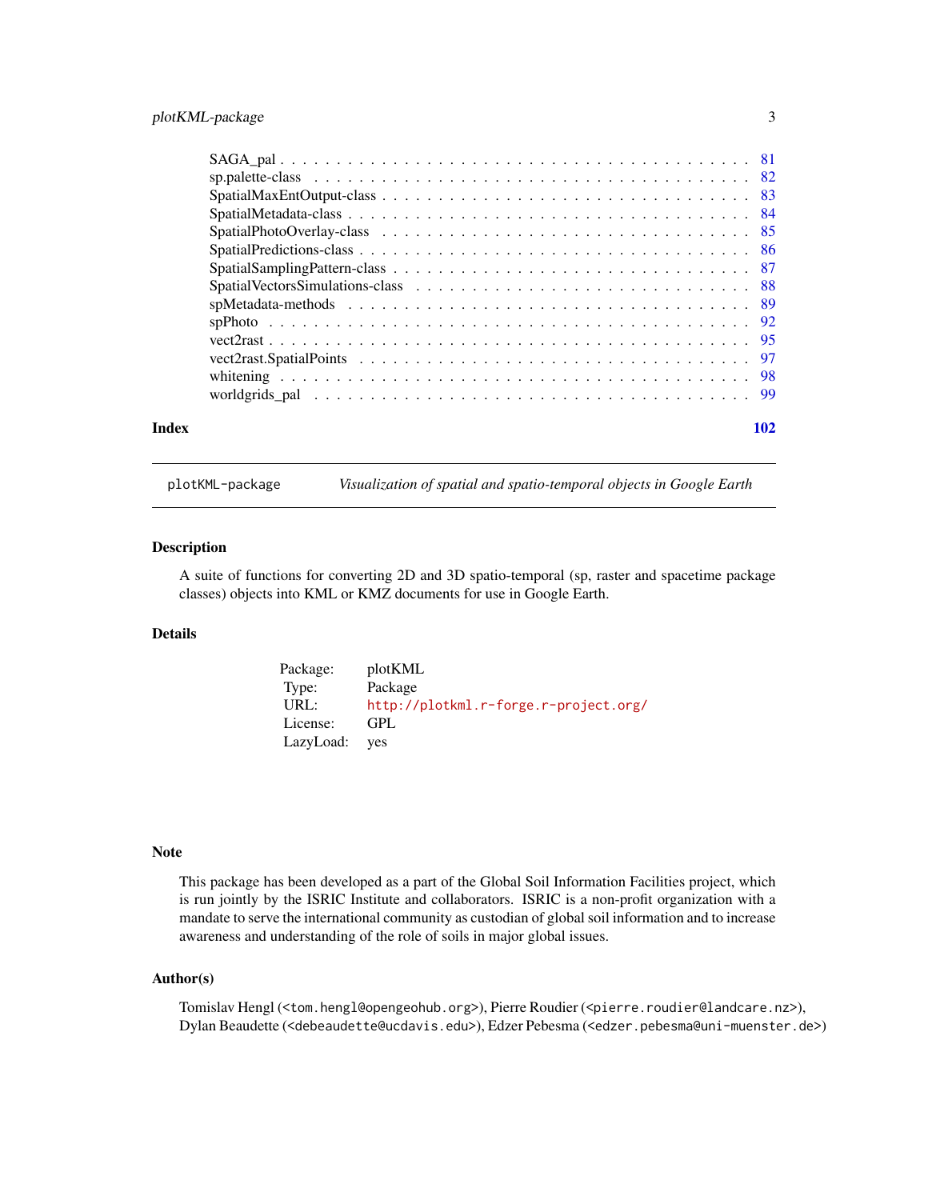SAGA_pal . . . . . . . . . . . . . . . . . . . . . . . . . . . . . . . . . . . . . . . . 81
sp.palette-class . . . . . . . . . . . . . . . . . . . . . . . . . . . . . . . . . . . . . 82
SpatialMaxEntOutput-class . . . . . . . . . . . . . . . . . . . . . . . . . . . . . . . 83
SpatialMetadata-class . . . . . . . . . . . . . . . . . . . . . . . . . . . . . . . . . . 84
SpatialPhotoOverlay-class . . . . . . . . . . . . . . . . . . . . . . . . . . . . . . . . 85
SpatialPredictions-class . . . . . . . . . . . . . . . . . . . . . . . . . . . . . . . . . 86
SpatialSamplingPattern-class . . . . . . . . . . . . . . . . . . . . . . . . . . . . . . 87
SpatialVectorsSimulations-class . . . . . . . . . . . . . . . . . . . . . . . . . . . . 88
spMetadata-methods . . . . . . . . . . . . . . . . . . . . . . . . . . . . . . . . . . . 89
spPhoto . . . . . . . . . . . . . . . . . . . . . . . . . . . . . . . . . . . . . . . . . 92
vect2rast . . . . . . . . . . . . . . . . . . . . . . . . . . . . . . . . . . . . . . . . 95
vect2rast.SpatialPoints . . . . . . . . . . . . . . . . . . . . . . . . . . . . . . . . . 97
whitening . . . . . . . . . . . . . . . . . . . . . . . . . . . . . . . . . . . . . . . . 98
worldgrids_pal . . . . . . . . . . . . . . . . . . . . . . . . . . . . . . . . . . . . . 99

**Index** **102**

---

`plotKML-package` *Visualization of spatial and spatio-temporal objects in Google Earth*

---

## Description

A suite of functions for converting 2D and 3D spatio-temporal (sp, raster and spacetime package classes) objects into KML or KMZ documents for use in Google Earth.

## Details

| | |
|---|---|
| Package: | plotKML |
| Type: | Package |
| URL: | http://plotkml.r-forge.r-project.org/ |
| License: | GPL |
| LazyLoad: | yes |

## Note

This package has been developed as a part of the Global Soil Information Facilities project, which is run jointly by the ISRIC Institute and collaborators. ISRIC is a non-profit organization with a mandate to serve the international community as custodian of global soil information and to increase awareness and understanding of the role of soils in major global issues.

## Author(s)

Tomislav Hengl (<tom.hengl@opengeohub.org>), Pierre Roudier (<pierre.roudier@landcare.nz>), Dylan Beaudette (<debeaudette@ucdavis.edu>), Edzer Pebesma (<edzer.pebesma@uni-muenster.de>)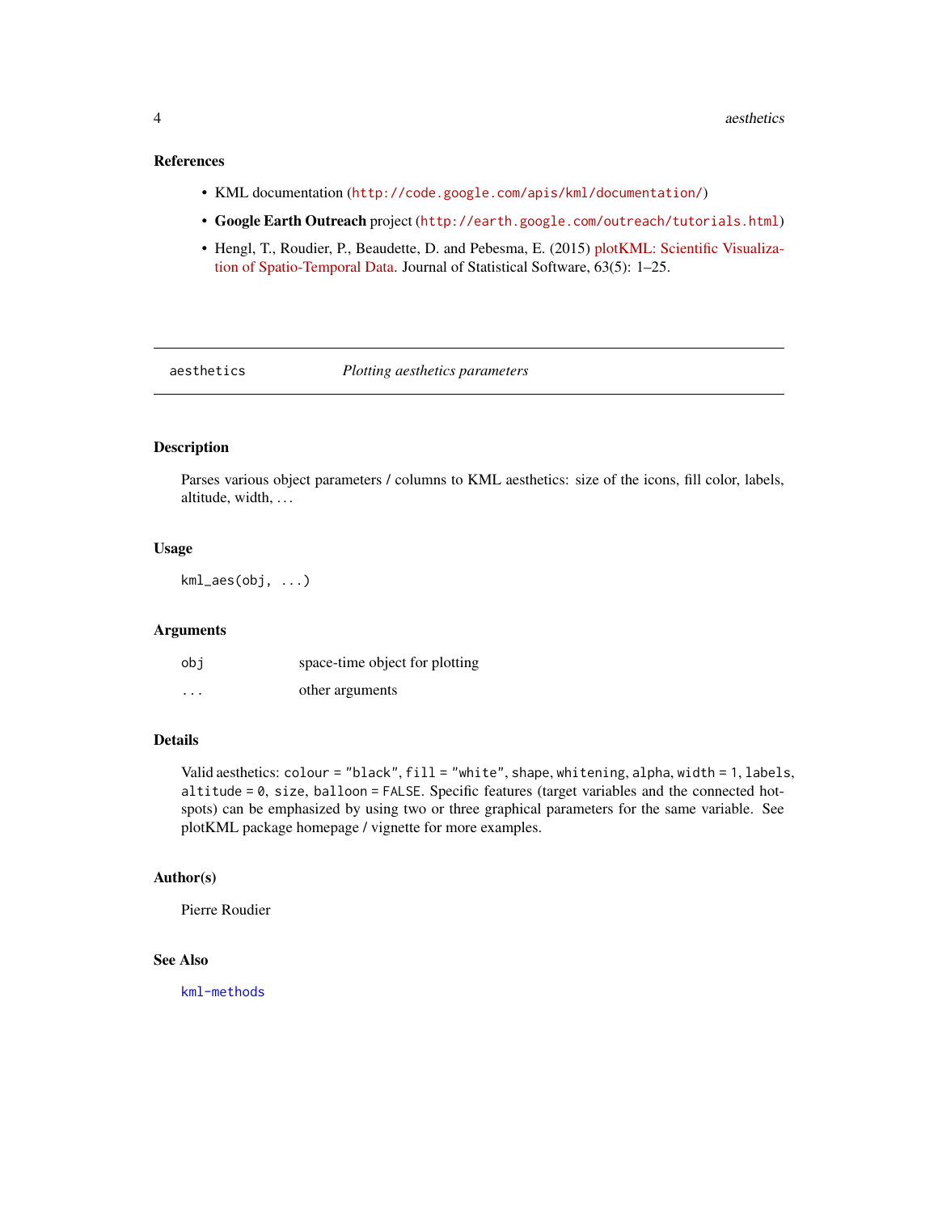### References

- KML documentation (http://code.google.com/apis/kml/documentation/)
- **Google Earth Outreach** project (http://earth.google.com/outreach/tutorials.html)
- Hengl, T., Roudier, P., Beaudette, D. and Pebesma, E. (2015) plotKML: Scientific Visualization of Spatio-Temporal Data. Journal of Statistical Software, 63(5): 1–25.

---

## aesthetics    *Plotting aesthetics parameters*

---

### Description

Parses various object parameters / columns to KML aesthetics: size of the icons, fill color, labels, altitude, width, ...

### Usage

```
kml_aes(obj, ...)
```

### Arguments

| | |
|---|---|
| `obj` | space-time object for plotting |
| `...` | other arguments |

### Details

Valid aesthetics: `colour` = `"black"`, `fill` = `"white"`, `shape`, `whitening`, `alpha`, `width` = `1`, `labels`, `altitude` = `0`, `size`, `balloon` = `FALSE`. Specific features (target variables and the connected hotspots) can be emphasized by using two or three graphical parameters for the same variable. See plotKML package homepage / vignette for more examples.

### Author(s)

Pierre Roudier

### See Also

`kml-methods`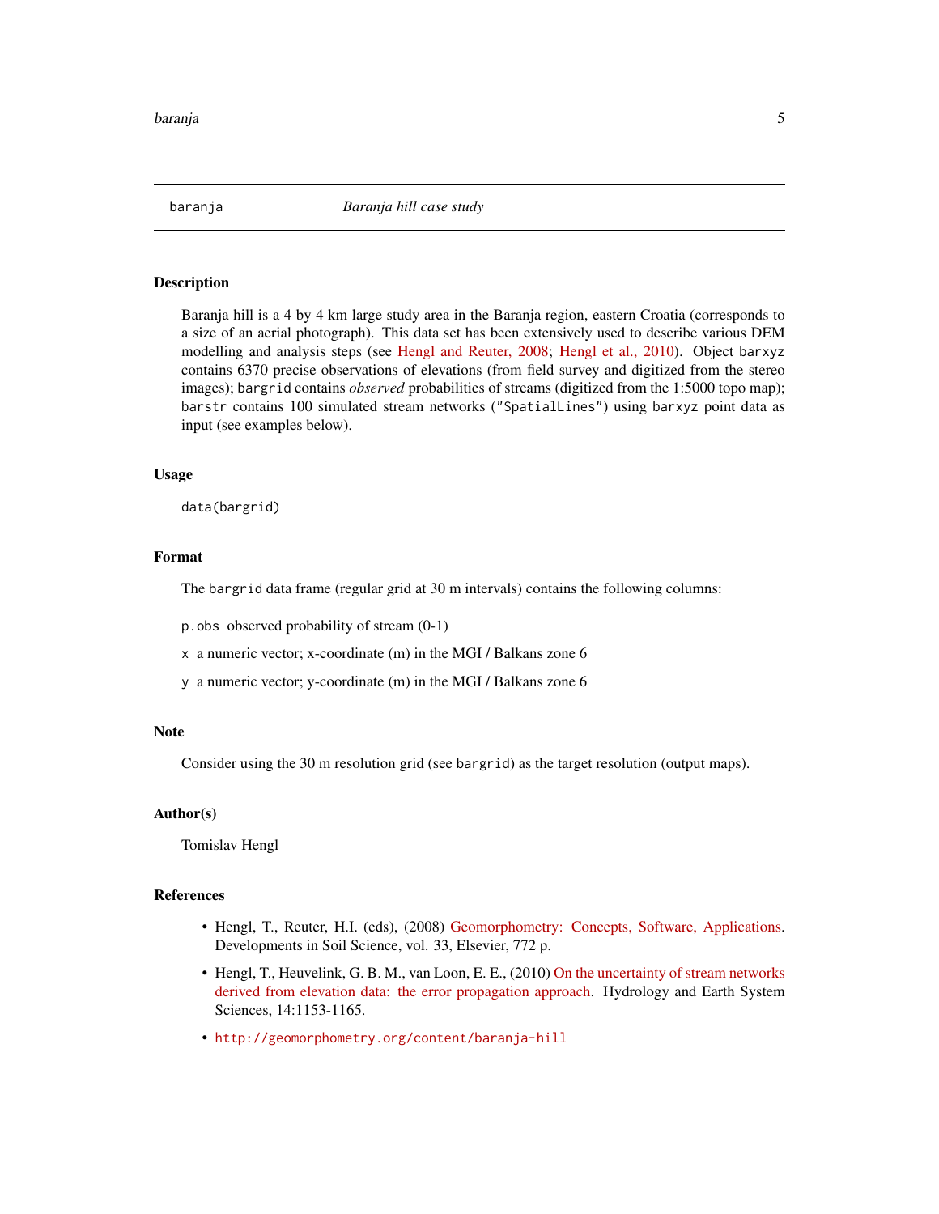## baranja — *Baranja hill case study*

### Description

Baranja hill is a 4 by 4 km large study area in the Baranja region, eastern Croatia (corresponds to a size of an aerial photograph). This data set has been extensively used to describe various DEM modelling and analysis steps (see Hengl and Reuter, 2008; Hengl et al., 2010). Object `barxyz` contains 6370 precise observations of elevations (from field survey and digitized from the stereo images); `bargrid` contains *observed* probabilities of streams (digitized from the 1:5000 topo map); `barstr` contains 100 simulated stream networks (`"SpatialLines"`) using `barxyz` point data as input (see examples below).

### Usage

```
data(bargrid)
```

### Format

The `bargrid` data frame (regular grid at 30 m intervals) contains the following columns:

- `p.obs` observed probability of stream (0-1)
- `x` a numeric vector; x-coordinate (m) in the MGI / Balkans zone 6
- `y` a numeric vector; y-coordinate (m) in the MGI / Balkans zone 6

### Note

Consider using the 30 m resolution grid (see `bargrid`) as the target resolution (output maps).

### Author(s)

Tomislav Hengl

### References

- Hengl, T., Reuter, H.I. (eds), (2008) Geomorphometry: Concepts, Software, Applications. Developments in Soil Science, vol. 33, Elsevier, 772 p.
- Hengl, T., Heuvelink, G. B. M., van Loon, E. E., (2010) On the uncertainty of stream networks derived from elevation data: the error propagation approach. Hydrology and Earth System Sciences, 14:1153-1165.
- http://geomorphometry.org/content/baranja-hill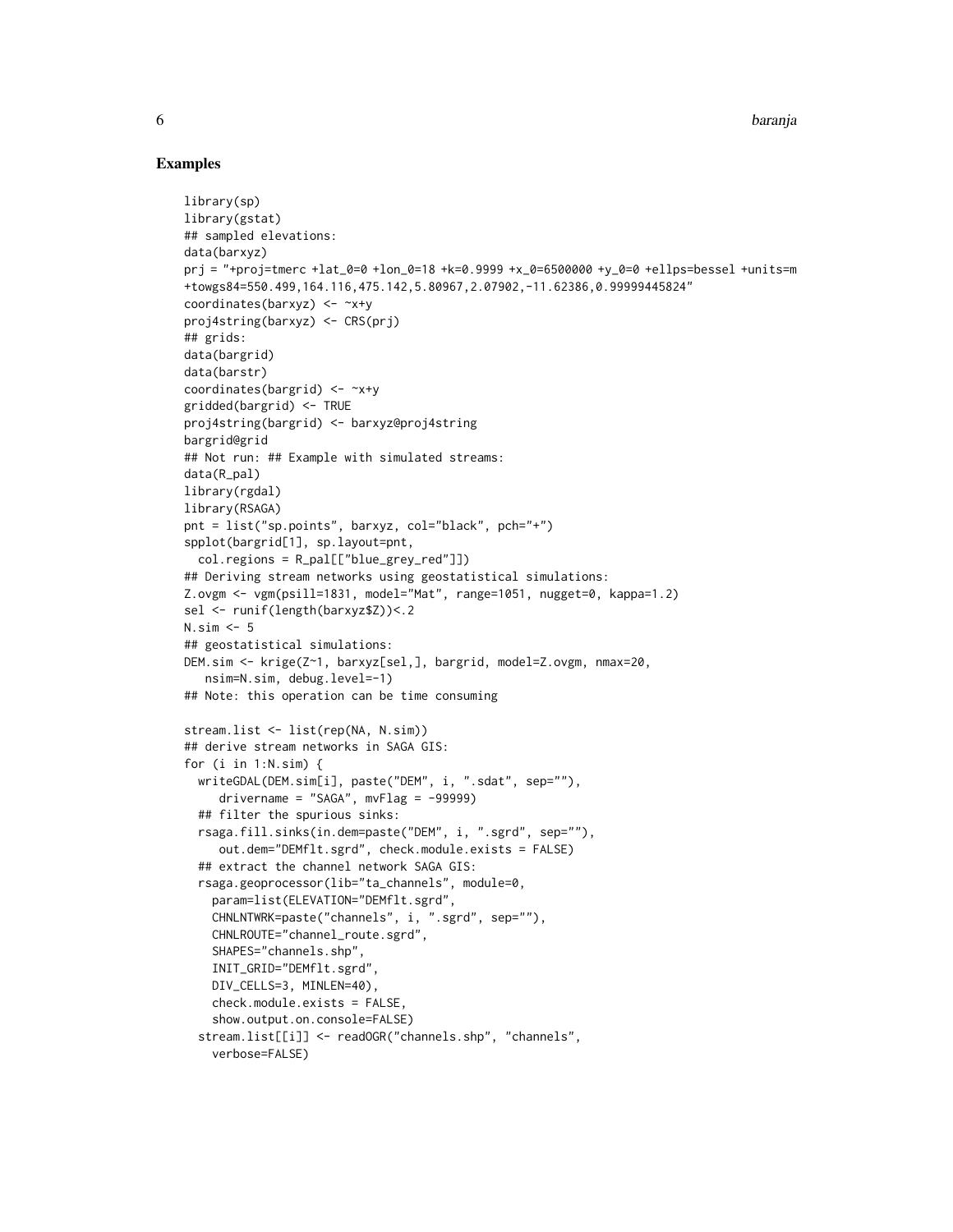## Examples

```
library(sp)
library(gstat)
## sampled elevations:
data(barxyz)
prj = "+proj=tmerc +lat_0=0 +lon_0=18 +k=0.9999 +x_0=6500000 +y_0=0 +ellps=bessel +units=m
+towgs84=550.499,164.116,475.142,5.80967,2.07902,-11.62386,0.99999445824"
coordinates(barxyz) <- ~x+y
proj4string(barxyz) <- CRS(prj)
## grids:
data(bargrid)
data(barstr)
coordinates(bargrid) <- ~x+y
gridded(bargrid) <- TRUE
proj4string(bargrid) <- barxyz@proj4string
bargrid@grid
## Not run: ## Example with simulated streams:
data(R_pal)
library(rgdal)
library(RSAGA)
pnt = list("sp.points", barxyz, col="black", pch="+")
spplot(bargrid[1], sp.layout=pnt,
  col.regions = R_pal[["blue_grey_red"]])
## Deriving stream networks using geostatistical simulations:
Z.ovgm <- vgm(psill=1831, model="Mat", range=1051, nugget=0, kappa=1.2)
sel <- runif(length(barxyz$Z))<.2
N.sim <- 5
## geostatistical simulations:
DEM.sim <- krige(Z~1, barxyz[sel,], bargrid, model=Z.ovgm, nmax=20,
   nsim=N.sim, debug.level=-1)
## Note: this operation can be time consuming

stream.list <- list(rep(NA, N.sim))
## derive stream networks in SAGA GIS:
for (i in 1:N.sim) {
  writeGDAL(DEM.sim[i], paste("DEM", i, ".sdat", sep=""),
     drivername = "SAGA", mvFlag = -99999)
  ## filter the spurious sinks:
  rsaga.fill.sinks(in.dem=paste("DEM", i, ".sgrd", sep=""),
     out.dem="DEMflt.sgrd", check.module.exists = FALSE)
  ## extract the channel network SAGA GIS:
  rsaga.geoprocessor(lib="ta_channels", module=0,
    param=list(ELEVATION="DEMflt.sgrd",
    CHNLNTWRK=paste("channels", i, ".sgrd", sep=""),
    CHNLROUTE="channel_route.sgrd",
    SHAPES="channels.shp",
    INIT_GRID="DEMflt.sgrd",
    DIV_CELLS=3, MINLEN=40),
    check.module.exists = FALSE,
    show.output.on.console=FALSE)
  stream.list[[i]] <- readOGR("channels.shp", "channels",
    verbose=FALSE)
```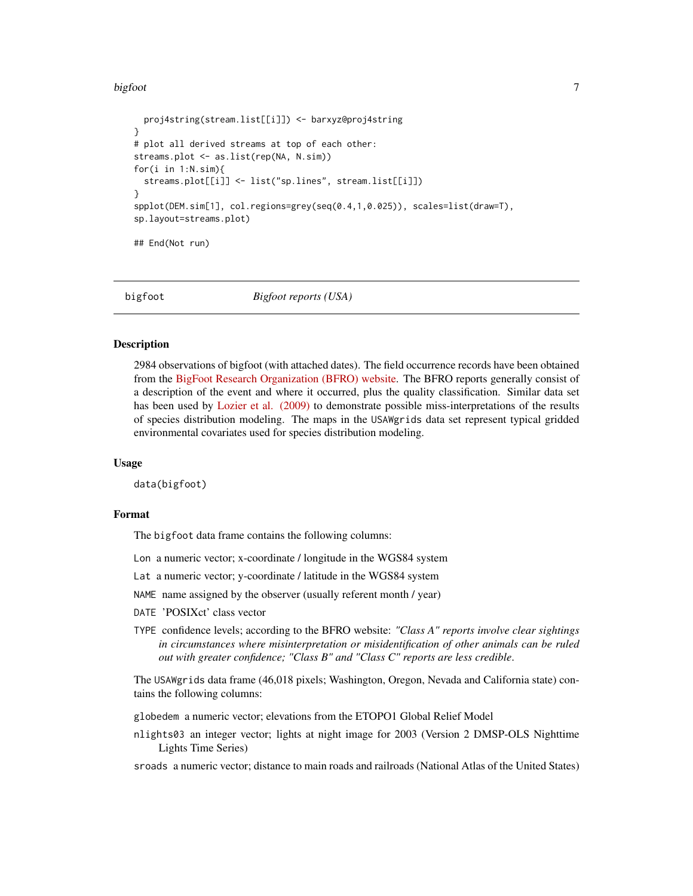```
  proj4string(stream.list[[i]]) <- barxyz@proj4string
}
# plot all derived streams at top of each other:
streams.plot <- as.list(rep(NA, N.sim))
for(i in 1:N.sim){
  streams.plot[[i]] <- list("sp.lines", stream.list[[i]])
}
spplot(DEM.sim[1], col.regions=grey(seq(0.4,1,0.025)), scales=list(draw=T),
sp.layout=streams.plot)

## End(Not run)
```

---

## bigfoot — *Bigfoot reports (USA)*

### Description

2984 observations of bigfoot (with attached dates). The field occurrence records have been obtained from the BigFoot Research Organization (BFRO) website. The BFRO reports generally consist of a description of the event and where it occurred, plus the quality classification. Similar data set has been used by Lozier et al. (2009) to demonstrate possible miss-interpretations of the results of species distribution modeling. The maps in the `USAWgrids` data set represent typical gridded environmental covariates used for species distribution modeling.

### Usage

```
data(bigfoot)
```

### Format

The `bigfoot` data frame contains the following columns:

`Lon` a numeric vector; x-coordinate / longitude in the WGS84 system

`Lat` a numeric vector; y-coordinate / latitude in the WGS84 system

`NAME` name assigned by the observer (usually referent month / year)

`DATE` 'POSIXct' class vector

`TYPE` confidence levels; according to the BFRO website: *"Class A" reports involve clear sightings in circumstances where misinterpretation or misidentification of other animals can be ruled out with greater confidence; "Class B" and "Class C" reports are less credible.*

The `USAWgrids` data frame (46,018 pixels; Washington, Oregon, Nevada and California state) contains the following columns:

`globedem` a numeric vector; elevations from the ETOPO1 Global Relief Model

`nlights03` an integer vector; lights at night image for 2003 (Version 2 DMSP-OLS Nighttime Lights Time Series)

`sroads` a numeric vector; distance to main roads and railroads (National Atlas of the United States)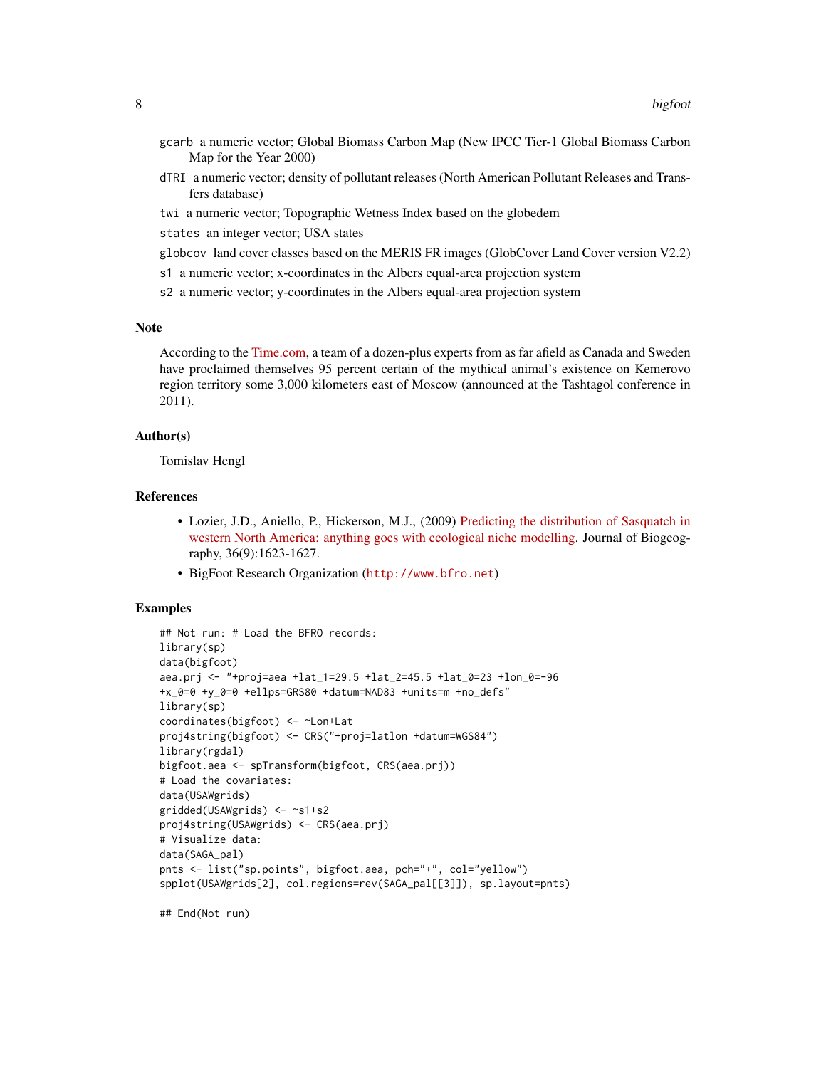- `gcarb` a numeric vector; Global Biomass Carbon Map (New IPCC Tier-1 Global Biomass Carbon Map for the Year 2000)
- `dTRI` a numeric vector; density of pollutant releases (North American Pollutant Releases and Transfers database)
- `twi` a numeric vector; Topographic Wetness Index based on the globedem
- `states` an integer vector; USA states
- `globcov` land cover classes based on the MERIS FR images (GlobCover Land Cover version V2.2)
- `s1` a numeric vector; x-coordinates in the Albers equal-area projection system
- `s2` a numeric vector; y-coordinates in the Albers equal-area projection system

## Note

According to the Time.com, a team of a dozen-plus experts from as far afield as Canada and Sweden have proclaimed themselves 95 percent certain of the mythical animal's existence on Kemerovo region territory some 3,000 kilometers east of Moscow (announced at the Tashtagol conference in 2011).

## Author(s)

Tomislav Hengl

## References

- Lozier, J.D., Aniello, P., Hickerson, M.J., (2009) Predicting the distribution of Sasquatch in western North America: anything goes with ecological niche modelling. Journal of Biogeography, 36(9):1623-1627.
- BigFoot Research Organization (`http://www.bfro.net`)

## Examples

```
## Not run: # Load the BFRO records:
library(sp)
data(bigfoot)
aea.prj <- "+proj=aea +lat_1=29.5 +lat_2=45.5 +lat_0=23 +lon_0=-96
+x_0=0 +y_0=0 +ellps=GRS80 +datum=NAD83 +units=m +no_defs"
library(sp)
coordinates(bigfoot) <- ~Lon+Lat
proj4string(bigfoot) <- CRS("+proj=latlon +datum=WGS84")
library(rgdal)
bigfoot.aea <- spTransform(bigfoot, CRS(aea.prj))
# Load the covariates:
data(USAWgrids)
gridded(USAWgrids) <- ~s1+s2
proj4string(USAWgrids) <- CRS(aea.prj)
# Visualize data:
data(SAGA_pal)
pnts <- list("sp.points", bigfoot.aea, pch="+", col="yellow")
spplot(USAWgrids[2], col.regions=rev(SAGA_pal[[3]]), sp.layout=pnts)

## End(Not run)
```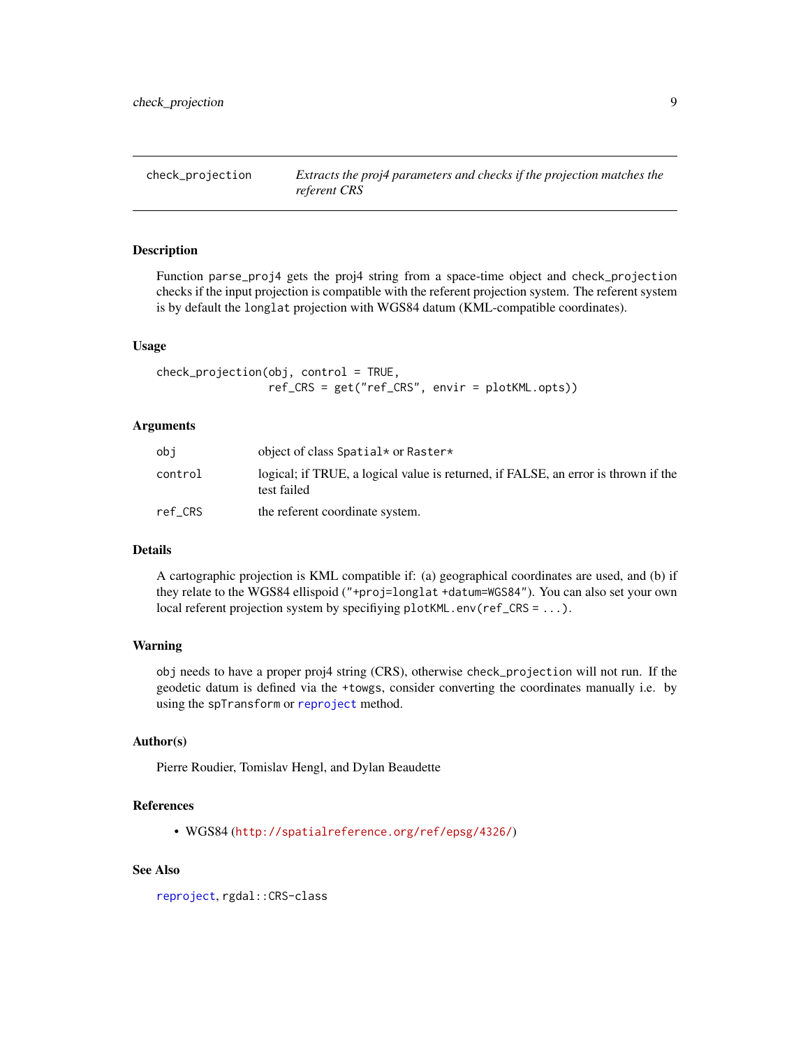## check_projection — *Extracts the proj4 parameters and checks if the projection matches the referent CRS*

### Description

Function `parse_proj4` gets the proj4 string from a space-time object and `check_projection` checks if the input projection is compatible with the referent projection system. The referent system is by default the `longlat` projection with WGS84 datum (KML-compatible coordinates).

### Usage

```
check_projection(obj, control = TRUE,
                 ref_CRS = get("ref_CRS", envir = plotKML.opts))
```

### Arguments

| | |
|---|---|
| `obj` | object of class `Spatial*` or `Raster*` |
| `control` | logical; if TRUE, a logical value is returned, if FALSE, an error is thrown if the test failed |
| `ref_CRS` | the referent coordinate system. |

### Details

A cartographic projection is KML compatible if: (a) geographical coordinates are used, and (b) if they relate to the WGS84 ellipsoid (`"+proj=longlat +datum=WGS84"`). You can also set your own local referent projection system by specifiying `plotKML.env(ref_CRS = ...)`.

### Warning

`obj` needs to have a proper proj4 string (CRS), otherwise `check_projection` will not run. If the geodetic datum is defined via the `+towgs`, consider converting the coordinates manually i.e. by using the `spTransform` or `reproject` method.

### Author(s)

Pierre Roudier, Tomislav Hengl, and Dylan Beaudette

### References

- WGS84 (`http://spatialreference.org/ref/epsg/4326/`)

### See Also

`reproject`, `rgdal::CRS-class`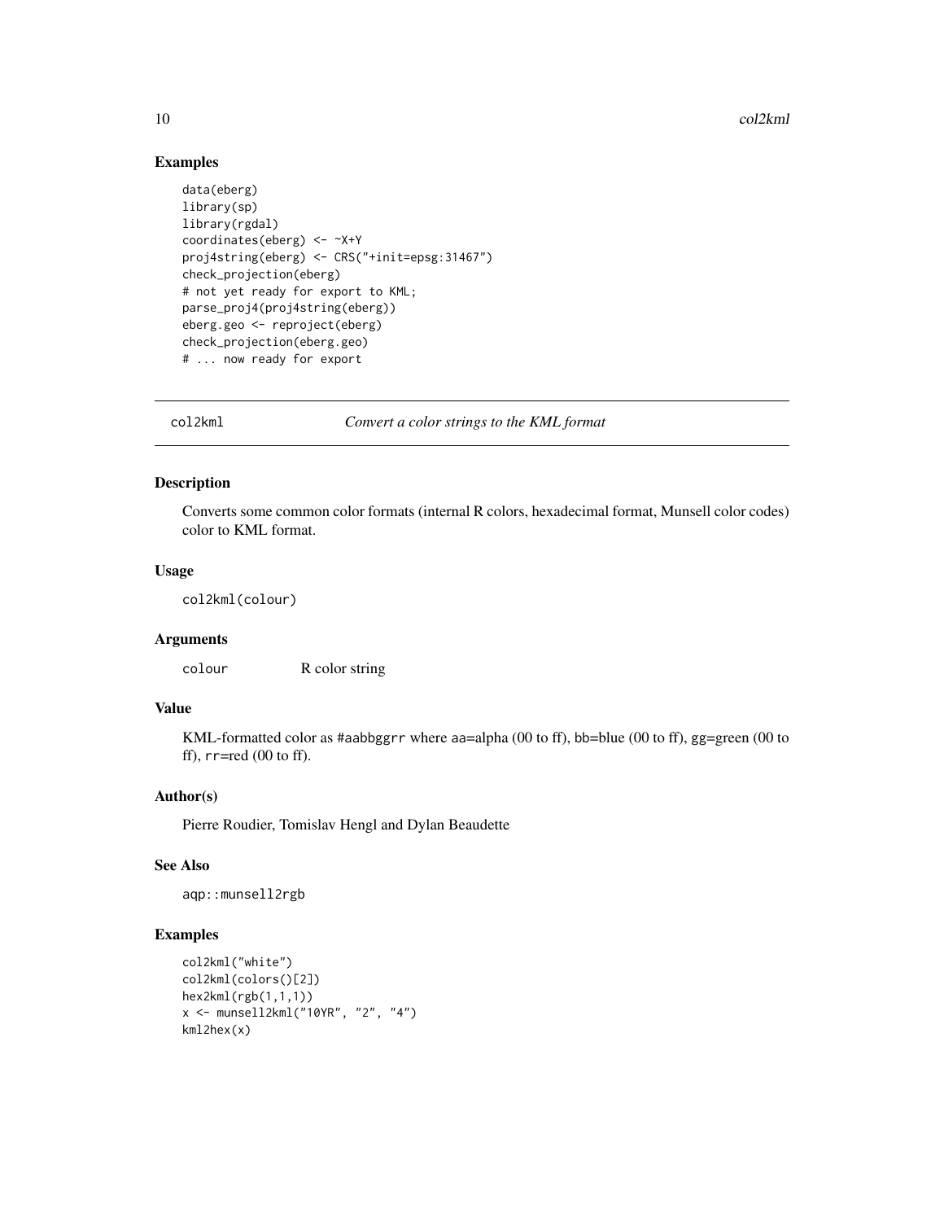## Examples

```
data(eberg)
library(sp)
library(rgdal)
coordinates(eberg) <- ~X+Y
proj4string(eberg) <- CRS("+init=epsg:31467")
check_projection(eberg)
# not yet ready for export to KML;
parse_proj4(proj4string(eberg))
eberg.geo <- reproject(eberg)
check_projection(eberg.geo)
# ... now ready for export
```

---

# col2kml — *Convert a color strings to the KML format*

## Description

Converts some common color formats (internal R colors, hexadecimal format, Munsell color codes) color to KML format.

## Usage

```
col2kml(colour)
```

## Arguments

| | |
|---|---|
| `colour` | R color string |

## Value

KML-formatted color as `#aabbggrr` where `aa`=alpha (00 to ff), bb=blue (00 to ff), gg=green (00 to ff), `rr`=red (00 to ff).

## Author(s)

Pierre Roudier, Tomislav Hengl and Dylan Beaudette

## See Also

`aqp::munsell2rgb`

## Examples

```
col2kml("white")
col2kml(colors()[2])
hex2kml(rgb(1,1,1))
x <- munsell2kml("10YR", "2", "4")
kml2hex(x)
```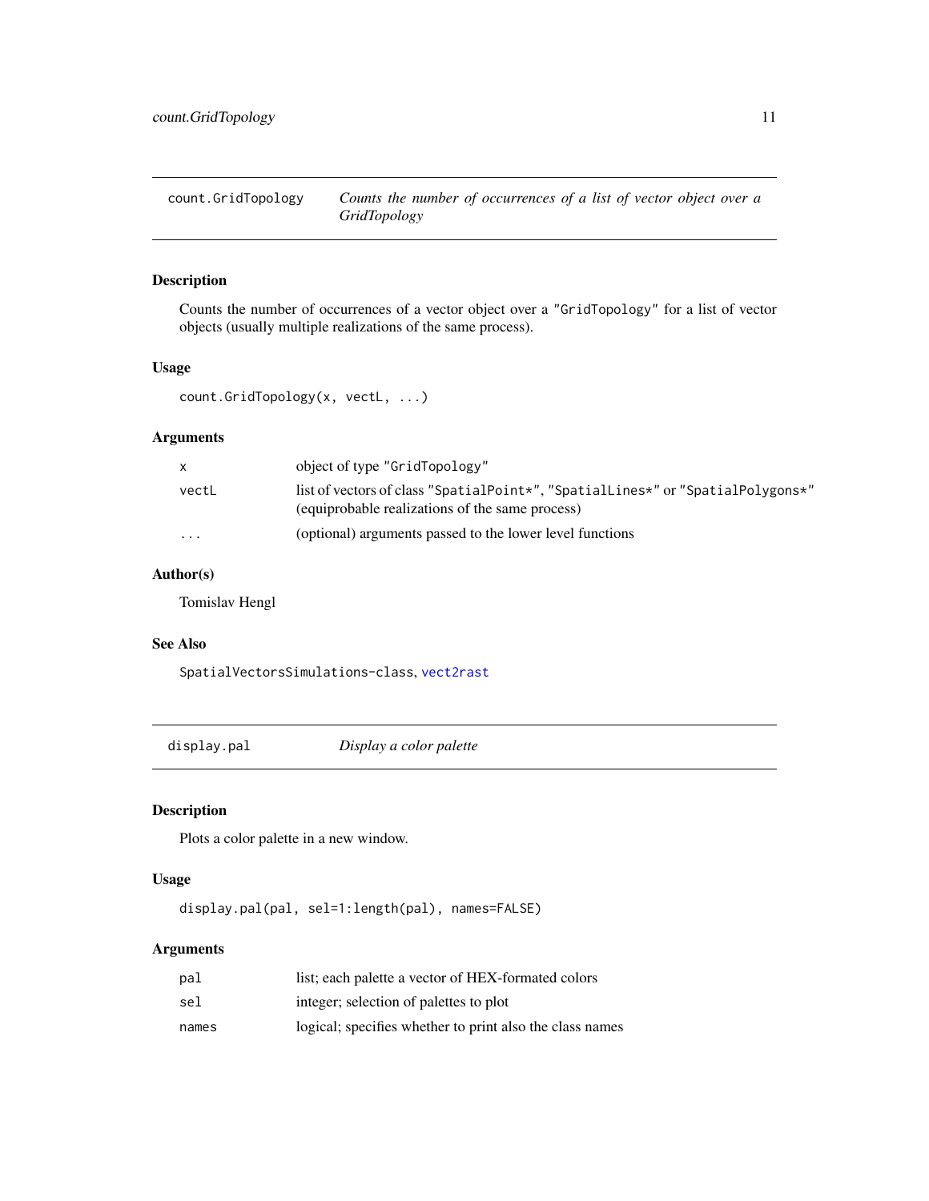## count.GridTopology — *Counts the number of occurrences of a list of vector object over a GridTopology*

### Description

Counts the number of occurrences of a vector object over a "GridTopology" for a list of vector objects (usually multiple realizations of the same process).

### Usage

```
count.GridTopology(x, vectL, ...)
```

### Arguments

| | |
|---|---|
| `x` | object of type "GridTopology" |
| `vectL` | list of vectors of class "SpatialPoint*", "SpatialLines*" or "SpatialPolygons*" (equiprobable realizations of the same process) |
| `...` | (optional) arguments passed to the lower level functions |

### Author(s)

Tomislav Hengl

### See Also

`SpatialVectorsSimulations-class`, `vect2rast`

## display.pal — *Display a color palette*

### Description

Plots a color palette in a new window.

### Usage

```
display.pal(pal, sel=1:length(pal), names=FALSE)
```

### Arguments

| | |
|---|---|
| `pal` | list; each palette a vector of HEX-formated colors |
| `sel` | integer; selection of palettes to plot |
| `names` | logical; specifies whether to print also the class names |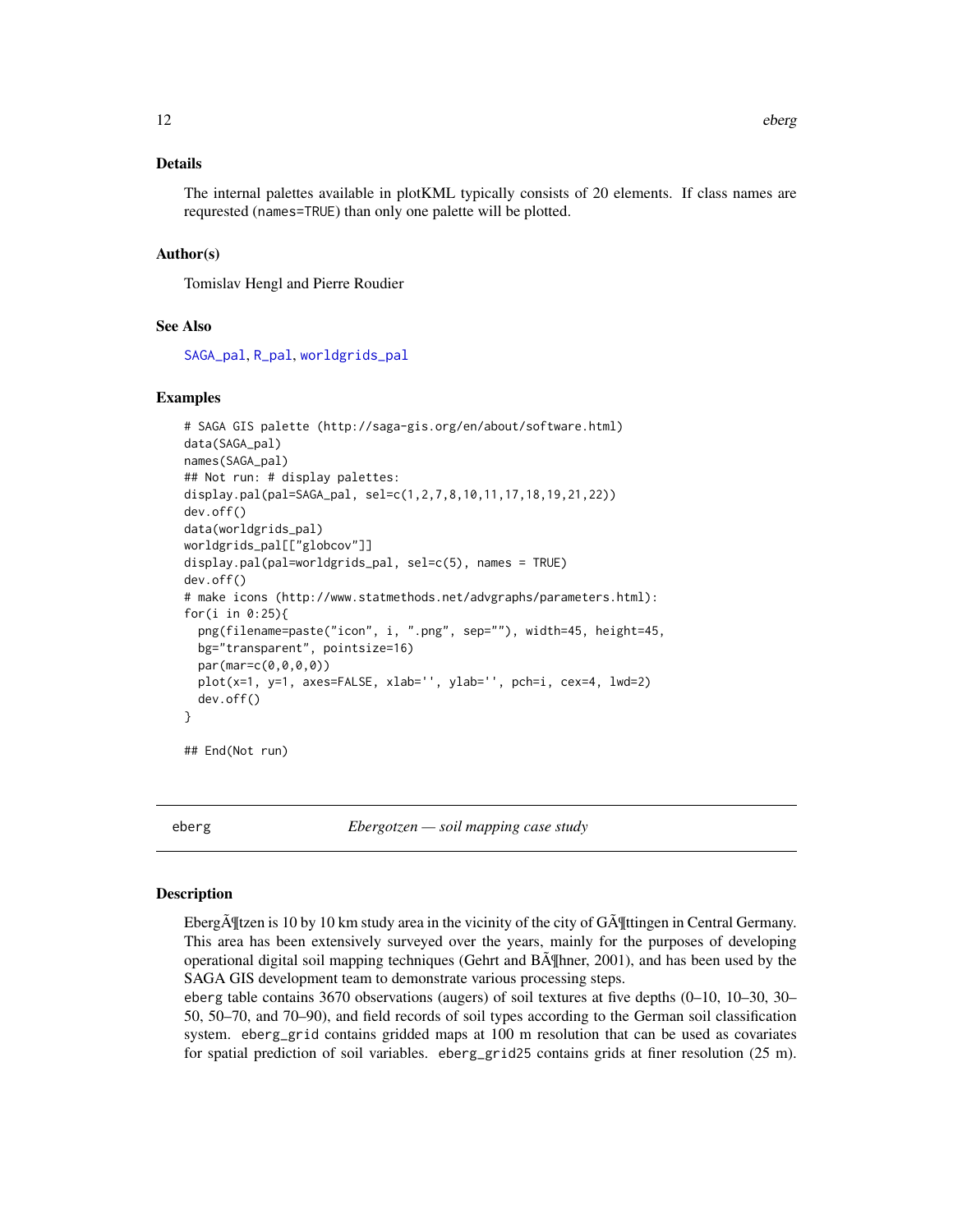## Details

The internal palettes available in plotKML typically consists of 20 elements. If class names are requrested (names=TRUE) than only one palette will be plotted.

## Author(s)

Tomislav Hengl and Pierre Roudier

## See Also

SAGA_pal, R_pal, worldgrids_pal

## Examples

```
# SAGA GIS palette (http://saga-gis.org/en/about/software.html)
data(SAGA_pal)
names(SAGA_pal)
## Not run: # display palettes:
display.pal(pal=SAGA_pal, sel=c(1,2,7,8,10,11,17,18,19,21,22))
dev.off()
data(worldgrids_pal)
worldgrids_pal[["globcov"]]
display.pal(pal=worldgrids_pal, sel=c(5), names = TRUE)
dev.off()
# make icons (http://www.statmethods.net/advgraphs/parameters.html):
for(i in 0:25){
  png(filename=paste("icon", i, ".png", sep=""), width=45, height=45,
  bg="transparent", pointsize=16)
  par(mar=c(0,0,0,0))
  plot(x=1, y=1, axes=FALSE, xlab='', ylab='', pch=i, cex=4, lwd=2)
  dev.off()
}

## End(Not run)
```

---

# eberg — *Ebergotzen — soil mapping case study*

## Description

EbergÃ¶tzen is 10 by 10 km study area in the vicinity of the city of GÃ¶ttingen in Central Germany. This area has been extensively surveyed over the years, mainly for the purposes of developing operational digital soil mapping techniques (Gehrt and BÃ¶hner, 2001), and has been used by the SAGA GIS development team to demonstrate various processing steps.

eberg table contains 3670 observations (augers) of soil textures at five depths (0–10, 10–30, 30–50, 50–70, and 70–90), and field records of soil types according to the German soil classification system. eberg_grid contains gridded maps at 100 m resolution that can be used as covariates for spatial prediction of soil variables. eberg_grid25 contains grids at finer resolution (25 m).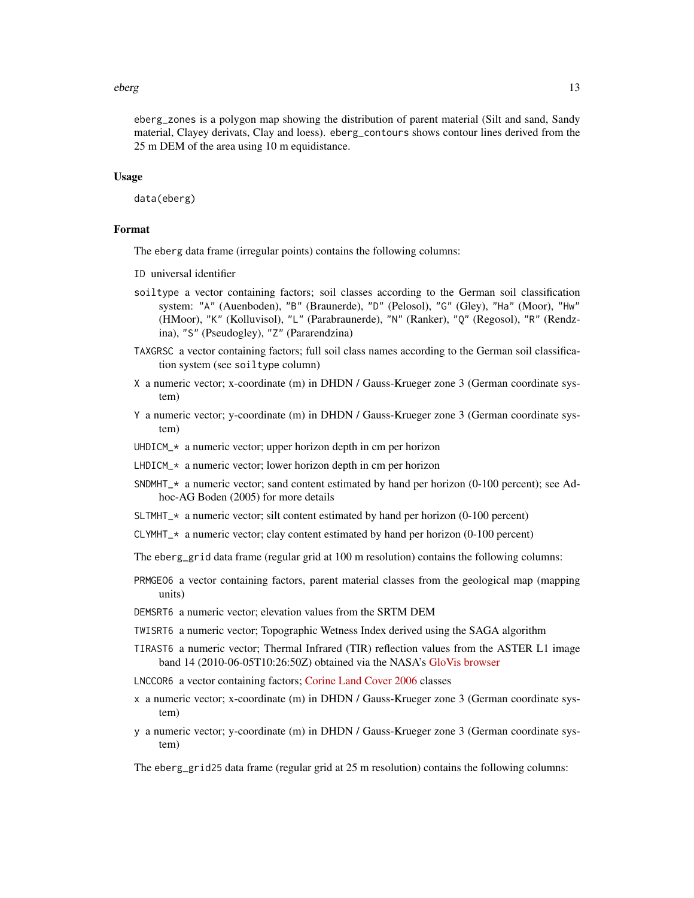eberg_zones is a polygon map showing the distribution of parent material (Silt and sand, Sandy material, Clayey derivats, Clay and loess). eberg_contours shows contour lines derived from the 25 m DEM of the area using 10 m equidistance.

## Usage

```
data(eberg)
```

## Format

The eberg data frame (irregular points) contains the following columns:

- `ID` universal identifier
- `soiltype` a vector containing factors; soil classes according to the German soil classification system: "A" (Auenboden), "B" (Braunerde), "D" (Pelosol), "G" (Gley), "Ha" (Moor), "Hw" (HMoor), "K" (Kolluvisol), "L" (Parabraunerde), "N" (Ranker), "Q" (Regosol), "R" (Rendzina), "S" (Pseudogley), "Z" (Pararendzina)
- `TAXGRSC` a vector containing factors; full soil class names according to the German soil classification system (see soiltype column)
- `X` a numeric vector; x-coordinate (m) in DHDN / Gauss-Krueger zone 3 (German coordinate system)
- `Y` a numeric vector; y-coordinate (m) in DHDN / Gauss-Krueger zone 3 (German coordinate system)
- `UHDICM_*` a numeric vector; upper horizon depth in cm per horizon
- `LHDICM_*` a numeric vector; lower horizon depth in cm per horizon
- `SNDMHT_*` a numeric vector; sand content estimated by hand per horizon (0-100 percent); see Adhoc-AG Boden (2005) for more details
- `SLTMHT_*` a numeric vector; silt content estimated by hand per horizon (0-100 percent)
- `CLYMHT_*` a numeric vector; clay content estimated by hand per horizon (0-100 percent)

The eberg_grid data frame (regular grid at 100 m resolution) contains the following columns:

- `PRMGEO6` a vector containing factors, parent material classes from the geological map (mapping units)
- `DEMSRT6` a numeric vector; elevation values from the SRTM DEM
- `TWISRT6` a numeric vector; Topographic Wetness Index derived using the SAGA algorithm
- `TIRAST6` a numeric vector; Thermal Infrared (TIR) reflection values from the ASTER L1 image band 14 (2010-06-05T10:26:50Z) obtained via the NASA's GloVis browser
- `LNCCOR6` a vector containing factors; Corine Land Cover 2006 classes
- `x` a numeric vector; x-coordinate (m) in DHDN / Gauss-Krueger zone 3 (German coordinate system)
- `y` a numeric vector; y-coordinate (m) in DHDN / Gauss-Krueger zone 3 (German coordinate system)

The eberg_grid25 data frame (regular grid at 25 m resolution) contains the following columns: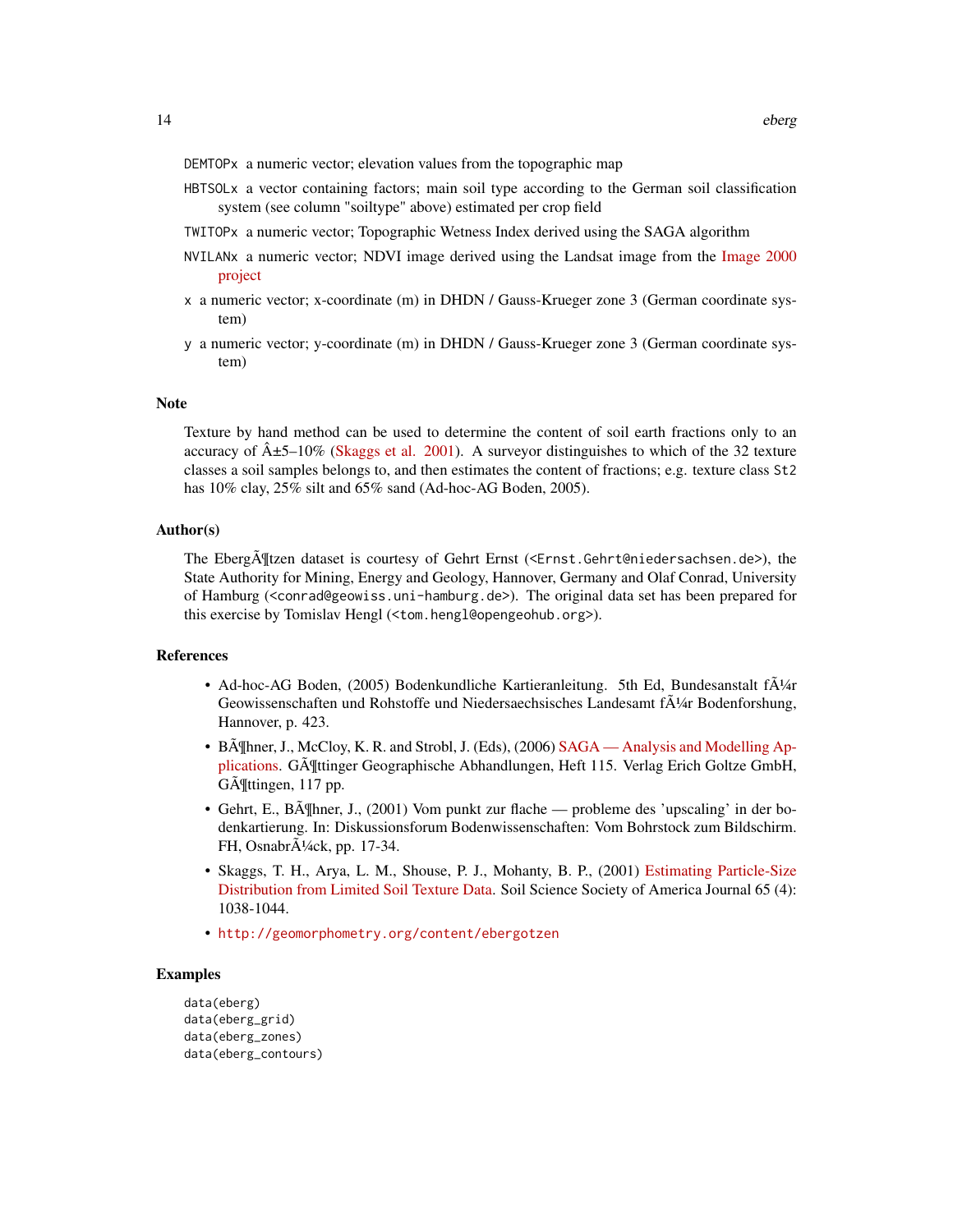DEMTOPx a numeric vector; elevation values from the topographic map

HBTSOLx a vector containing factors; main soil type according to the German soil classification system (see column "soiltype" above) estimated per crop field

TWITOPx a numeric vector; Topographic Wetness Index derived using the SAGA algorithm

NVILANx a numeric vector; NDVI image derived using the Landsat image from the Image 2000 project

x a numeric vector; x-coordinate (m) in DHDN / Gauss-Krueger zone 3 (German coordinate system)

y a numeric vector; y-coordinate (m) in DHDN / Gauss-Krueger zone 3 (German coordinate system)

## Note

Texture by hand method can be used to determine the content of soil earth fractions only to an accuracy of Â±5–10% (Skaggs et al. 2001). A surveyor distinguishes to which of the 32 texture classes a soil samples belongs to, and then estimates the content of fractions; e.g. texture class St2 has 10% clay, 25% silt and 65% sand (Ad-hoc-AG Boden, 2005).

## Author(s)

The EbergÃ¶tzen dataset is courtesy of Gehrt Ernst (<Ernst.Gehrt@niedersachsen.de>), the State Authority for Mining, Energy and Geology, Hannover, Germany and Olaf Conrad, University of Hamburg (<conrad@geowiss.uni-hamburg.de>). The original data set has been prepared for this exercise by Tomislav Hengl (<tom.hengl@opengeohub.org>).

## References

- Ad-hoc-AG Boden, (2005) Bodenkundliche Kartieranleitung. 5th Ed, Bundesanstalt fÃ¼r Geowissenschaften und Rohstoffe und Niedersaechsisches Landesamt fÃ¼r Bodenforshung, Hannover, p. 423.
- BÃ¶hner, J., McCloy, K. R. and Strobl, J. (Eds), (2006) SAGA — Analysis and Modelling Applications. GÃ¶ttinger Geographische Abhandlungen, Heft 115. Verlag Erich Goltze GmbH, GÃ¶ttingen, 117 pp.
- Gehrt, E., BÃ¶hner, J., (2001) Vom punkt zur flache — probleme des 'upscaling' in der bodenkartierung. In: Diskussionsforum Bodenwissenschaften: Vom Bohrstock zum Bildschirm. FH, OsnabrÃ¼ck, pp. 17-34.
- Skaggs, T. H., Arya, L. M., Shouse, P. J., Mohanty, B. P., (2001) Estimating Particle-Size Distribution from Limited Soil Texture Data. Soil Science Society of America Journal 65 (4): 1038-1044.
- http://geomorphometry.org/content/ebergotzen

## Examples

```
data(eberg)
data(eberg_grid)
data(eberg_zones)
data(eberg_contours)
```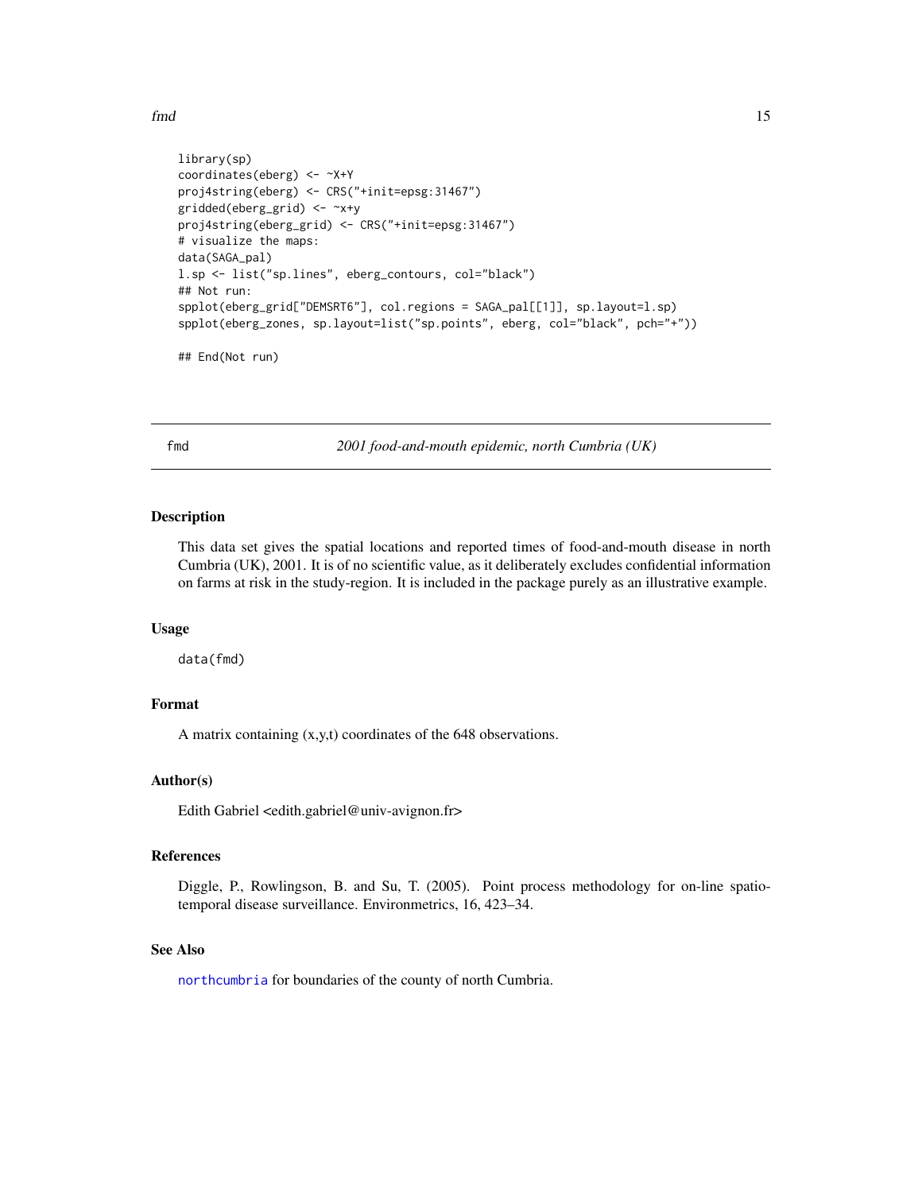```
library(sp)
coordinates(eberg) <- ~X+Y
proj4string(eberg) <- CRS("+init=epsg:31467")
gridded(eberg_grid) <- ~x+y
proj4string(eberg_grid) <- CRS("+init=epsg:31467")
# visualize the maps:
data(SAGA_pal)
l.sp <- list("sp.lines", eberg_contours, col="black")
## Not run:
spplot(eberg_grid["DEMSRT6"], col.regions = SAGA_pal[[1]], sp.layout=l.sp)
spplot(eberg_zones, sp.layout=list("sp.points", eberg, col="black", pch="+"))

## End(Not run)
```

---

## fmd — *2001 food-and-mouth epidemic, north Cumbria (UK)*

### Description

This data set gives the spatial locations and reported times of food-and-mouth disease in north Cumbria (UK), 2001. It is of no scientific value, as it deliberately excludes confidential information on farms at risk in the study-region. It is included in the package purely as an illustrative example.

### Usage

```
data(fmd)
```

### Format

A matrix containing (x,y,t) coordinates of the 648 observations.

### Author(s)

Edith Gabriel <edith.gabriel@univ-avignon.fr>

### References

Diggle, P., Rowlingson, B. and Su, T. (2005). Point process methodology for on-line spatio-temporal disease surveillance. Environmetrics, 16, 423–34.

### See Also

`northcumbria` for boundaries of the county of north Cumbria.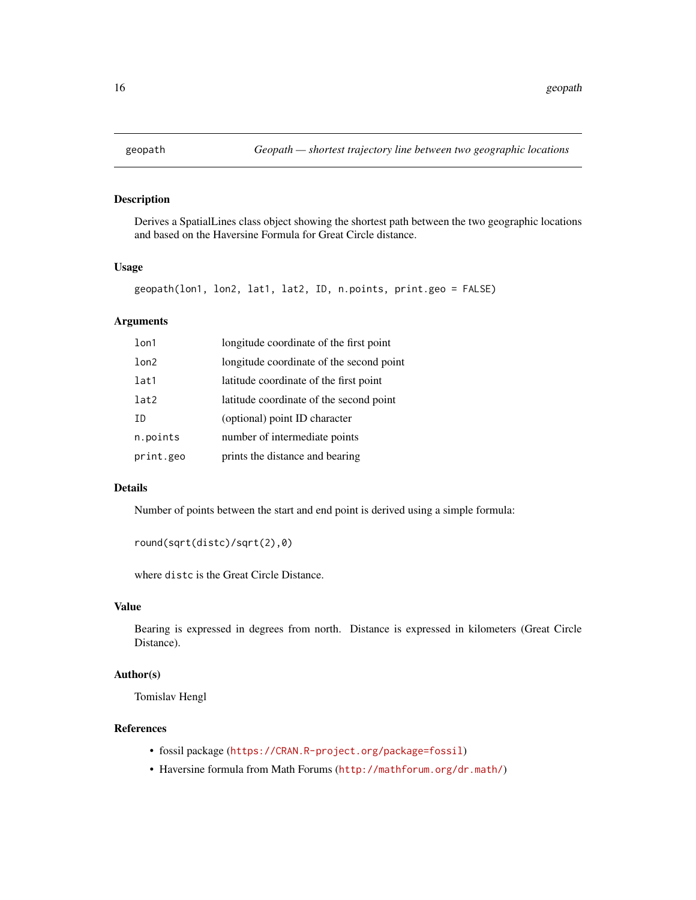## geopath — *Geopath — shortest trajectory line between two geographic locations*

### Description

Derives a SpatialLines class object showing the shortest path between the two geographic locations and based on the Haversine Formula for Great Circle distance.

### Usage

```
geopath(lon1, lon2, lat1, lat2, ID, n.points, print.geo = FALSE)
```

### Arguments

| | |
|---|---|
| `lon1` | longitude coordinate of the first point |
| `lon2` | longitude coordinate of the second point |
| `lat1` | latitude coordinate of the first point |
| `lat2` | latitude coordinate of the second point |
| `ID` | (optional) point ID character |
| `n.points` | number of intermediate points |
| `print.geo` | prints the distance and bearing |

### Details

Number of points between the start and end point is derived using a simple formula:

```
round(sqrt(distc)/sqrt(2),0)
```

where `distc` is the Great Circle Distance.

### Value

Bearing is expressed in degrees from north. Distance is expressed in kilometers (Great Circle Distance).

### Author(s)

Tomislav Hengl

### References

- fossil package (https://CRAN.R-project.org/package=fossil)
- Haversine formula from Math Forums (http://mathforum.org/dr.math/)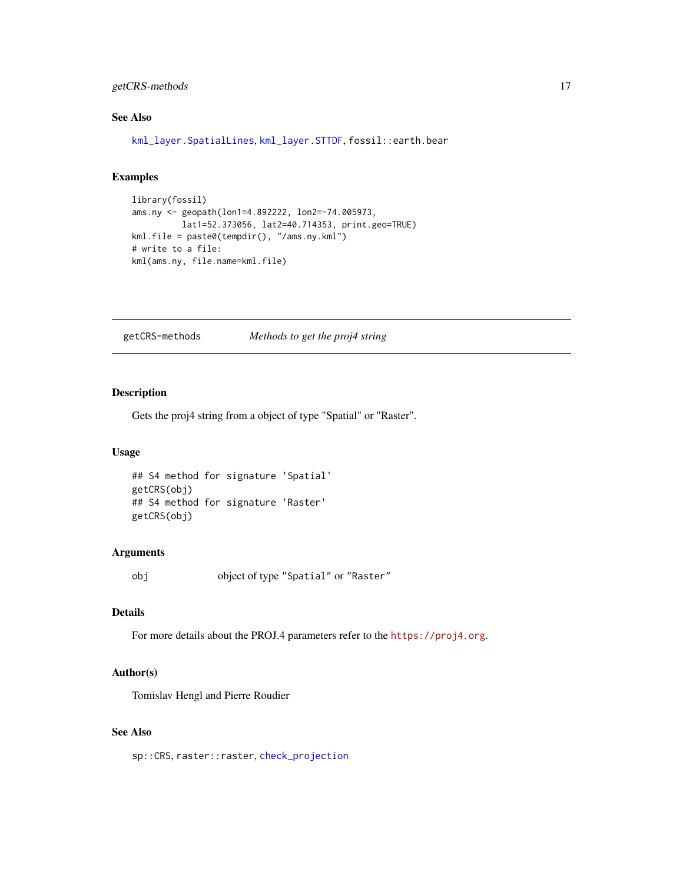### See Also

kml_layer.SpatialLines, kml_layer.STTDF, fossil::earth.bear

### Examples

```
library(fossil)
ams.ny <- geopath(lon1=4.892222, lon2=-74.005973,
          lat1=52.373056, lat2=40.714353, print.geo=TRUE)
kml.file = paste0(tempdir(), "/ams.ny.kml")
# write to a file:
kml(ams.ny, file.name=kml.file)
```

---

## getCRS-methods — *Methods to get the proj4 string*

---

### Description

Gets the proj4 string from a object of type "Spatial" or "Raster".

### Usage

```
## S4 method for signature 'Spatial'
getCRS(obj)
## S4 method for signature 'Raster'
getCRS(obj)
```

### Arguments

| | |
|---|---|
| obj | object of type "Spatial" or "Raster" |

### Details

For more details about the PROJ.4 parameters refer to the https://proj4.org.

### Author(s)

Tomislav Hengl and Pierre Roudier

### See Also

sp::CRS, raster::raster, check_projection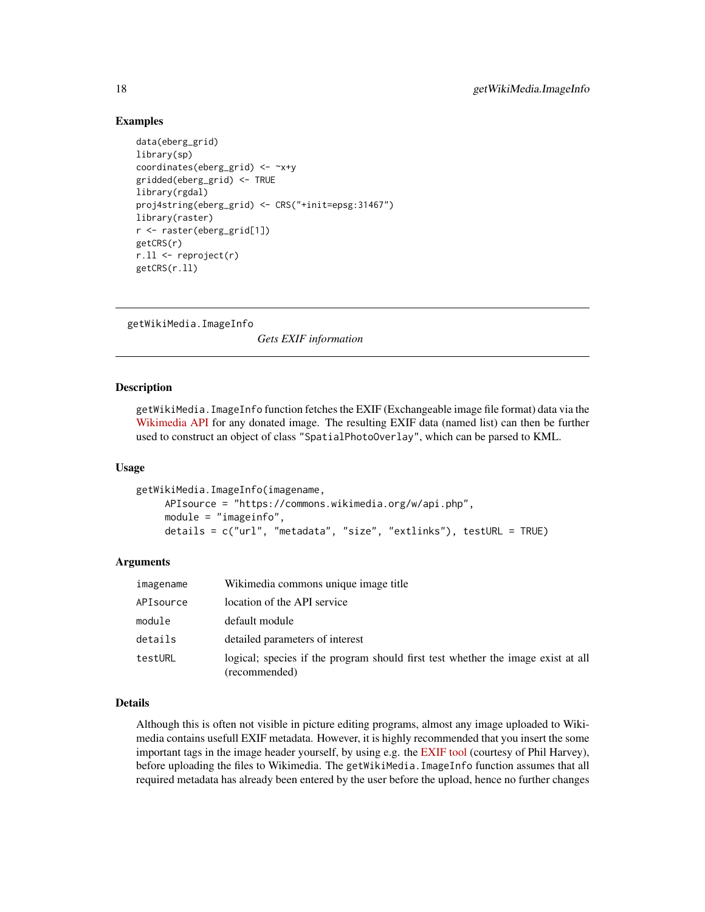## Examples

```
data(eberg_grid)
library(sp)
coordinates(eberg_grid) <- ~x+y
gridded(eberg_grid) <- TRUE
library(rgdal)
proj4string(eberg_grid) <- CRS("+init=epsg:31467")
library(raster)
r <- raster(eberg_grid[1])
getCRS(r)
r.ll <- reproject(r)
getCRS(r.ll)
```

---

# getWikiMedia.ImageInfo

*Gets EXIF information*

---

## Description

getWikiMedia.ImageInfo function fetches the EXIF (Exchangeable image file format) data via the Wikimedia API for any donated image. The resulting EXIF data (named list) can then be further used to construct an object of class "SpatialPhotoOverlay", which can be parsed to KML.

## Usage

```
getWikiMedia.ImageInfo(imagename,
     APIsource = "https://commons.wikimedia.org/w/api.php",
     module = "imageinfo",
     details = c("url", "metadata", "size", "extlinks"), testURL = TRUE)
```

## Arguments

| | |
|---|---|
| imagename | Wikimedia commons unique image title |
| APIsource | location of the API service |
| module | default module |
| details | detailed parameters of interest |
| testURL | logical; species if the program should first test whether the image exist at all (recommended) |

## Details

Although this is often not visible in picture editing programs, almost any image uploaded to Wikimedia contains usefull EXIF metadata. However, it is highly recommended that you insert the some important tags in the image header yourself, by using e.g. the EXIF tool (courtesy of Phil Harvey), before uploading the files to Wikimedia. The getWikiMedia.ImageInfo function assumes that all required metadata has already been entered by the user before the upload, hence no further changes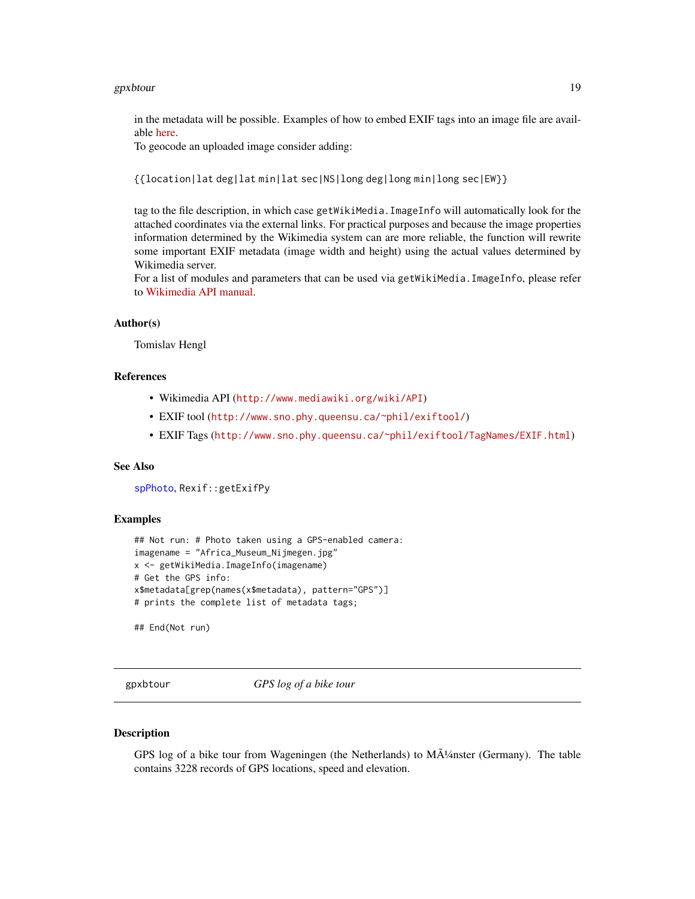in the metadata will be possible. Examples of how to embed EXIF tags into an image file are available here.
To geocode an uploaded image consider adding:

```
{{location|lat deg|lat min|lat sec|NS|long deg|long min|long sec|EW}}
```

tag to the file description, in which case `getWikiMedia.ImageInfo` will automatically look for the attached coordinates via the external links. For practical purposes and because the image properties information determined by the Wikimedia system can are more reliable, the function will rewrite some important EXIF metadata (image width and height) using the actual values determined by Wikimedia server.
For a list of modules and parameters that can be used via `getWikiMedia.ImageInfo`, please refer to Wikimedia API manual.

### Author(s)

Tomislav Hengl

### References

- Wikimedia API (`http://www.mediawiki.org/wiki/API`)
- EXIF tool (`http://www.sno.phy.queensu.ca/~phil/exiftool/`)
- EXIF Tags (`http://www.sno.phy.queensu.ca/~phil/exiftool/TagNames/EXIF.html`)

### See Also

`spPhoto`, `Rexif::getExifPy`

### Examples

```
## Not run: # Photo taken using a GPS-enabled camera:
imagename = "Africa_Museum_Nijmegen.jpg"
x <- getWikiMedia.ImageInfo(imagename)
# Get the GPS info:
x$metadata[grep(names(x$metadata), pattern="GPS")]
# prints the complete list of metadata tags;

## End(Not run)
```

---

## gpxbtour — *GPS log of a bike tour*

### Description

GPS log of a bike tour from Wageningen (the Netherlands) to MÃ¼nster (Germany). The table contains 3228 records of GPS locations, speed and elevation.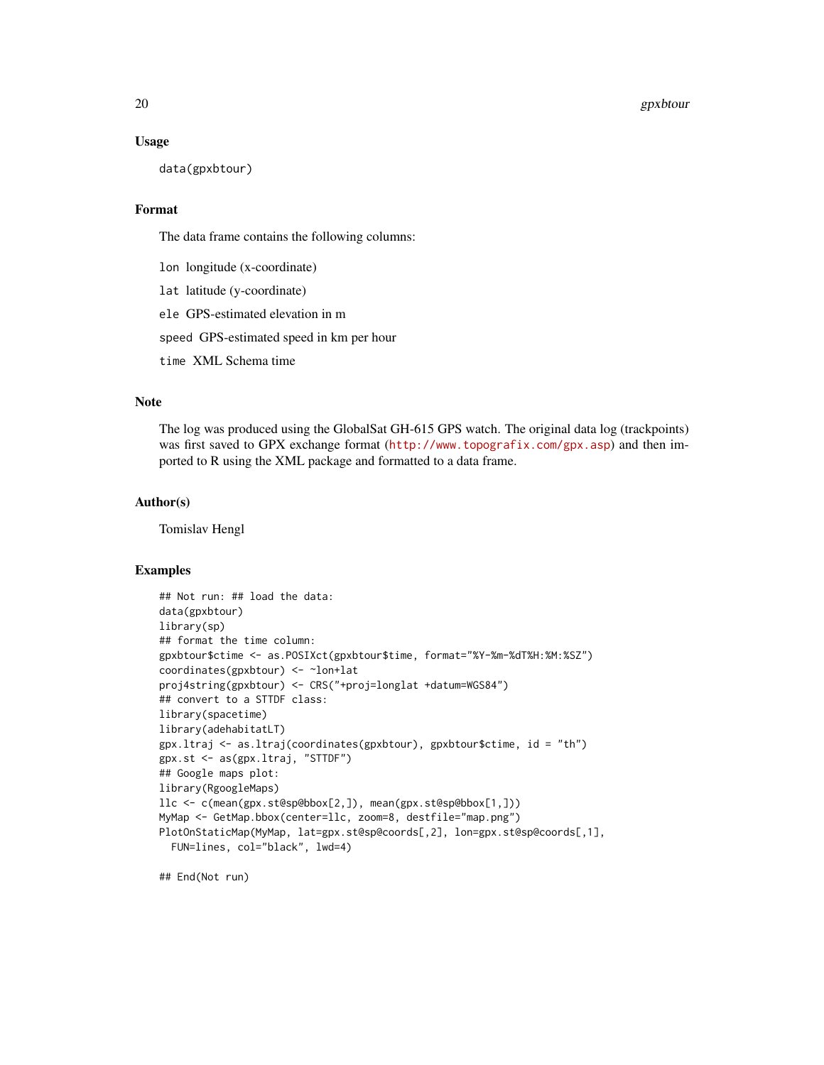### Usage

```
data(gpxbtour)
```

### Format

The data frame contains the following columns:

`lon` longitude (x-coordinate)

`lat` latitude (y-coordinate)

`ele` GPS-estimated elevation in m

`speed` GPS-estimated speed in km per hour

`time` XML Schema time

### Note

The log was produced using the GlobalSat GH-615 GPS watch. The original data log (trackpoints) was first saved to GPX exchange format (http://www.topografix.com/gpx.asp) and then imported to R using the XML package and formatted to a data frame.

### Author(s)

Tomislav Hengl

### Examples

```
## Not run: ## load the data:
data(gpxbtour)
library(sp)
## format the time column:
gpxbtour$ctime <- as.POSIXct(gpxbtour$time, format="%Y-%m-%dT%H:%M:%SZ")
coordinates(gpxbtour) <- ~lon+lat
proj4string(gpxbtour) <- CRS("+proj=longlat +datum=WGS84")
## convert to a STTDF class:
library(spacetime)
library(adehabitatLT)
gpx.ltraj <- as.ltraj(coordinates(gpxbtour), gpxbtour$ctime, id = "th")
gpx.st <- as(gpx.ltraj, "STTDF")
## Google maps plot:
library(RgoogleMaps)
llc <- c(mean(gpx.st@sp@bbox[2,]), mean(gpx.st@sp@bbox[1,]))
MyMap <- GetMap.bbox(center=llc, zoom=8, destfile="map.png")
PlotOnStaticMap(MyMap, lat=gpx.st@sp@coords[,2], lon=gpx.st@sp@coords[,1],
  FUN=lines, col="black", lwd=4)

## End(Not run)
```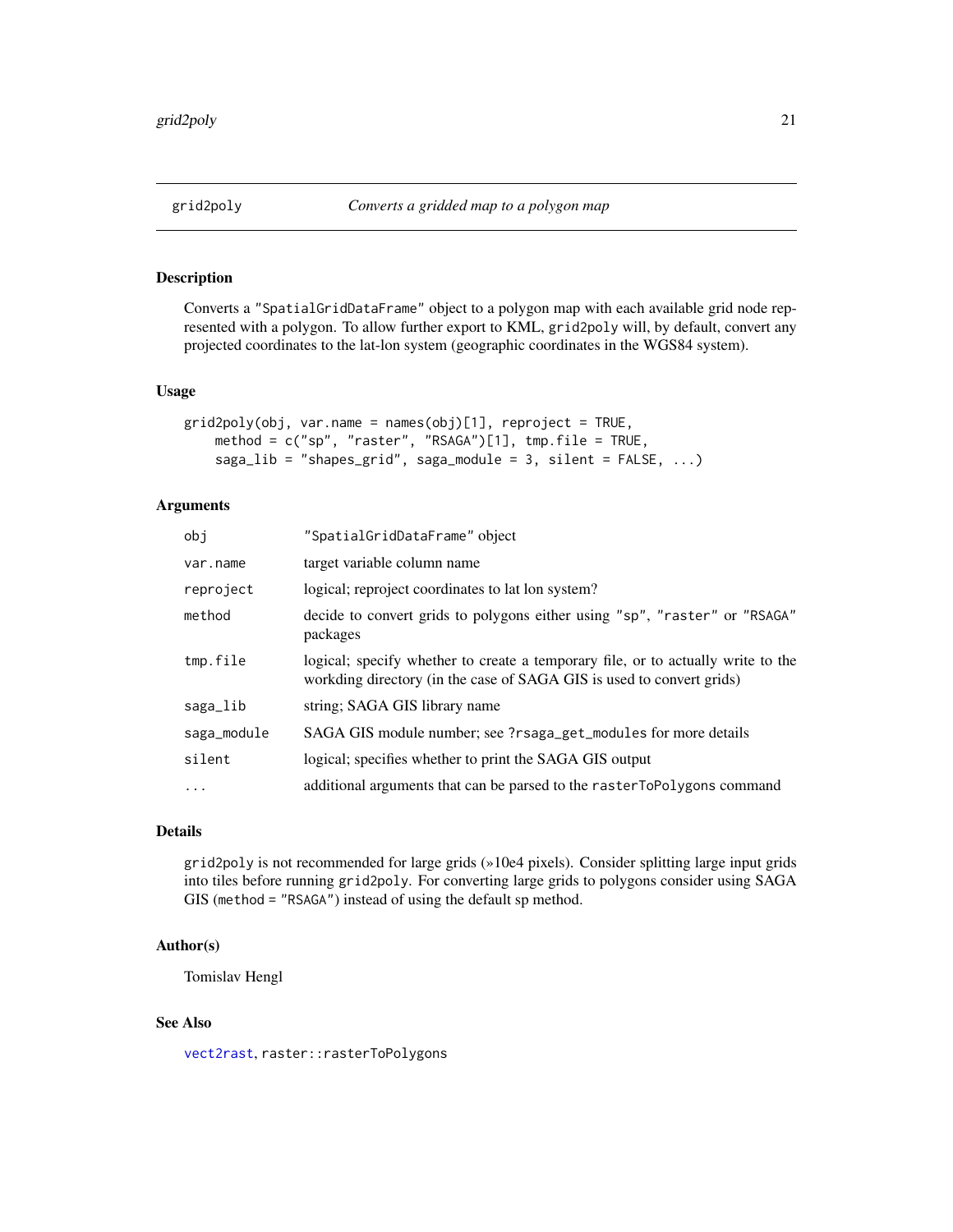## grid2poly *Converts a gridded map to a polygon map*

### Description

Converts a `"SpatialGridDataFrame"` object to a polygon map with each available grid node represented with a polygon. To allow further export to KML, `grid2poly` will, by default, convert any projected coordinates to the lat-lon system (geographic coordinates in the WGS84 system).

### Usage

```
grid2poly(obj, var.name = names(obj)[1], reproject = TRUE,
    method = c("sp", "raster", "RSAGA")[1], tmp.file = TRUE,
    saga_lib = "shapes_grid", saga_module = 3, silent = FALSE, ...)
```

### Arguments

| | |
|---|---|
| `obj` | `"SpatialGridDataFrame"` object |
| `var.name` | target variable column name |
| `reproject` | logical; reproject coordinates to lat lon system? |
| `method` | decide to convert grids to polygons either using `"sp"`, `"raster"` or `"RSAGA"` packages |
| `tmp.file` | logical; specify whether to create a temporary file, or to actually write to the workding directory (in the case of SAGA GIS is used to convert grids) |
| `saga_lib` | string; SAGA GIS library name |
| `saga_module` | SAGA GIS module number; see `?rsaga_get_modules` for more details |
| `silent` | logical; specifies whether to print the SAGA GIS output |
| `...` | additional arguments that can be parsed to the `rasterToPolygons` command |

### Details

`grid2poly` is not recommended for large grids (»10e4 pixels). Consider splitting large input grids into tiles before running `grid2poly`. For converting large grids to polygons consider using SAGA GIS (`method = "RSAGA"`) instead of using the default sp method.

### Author(s)

Tomislav Hengl

### See Also

`vect2rast`, `raster::rasterToPolygons`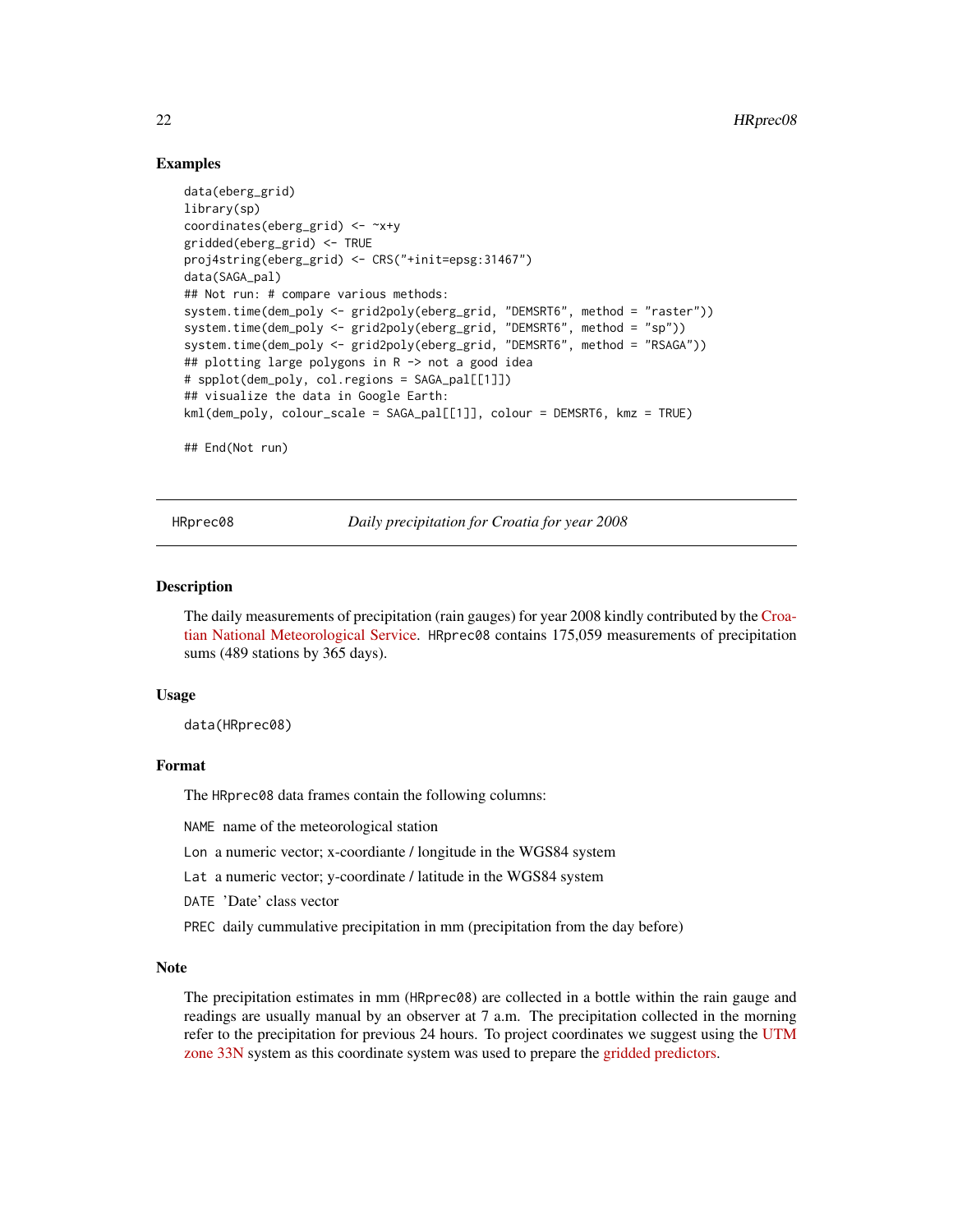## Examples

```
data(eberg_grid)
library(sp)
coordinates(eberg_grid) <- ~x+y
gridded(eberg_grid) <- TRUE
proj4string(eberg_grid) <- CRS("+init=epsg:31467")
data(SAGA_pal)
## Not run: # compare various methods:
system.time(dem_poly <- grid2poly(eberg_grid, "DEMSRT6", method = "raster"))
system.time(dem_poly <- grid2poly(eberg_grid, "DEMSRT6", method = "sp"))
system.time(dem_poly <- grid2poly(eberg_grid, "DEMSRT6", method = "RSAGA"))
## plotting large polygons in R -> not a good idea
# spplot(dem_poly, col.regions = SAGA_pal[[1]])
## visualize the data in Google Earth:
kml(dem_poly, colour_scale = SAGA_pal[[1]], colour = DEMSRT6, kmz = TRUE)

## End(Not run)
```

---

# HRprec08 — *Daily precipitation for Croatia for year 2008*

## Description

The daily measurements of precipitation (rain gauges) for year 2008 kindly contributed by the Croatian National Meteorological Service. `HRprec08` contains 175,059 measurements of precipitation sums (489 stations by 365 days).

## Usage

```
data(HRprec08)
```

## Format

The `HRprec08` data frames contain the following columns:

- `NAME` name of the meteorological station
- `Lon` a numeric vector; x-coordiante / longitude in the WGS84 system
- `Lat` a numeric vector; y-coordinate / latitude in the WGS84 system
- `DATE` 'Date' class vector
- `PREC` daily cummulative precipitation in mm (precipitation from the day before)

## Note

The precipitation estimates in mm (`HRprec08`) are collected in a bottle within the rain gauge and readings are usually manual by an observer at 7 a.m. The precipitation collected in the morning refer to the precipitation for previous 24 hours. To project coordinates we suggest using the UTM zone 33N system as this coordinate system was used to prepare the gridded predictors.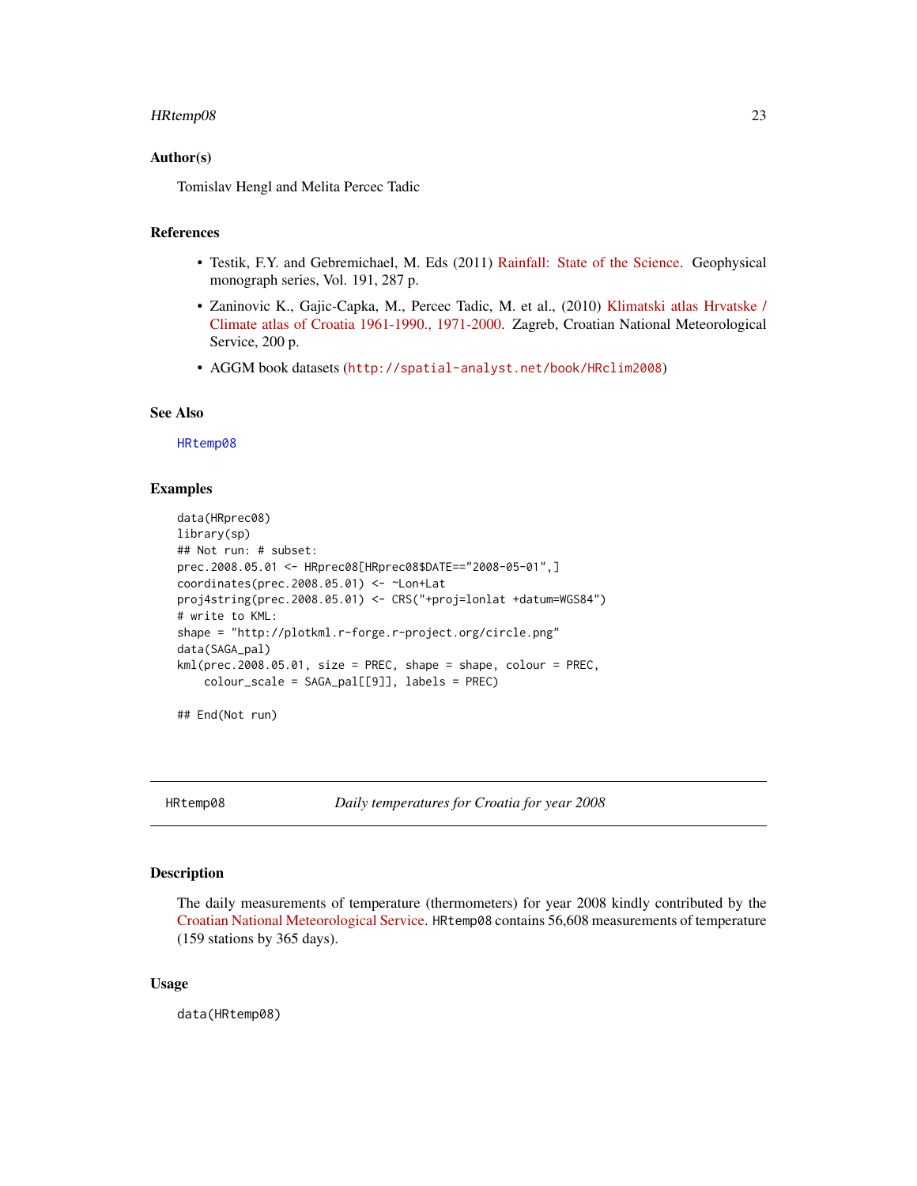### Author(s)

Tomislav Hengl and Melita Percec Tadic

### References

- Testik, F.Y. and Gebremichael, M. Eds (2011) Rainfall: State of the Science. Geophysical monograph series, Vol. 191, 287 p.
- Zaninovic K., Gajic-Capka, M., Percec Tadic, M. et al., (2010) Klimatski atlas Hrvatske / Climate atlas of Croatia 1961-1990., 1971-2000. Zagreb, Croatian National Meteorological Service, 200 p.
- AGGM book datasets (`http://spatial-analyst.net/book/HRclim2008`)

### See Also

`HRtemp08`

### Examples

```
data(HRprec08)
library(sp)
## Not run: # subset:
prec.2008.05.01 <- HRprec08[HRprec08$DATE=="2008-05-01",]
coordinates(prec.2008.05.01) <- ~Lon+Lat
proj4string(prec.2008.05.01) <- CRS("+proj=lonlat +datum=WGS84")
# write to KML:
shape = "http://plotkml.r-forge.r-project.org/circle.png"
data(SAGA_pal)
kml(prec.2008.05.01, size = PREC, shape = shape, colour = PREC,
    colour_scale = SAGA_pal[[9]], labels = PREC)

## End(Not run)
```

---

## HRtemp08 — *Daily temperatures for Croatia for year 2008*

### Description

The daily measurements of temperature (thermometers) for year 2008 kindly contributed by the Croatian National Meteorological Service. `HRtemp08` contains 56,608 measurements of temperature (159 stations by 365 days).

### Usage

```
data(HRtemp08)
```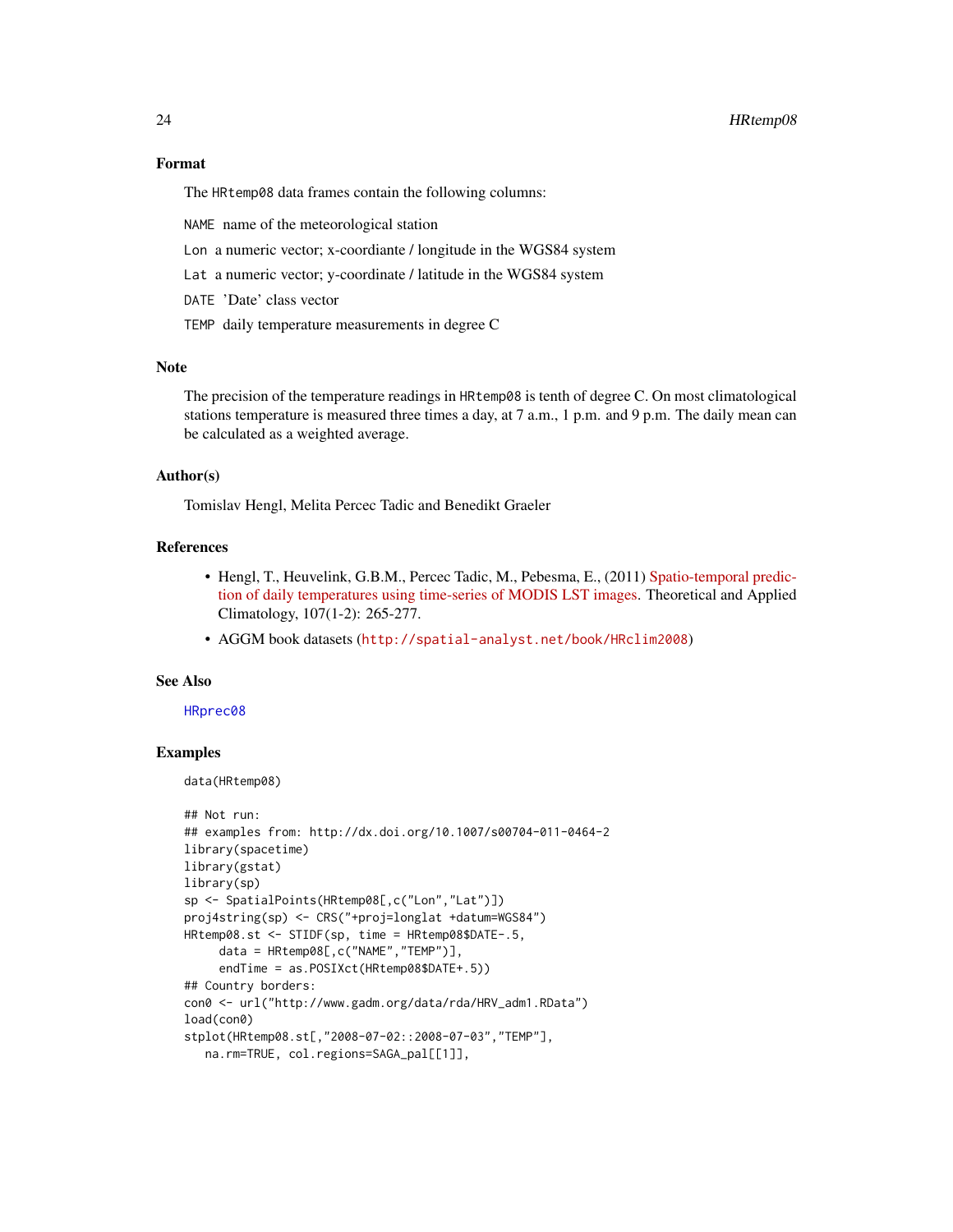### Format

The `HRtemp08` data frames contain the following columns:

`NAME` name of the meteorological station

`Lon` a numeric vector; x-coordiante / longitude in the WGS84 system

`Lat` a numeric vector; y-coordinate / latitude in the WGS84 system

`DATE` 'Date' class vector

`TEMP` daily temperature measurements in degree C

### Note

The precision of the temperature readings in `HRtemp08` is tenth of degree C. On most climatological stations temperature is measured three times a day, at 7 a.m., 1 p.m. and 9 p.m. The daily mean can be calculated as a weighted average.

### Author(s)

Tomislav Hengl, Melita Percec Tadic and Benedikt Graeler

### References

- Hengl, T., Heuvelink, G.B.M., Percec Tadic, M., Pebesma, E., (2011) Spatio-temporal prediction of daily temperatures using time-series of MODIS LST images. Theoretical and Applied Climatology, 107(1-2): 265-277.
- AGGM book datasets (`http://spatial-analyst.net/book/HRclim2008`)

### See Also

`HRprec08`

### Examples

```
data(HRtemp08)

## Not run:
## examples from: http://dx.doi.org/10.1007/s00704-011-0464-2
library(spacetime)
library(gstat)
library(sp)
sp <- SpatialPoints(HRtemp08[,c("Lon","Lat")])
proj4string(sp) <- CRS("+proj=longlat +datum=WGS84")
HRtemp08.st <- STIDF(sp, time = HRtemp08$DATE-.5,
     data = HRtemp08[,c("NAME","TEMP")],
     endTime = as.POSIXct(HRtemp08$DATE+.5))
## Country borders:
con0 <- url("http://www.gadm.org/data/rda/HRV_adm1.RData")
load(con0)
stplot(HRtemp08.st[,"2008-07-02::2008-07-03","TEMP"],
   na.rm=TRUE, col.regions=SAGA_pal[[1]],
```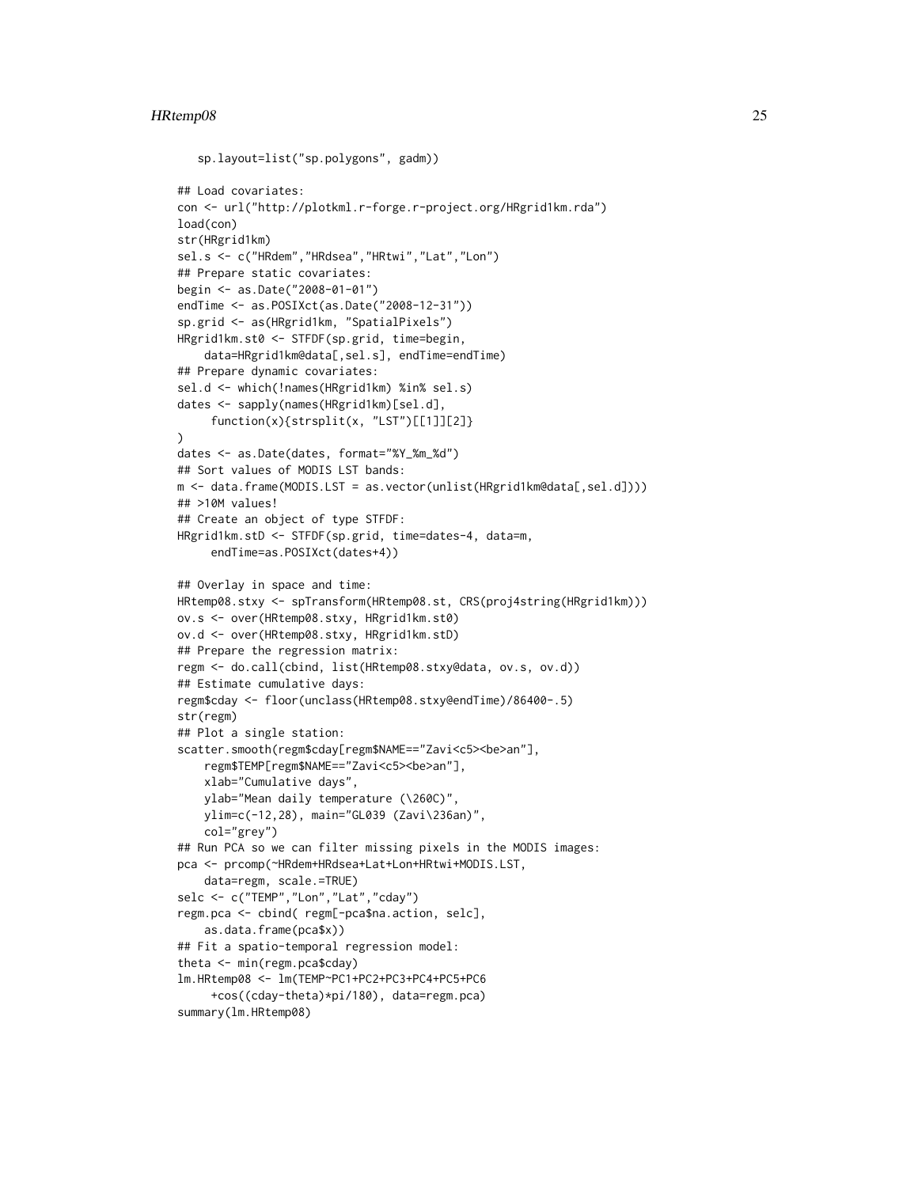```
   sp.layout=list("sp.polygons", gadm))

## Load covariates:
con <- url("http://plotkml.r-forge.r-project.org/HRgrid1km.rda")
load(con)
str(HRgrid1km)
sel.s <- c("HRdem","HRdsea","HRtwi","Lat","Lon")
## Prepare static covariates:
begin <- as.Date("2008-01-01")
endTime <- as.POSIXct(as.Date("2008-12-31"))
sp.grid <- as(HRgrid1km, "SpatialPixels")
HRgrid1km.st0 <- STFDF(sp.grid, time=begin,
    data=HRgrid1km@data[,sel.s], endTime=endTime)
## Prepare dynamic covariates:
sel.d <- which(!names(HRgrid1km) %in% sel.s)
dates <- sapply(names(HRgrid1km)[sel.d],
     function(x){strsplit(x, "LST")[[1]][2]}
)
dates <- as.Date(dates, format="%Y_%m_%d")
## Sort values of MODIS LST bands:
m <- data.frame(MODIS.LST = as.vector(unlist(HRgrid1km@data[,sel.d])))
## >10M values!
## Create an object of type STFDF:
HRgrid1km.stD <- STFDF(sp.grid, time=dates-4, data=m,
     endTime=as.POSIXct(dates+4))

## Overlay in space and time:
HRtemp08.stxy <- spTransform(HRtemp08.st, CRS(proj4string(HRgrid1km)))
ov.s <- over(HRtemp08.stxy, HRgrid1km.st0)
ov.d <- over(HRtemp08.stxy, HRgrid1km.stD)
## Prepare the regression matrix:
regm <- do.call(cbind, list(HRtemp08.stxy@data, ov.s, ov.d))
## Estimate cumulative days:
regm$cday <- floor(unclass(HRtemp08.stxy@endTime)/86400-.5)
str(regm)
## Plot a single station:
scatter.smooth(regm$cday[regm$NAME=="Zavi<c5><be>an"],
    regm$TEMP[regm$NAME=="Zavi<c5><be>an"],
    xlab="Cumulative days",
    ylab="Mean daily temperature (\260C)",
    ylim=c(-12,28), main="GL039 (Zavi\236an)",
    col="grey")
## Run PCA so we can filter missing pixels in the MODIS images:
pca <- prcomp(~HRdem+HRdsea+Lat+Lon+HRtwi+MODIS.LST,
    data=regm, scale.=TRUE)
selc <- c("TEMP","Lon","Lat","cday")
regm.pca <- cbind( regm[-pca$na.action, selc],
    as.data.frame(pca$x))
## Fit a spatio-temporal regression model:
theta <- min(regm.pca$cday)
lm.HRtemp08 <- lm(TEMP~PC1+PC2+PC3+PC4+PC5+PC6
     +cos((cday-theta)*pi/180), data=regm.pca)
summary(lm.HRtemp08)
```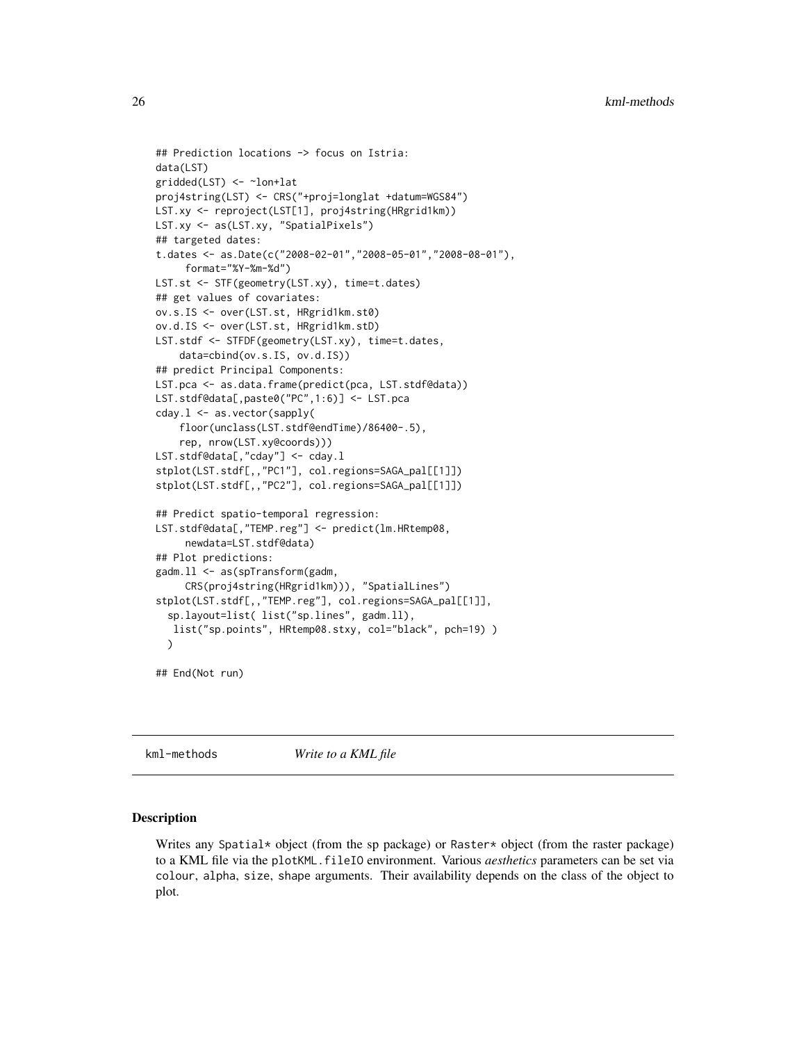```
## Prediction locations -> focus on Istria:
data(LST)
gridded(LST) <- ~lon+lat
proj4string(LST) <- CRS("+proj=longlat +datum=WGS84")
LST.xy <- reproject(LST[1], proj4string(HRgrid1km))
LST.xy <- as(LST.xy, "SpatialPixels")
## targeted dates:
t.dates <- as.Date(c("2008-02-01","2008-05-01","2008-08-01"),
     format="%Y-%m-%d")
LST.st <- STF(geometry(LST.xy), time=t.dates)
## get values of covariates:
ov.s.IS <- over(LST.st, HRgrid1km.st0)
ov.d.IS <- over(LST.st, HRgrid1km.stD)
LST.stdf <- STFDF(geometry(LST.xy), time=t.dates,
    data=cbind(ov.s.IS, ov.d.IS))
## predict Principal Components:
LST.pca <- as.data.frame(predict(pca, LST.stdf@data))
LST.stdf@data[,paste0("PC",1:6)] <- LST.pca
cday.l <- as.vector(sapply(
    floor(unclass(LST.stdf@endTime)/86400-.5),
    rep, nrow(LST.xy@coords)))
LST.stdf@data[,"cday"] <- cday.l
stplot(LST.stdf[,,"PC1"], col.regions=SAGA_pal[[1]])
stplot(LST.stdf[,,"PC2"], col.regions=SAGA_pal[[1]])

## Predict spatio-temporal regression:
LST.stdf@data[,"TEMP.reg"] <- predict(lm.HRtemp08,
     newdata=LST.stdf@data)
## Plot predictions:
gadm.ll <- as(spTransform(gadm,
     CRS(proj4string(HRgrid1km))), "SpatialLines")
stplot(LST.stdf[,,"TEMP.reg"], col.regions=SAGA_pal[[1]],
  sp.layout=list( list("sp.lines", gadm.ll),
   list("sp.points", HRtemp08.stxy, col="black", pch=19) )
  )

## End(Not run)
```

---

## kml-methods — *Write to a KML file*

### Description

Writes any Spatial* object (from the sp package) or Raster* object (from the raster package) to a KML file via the plotKML.fileIO environment. Various *aesthetics* parameters can be set via colour, alpha, size, shape arguments. Their availability depends on the class of the object to plot.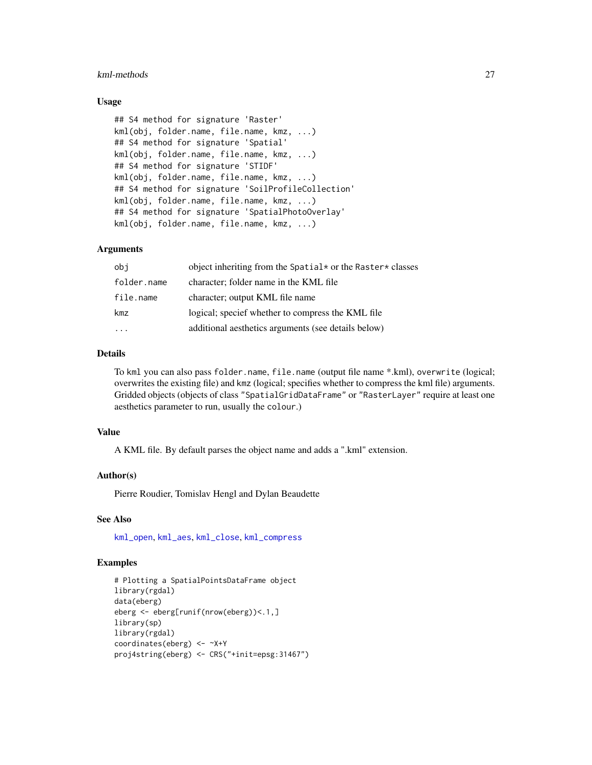### Usage

```
## S4 method for signature 'Raster'
kml(obj, folder.name, file.name, kmz, ...)
## S4 method for signature 'Spatial'
kml(obj, folder.name, file.name, kmz, ...)
## S4 method for signature 'STIDF'
kml(obj, folder.name, file.name, kmz, ...)
## S4 method for signature 'SoilProfileCollection'
kml(obj, folder.name, file.name, kmz, ...)
## S4 method for signature 'SpatialPhotoOverlay'
kml(obj, folder.name, file.name, kmz, ...)
```

### Arguments

| | |
|---|---|
| `obj` | object inheriting from the `Spatial*` or the `Raster*` classes |
| `folder.name` | character; folder name in the KML file |
| `file.name` | character; output KML file name |
| `kmz` | logical; specief whether to compress the KML file |
| `...` | additional aesthetics arguments (see details below) |

### Details

To `kml` you can also pass `folder.name`, `file.name` (output file name *.kml), `overwrite` (logical; overwrites the existing file) and `kmz` (logical; specifies whether to compress the kml file) arguments. Gridded objects (objects of class `"SpatialGridDataFrame"` or `"RasterLayer"` require at least one aesthetics parameter to run, usually the `colour`.)

### Value

A KML file. By default parses the object name and adds a ".kml" extension.

### Author(s)

Pierre Roudier, Tomislav Hengl and Dylan Beaudette

### See Also

`kml_open`, `kml_aes`, `kml_close`, `kml_compress`

### Examples

```
# Plotting a SpatialPointsDataFrame object
library(rgdal)
data(eberg)
eberg <- eberg[runif(nrow(eberg))<.1,]
library(sp)
library(rgdal)
coordinates(eberg) <- ~X+Y
proj4string(eberg) <- CRS("+init=epsg:31467")
```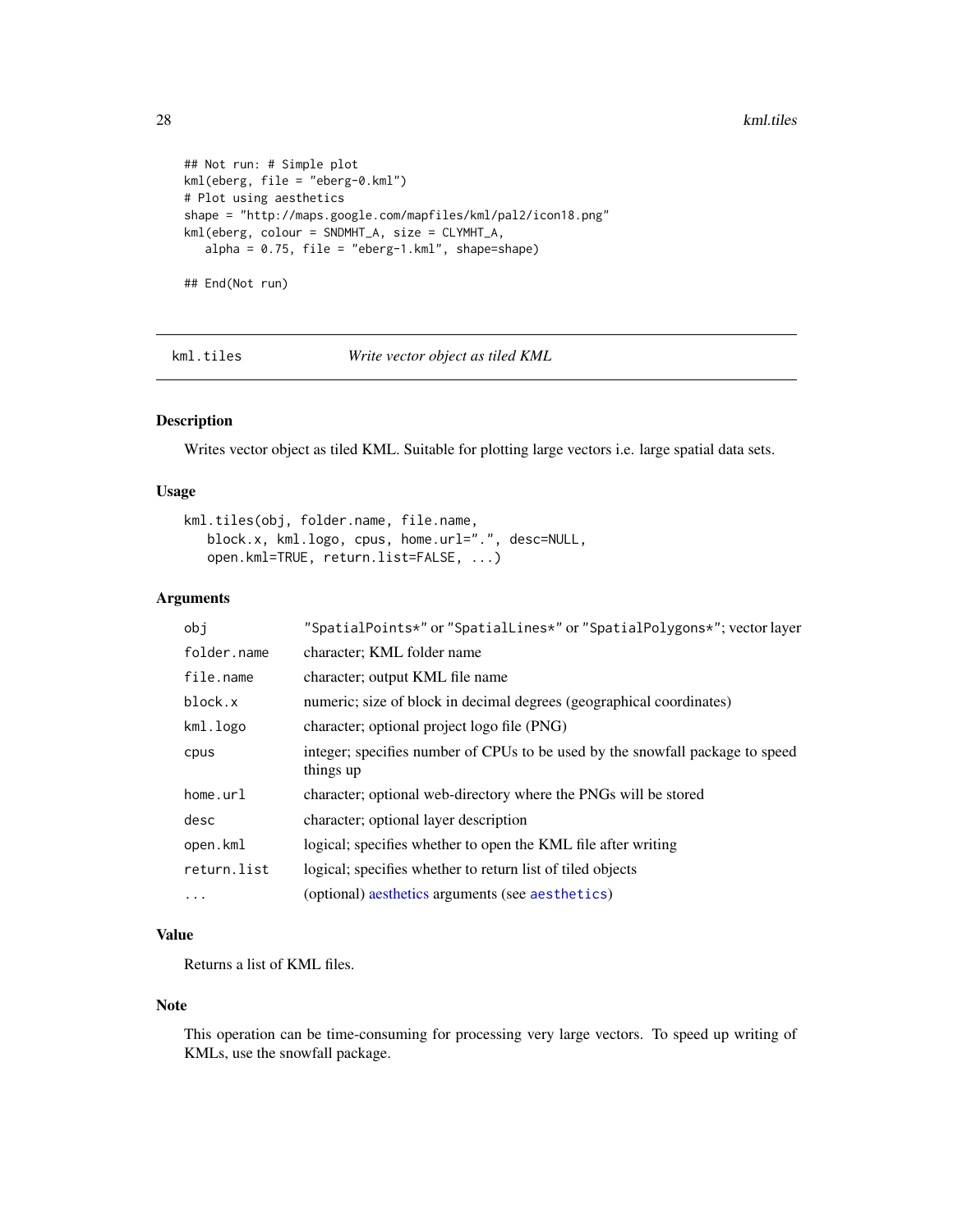```
## Not run: # Simple plot
kml(eberg, file = "eberg-0.kml")
# Plot using aesthetics
shape = "http://maps.google.com/mapfiles/kml/pal2/icon18.png"
kml(eberg, colour = SNDMHT_A, size = CLYMHT_A,
   alpha = 0.75, file = "eberg-1.kml", shape=shape)

## End(Not run)
```

---

## kml.tiles — *Write vector object as tiled KML*

---

### Description

Writes vector object as tiled KML. Suitable for plotting large vectors i.e. large spatial data sets.

### Usage

```
kml.tiles(obj, folder.name, file.name,
   block.x, kml.logo, cpus, home.url=".", desc=NULL,
   open.kml=TRUE, return.list=FALSE, ...)
```

### Arguments

| | |
|---|---|
| `obj` | `"SpatialPoints*"` or `"SpatialLines*"` or `"SpatialPolygons*"`; vector layer |
| `folder.name` | character; KML folder name |
| `file.name` | character; output KML file name |
| `block.x` | numeric; size of block in decimal degrees (geographical coordinates) |
| `kml.logo` | character; optional project logo file (PNG) |
| `cpus` | integer; specifies number of CPUs to be used by the snowfall package to speed things up |
| `home.url` | character; optional web-directory where the PNGs will be stored |
| `desc` | character; optional layer description |
| `open.kml` | logical; specifies whether to open the KML file after writing |
| `return.list` | logical; specifies whether to return list of tiled objects |
| `...` | (optional) aesthetics arguments (see `aesthetics`) |

### Value

Returns a list of KML files.

### Note

This operation can be time-consuming for processing very large vectors. To speed up writing of KMLs, use the snowfall package.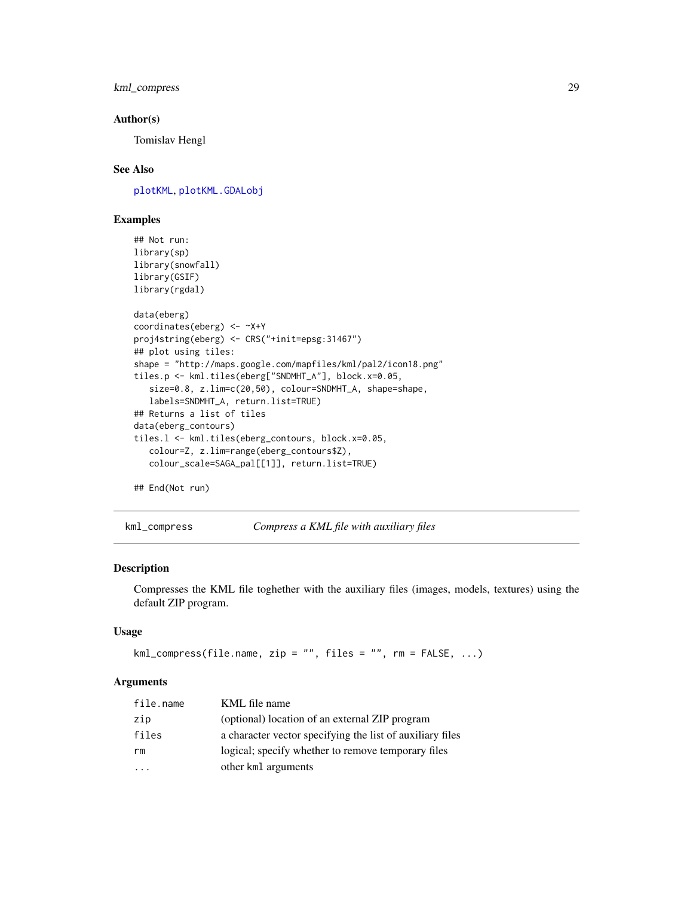### Author(s)

Tomislav Hengl

### See Also

plotKML, plotKML.GDALobj

### Examples

```
## Not run:
library(sp)
library(snowfall)
library(GSIF)
library(rgdal)

data(eberg)
coordinates(eberg) <- ~X+Y
proj4string(eberg) <- CRS("+init=epsg:31467")
## plot using tiles:
shape = "http://maps.google.com/mapfiles/kml/pal2/icon18.png"
tiles.p <- kml.tiles(eberg["SNDMHT_A"], block.x=0.05,
   size=0.8, z.lim=c(20,50), colour=SNDMHT_A, shape=shape,
   labels=SNDMHT_A, return.list=TRUE)
## Returns a list of tiles
data(eberg_contours)
tiles.l <- kml.tiles(eberg_contours, block.x=0.05,
   colour=Z, z.lim=range(eberg_contours$Z),
   colour_scale=SAGA_pal[[1]], return.list=TRUE)

## End(Not run)
```

---

## kml_compress — *Compress a KML file with auxiliary files*

### Description

Compresses the KML file toghether with the auxiliary files (images, models, textures) using the default ZIP program.

### Usage

```
kml_compress(file.name, zip = "", files = "", rm = FALSE, ...)
```

### Arguments

| | |
|---|---|
| file.name | KML file name |
| zip | (optional) location of an external ZIP program |
| files | a character vector specifying the list of auxiliary files |
| rm | logical; specify whether to remove temporary files |
| ... | other kml arguments |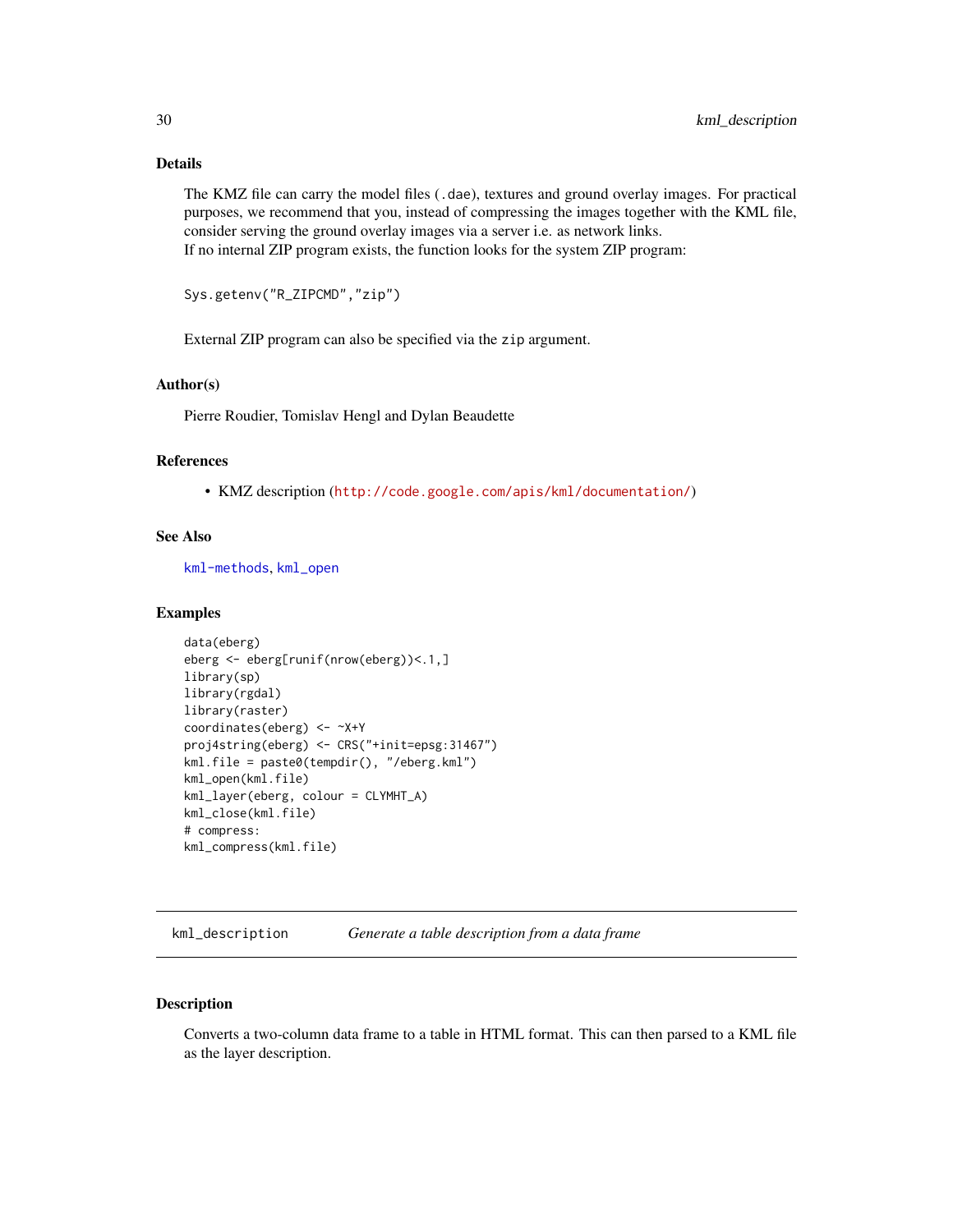## Details

The KMZ file can carry the model files (`.dae`), textures and ground overlay images. For practical purposes, we recommend that you, instead of compressing the images together with the KML file, consider serving the ground overlay images via a server i.e. as network links.
If no internal ZIP program exists, the function looks for the system ZIP program:

```
Sys.getenv("R_ZIPCMD","zip")
```

External ZIP program can also be specified via the `zip` argument.

## Author(s)

Pierre Roudier, Tomislav Hengl and Dylan Beaudette

## References

- KMZ description (http://code.google.com/apis/kml/documentation/)

## See Also

`kml-methods`, `kml_open`

## Examples

```
data(eberg)
eberg <- eberg[runif(nrow(eberg))<.1,]
library(sp)
library(rgdal)
library(raster)
coordinates(eberg) <- ~X+Y
proj4string(eberg) <- CRS("+init=epsg:31467")
kml.file = paste0(tempdir(), "/eberg.kml")
kml_open(kml.file)
kml_layer(eberg, colour = CLYMHT_A)
kml_close(kml.file)
# compress:
kml_compress(kml.file)
```

---

# kml_description *Generate a table description from a data frame*

## Description

Converts a two-column data frame to a table in HTML format. This can then parsed to a KML file as the layer description.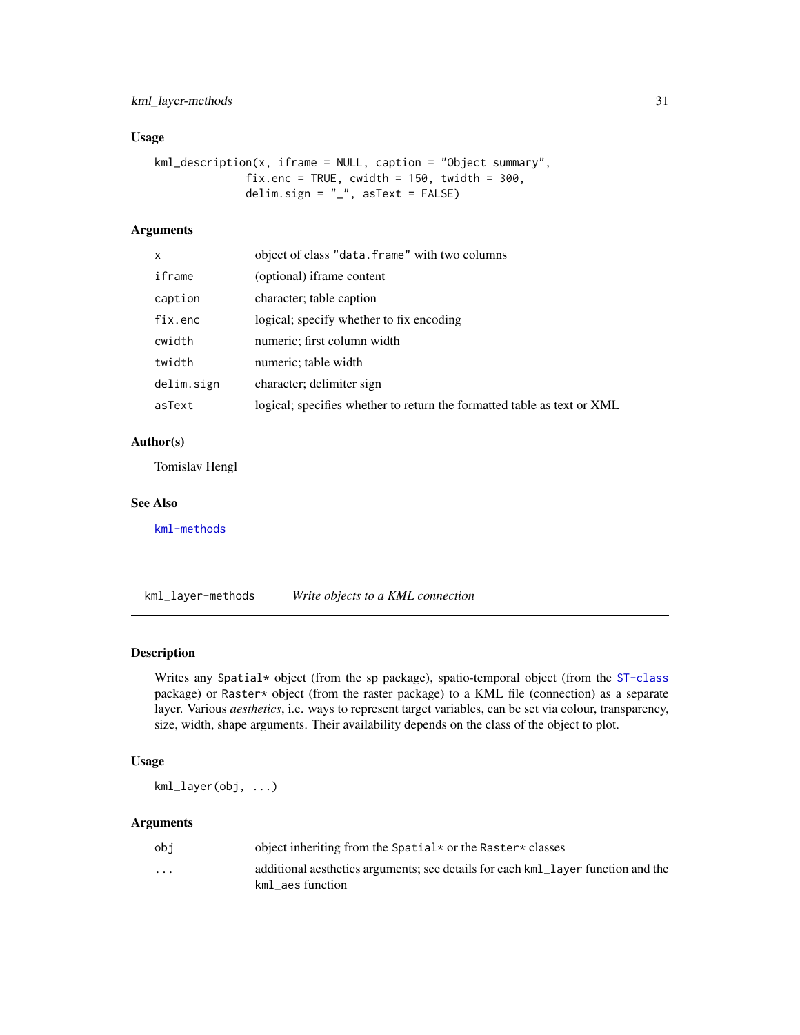### Usage

```
kml_description(x, iframe = NULL, caption = "Object summary",
              fix.enc = TRUE, cwidth = 150, twidth = 300,
              delim.sign = "_", asText = FALSE)
```

### Arguments

| | |
|---|---|
| `x` | object of class `"data.frame"` with two columns |
| `iframe` | (optional) iframe content |
| `caption` | character; table caption |
| `fix.enc` | logical; specify whether to fix encoding |
| `cwidth` | numeric; first column width |
| `twidth` | numeric; table width |
| `delim.sign` | character; delimiter sign |
| `asText` | logical; specifies whether to return the formatted table as text or XML |

### Author(s)

Tomislav Hengl

### See Also

`kml-methods`

---

## `kml_layer-methods` *Write objects to a KML connection*

### Description

Writes any `Spatial*` object (from the sp package), spatio-temporal object (from the `ST-class` package) or `Raster*` object (from the raster package) to a KML file (connection) as a separate layer. Various *aesthetics*, i.e. ways to represent target variables, can be set via colour, transparency, size, width, shape arguments. Their availability depends on the class of the object to plot.

### Usage

```
kml_layer(obj, ...)
```

### Arguments

| | |
|---|---|
| `obj` | object inheriting from the `Spatial*` or the `Raster*` classes |
| `...` | additional aesthetics arguments; see details for each `kml_layer` function and the `kml_aes` function |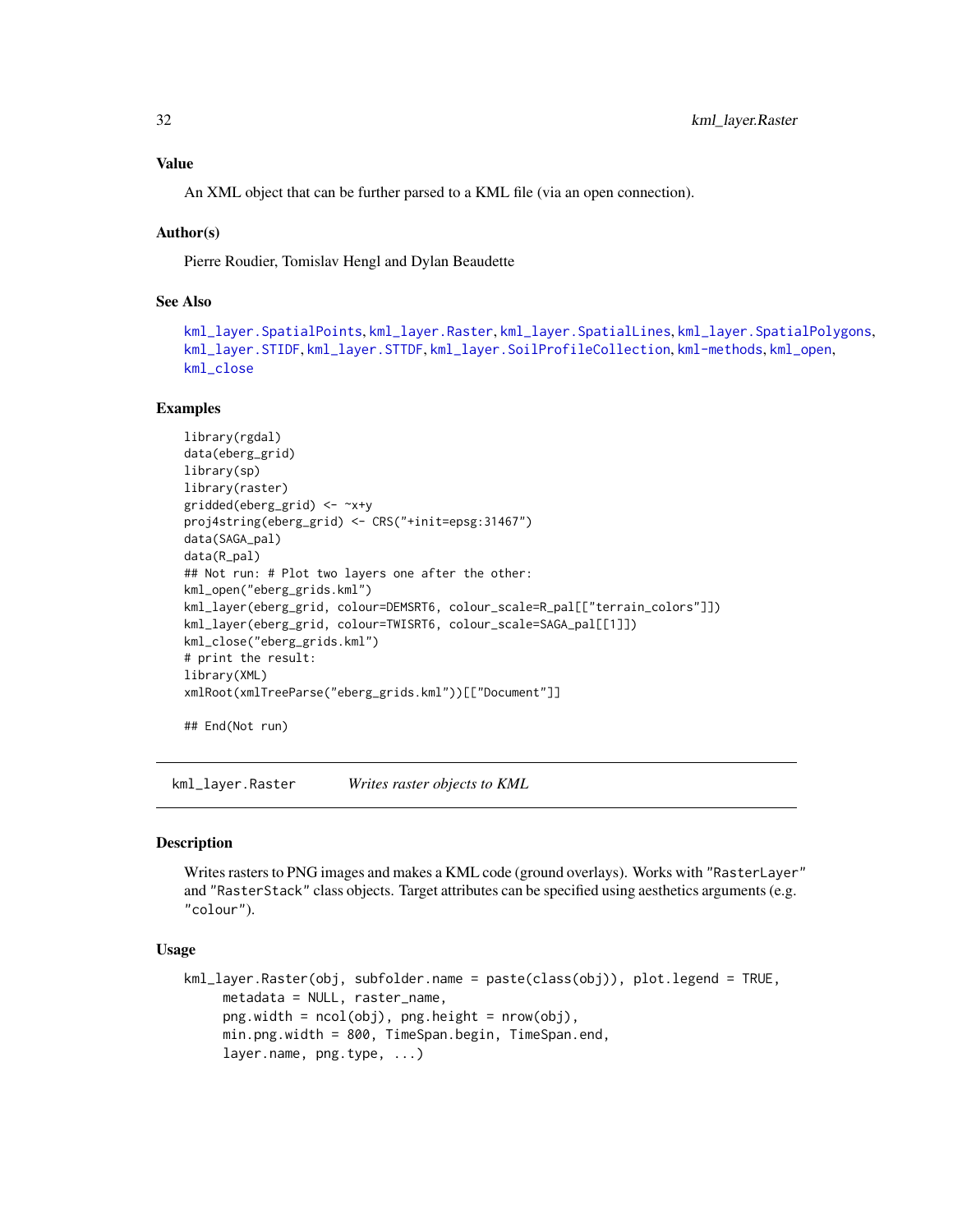## Value

An XML object that can be further parsed to a KML file (via an open connection).

## Author(s)

Pierre Roudier, Tomislav Hengl and Dylan Beaudette

## See Also

`kml_layer.SpatialPoints`, `kml_layer.Raster`, `kml_layer.SpatialLines`, `kml_layer.SpatialPolygons`, `kml_layer.STIDF`, `kml_layer.STTDF`, `kml_layer.SoilProfileCollection`, `kml-methods`, `kml_open`, `kml_close`

## Examples

```
library(rgdal)
data(eberg_grid)
library(sp)
library(raster)
gridded(eberg_grid) <- ~x+y
proj4string(eberg_grid) <- CRS("+init=epsg:31467")
data(SAGA_pal)
data(R_pal)
## Not run: # Plot two layers one after the other:
kml_open("eberg_grids.kml")
kml_layer(eberg_grid, colour=DEMSRT6, colour_scale=R_pal[["terrain_colors"]])
kml_layer(eberg_grid, colour=TWISRT6, colour_scale=SAGA_pal[[1]])
kml_close("eberg_grids.kml")
# print the result:
library(XML)
xmlRoot(xmlTreeParse("eberg_grids.kml"))[["Document"]]

## End(Not run)
```

---

# kml_layer.Raster *Writes raster objects to KML*

## Description

Writes rasters to PNG images and makes a KML code (ground overlays). Works with "RasterLayer" and "RasterStack" class objects. Target attributes can be specified using aesthetics arguments (e.g. "colour").

## Usage

```
kml_layer.Raster(obj, subfolder.name = paste(class(obj)), plot.legend = TRUE,
     metadata = NULL, raster_name,
     png.width = ncol(obj), png.height = nrow(obj),
     min.png.width = 800, TimeSpan.begin, TimeSpan.end,
     layer.name, png.type, ...)
```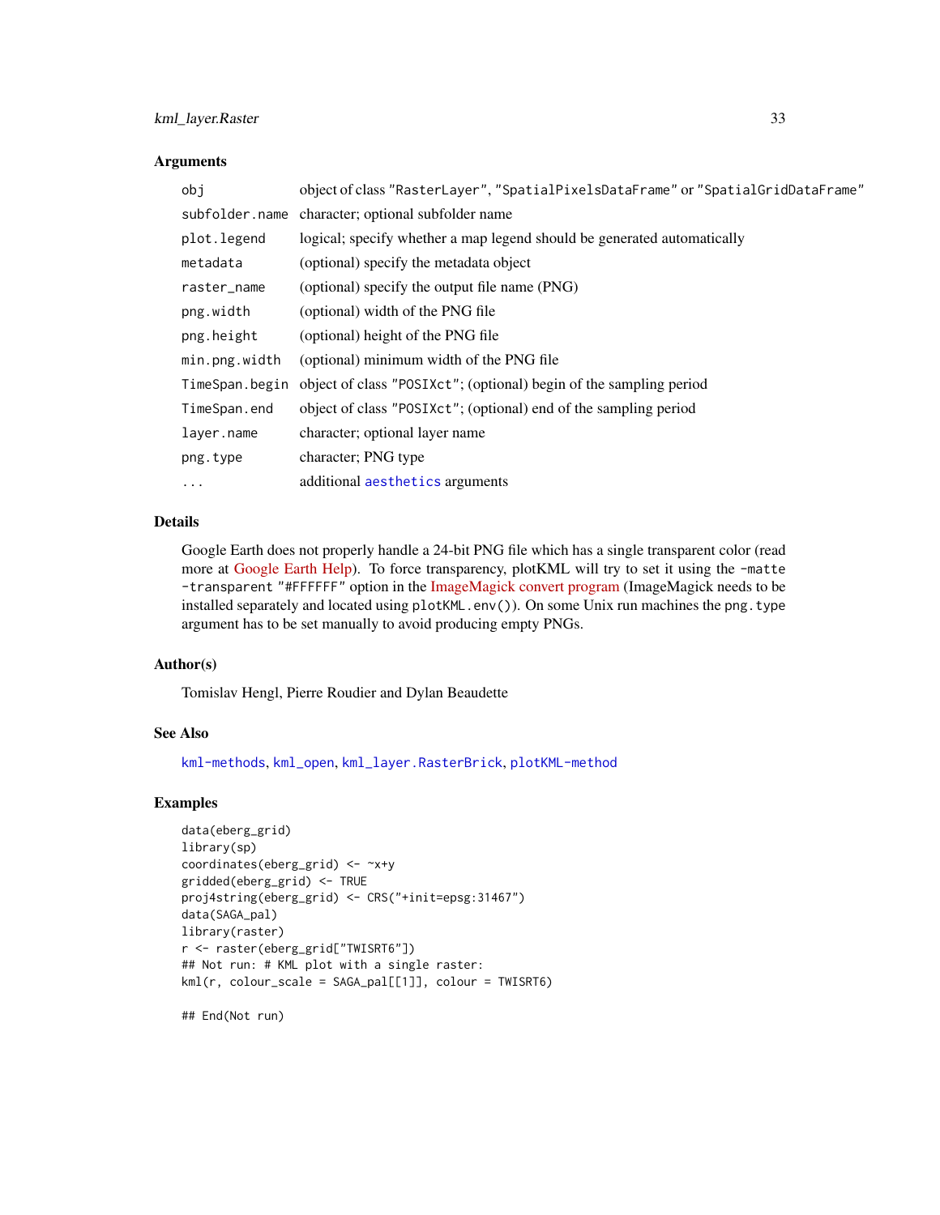### Arguments

| | |
|---|---|
| `obj` | object of class `"RasterLayer"`, `"SpatialPixelsDataFrame"` or `"SpatialGridDataFrame"` |
| `subfolder.name` | character; optional subfolder name |
| `plot.legend` | logical; specify whether a map legend should be generated automatically |
| `metadata` | (optional) specify the metadata object |
| `raster_name` | (optional) specify the output file name (PNG) |
| `png.width` | (optional) width of the PNG file |
| `png.height` | (optional) height of the PNG file |
| `min.png.width` | (optional) minimum width of the PNG file |
| `TimeSpan.begin` | object of class `"POSIXct"`; (optional) begin of the sampling period |
| `TimeSpan.end` | object of class `"POSIXct"`; (optional) end of the sampling period |
| `layer.name` | character; optional layer name |
| `png.type` | character; PNG type |
| `...` | additional `aesthetics` arguments |

### Details

Google Earth does not properly handle a 24-bit PNG file which has a single transparent color (read more at Google Earth Help). To force transparency, plotKML will try to set it using the `-matte -transparent "#FFFFFF"` option in the ImageMagick convert program (ImageMagick needs to be installed separately and located using `plotKML.env()`). On some Unix run machines the `png.type` argument has to be set manually to avoid producing empty PNGs.

### Author(s)

Tomislav Hengl, Pierre Roudier and Dylan Beaudette

### See Also

`kml-methods`, `kml_open`, `kml_layer.RasterBrick`, `plotKML-method`

### Examples

```
data(eberg_grid)
library(sp)
coordinates(eberg_grid) <- ~x+y
gridded(eberg_grid) <- TRUE
proj4string(eberg_grid) <- CRS("+init=epsg:31467")
data(SAGA_pal)
library(raster)
r <- raster(eberg_grid["TWISRT6"])
## Not run: # KML plot with a single raster:
kml(r, colour_scale = SAGA_pal[[1]], colour = TWISRT6)

## End(Not run)
```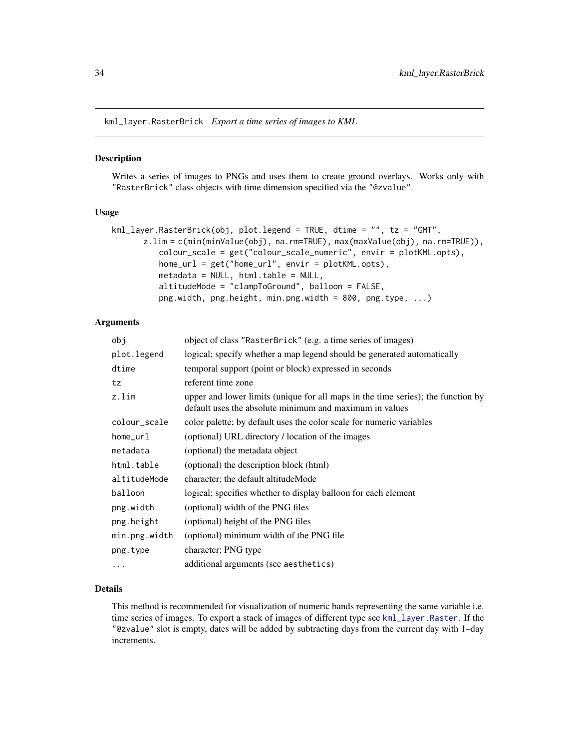## kml_layer.RasterBrick *Export a time series of images to KML*

### Description

Writes a series of images to PNGs and uses them to create ground overlays. Works only with "RasterBrick" class objects with time dimension specified via the "@zvalue".

### Usage

```
kml_layer.RasterBrick(obj, plot.legend = TRUE, dtime = "", tz = "GMT",
      z.lim = c(min(minValue(obj), na.rm=TRUE), max(maxValue(obj), na.rm=TRUE)),
          colour_scale = get("colour_scale_numeric", envir = plotKML.opts),
          home_url = get("home_url", envir = plotKML.opts),
          metadata = NULL, html.table = NULL,
          altitudeMode = "clampToGround", balloon = FALSE,
          png.width, png.height, min.png.width = 800, png.type, ...)
```

### Arguments

| | |
|---|---|
| obj | object of class "RasterBrick" (e.g. a time series of images) |
| plot.legend | logical; specify whether a map legend should be generated automatically |
| dtime | temporal support (point or block) expressed in seconds |
| tz | referent time zone |
| z.lim | upper and lower limits (unique for all maps in the time series); the function by default uses the absolute minimum and maximum in values |
| colour_scale | color palette; by default uses the color scale for numeric variables |
| home_url | (optional) URL directory / location of the images |
| metadata | (optional) the metadata object |
| html.table | (optional) the description block (html) |
| altitudeMode | character; the default altitudeMode |
| balloon | logical; specifies whether to display balloon for each element |
| png.width | (optional) width of the PNG files |
| png.height | (optional) height of the PNG files |
| min.png.width | (optional) minimum width of the PNG file |
| png.type | character; PNG type |
| ... | additional arguments (see aesthetics) |

### Details

This method is recommended for visualization of numeric bands representing the same variable i.e. time series of images. To export a stack of images of different type see kml_layer.Raster. If the "@zvalue" slot is empty, dates will be added by subtracting days from the current day with 1–day increments.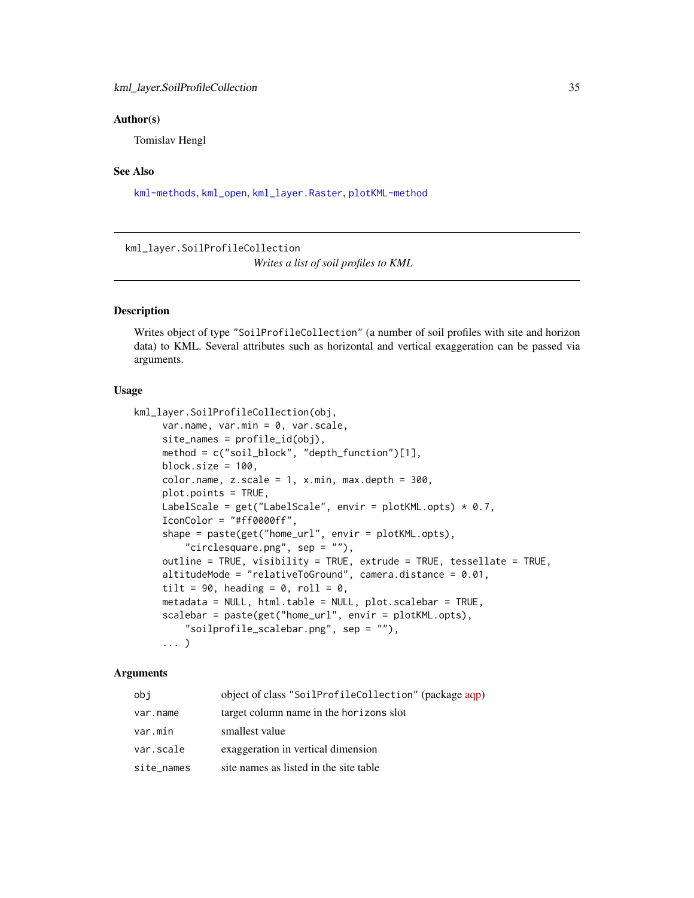### Author(s)

Tomislav Hengl

### See Also

kml-methods, kml_open, kml_layer.Raster, plotKML-method

---

## kml_layer.SoilProfileCollection

*Writes a list of soil profiles to KML*

---

### Description

Writes object of type "SoilProfileCollection" (a number of soil profiles with site and horizon data) to KML. Several attributes such as horizontal and vertical exaggeration can be passed via arguments.

### Usage

```
kml_layer.SoilProfileCollection(obj,
      var.name, var.min = 0, var.scale,
      site_names = profile_id(obj),
      method = c("soil_block", "depth_function")[1],
      block.size = 100,
      color.name, z.scale = 1, x.min, max.depth = 300,
      plot.points = TRUE,
      LabelScale = get("LabelScale", envir = plotKML.opts) * 0.7,
      IconColor = "#ff0000ff",
      shape = paste(get("home_url", envir = plotKML.opts),
          "circlesquare.png", sep = ""),
      outline = TRUE, visibility = TRUE, extrude = TRUE, tessellate = TRUE,
      altitudeMode = "relativeToGround", camera.distance = 0.01,
      tilt = 90, heading = 0, roll = 0,
      metadata = NULL, html.table = NULL, plot.scalebar = TRUE,
      scalebar = paste(get("home_url", envir = plotKML.opts),
          "soilprofile_scalebar.png", sep = ""),
      ... )
```

### Arguments

| | |
|---|---|
| obj | object of class "SoilProfileCollection" (package aqp) |
| var.name | target column name in the horizons slot |
| var.min | smallest value |
| var.scale | exaggeration in vertical dimension |
| site_names | site names as listed in the site table |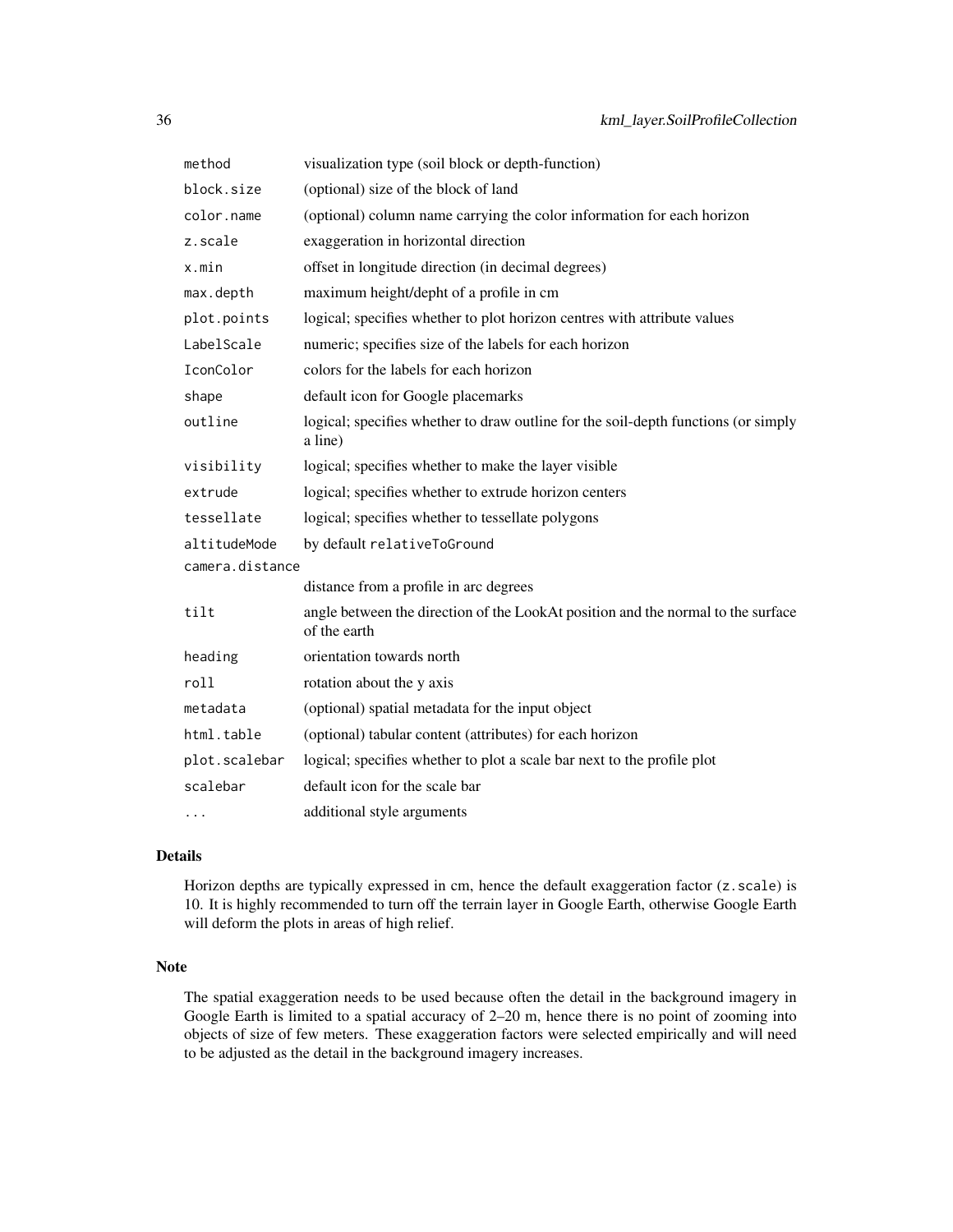| | |
|---|---|
| `method` | visualization type (soil block or depth-function) |
| `block.size` | (optional) size of the block of land |
| `color.name` | (optional) column name carrying the color information for each horizon |
| `z.scale` | exaggeration in horizontal direction |
| `x.min` | offset in longitude direction (in decimal degrees) |
| `max.depth` | maximum height/depht of a profile in cm |
| `plot.points` | logical; specifies whether to plot horizon centres with attribute values |
| `LabelScale` | numeric; specifies size of the labels for each horizon |
| `IconColor` | colors for the labels for each horizon |
| `shape` | default icon for Google placemarks |
| `outline` | logical; specifies whether to draw outline for the soil-depth functions (or simply a line) |
| `visibility` | logical; specifies whether to make the layer visible |
| `extrude` | logical; specifies whether to extrude horizon centers |
| `tessellate` | logical; specifies whether to tessellate polygons |
| `altitudeMode` | by default `relativeToGround` |
| `camera.distance` | distance from a profile in arc degrees |
| `tilt` | angle between the direction of the LookAt position and the normal to the surface of the earth |
| `heading` | orientation towards north |
| `roll` | rotation about the y axis |
| `metadata` | (optional) spatial metadata for the input object |
| `html.table` | (optional) tabular content (attributes) for each horizon |
| `plot.scalebar` | logical; specifies whether to plot a scale bar next to the profile plot |
| `scalebar` | default icon for the scale bar |
| `...` | additional style arguments |

## Details

Horizon depths are typically expressed in cm, hence the default exaggeration factor (`z.scale`) is 10. It is highly recommended to turn off the terrain layer in Google Earth, otherwise Google Earth will deform the plots in areas of high relief.

## Note

The spatial exaggeration needs to be used because often the detail in the background imagery in Google Earth is limited to a spatial accuracy of 2–20 m, hence there is no point of zooming into objects of size of few meters. These exaggeration factors were selected empirically and will need to be adjusted as the detail in the background imagery increases.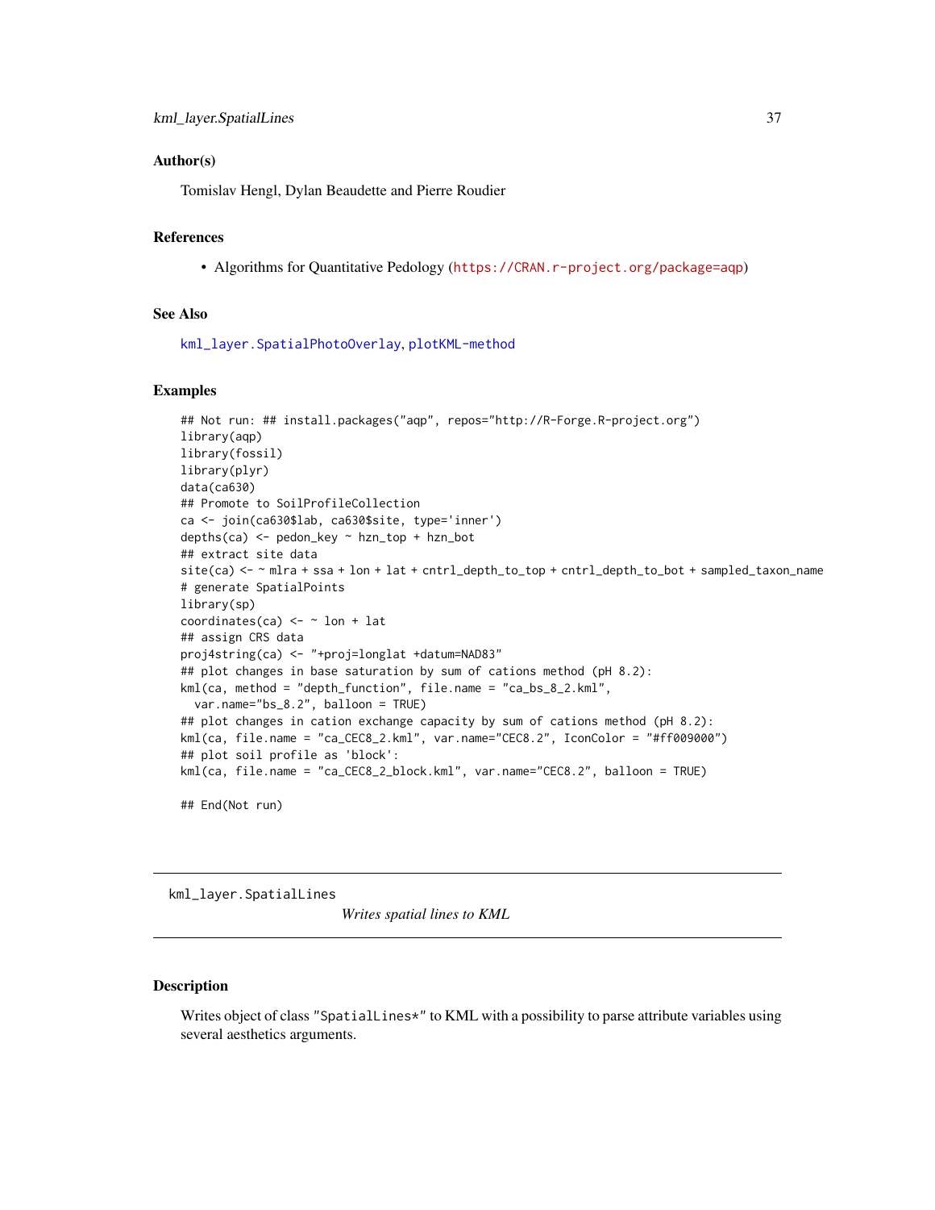### Author(s)

Tomislav Hengl, Dylan Beaudette and Pierre Roudier

### References

- Algorithms for Quantitative Pedology (https://CRAN.r-project.org/package=aqp)

### See Also

kml_layer.SpatialPhotoOverlay, plotKML-method

### Examples

```
## Not run: ## install.packages("aqp", repos="http://R-Forge.R-project.org")
library(aqp)
library(fossil)
library(plyr)
data(ca630)
## Promote to SoilProfileCollection
ca <- join(ca630$lab, ca630$site, type='inner')
depths(ca) <- pedon_key ~ hzn_top + hzn_bot
## extract site data
site(ca) <- ~ mlra + ssa + lon + lat + cntrl_depth_to_top + cntrl_depth_to_bot + sampled_taxon_name
# generate SpatialPoints
library(sp)
coordinates(ca) <- ~ lon + lat
## assign CRS data
proj4string(ca) <- "+proj=longlat +datum=NAD83"
## plot changes in base saturation by sum of cations method (pH 8.2):
kml(ca, method = "depth_function", file.name = "ca_bs_8_2.kml",
  var.name="bs_8.2", balloon = TRUE)
## plot changes in cation exchange capacity by sum of cations method (pH 8.2):
kml(ca, file.name = "ca_CEC8_2.kml", var.name="CEC8.2", IconColor = "#ff009000")
## plot soil profile as 'block':
kml(ca, file.name = "ca_CEC8_2_block.kml", var.name="CEC8.2", balloon = TRUE)

## End(Not run)
```

---

## kml_layer.SpatialLines — *Writes spatial lines to KML*

---

### Description

Writes object of class "SpatialLines*" to KML with a possibility to parse attribute variables using several aesthetics arguments.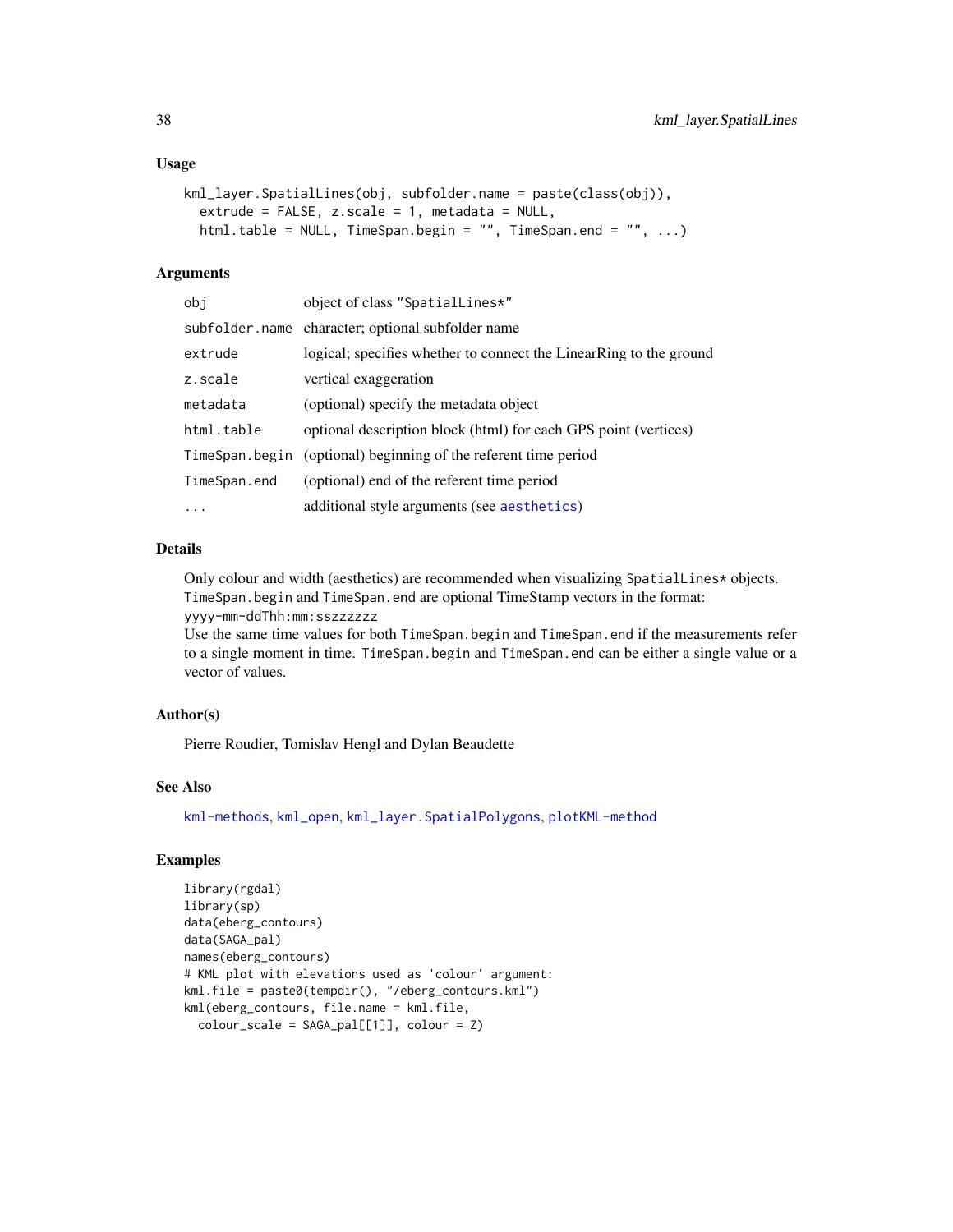## Usage

```
kml_layer.SpatialLines(obj, subfolder.name = paste(class(obj)),
  extrude = FALSE, z.scale = 1, metadata = NULL,
  html.table = NULL, TimeSpan.begin = "", TimeSpan.end = "", ...)
```

## Arguments

| | |
|---|---|
| obj | object of class "SpatialLines*" |
| subfolder.name | character; optional subfolder name |
| extrude | logical; specifies whether to connect the LinearRing to the ground |
| z.scale | vertical exaggeration |
| metadata | (optional) specify the metadata object |
| html.table | optional description block (html) for each GPS point (vertices) |
| TimeSpan.begin | (optional) beginning of the referent time period |
| TimeSpan.end | (optional) end of the referent time period |
| ... | additional style arguments (see aesthetics) |

## Details

Only colour and width (aesthetics) are recommended when visualizing SpatialLines* objects. TimeSpan.begin and TimeSpan.end are optional TimeStamp vectors in the format: yyyy-mm-ddThh:mm:sszzzzzz
Use the same time values for both TimeSpan.begin and TimeSpan.end if the measurements refer to a single moment in time. TimeSpan.begin and TimeSpan.end can be either a single value or a vector of values.

## Author(s)

Pierre Roudier, Tomislav Hengl and Dylan Beaudette

## See Also

kml-methods, kml_open, kml_layer.SpatialPolygons, plotKML-method

## Examples

```
library(rgdal)
library(sp)
data(eberg_contours)
data(SAGA_pal)
names(eberg_contours)
# KML plot with elevations used as 'colour' argument:
kml.file = paste0(tempdir(), "/eberg_contours.kml")
kml(eberg_contours, file.name = kml.file,
  colour_scale = SAGA_pal[[1]], colour = Z)
```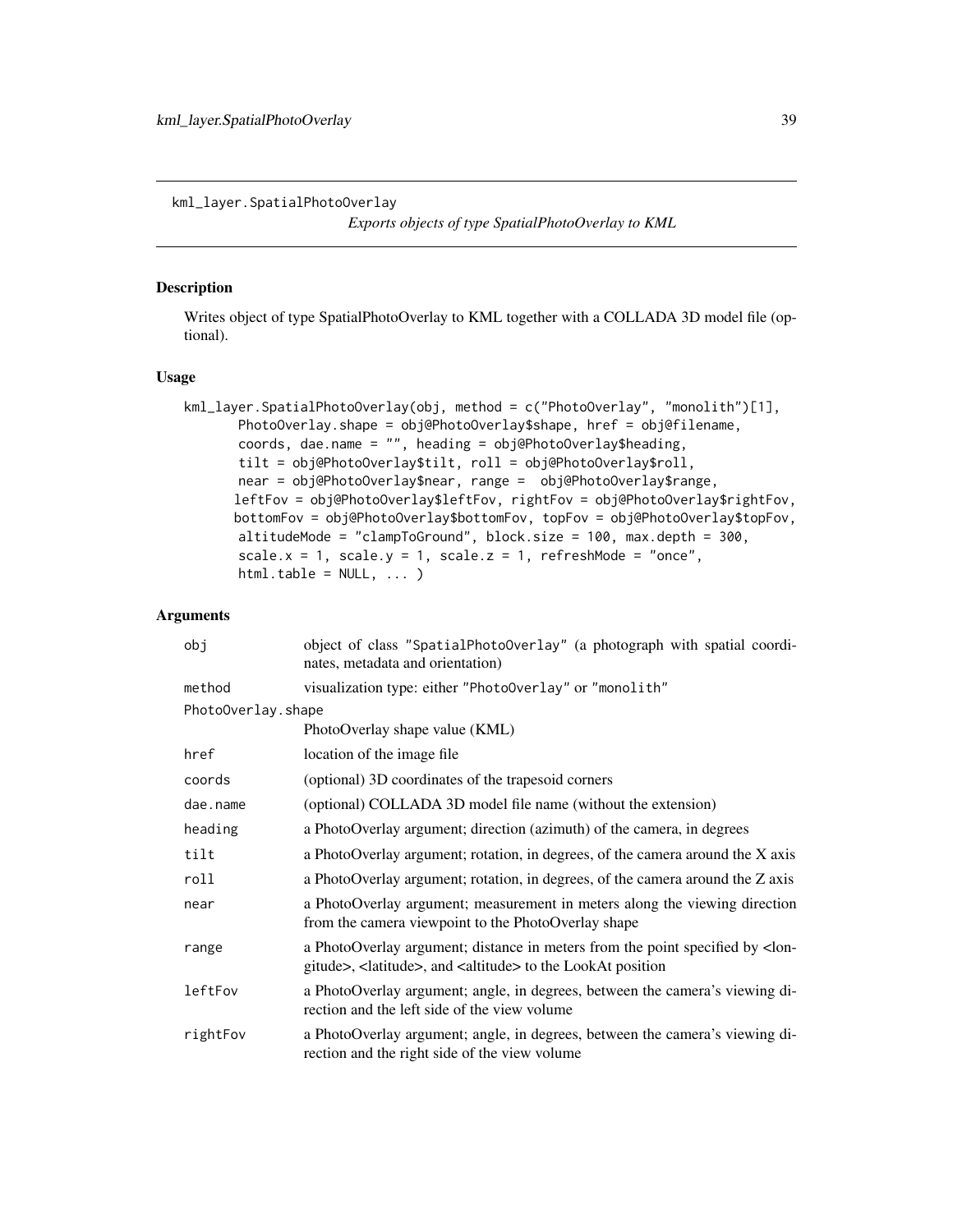kml_layer.SpatialPhotoOverlay

*Exports objects of type SpatialPhotoOverlay to KML*

## Description

Writes object of type SpatialPhotoOverlay to KML together with a COLLADA 3D model file (optional).

## Usage

```
kml_layer.SpatialPhotoOverlay(obj, method = c("PhotoOverlay", "monolith")[1],
       PhotoOverlay.shape = obj@PhotoOverlay$shape, href = obj@filename,
       coords, dae.name = "", heading = obj@PhotoOverlay$heading,
       tilt = obj@PhotoOverlay$tilt, roll = obj@PhotoOverlay$roll,
       near = obj@PhotoOverlay$near, range =  obj@PhotoOverlay$range,
      leftFov = obj@PhotoOverlay$leftFov, rightFov = obj@PhotoOverlay$rightFov,
      bottomFov = obj@PhotoOverlay$bottomFov, topFov = obj@PhotoOverlay$topFov,
       altitudeMode = "clampToGround", block.size = 100, max.depth = 300,
       scale.x = 1, scale.y = 1, scale.z = 1, refreshMode = "once",
       html.table = NULL, ... )
```

## Arguments

| | |
|---|---|
| obj | object of class "SpatialPhotoOverlay" (a photograph with spatial coordinates, metadata and orientation) |
| method | visualization type: either "PhotoOverlay" or "monolith" |
| PhotoOverlay.shape | PhotoOverlay shape value (KML) |
| href | location of the image file |
| coords | (optional) 3D coordinates of the trapesoid corners |
| dae.name | (optional) COLLADA 3D model file name (without the extension) |
| heading | a PhotoOverlay argument; direction (azimuth) of the camera, in degrees |
| tilt | a PhotoOverlay argument; rotation, in degrees, of the camera around the X axis |
| roll | a PhotoOverlay argument; rotation, in degrees, of the camera around the Z axis |
| near | a PhotoOverlay argument; measurement in meters along the viewing direction from the camera viewpoint to the PhotoOverlay shape |
| range | a PhotoOverlay argument; distance in meters from the point specified by <longitude>, <latitude>, and <altitude> to the LookAt position |
| leftFov | a PhotoOverlay argument; angle, in degrees, between the camera's viewing direction and the left side of the view volume |
| rightFov | a PhotoOverlay argument; angle, in degrees, between the camera's viewing direction and the right side of the view volume |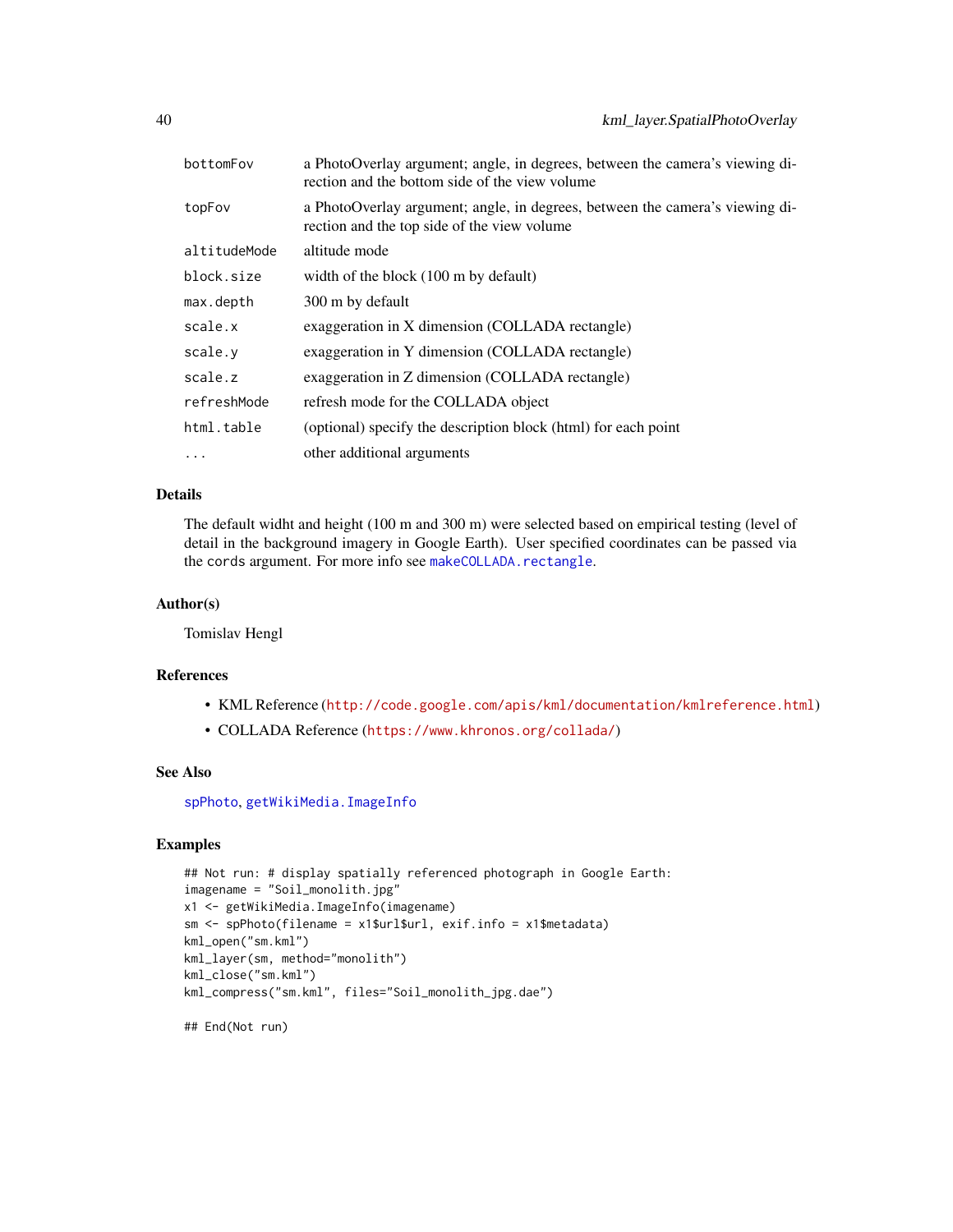| | |
|---|---|
| bottomFov | a PhotoOverlay argument; angle, in degrees, between the camera's viewing direction and the bottom side of the view volume |
| topFov | a PhotoOverlay argument; angle, in degrees, between the camera's viewing direction and the top side of the view volume |
| altitudeMode | altitude mode |
| block.size | width of the block (100 m by default) |
| max.depth | 300 m by default |
| scale.x | exaggeration in X dimension (COLLADA rectangle) |
| scale.y | exaggeration in Y dimension (COLLADA rectangle) |
| scale.z | exaggeration in Z dimension (COLLADA rectangle) |
| refreshMode | refresh mode for the COLLADA object |
| html.table | (optional) specify the description block (html) for each point |
| ... | other additional arguments |

## Details

The default widht and height (100 m and 300 m) were selected based on empirical testing (level of detail in the background imagery in Google Earth). User specified coordinates can be passed via the cords argument. For more info see makeCOLLADA.rectangle.

## Author(s)

Tomislav Hengl

## References

- KML Reference (http://code.google.com/apis/kml/documentation/kmlreference.html)
- COLLADA Reference (https://www.khronos.org/collada/)

## See Also

spPhoto, getWikiMedia.ImageInfo

## Examples

```
## Not run: # display spatially referenced photograph in Google Earth:
imagename = "Soil_monolith.jpg"
x1 <- getWikiMedia.ImageInfo(imagename)
sm <- spPhoto(filename = x1$url$url, exif.info = x1$metadata)
kml_open("sm.kml")
kml_layer(sm, method="monolith")
kml_close("sm.kml")
kml_compress("sm.kml", files="Soil_monolith_jpg.dae")

## End(Not run)
```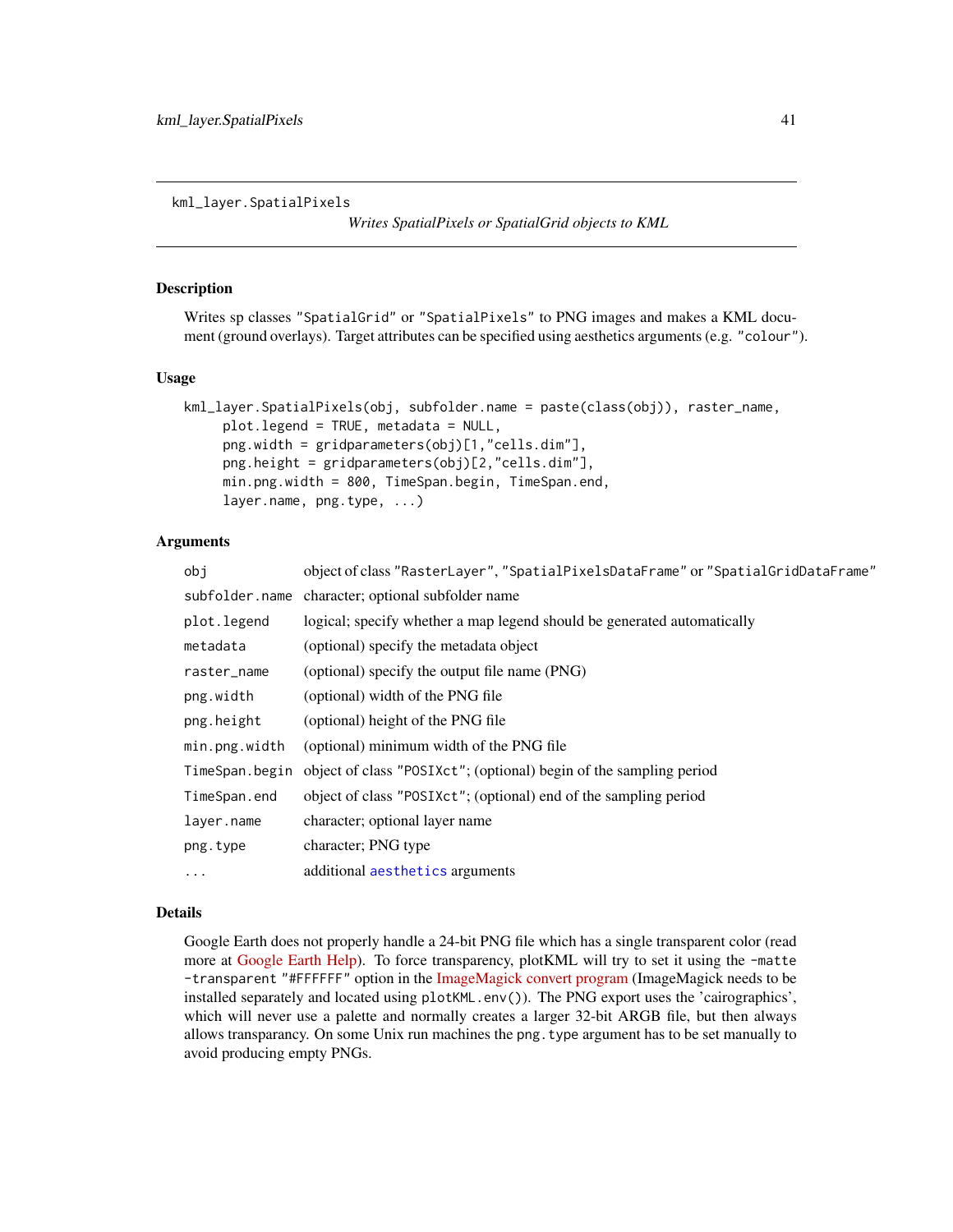kml_layer.SpatialPixels

*Writes SpatialPixels or SpatialGrid objects to KML*

## Description

Writes sp classes "SpatialGrid" or "SpatialPixels" to PNG images and makes a KML document (ground overlays). Target attributes can be specified using aesthetics arguments (e.g. "colour").

## Usage

```
kml_layer.SpatialPixels(obj, subfolder.name = paste(class(obj)), raster_name,
     plot.legend = TRUE, metadata = NULL,
     png.width = gridparameters(obj)[1,"cells.dim"],
     png.height = gridparameters(obj)[2,"cells.dim"],
     min.png.width = 800, TimeSpan.begin, TimeSpan.end,
     layer.name, png.type, ...)
```

## Arguments

| | |
|---|---|
| `obj` | object of class "RasterLayer", "SpatialPixelsDataFrame" or "SpatialGridDataFrame" |
| `subfolder.name` | character; optional subfolder name |
| `plot.legend` | logical; specify whether a map legend should be generated automatically |
| `metadata` | (optional) specify the metadata object |
| `raster_name` | (optional) specify the output file name (PNG) |
| `png.width` | (optional) width of the PNG file |
| `png.height` | (optional) height of the PNG file |
| `min.png.width` | (optional) minimum width of the PNG file |
| `TimeSpan.begin` | object of class "POSIXct"; (optional) begin of the sampling period |
| `TimeSpan.end` | object of class "POSIXct"; (optional) end of the sampling period |
| `layer.name` | character; optional layer name |
| `png.type` | character; PNG type |
| `...` | additional aesthetics arguments |

## Details

Google Earth does not properly handle a 24-bit PNG file which has a single transparent color (read more at Google Earth Help). To force transparency, plotKML will try to set it using the `-matte -transparent "#FFFFFF"` option in the ImageMagick convert program (ImageMagick needs to be installed separately and located using `plotKML.env()`). The PNG export uses the 'cairographics', which will never use a palette and normally creates a larger 32-bit ARGB file, but then always allows transparancy. On some Unix run machines the `png.type` argument has to be set manually to avoid producing empty PNGs.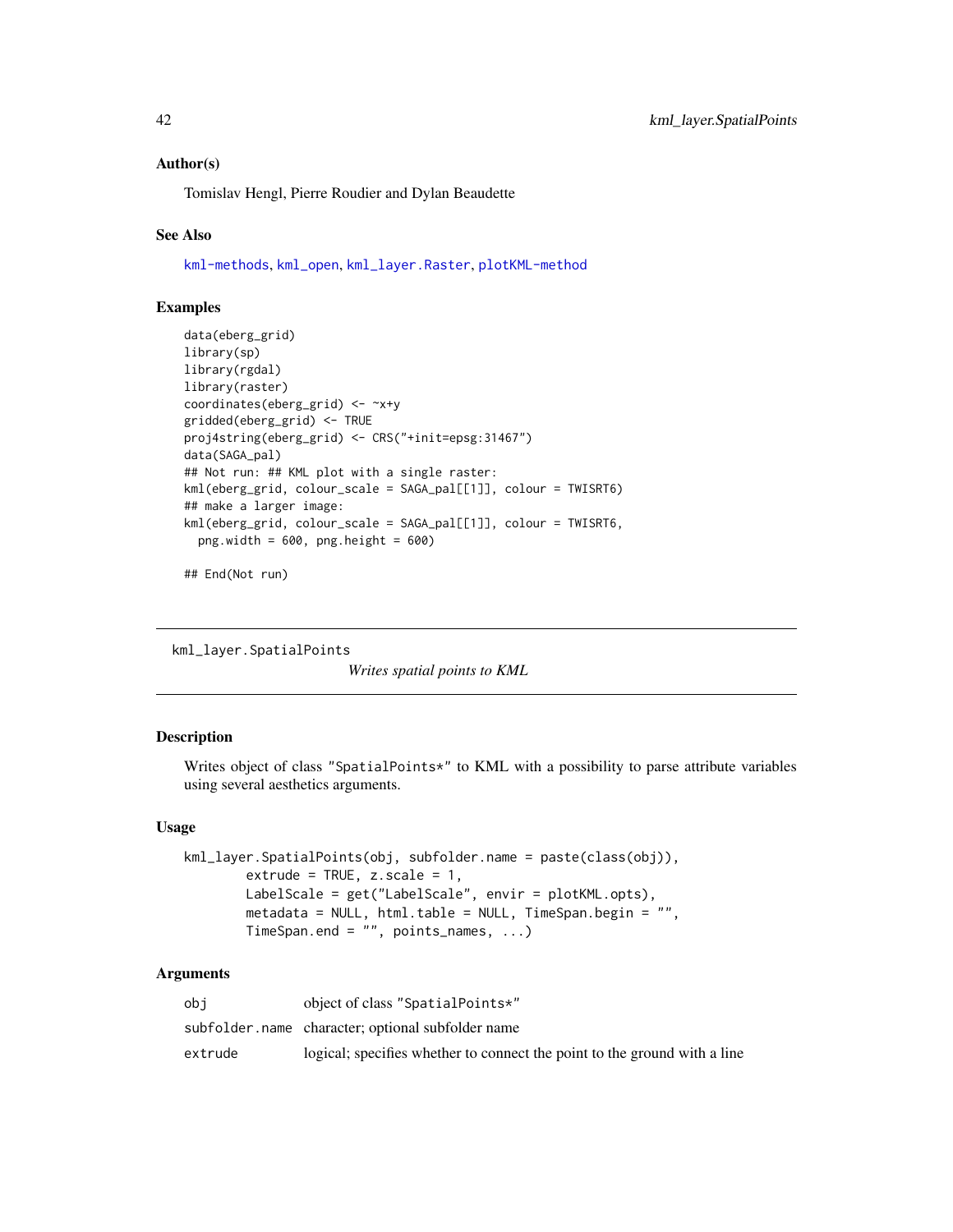### Author(s)

Tomislav Hengl, Pierre Roudier and Dylan Beaudette

### See Also

kml-methods, kml_open, kml_layer.Raster, plotKML-method

### Examples

```
data(eberg_grid)
library(sp)
library(rgdal)
library(raster)
coordinates(eberg_grid) <- ~x+y
gridded(eberg_grid) <- TRUE
proj4string(eberg_grid) <- CRS("+init=epsg:31467")
data(SAGA_pal)
## Not run: ## KML plot with a single raster:
kml(eberg_grid, colour_scale = SAGA_pal[[1]], colour = TWISRT6)
## make a larger image:
kml(eberg_grid, colour_scale = SAGA_pal[[1]], colour = TWISRT6,
  png.width = 600, png.height = 600)

## End(Not run)
```

---

## kml_layer.SpatialPoints

*Writes spatial points to KML*

---

### Description

Writes object of class "SpatialPoints*" to KML with a possibility to parse attribute variables using several aesthetics arguments.

### Usage

```
kml_layer.SpatialPoints(obj, subfolder.name = paste(class(obj)),
        extrude = TRUE, z.scale = 1,
        LabelScale = get("LabelScale", envir = plotKML.opts),
        metadata = NULL, html.table = NULL, TimeSpan.begin = "",
        TimeSpan.end = "", points_names, ...)
```

### Arguments

| | |
|---|---|
| obj | object of class "SpatialPoints*" |
| subfolder.name | character; optional subfolder name |
| extrude | logical; specifies whether to connect the point to the ground with a line |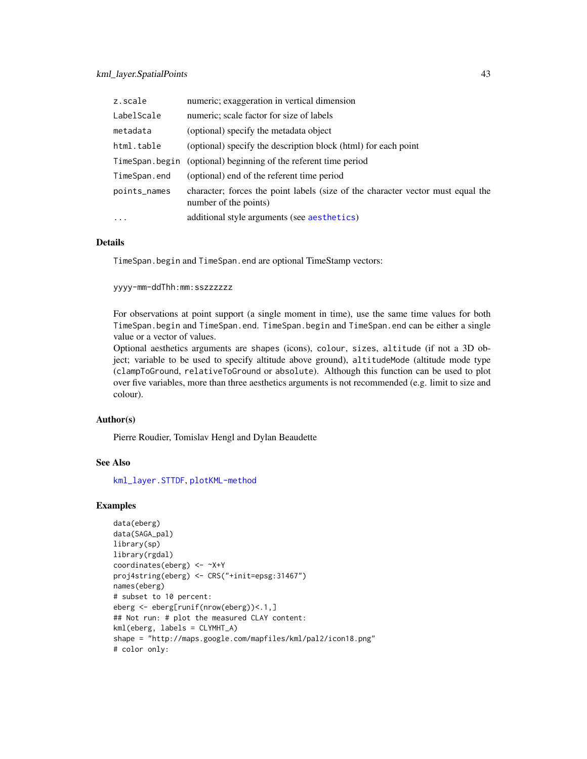| | |
|---|---|
| z.scale | numeric; exaggeration in vertical dimension |
| LabelScale | numeric; scale factor for size of labels |
| metadata | (optional) specify the metadata object |
| html.table | (optional) specify the description block (html) for each point |
| TimeSpan.begin | (optional) beginning of the referent time period |
| TimeSpan.end | (optional) end of the referent time period |
| points_names | character; forces the point labels (size of the character vector must equal the number of the points) |
| ... | additional style arguments (see aesthetics) |

## Details

TimeSpan.begin and TimeSpan.end are optional TimeStamp vectors:

```
yyyy-mm-ddThh:mm:sszzzzzz
```

For observations at point support (a single moment in time), use the same time values for both TimeSpan.begin and TimeSpan.end. TimeSpan.begin and TimeSpan.end can be either a single value or a vector of values.

Optional aesthetics arguments are shapes (icons), colour, sizes, altitude (if not a 3D object; variable to be used to specify altitude above ground), altitudeMode (altitude mode type (clampToGround, relativeToGround or absolute). Although this function can be used to plot over five variables, more than three aesthetics arguments is not recommended (e.g. limit to size and colour).

## Author(s)

Pierre Roudier, Tomislav Hengl and Dylan Beaudette

## See Also

kml_layer.STTDF, plotKML-method

## Examples

```
data(eberg)
data(SAGA_pal)
library(sp)
library(rgdal)
coordinates(eberg) <- ~X+Y
proj4string(eberg) <- CRS("+init=epsg:31467")
names(eberg)
# subset to 10 percent:
eberg <- eberg[runif(nrow(eberg))<.1,]
## Not run: # plot the measured CLAY content:
kml(eberg, labels = CLYMHT_A)
shape = "http://maps.google.com/mapfiles/kml/pal2/icon18.png"
# color only:
```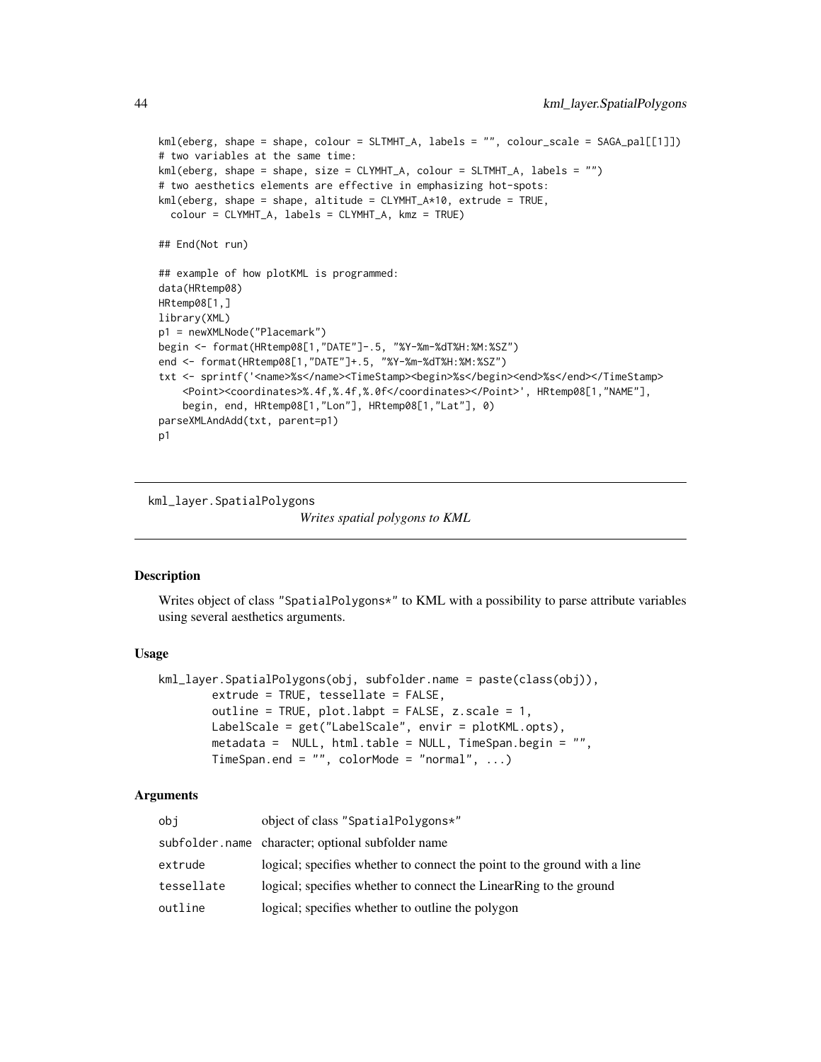```
kml(eberg, shape = shape, colour = SLTMHT_A, labels = "", colour_scale = SAGA_pal[[1]])
# two variables at the same time:
kml(eberg, shape = shape, size = CLYMHT_A, colour = SLTMHT_A, labels = "")
# two aesthetics elements are effective in emphasizing hot-spots:
kml(eberg, shape = shape, altitude = CLYMHT_A*10, extrude = TRUE,
  colour = CLYMHT_A, labels = CLYMHT_A, kmz = TRUE)

## End(Not run)

## example of how plotKML is programmed:
data(HRtemp08)
HRtemp08[1,]
library(XML)
p1 = newXMLNode("Placemark")
begin <- format(HRtemp08[1,"DATE"]-.5, "%Y-%m-%dT%H:%M:%SZ")
end <- format(HRtemp08[1,"DATE"]+.5, "%Y-%m-%dT%H:%M:%SZ")
txt <- sprintf('<name>%s</name><TimeStamp><begin>%s</begin><end>%s</end></TimeStamp>
    <Point><coordinates>%.4f,%.4f,%.0f</coordinates></Point>', HRtemp08[1,"NAME"],
    begin, end, HRtemp08[1,"Lon"], HRtemp08[1,"Lat"], 0)
parseXMLAndAdd(txt, parent=p1)
p1
```

---

## kml_layer.SpatialPolygons

*Writes spatial polygons to KML*

---

### Description

Writes object of class "SpatialPolygons*" to KML with a possibility to parse attribute variables using several aesthetics arguments.

### Usage

```
kml_layer.SpatialPolygons(obj, subfolder.name = paste(class(obj)),
        extrude = TRUE, tessellate = FALSE,
        outline = TRUE, plot.labpt = FALSE, z.scale = 1,
        LabelScale = get("LabelScale", envir = plotKML.opts),
        metadata =  NULL, html.table = NULL, TimeSpan.begin = "",
        TimeSpan.end = "", colorMode = "normal", ...)
```

### Arguments

| | |
|---|---|
| obj | object of class "SpatialPolygons*" |
| subfolder.name | character; optional subfolder name |
| extrude | logical; specifies whether to connect the point to the ground with a line |
| tessellate | logical; specifies whether to connect the LinearRing to the ground |
| outline | logical; specifies whether to outline the polygon |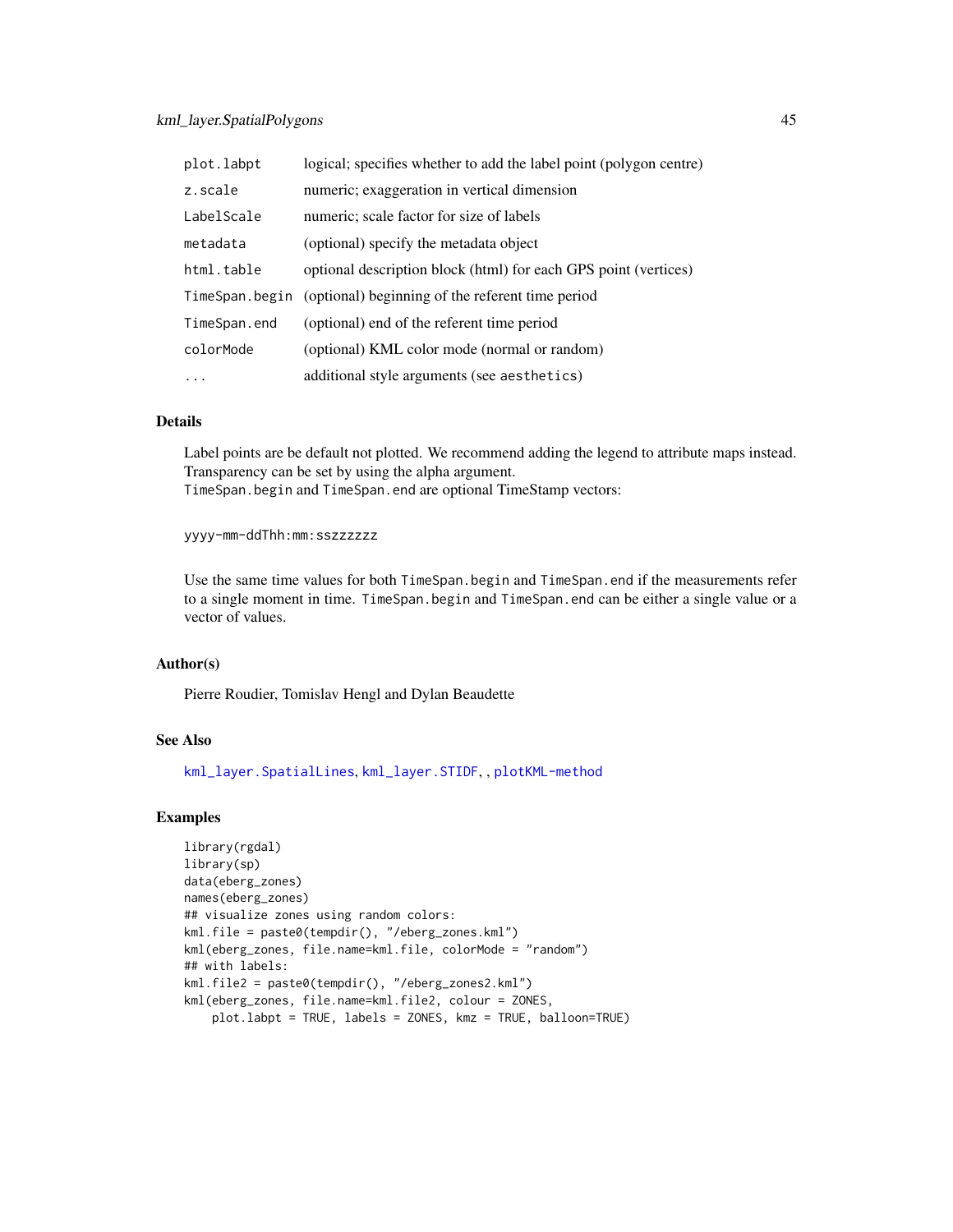| | |
|---|---|
| `plot.labpt` | logical; specifies whether to add the label point (polygon centre) |
| `z.scale` | numeric; exaggeration in vertical dimension |
| `LabelScale` | numeric; scale factor for size of labels |
| `metadata` | (optional) specify the metadata object |
| `html.table` | optional description block (html) for each GPS point (vertices) |
| `TimeSpan.begin` | (optional) beginning of the referent time period |
| `TimeSpan.end` | (optional) end of the referent time period |
| `colorMode` | (optional) KML color mode (normal or random) |
| `...` | additional style arguments (see `aesthetics`) |

### Details

Label points are be default not plotted. We recommend adding the legend to attribute maps instead. Transparency can be set by using the alpha argument.
`TimeSpan.begin` and `TimeSpan.end` are optional TimeStamp vectors:

```
yyyy-mm-ddThh:mm:sszzzzzz
```

Use the same time values for both `TimeSpan.begin` and `TimeSpan.end` if the measurements refer to a single moment in time. `TimeSpan.begin` and `TimeSpan.end` can be either a single value or a vector of values.

### Author(s)

Pierre Roudier, Tomislav Hengl and Dylan Beaudette

### See Also

`kml_layer.SpatialLines`, `kml_layer.STIDF`, , `plotKML-method`

### Examples

```
library(rgdal)
library(sp)
data(eberg_zones)
names(eberg_zones)
## visualize zones using random colors:
kml.file = paste0(tempdir(), "/eberg_zones.kml")
kml(eberg_zones, file.name=kml.file, colorMode = "random")
## with labels:
kml.file2 = paste0(tempdir(), "/eberg_zones2.kml")
kml(eberg_zones, file.name=kml.file2, colour = ZONES,
    plot.labpt = TRUE, labels = ZONES, kmz = TRUE, balloon=TRUE)
```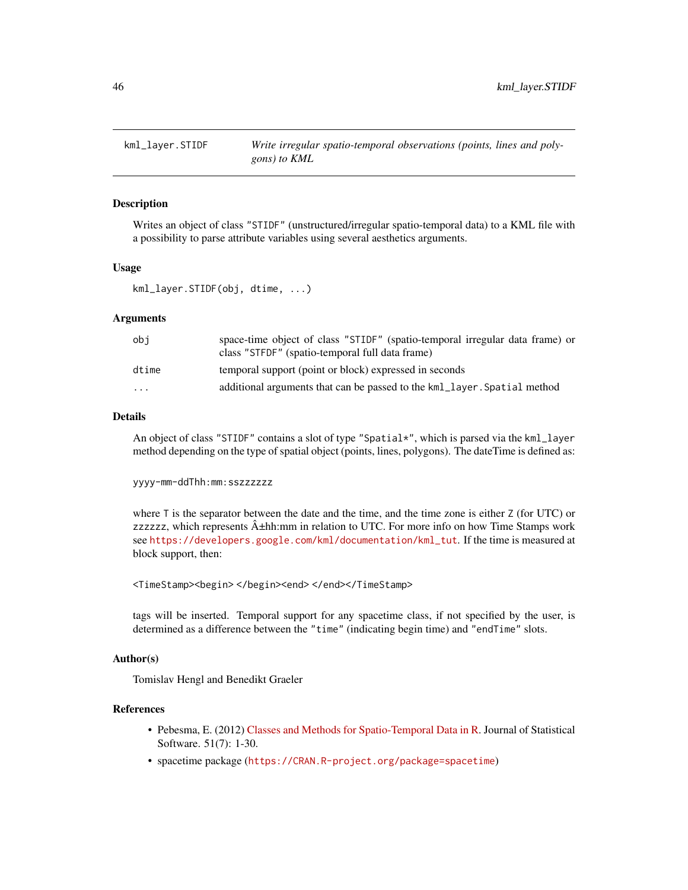## kml_layer.STIDF — *Write irregular spatio-temporal observations (points, lines and polygons) to KML*

### Description

Writes an object of class "STIDF" (unstructured/irregular spatio-temporal data) to a KML file with a possibility to parse attribute variables using several aesthetics arguments.

### Usage

```
kml_layer.STIDF(obj, dtime, ...)
```

### Arguments

| | |
|---|---|
| obj | space-time object of class "STIDF" (spatio-temporal irregular data frame) or class "STFDF" (spatio-temporal full data frame) |
| dtime | temporal support (point or block) expressed in seconds |
| ... | additional arguments that can be passed to the `kml_layer.Spatial` method |

### Details

An object of class "STIDF" contains a slot of type "Spatial*", which is parsed via the `kml_layer` method depending on the type of spatial object (points, lines, polygons). The dateTime is defined as:

```
yyyy-mm-ddThh:mm:sszzzzzz
```

where `T` is the separator between the date and the time, and the time zone is either `Z` (for UTC) or `zzzzzz`, which represents Â±hh:mm in relation to UTC. For more info on how Time Stamps work see https://developers.google.com/kml/documentation/kml_tut. If the time is measured at block support, then:

```
<TimeStamp><begin> </begin><end> </end></TimeStamp>
```

tags will be inserted. Temporal support for any spacetime class, if not specified by the user, is determined as a difference between the "time" (indicating begin time) and "endTime" slots.

### Author(s)

Tomislav Hengl and Benedikt Graeler

### References

- Pebesma, E. (2012) Classes and Methods for Spatio-Temporal Data in R. Journal of Statistical Software. 51(7): 1-30.
- spacetime package (https://CRAN.R-project.org/package=spacetime)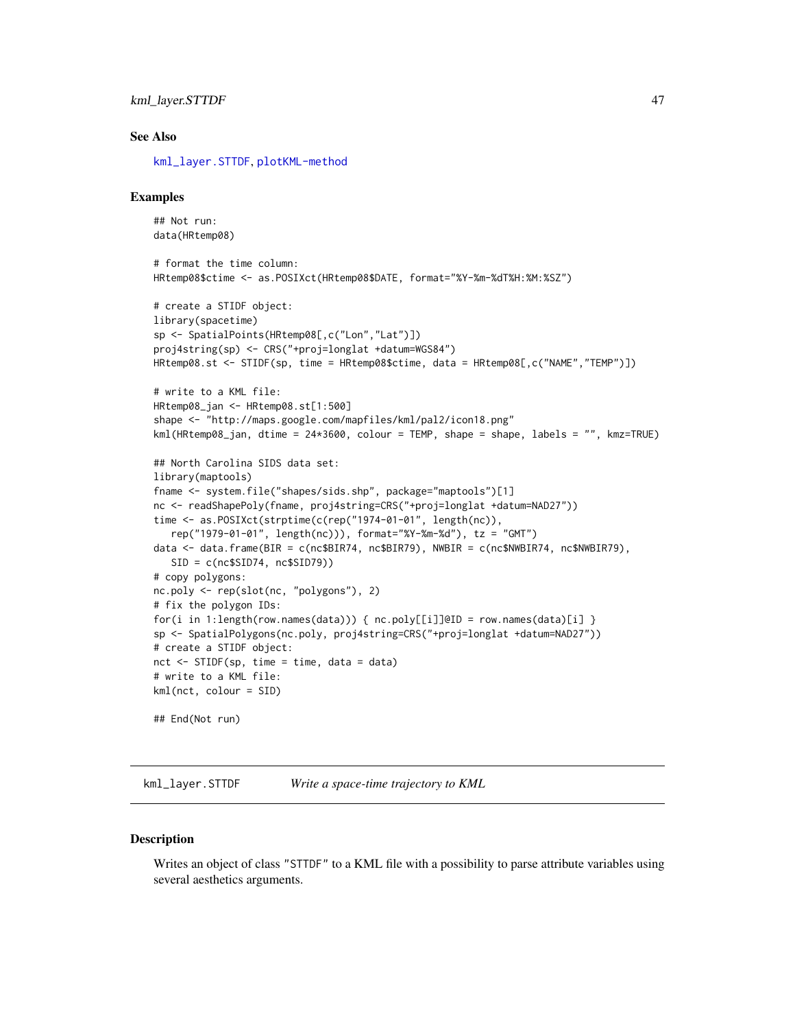## See Also

kml_layer.STTDF, plotKML-method

## Examples

```
## Not run:
data(HRtemp08)

# format the time column:
HRtemp08$ctime <- as.POSIXct(HRtemp08$DATE, format="%Y-%m-%dT%H:%M:%SZ")

# create a STIDF object:
library(spacetime)
sp <- SpatialPoints(HRtemp08[,c("Lon","Lat")])
proj4string(sp) <- CRS("+proj=longlat +datum=WGS84")
HRtemp08.st <- STIDF(sp, time = HRtemp08$ctime, data = HRtemp08[,c("NAME","TEMP")])

# write to a KML file:
HRtemp08_jan <- HRtemp08.st[1:500]
shape <- "http://maps.google.com/mapfiles/kml/pal2/icon18.png"
kml(HRtemp08_jan, dtime = 24*3600, colour = TEMP, shape = shape, labels = "", kmz=TRUE)

## North Carolina SIDS data set:
library(maptools)
fname <- system.file("shapes/sids.shp", package="maptools")[1]
nc <- readShapePoly(fname, proj4string=CRS("+proj=longlat +datum=NAD27"))
time <- as.POSIXct(strptime(c(rep("1974-01-01", length(nc)),
   rep("1979-01-01", length(nc))), format="%Y-%m-%d"), tz = "GMT")
data <- data.frame(BIR = c(nc$BIR74, nc$BIR79), NWBIR = c(nc$NWBIR74, nc$NWBIR79),
   SID = c(nc$SID74, nc$SID79))
# copy polygons:
nc.poly <- rep(slot(nc, "polygons"), 2)
# fix the polygon IDs:
for(i in 1:length(row.names(data))) { nc.poly[[i]]@ID = row.names(data)[i] }
sp <- SpatialPolygons(nc.poly, proj4string=CRS("+proj=longlat +datum=NAD27"))
# create a STIDF object:
nct <- STIDF(sp, time = time, data = data)
# write to a KML file:
kml(nct, colour = SID)

## End(Not run)
```

---

# kml_layer.STTDF — *Write a space-time trajectory to KML*

---

## Description

Writes an object of class "STTDF" to a KML file with a possibility to parse attribute variables using several aesthetics arguments.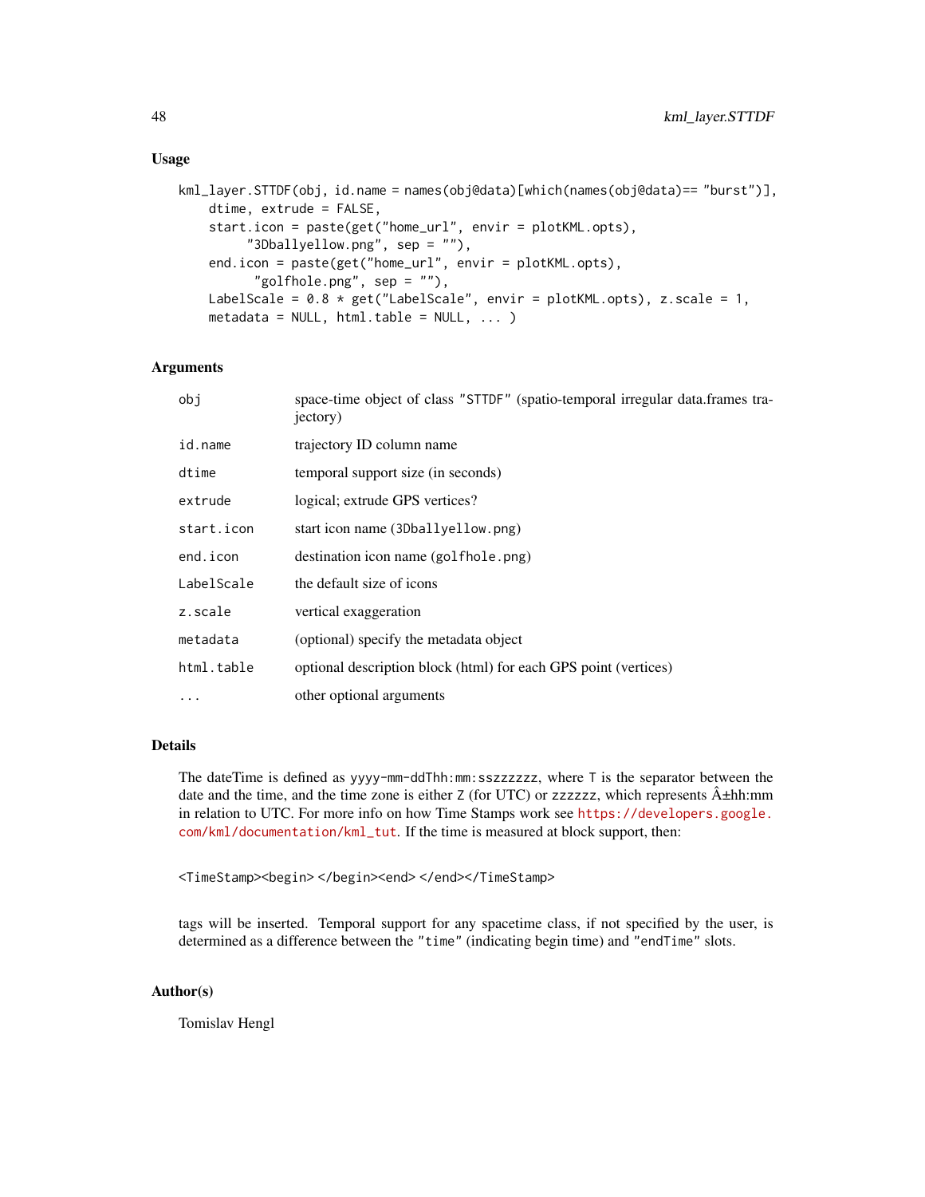### Usage

```
kml_layer.STTDF(obj, id.name = names(obj@data)[which(names(obj@data)== "burst")],
    dtime, extrude = FALSE,
    start.icon = paste(get("home_url", envir = plotKML.opts),
         "3Dballyellow.png", sep = ""),
    end.icon = paste(get("home_url", envir = plotKML.opts),
          "golfhole.png", sep = ""),
    LabelScale = 0.8 * get("LabelScale", envir = plotKML.opts), z.scale = 1,
    metadata = NULL, html.table = NULL, ... )
```

### Arguments

| | |
|---|---|
| `obj` | space-time object of class `"STTDF"` (spatio-temporal irregular data.frames trajectory) |
| `id.name` | trajectory ID column name |
| `dtime` | temporal support size (in seconds) |
| `extrude` | logical; extrude GPS vertices? |
| `start.icon` | start icon name (`3Dballyellow.png`) |
| `end.icon` | destination icon name (`golfhole.png`) |
| `LabelScale` | the default size of icons |
| `z.scale` | vertical exaggeration |
| `metadata` | (optional) specify the metadata object |
| `html.table` | optional description block (html) for each GPS point (vertices) |
| `...` | other optional arguments |

### Details

The dateTime is defined as `yyyy-mm-ddThh:mm:sszzzzzz`, where `T` is the separator between the date and the time, and the time zone is either `Z` (for UTC) or `zzzzzz`, which represents Â±hh:mm in relation to UTC. For more info on how Time Stamps work see https://developers.google.com/kml/documentation/kml_tut. If the time is measured at block support, then:

`<TimeStamp><begin> </begin><end> </end></TimeStamp>`

tags will be inserted. Temporal support for any spacetime class, if not specified by the user, is determined as a difference between the `"time"` (indicating begin time) and `"endTime"` slots.

### Author(s)

Tomislav Hengl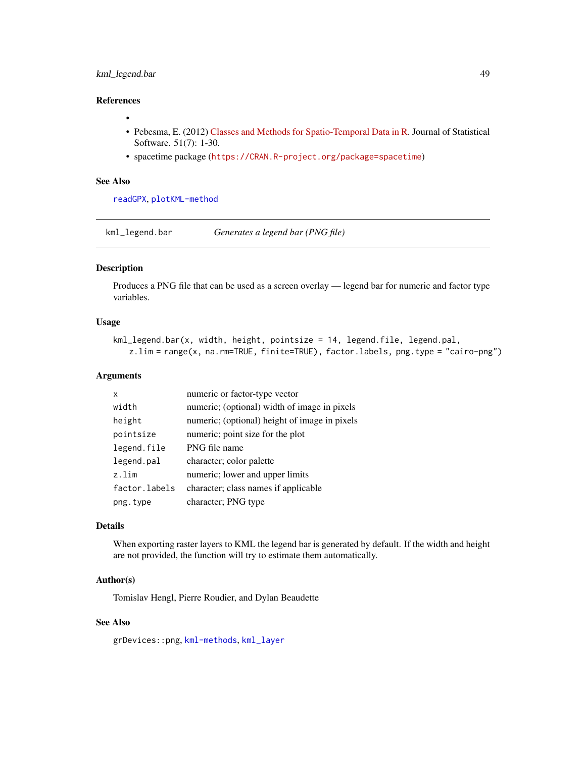### References

- 
- Pebesma, E. (2012) Classes and Methods for Spatio-Temporal Data in R. Journal of Statistical Software. 51(7): 1-30.
- spacetime package (https://CRAN.R-project.org/package=spacetime)

### See Also

readGPX, plotKML-method

---

## kml_legend.bar — *Generates a legend bar (PNG file)*

### Description

Produces a PNG file that can be used as a screen overlay — legend bar for numeric and factor type variables.

### Usage

```
kml_legend.bar(x, width, height, pointsize = 14, legend.file, legend.pal,
    z.lim = range(x, na.rm=TRUE, finite=TRUE), factor.labels, png.type = "cairo-png")
```

### Arguments

| | |
|---|---|
| x | numeric or factor-type vector |
| width | numeric; (optional) width of image in pixels |
| height | numeric; (optional) height of image in pixels |
| pointsize | numeric; point size for the plot |
| legend.file | PNG file name |
| legend.pal | character; color palette |
| z.lim | numeric; lower and upper limits |
| factor.labels | character; class names if applicable |
| png.type | character; PNG type |

### Details

When exporting raster layers to KML the legend bar is generated by default. If the width and height are not provided, the function will try to estimate them automatically.

### Author(s)

Tomislav Hengl, Pierre Roudier, and Dylan Beaudette

### See Also

grDevices::png, kml-methods, kml_layer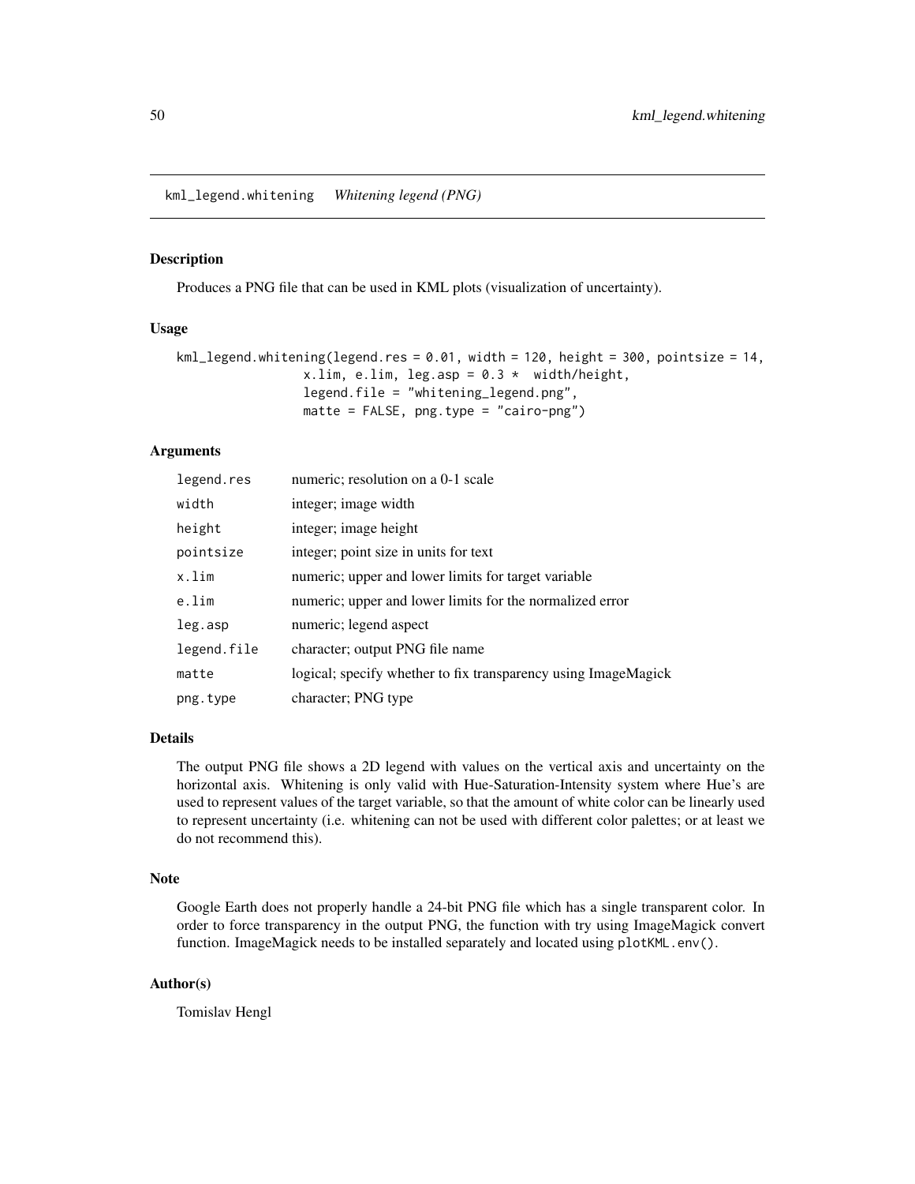# kml_legend.whitening *Whitening legend (PNG)*

## Description

Produces a PNG file that can be used in KML plots (visualization of uncertainty).

## Usage

```
kml_legend.whitening(legend.res = 0.01, width = 120, height = 300, pointsize = 14,
                x.lim, e.lim, leg.asp = 0.3 *  width/height,
                legend.file = "whitening_legend.png",
                matte = FALSE, png.type = "cairo-png")
```

## Arguments

| | |
|---|---|
| `legend.res` | numeric; resolution on a 0-1 scale |
| `width` | integer; image width |
| `height` | integer; image height |
| `pointsize` | integer; point size in units for text |
| `x.lim` | numeric; upper and lower limits for target variable |
| `e.lim` | numeric; upper and lower limits for the normalized error |
| `leg.asp` | numeric; legend aspect |
| `legend.file` | character; output PNG file name |
| `matte` | logical; specify whether to fix transparency using ImageMagick |
| `png.type` | character; PNG type |

## Details

The output PNG file shows a 2D legend with values on the vertical axis and uncertainty on the horizontal axis. Whitening is only valid with Hue-Saturation-Intensity system where Hue's are used to represent values of the target variable, so that the amount of white color can be linearly used to represent uncertainty (i.e. whitening can not be used with different color palettes; or at least we do not recommend this).

## Note

Google Earth does not properly handle a 24-bit PNG file which has a single transparent color. In order to force transparency in the output PNG, the function with try using ImageMagick convert function. ImageMagick needs to be installed separately and located using `plotKML.env()`.

## Author(s)

Tomislav Hengl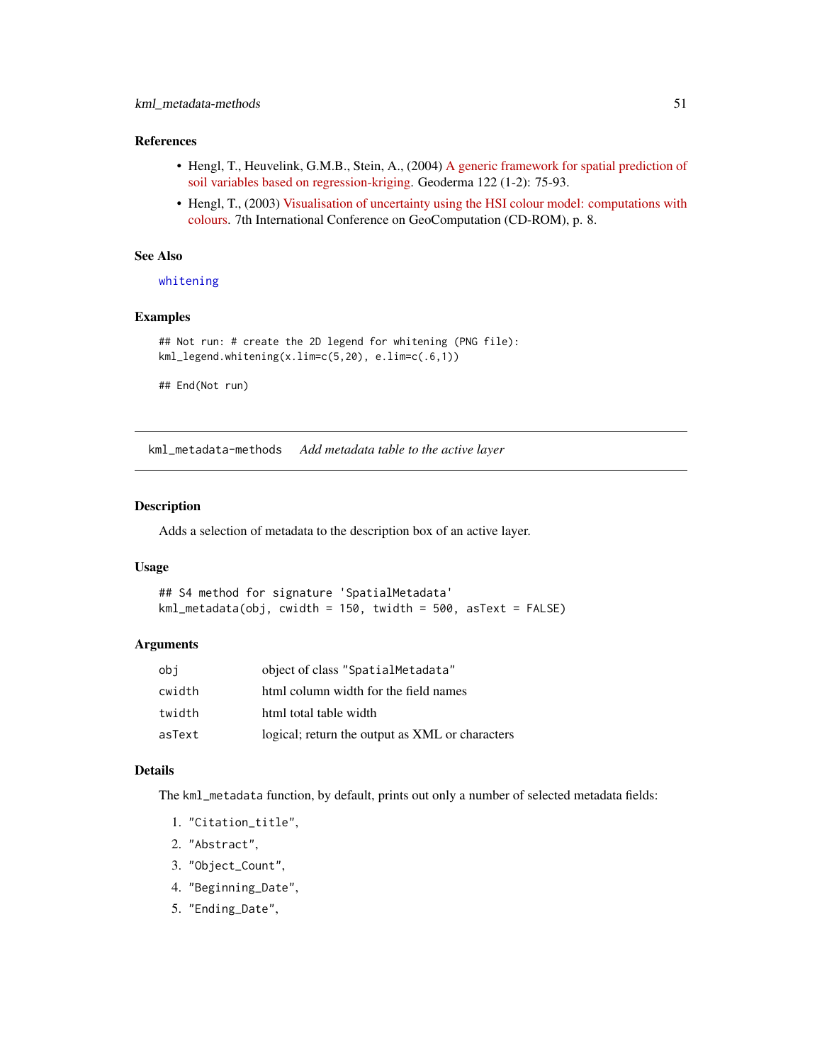### References

- Hengl, T., Heuvelink, G.M.B., Stein, A., (2004) A generic framework for spatial prediction of soil variables based on regression-kriging. Geoderma 122 (1-2): 75-93.
- Hengl, T., (2003) Visualisation of uncertainty using the HSI colour model: computations with colours. 7th International Conference on GeoComputation (CD-ROM), p. 8.

### See Also

whitening

### Examples

```
## Not run: # create the 2D legend for whitening (PNG file):
kml_legend.whitening(x.lim=c(5,20), e.lim=c(.6,1))

## End(Not run)
```

---

## kml_metadata-methods *Add metadata table to the active layer*

### Description

Adds a selection of metadata to the description box of an active layer.

### Usage

```
## S4 method for signature 'SpatialMetadata'
kml_metadata(obj, cwidth = 150, twidth = 500, asText = FALSE)
```

### Arguments

| | |
|---|---|
| obj | object of class "SpatialMetadata" |
| cwidth | html column width for the field names |
| twidth | html total table width |
| asText | logical; return the output as XML or characters |

### Details

The `kml_metadata` function, by default, prints out only a number of selected metadata fields:

1. "Citation_title",
2. "Abstract",
3. "Object_Count",
4. "Beginning_Date",
5. "Ending_Date",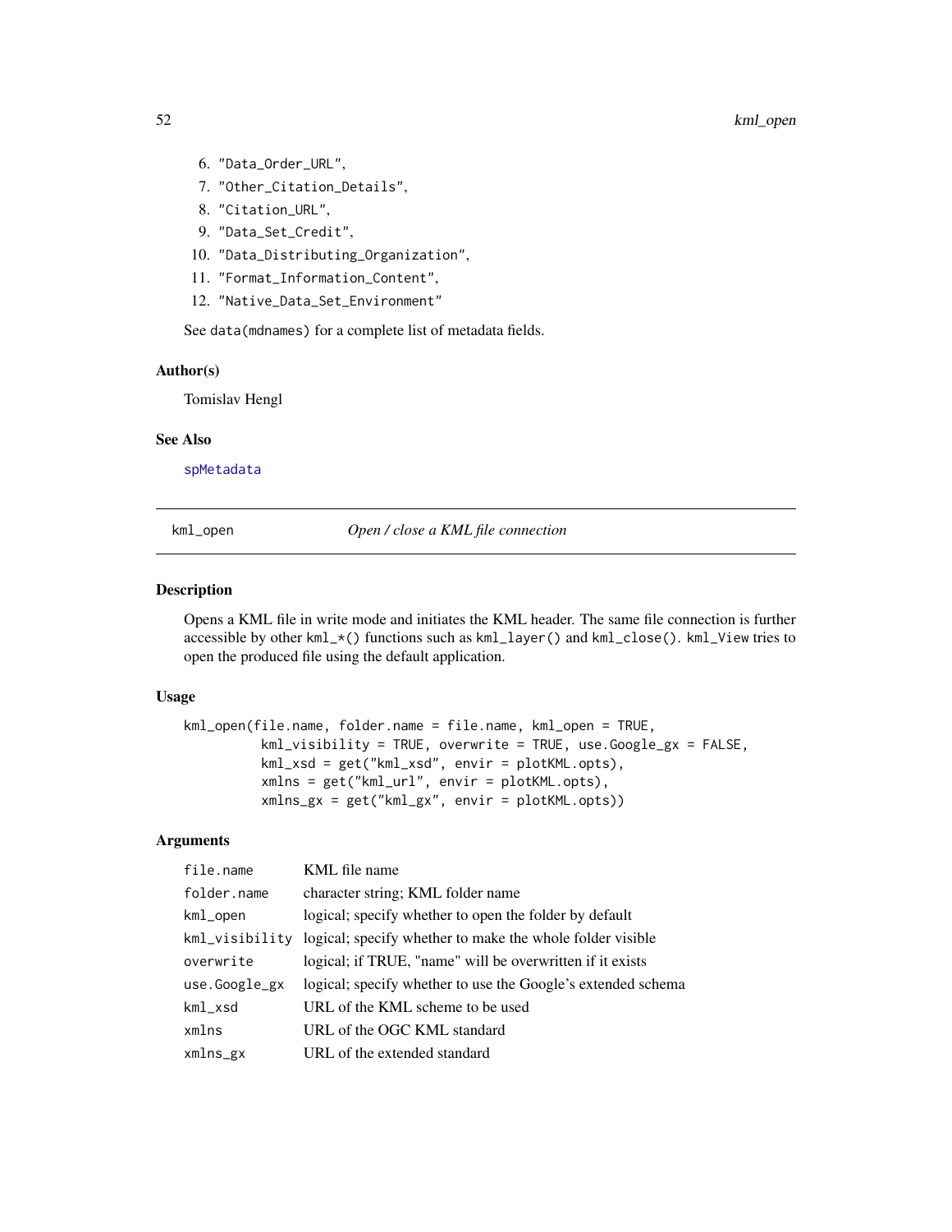6. "Data_Order_URL",
7. "Other_Citation_Details",
8. "Citation_URL",
9. "Data_Set_Credit",
10. "Data_Distributing_Organization",
11. "Format_Information_Content",
12. "Native_Data_Set_Environment"

See data(mdnames) for a complete list of metadata fields.

### Author(s)

Tomislav Hengl

### See Also

spMetadata

---

## kml_open *Open / close a KML file connection*

### Description

Opens a KML file in write mode and initiates the KML header. The same file connection is further accessible by other kml_*() functions such as kml_layer() and kml_close(). kml_View tries to open the produced file using the default application.

### Usage

```
kml_open(file.name, folder.name = file.name, kml_open = TRUE,
          kml_visibility = TRUE, overwrite = TRUE, use.Google_gx = FALSE,
          kml_xsd = get("kml_xsd", envir = plotKML.opts),
          xmlns = get("kml_url", envir = plotKML.opts),
          xmlns_gx = get("kml_gx", envir = plotKML.opts))
```

### Arguments

| | |
|---|---|
| file.name | KML file name |
| folder.name | character string; KML folder name |
| kml_open | logical; specify whether to open the folder by default |
| kml_visibility | logical; specify whether to make the whole folder visible |
| overwrite | logical; if TRUE, "name" will be overwritten if it exists |
| use.Google_gx | logical; specify whether to use the Google's extended schema |
| kml_xsd | URL of the KML scheme to be used |
| xmlns | URL of the OGC KML standard |
| xmlns_gx | URL of the extended standard |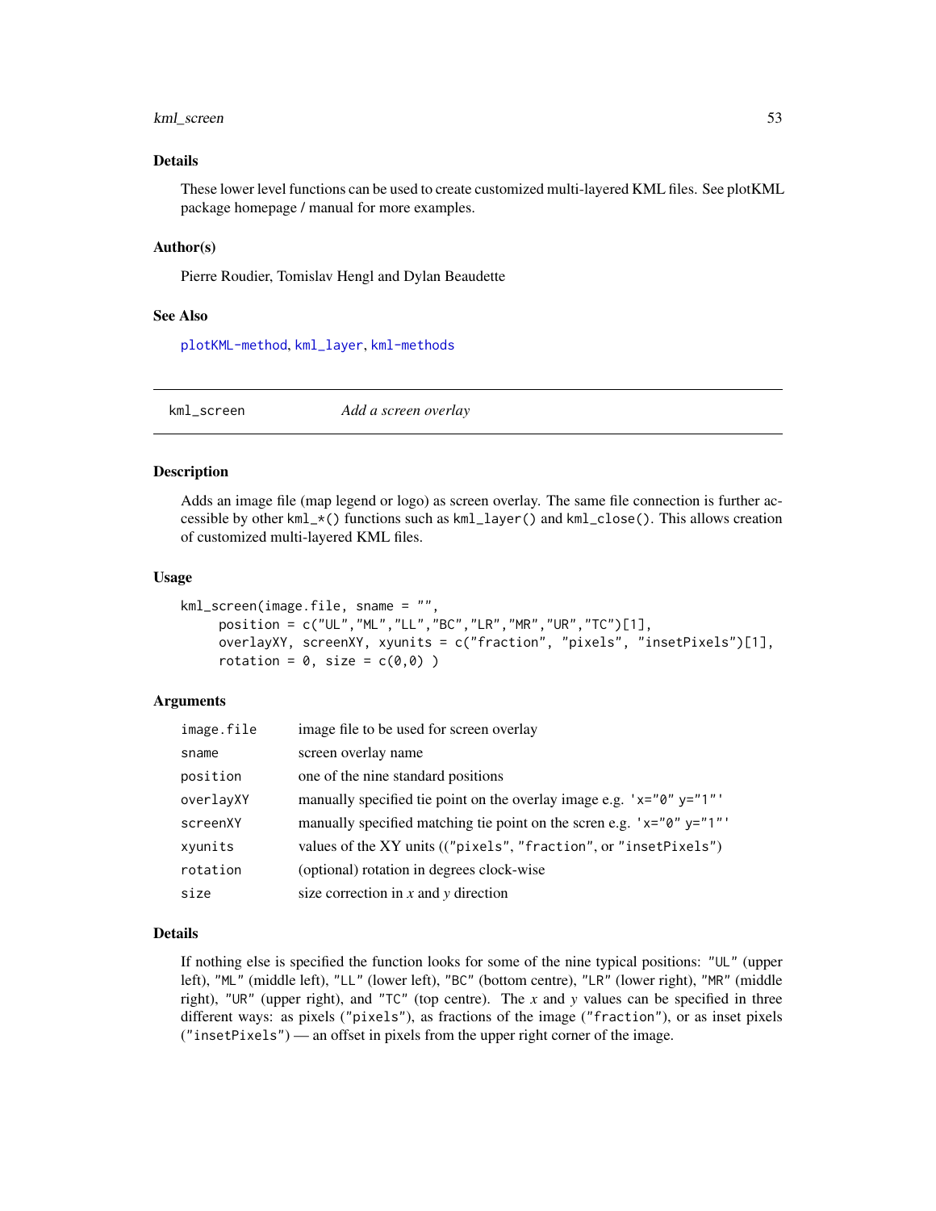### Details

These lower level functions can be used to create customized multi-layered KML files. See plotKML package homepage / manual for more examples.

### Author(s)

Pierre Roudier, Tomislav Hengl and Dylan Beaudette

### See Also

plotKML-method, kml_layer, kml-methods

---

## kml_screen *Add a screen overlay*

---

### Description

Adds an image file (map legend or logo) as screen overlay. The same file connection is further accessible by other `kml_*()` functions such as `kml_layer()` and `kml_close()`. This allows creation of customized multi-layered KML files.

### Usage

```
kml_screen(image.file, sname = "",
     position = c("UL","ML","LL","BC","LR","MR","UR","TC")[1],
     overlayXY, screenXY, xyunits = c("fraction", "pixels", "insetPixels")[1],
     rotation = 0, size = c(0,0) )
```

### Arguments

| | |
|---|---|
| `image.file` | image file to be used for screen overlay |
| `sname` | screen overlay name |
| `position` | one of the nine standard positions |
| `overlayXY` | manually specified tie point on the overlay image e.g. `'x="0" y="1"'` |
| `screenXY` | manually specified matching tie point on the scren e.g. `'x="0" y="1"'` |
| `xyunits` | values of the XY units (("pixels", "fraction", or "insetPixels") |
| `rotation` | (optional) rotation in degrees clock-wise |
| `size` | size correction in *x* and *y* direction |

### Details

If nothing else is specified the function looks for some of the nine typical positions: `"UL"` (upper left), `"ML"` (middle left), `"LL"` (lower left), `"BC"` (bottom centre), `"LR"` (lower right), `"MR"` (middle right), `"UR"` (upper right), and `"TC"` (top centre). The *x* and *y* values can be specified in three different ways: as pixels (`"pixels"`), as fractions of the image (`"fraction"`), or as inset pixels (`"insetPixels"`) — an offset in pixels from the upper right corner of the image.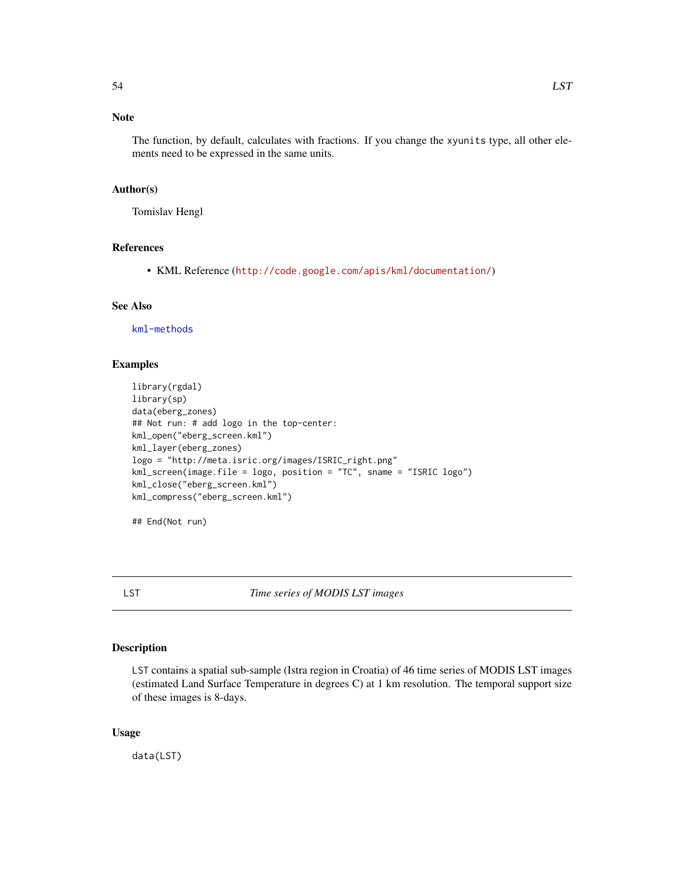## Note

The function, by default, calculates with fractions. If you change the `xyunits` type, all other elements need to be expressed in the same units.

## Author(s)

Tomislav Hengl

## References

- KML Reference (http://code.google.com/apis/kml/documentation/)

## See Also

kml-methods

## Examples

```
library(rgdal)
library(sp)
data(eberg_zones)
## Not run: # add logo in the top-center:
kml_open("eberg_screen.kml")
kml_layer(eberg_zones)
logo = "http://meta.isric.org/images/ISRIC_right.png"
kml_screen(image.file = logo, position = "TC", sname = "ISRIC logo")
kml_close("eberg_screen.kml")
kml_compress("eberg_screen.kml")

## End(Not run)
```

---

# LST &nbsp;&nbsp;&nbsp;&nbsp; *Time series of MODIS LST images*

## Description

LST contains a spatial sub-sample (Istra region in Croatia) of 46 time series of MODIS LST images (estimated Land Surface Temperature in degrees C) at 1 km resolution. The temporal support size of these images is 8-days.

## Usage

```
data(LST)
```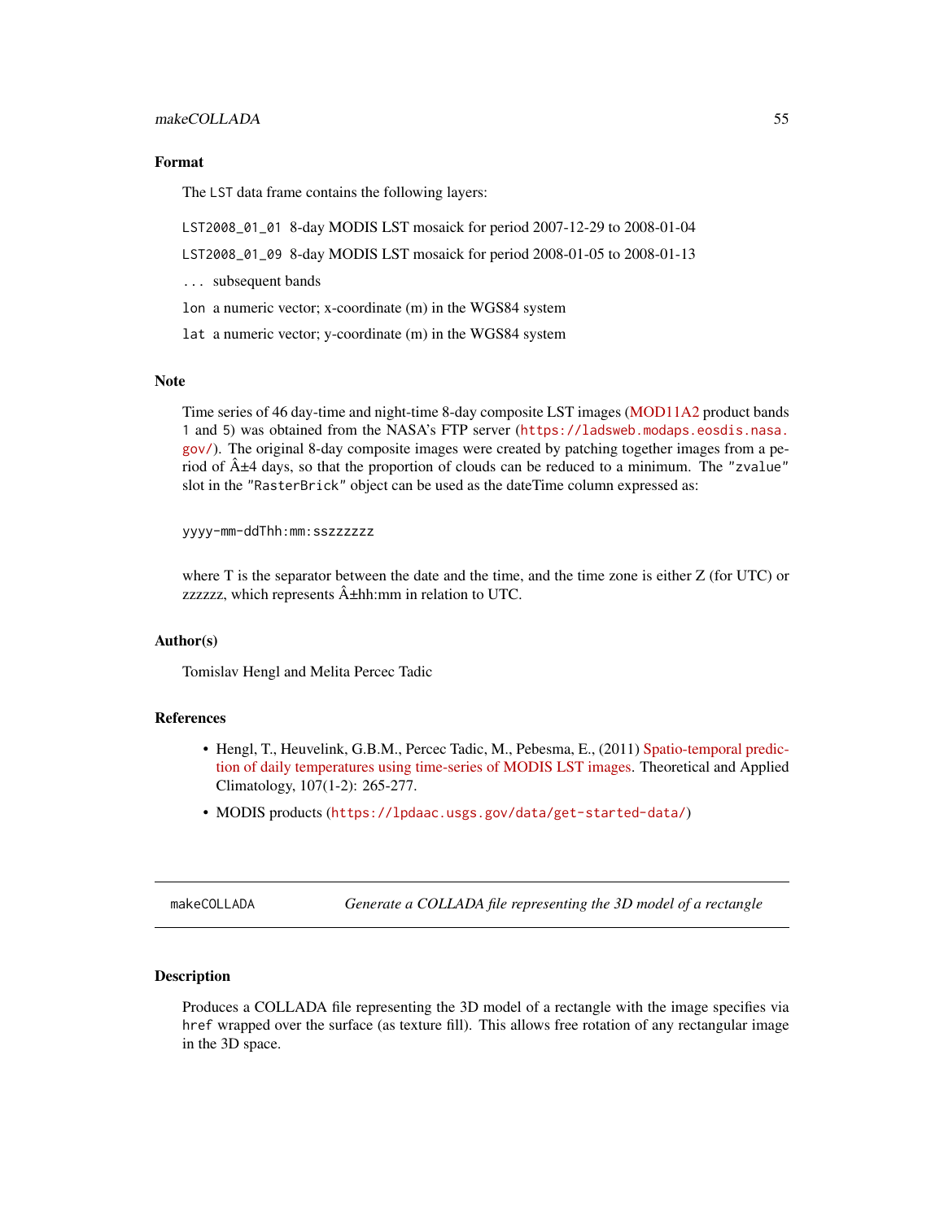### Format

The LST data frame contains the following layers:

- `LST2008_01_01` 8-day MODIS LST mosaick for period 2007-12-29 to 2008-01-04
- `LST2008_01_09` 8-day MODIS LST mosaick for period 2008-01-05 to 2008-01-13
- `...` subsequent bands
- `lon` a numeric vector; x-coordinate (m) in the WGS84 system
- `lat` a numeric vector; y-coordinate (m) in the WGS84 system

### Note

Time series of 46 day-time and night-time 8-day composite LST images (MOD11A2 product bands 1 and 5) was obtained from the NASA's FTP server (`https://ladsweb.modaps.eosdis.nasa.gov/`). The original 8-day composite images were created by patching together images from a period of Â±4 days, so that the proportion of clouds can be reduced to a minimum. The "zvalue" slot in the "RasterBrick" object can be used as the dateTime column expressed as:

```
yyyy-mm-ddThh:mm:sszzzzzz
```

where T is the separator between the date and the time, and the time zone is either Z (for UTC) or zzzzzz, which represents Â±hh:mm in relation to UTC.

### Author(s)

Tomislav Hengl and Melita Percec Tadic

### References

- Hengl, T., Heuvelink, G.B.M., Percec Tadic, M., Pebesma, E., (2011) Spatio-temporal prediction of daily temperatures using time-series of MODIS LST images. Theoretical and Applied Climatology, 107(1-2): 265-277.
- MODIS products (`https://lpdaac.usgs.gov/data/get-started-data/`)

---

## makeCOLLADA — *Generate a COLLADA file representing the 3D model of a rectangle*

### Description

Produces a COLLADA file representing the 3D model of a rectangle with the image specifies via `href` wrapped over the surface (as texture fill). This allows free rotation of any rectangular image in the 3D space.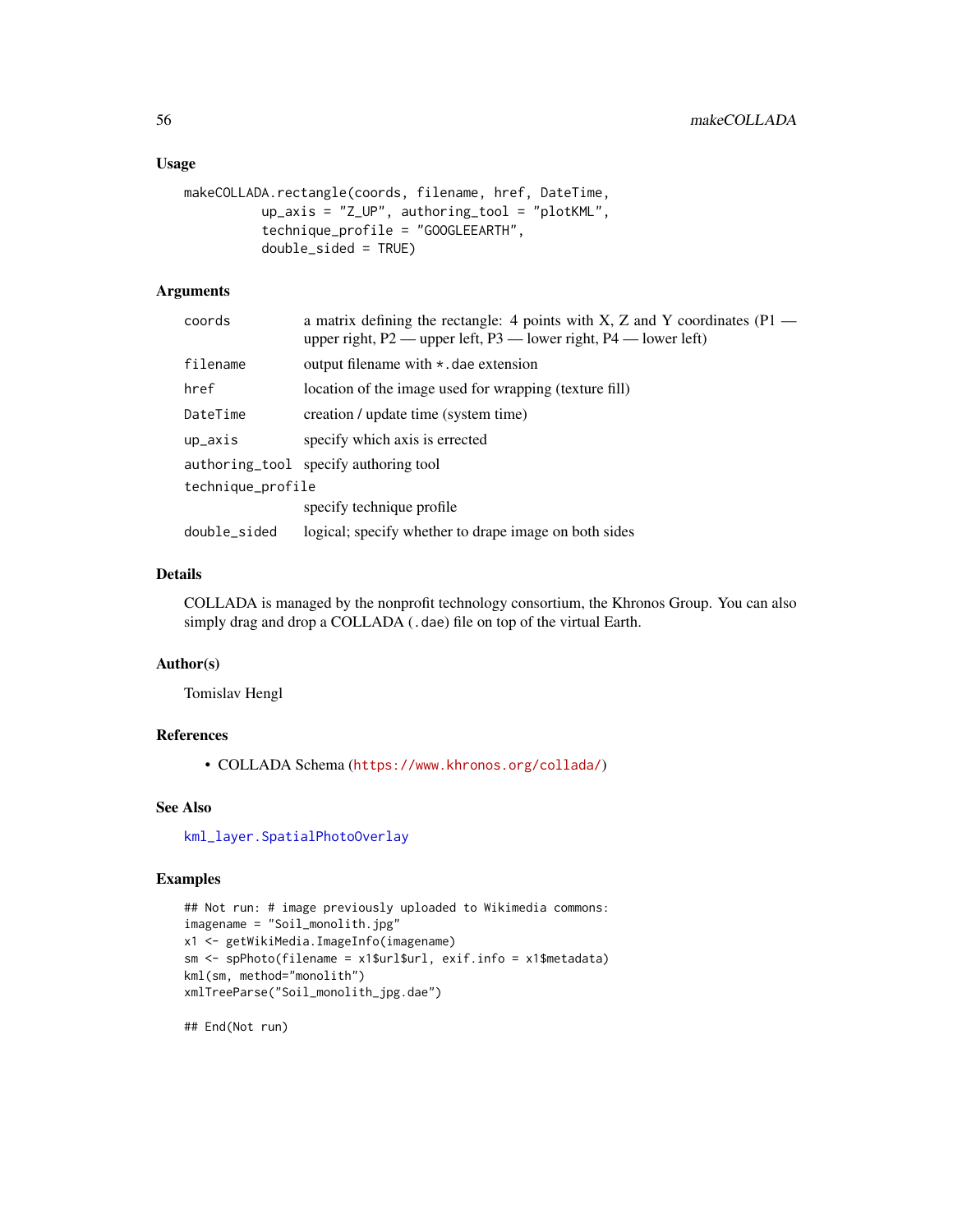## Usage

```
makeCOLLADA.rectangle(coords, filename, href, DateTime,
          up_axis = "Z_UP", authoring_tool = "plotKML",
          technique_profile = "GOOGLEEARTH",
          double_sided = TRUE)
```

## Arguments

| | |
|---|---|
| `coords` | a matrix defining the rectangle: 4 points with X, Z and Y coordinates (P1 — upper right, P2 — upper left, P3 — lower right, P4 — lower left) |
| `filename` | output filename with `*.dae` extension |
| `href` | location of the image used for wrapping (texture fill) |
| `DateTime` | creation / update time (system time) |
| `up_axis` | specify which axis is errected |
| `authoring_tool` | specify authoring tool |
| `technique_profile` | specify technique profile |
| `double_sided` | logical; specify whether to drape image on both sides |

## Details

COLLADA is managed by the nonprofit technology consortium, the Khronos Group. You can also simply drag and drop a COLLADA (`.dae`) file on top of the virtual Earth.

## Author(s)

Tomislav Hengl

## References

- COLLADA Schema (https://www.khronos.org/collada/)

## See Also

`kml_layer.SpatialPhotoOverlay`

## Examples

```
## Not run: # image previously uploaded to Wikimedia commons:
imagename = "Soil_monolith.jpg"
x1 <- getWikiMedia.ImageInfo(imagename)
sm <- spPhoto(filename = x1$url$url, exif.info = x1$metadata)
kml(sm, method="monolith")
xmlTreeParse("Soil_monolith_jpg.dae")

## End(Not run)
```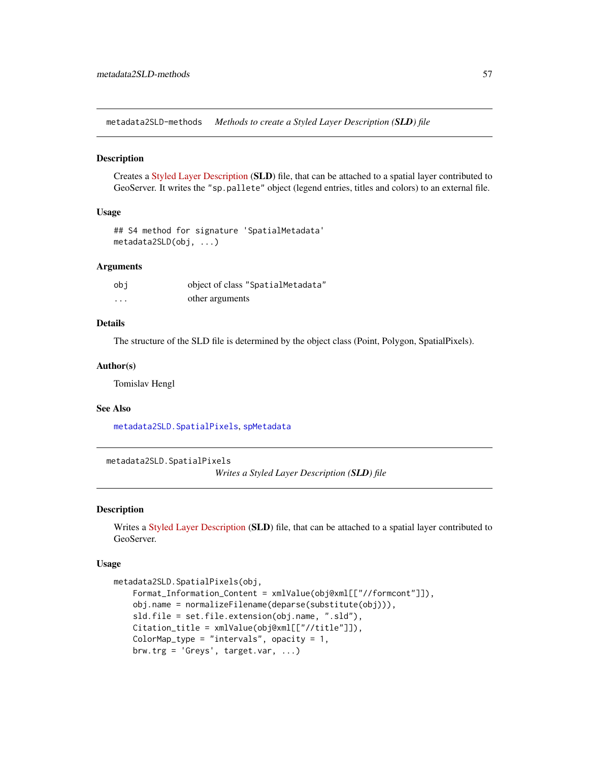## metadata2SLD-methods *Methods to create a Styled Layer Description (**SLD**) file*

### Description

Creates a Styled Layer Description (**SLD**) file, that can be attached to a spatial layer contributed to GeoServer. It writes the `"sp.pallete"` object (legend entries, titles and colors) to an external file.

### Usage

```
## S4 method for signature 'SpatialMetadata'
metadata2SLD(obj, ...)
```

### Arguments

| | |
|---|---|
| `obj` | object of class `"SpatialMetadata"` |
| `...` | other arguments |

### Details

The structure of the SLD file is determined by the object class (Point, Polygon, SpatialPixels).

### Author(s)

Tomislav Hengl

### See Also

`metadata2SLD.SpatialPixels`, `spMetadata`

## metadata2SLD.SpatialPixels *Writes a Styled Layer Description (**SLD**) file*

### Description

Writes a Styled Layer Description (**SLD**) file, that can be attached to a spatial layer contributed to GeoServer.

### Usage

```
metadata2SLD.SpatialPixels(obj,
    Format_Information_Content = xmlValue(obj@xml[["//formcont"]]),
    obj.name = normalizeFilename(deparse(substitute(obj))),
    sld.file = set.file.extension(obj.name, ".sld"),
    Citation_title = xmlValue(obj@xml[["//title"]]),
    ColorMap_type = "intervals", opacity = 1,
    brw.trg = 'Greys', target.var, ...)
```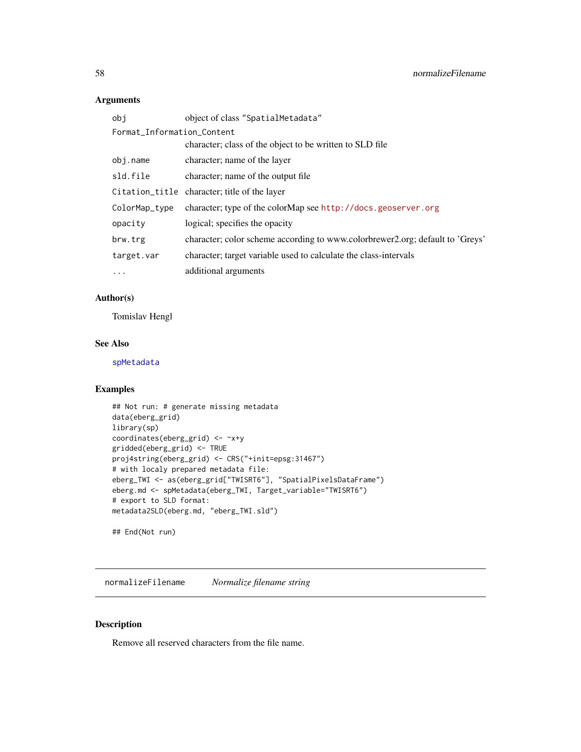## Arguments

| | |
|---|---|
| obj | object of class "SpatialMetadata" |
| Format_Information_Content | character; class of the object to be written to SLD file |
| obj.name | character; name of the layer |
| sld.file | character; name of the output file |
| Citation_title | character; title of the layer |
| ColorMap_type | character; type of the colorMap see http://docs.geoserver.org |
| opacity | logical; specifies the opacity |
| brw.trg | character; color scheme according to www.colorbrewer2.org; default to 'Greys' |
| target.var | character; target variable used to calculate the class-intervals |
| ... | additional arguments |

## Author(s)

Tomislav Hengl

## See Also

spMetadata

## Examples

```
## Not run: # generate missing metadata
data(eberg_grid)
library(sp)
coordinates(eberg_grid) <- ~x+y
gridded(eberg_grid) <- TRUE
proj4string(eberg_grid) <- CRS("+init=epsg:31467")
# with localy prepared metadata file:
eberg_TWI <- as(eberg_grid["TWISRT6"], "SpatialPixelsDataFrame")
eberg.md <- spMetadata(eberg_TWI, Target_variable="TWISRT6")
# export to SLD format:
metadata2SLD(eberg.md, "eberg_TWI.sld")

## End(Not run)
```

---

# normalizeFilename *Normalize filename string*

## Description

Remove all reserved characters from the file name.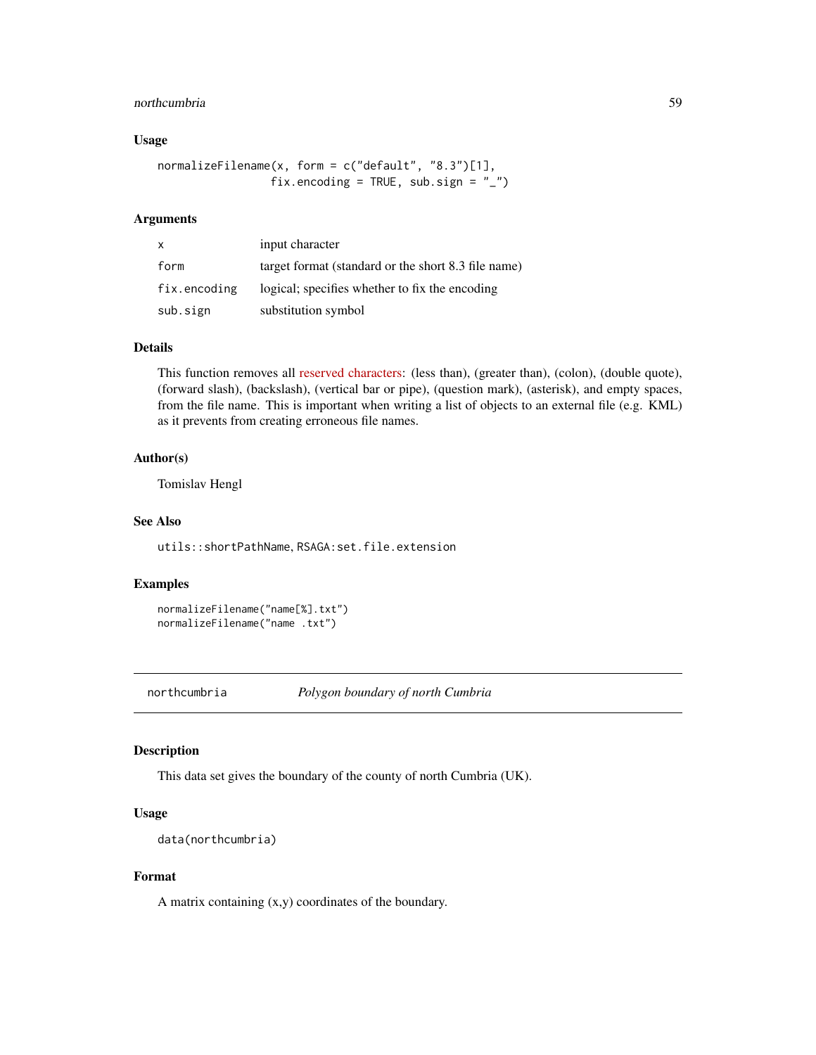### Usage

```
normalizeFilename(x, form = c("default", "8.3")[1],
                  fix.encoding = TRUE, sub.sign = "_")
```

### Arguments

| | |
|---|---|
| `x` | input character |
| `form` | target format (standard or the short 8.3 file name) |
| `fix.encoding` | logical; specifies whether to fix the encoding |
| `sub.sign` | substitution symbol |

### Details

This function removes all reserved characters: (less than), (greater than), (colon), (double quote), (forward slash), (backslash), (vertical bar or pipe), (question mark), (asterisk), and empty spaces, from the file name. This is important when writing a list of objects to an external file (e.g. KML) as it prevents from creating erroneous file names.

### Author(s)

Tomislav Hengl

### See Also

`utils::shortPathName`, `RSAGA:set.file.extension`

### Examples

```
normalizeFilename("name[%].txt")
normalizeFilename("name .txt")
```

---

## northcumbria — *Polygon boundary of north Cumbria*

### Description

This data set gives the boundary of the county of north Cumbria (UK).

### Usage

```
data(northcumbria)
```

### Format

A matrix containing (x,y) coordinates of the boundary.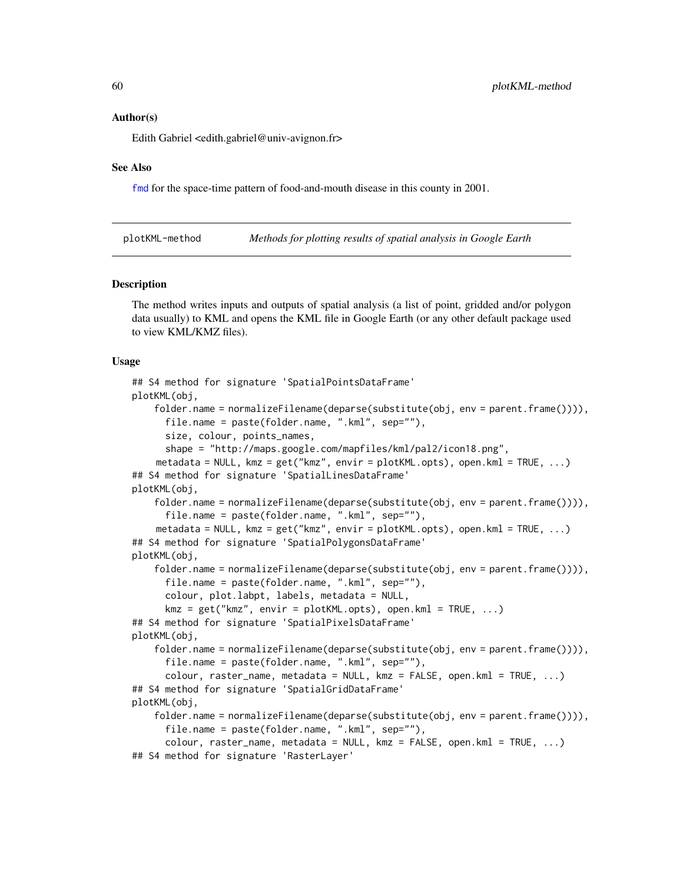### Author(s)

Edith Gabriel <edith.gabriel@univ-avignon.fr>

### See Also

`fmd` for the space-time pattern of food-and-mouth disease in this county in 2001.

---

## plotKML-method *Methods for plotting results of spatial analysis in Google Earth*

---

### Description

The method writes inputs and outputs of spatial analysis (a list of point, gridded and/or polygon data usually) to KML and opens the KML file in Google Earth (or any other default package used to view KML/KMZ files).

### Usage

```
## S4 method for signature 'SpatialPointsDataFrame'
plotKML(obj,
    folder.name = normalizeFilename(deparse(substitute(obj, env = parent.frame()))),
      file.name = paste(folder.name, ".kml", sep=""),
      size, colour, points_names,
      shape = "http://maps.google.com/mapfiles/kml/pal2/icon18.png",
     metadata = NULL, kmz = get("kmz", envir = plotKML.opts), open.kml = TRUE, ...)
## S4 method for signature 'SpatialLinesDataFrame'
plotKML(obj,
    folder.name = normalizeFilename(deparse(substitute(obj, env = parent.frame()))),
      file.name = paste(folder.name, ".kml", sep=""),
     metadata = NULL, kmz = get("kmz", envir = plotKML.opts), open.kml = TRUE, ...)
## S4 method for signature 'SpatialPolygonsDataFrame'
plotKML(obj,
    folder.name = normalizeFilename(deparse(substitute(obj, env = parent.frame()))),
      file.name = paste(folder.name, ".kml", sep=""),
      colour, plot.labpt, labels, metadata = NULL,
      kmz = get("kmz", envir = plotKML.opts), open.kml = TRUE, ...)
## S4 method for signature 'SpatialPixelsDataFrame'
plotKML(obj,
    folder.name = normalizeFilename(deparse(substitute(obj, env = parent.frame()))),
      file.name = paste(folder.name, ".kml", sep=""),
      colour, raster_name, metadata = NULL, kmz = FALSE, open.kml = TRUE, ...)
## S4 method for signature 'SpatialGridDataFrame'
plotKML(obj,
    folder.name = normalizeFilename(deparse(substitute(obj, env = parent.frame()))),
      file.name = paste(folder.name, ".kml", sep=""),
      colour, raster_name, metadata = NULL, kmz = FALSE, open.kml = TRUE, ...)
## S4 method for signature 'RasterLayer'
```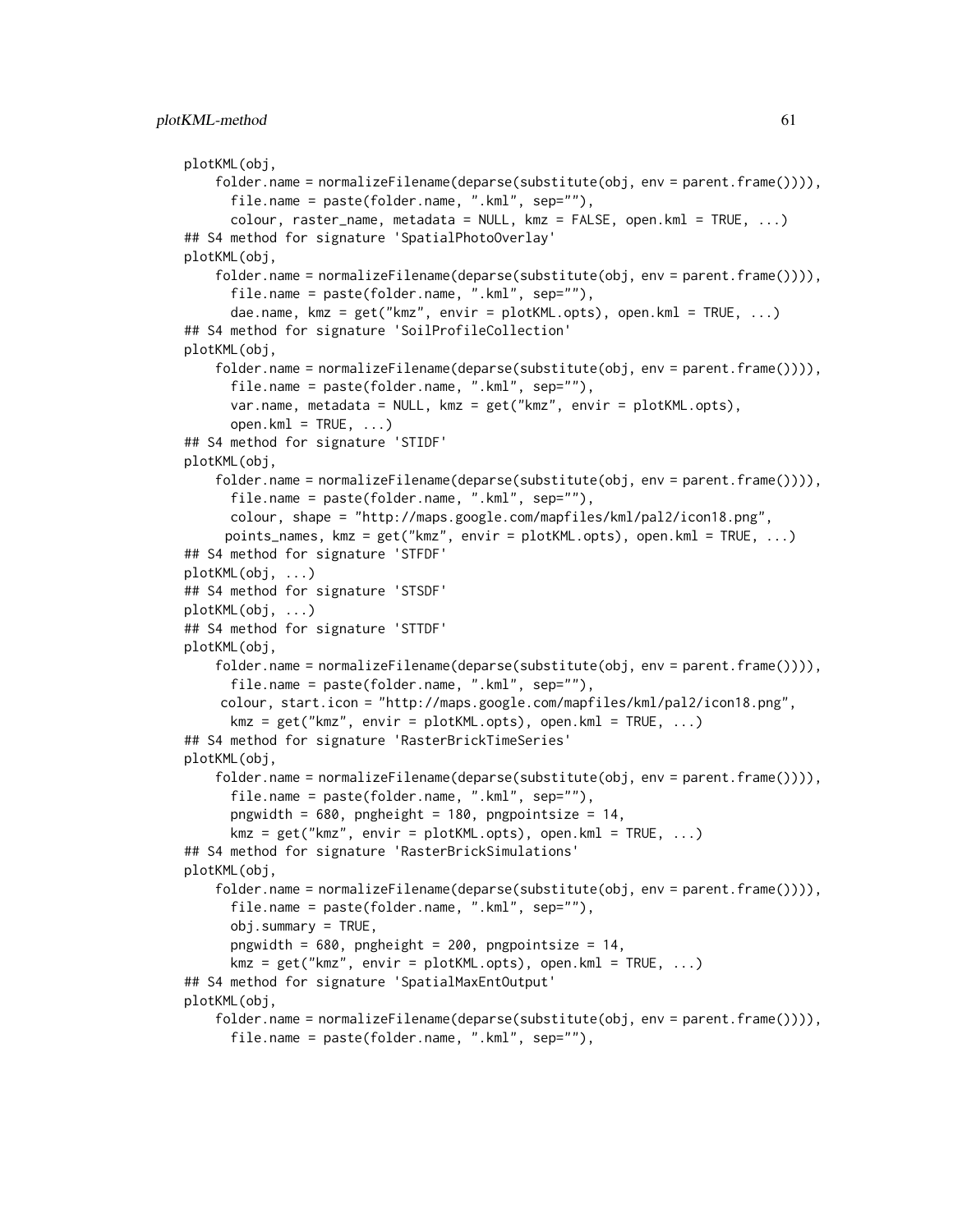```
plotKML(obj,
    folder.name = normalizeFilename(deparse(substitute(obj, env = parent.frame()))),
      file.name = paste(folder.name, ".kml", sep=""),
      colour, raster_name, metadata = NULL, kmz = FALSE, open.kml = TRUE, ...)
## S4 method for signature 'SpatialPhotoOverlay'
plotKML(obj,
    folder.name = normalizeFilename(deparse(substitute(obj, env = parent.frame()))),
      file.name = paste(folder.name, ".kml", sep=""),
      dae.name, kmz = get("kmz", envir = plotKML.opts), open.kml = TRUE, ...)
## S4 method for signature 'SoilProfileCollection'
plotKML(obj,
    folder.name = normalizeFilename(deparse(substitute(obj, env = parent.frame()))),
      file.name = paste(folder.name, ".kml", sep=""),
      var.name, metadata = NULL, kmz = get("kmz", envir = plotKML.opts),
      open.kml = TRUE, ...)
## S4 method for signature 'STIDF'
plotKML(obj,
    folder.name = normalizeFilename(deparse(substitute(obj, env = parent.frame()))),
      file.name = paste(folder.name, ".kml", sep=""),
      colour, shape = "http://maps.google.com/mapfiles/kml/pal2/icon18.png",
     points_names, kmz = get("kmz", envir = plotKML.opts), open.kml = TRUE, ...)
## S4 method for signature 'STFDF'
plotKML(obj, ...)
## S4 method for signature 'STSDF'
plotKML(obj, ...)
## S4 method for signature 'STTDF'
plotKML(obj,
    folder.name = normalizeFilename(deparse(substitute(obj, env = parent.frame()))),
      file.name = paste(folder.name, ".kml", sep=""),
     colour, start.icon = "http://maps.google.com/mapfiles/kml/pal2/icon18.png",
      kmz = get("kmz", envir = plotKML.opts), open.kml = TRUE, ...)
## S4 method for signature 'RasterBrickTimeSeries'
plotKML(obj,
    folder.name = normalizeFilename(deparse(substitute(obj, env = parent.frame()))),
      file.name = paste(folder.name, ".kml", sep=""),
      pngwidth = 680, pngheight = 180, pngpointsize = 14,
      kmz = get("kmz", envir = plotKML.opts), open.kml = TRUE, ...)
## S4 method for signature 'RasterBrickSimulations'
plotKML(obj,
    folder.name = normalizeFilename(deparse(substitute(obj, env = parent.frame()))),
      file.name = paste(folder.name, ".kml", sep=""),
      obj.summary = TRUE,
      pngwidth = 680, pngheight = 200, pngpointsize = 14,
      kmz = get("kmz", envir = plotKML.opts), open.kml = TRUE, ...)
## S4 method for signature 'SpatialMaxEntOutput'
plotKML(obj,
    folder.name = normalizeFilename(deparse(substitute(obj, env = parent.frame()))),
      file.name = paste(folder.name, ".kml", sep=""),
```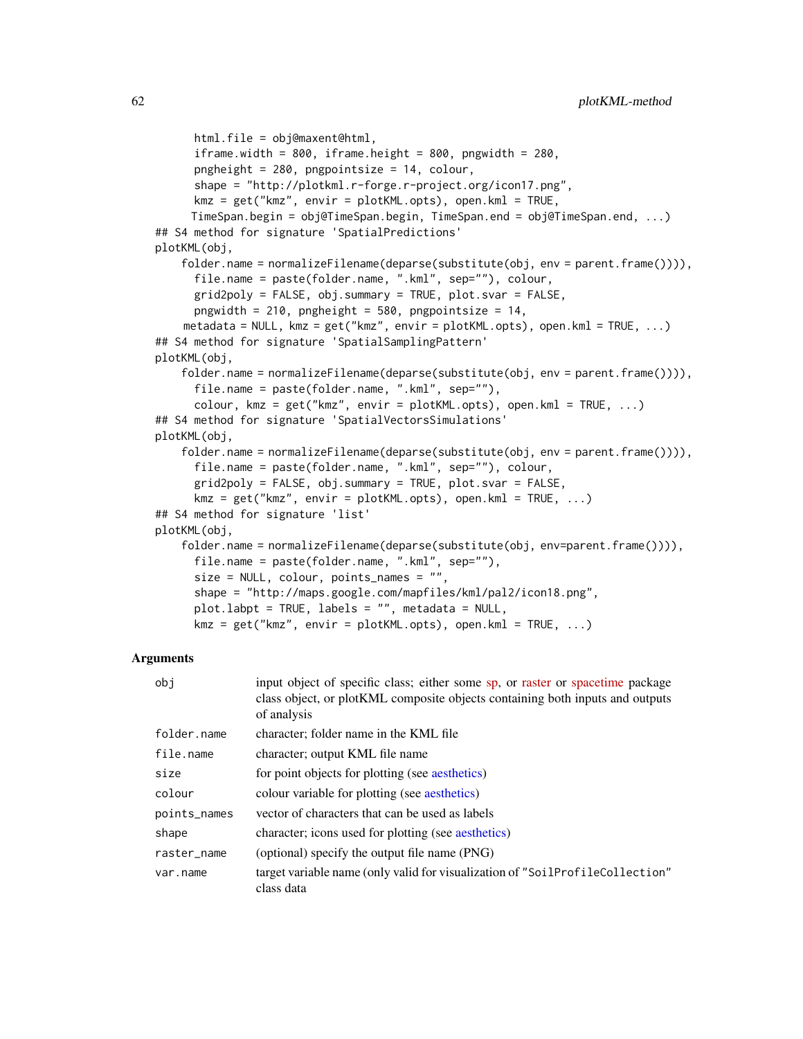```
         html.file = obj@maxent@html,
         iframe.width = 800, iframe.height = 800, pngwidth = 280,
         pngheight = 280, pngpointsize = 14, colour,
         shape = "http://plotkml.r-forge.r-project.org/icon17.png",
         kmz = get("kmz", envir = plotKML.opts), open.kml = TRUE,
        TimeSpan.begin = obj@TimeSpan.begin, TimeSpan.end = obj@TimeSpan.end, ...)
## S4 method for signature 'SpatialPredictions'
plotKML(obj,
     folder.name = normalizeFilename(deparse(substitute(obj, env = parent.frame()))),
       file.name = paste(folder.name, ".kml", sep=""), colour,
       grid2poly = FALSE, obj.summary = TRUE, plot.svar = FALSE,
       pngwidth = 210, pngheight = 580, pngpointsize = 14,
     metadata = NULL, kmz = get("kmz", envir = plotKML.opts), open.kml = TRUE, ...)
## S4 method for signature 'SpatialSamplingPattern'
plotKML(obj,
     folder.name = normalizeFilename(deparse(substitute(obj, env = parent.frame()))),
       file.name = paste(folder.name, ".kml", sep=""),
       colour, kmz = get("kmz", envir = plotKML.opts), open.kml = TRUE, ...)
## S4 method for signature 'SpatialVectorsSimulations'
plotKML(obj,
     folder.name = normalizeFilename(deparse(substitute(obj, env = parent.frame()))),
       file.name = paste(folder.name, ".kml", sep=""), colour,
       grid2poly = FALSE, obj.summary = TRUE, plot.svar = FALSE,
       kmz = get("kmz", envir = plotKML.opts), open.kml = TRUE, ...)
## S4 method for signature 'list'
plotKML(obj,
     folder.name = normalizeFilename(deparse(substitute(obj, env=parent.frame()))),
       file.name = paste(folder.name, ".kml", sep=""),
       size = NULL, colour, points_names = "",
       shape = "http://maps.google.com/mapfiles/kml/pal2/icon18.png",
       plot.labpt = TRUE, labels = "", metadata = NULL,
       kmz = get("kmz", envir = plotKML.opts), open.kml = TRUE, ...)
```

## Arguments

| | |
|---|---|
| obj | input object of specific class; either some sp, or raster or spacetime package class object, or plotKML composite objects containing both inputs and outputs of analysis |
| folder.name | character; folder name in the KML file |
| file.name | character; output KML file name |
| size | for point objects for plotting (see aesthetics) |
| colour | colour variable for plotting (see aesthetics) |
| points_names | vector of characters that can be used as labels |
| shape | character; icons used for plotting (see aesthetics) |
| raster_name | (optional) specify the output file name (PNG) |
| var.name | target variable name (only valid for visualization of "SoilProfileCollection" class data |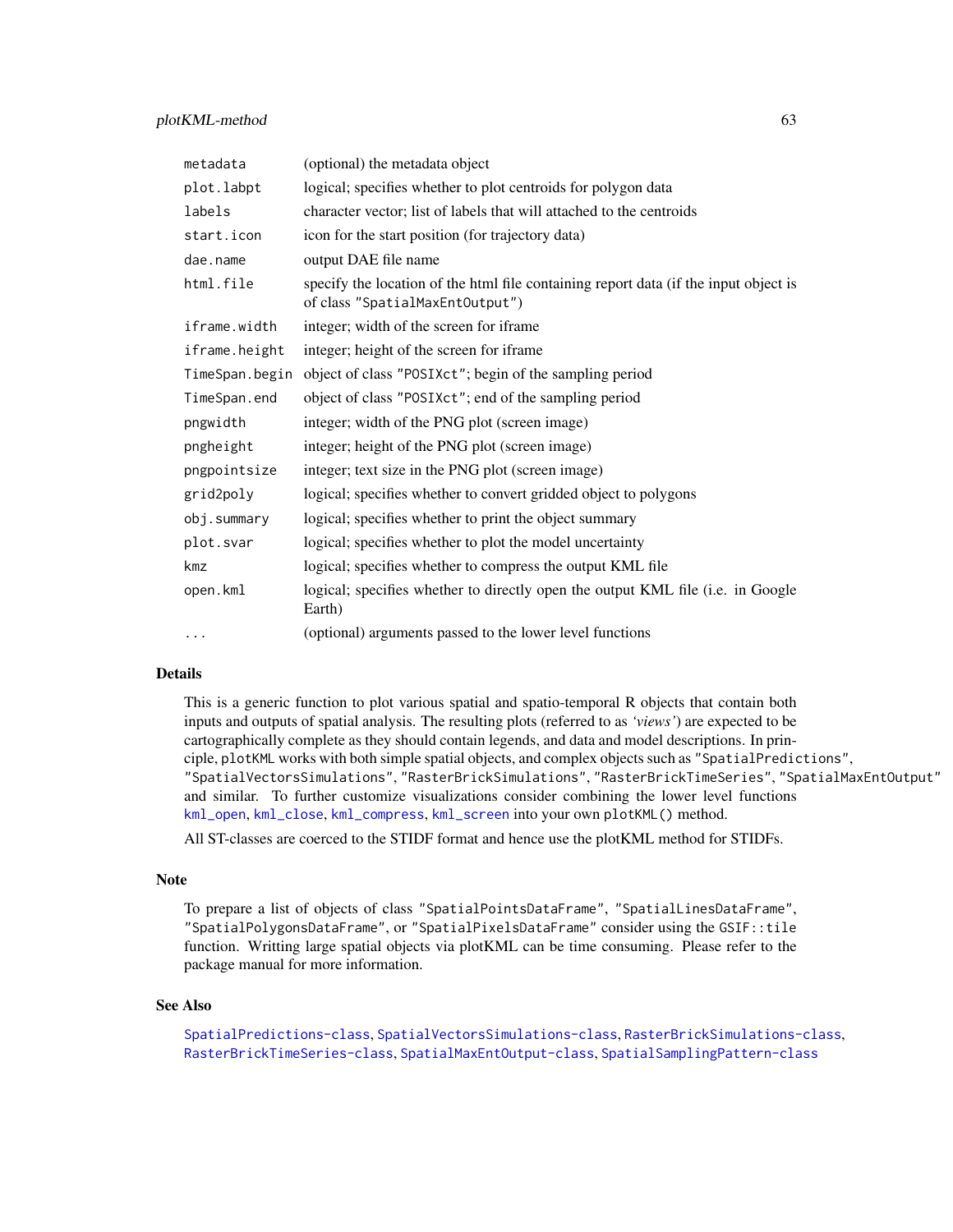| | |
|---|---|
| `metadata` | (optional) the metadata object |
| `plot.labpt` | logical; specifies whether to plot centroids for polygon data |
| `labels` | character vector; list of labels that will attached to the centroids |
| `start.icon` | icon for the start position (for trajectory data) |
| `dae.name` | output DAE file name |
| `html.file` | specify the location of the html file containing report data (if the input object is of class "SpatialMaxEntOutput") |
| `iframe.width` | integer; width of the screen for iframe |
| `iframe.height` | integer; height of the screen for iframe |
| `TimeSpan.begin` | object of class "POSIXct"; begin of the sampling period |
| `TimeSpan.end` | object of class "POSIXct"; end of the sampling period |
| `pngwidth` | integer; width of the PNG plot (screen image) |
| `pngheight` | integer; height of the PNG plot (screen image) |
| `pngpointsize` | integer; text size in the PNG plot (screen image) |
| `grid2poly` | logical; specifies whether to convert gridded object to polygons |
| `obj.summary` | logical; specifies whether to print the object summary |
| `plot.svar` | logical; specifies whether to plot the model uncertainty |
| `kmz` | logical; specifies whether to compress the output KML file |
| `open.kml` | logical; specifies whether to directly open the output KML file (i.e. in Google Earth) |
| `...` | (optional) arguments passed to the lower level functions |

## Details

This is a generic function to plot various spatial and spatio-temporal R objects that contain both inputs and outputs of spatial analysis. The resulting plots (referred to as *'views'*) are expected to be cartographically complete as they should contain legends, and data and model descriptions. In principle, `plotKML` works with both simple spatial objects, and complex objects such as "SpatialPredictions", "SpatialVectorsSimulations", "RasterBrickSimulations", "RasterBrickTimeSeries", "SpatialMaxEntOutput" and similar. To further customize visualizations consider combining the lower level functions `kml_open`, `kml_close`, `kml_compress`, `kml_screen` into your own `plotKML()` method.

All ST-classes are coerced to the STIDF format and hence use the plotKML method for STIDFs.

## Note

To prepare a list of objects of class "SpatialPointsDataFrame", "SpatialLinesDataFrame", "SpatialPolygonsDataFrame", or "SpatialPixelsDataFrame" consider using the `GSIF::tile` function. Writting large spatial objects via plotKML can be time consuming. Please refer to the package manual for more information.

## See Also

`SpatialPredictions-class`, `SpatialVectorsSimulations-class`, `RasterBrickSimulations-class`, `RasterBrickTimeSeries-class`, `SpatialMaxEntOutput-class`, `SpatialSamplingPattern-class`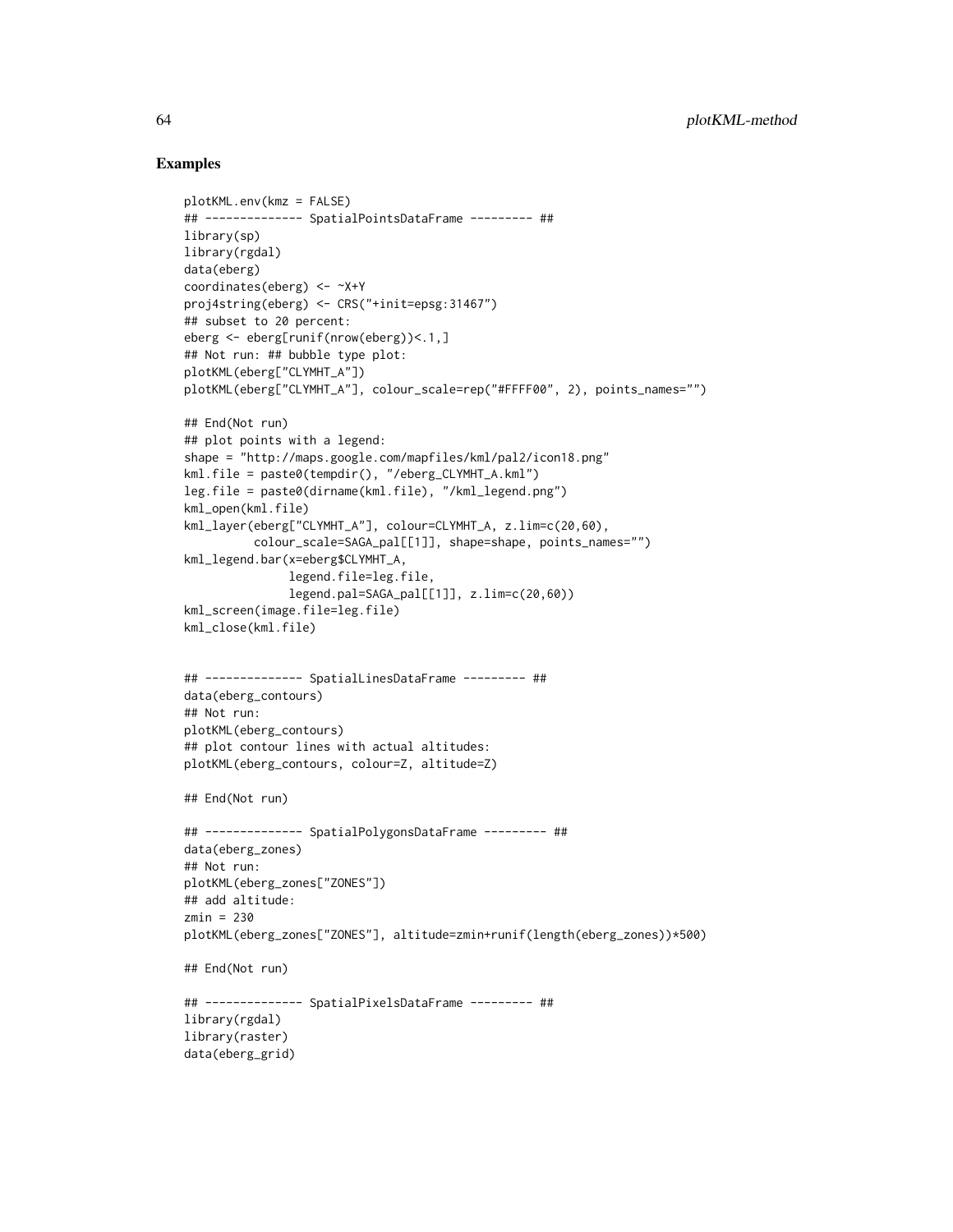## Examples

```
plotKML.env(kmz = FALSE)
## -------------- SpatialPointsDataFrame --------- ##
library(sp)
library(rgdal)
data(eberg)
coordinates(eberg) <- ~X+Y
proj4string(eberg) <- CRS("+init=epsg:31467")
## subset to 20 percent:
eberg <- eberg[runif(nrow(eberg))<.1,]
## Not run: ## bubble type plot:
plotKML(eberg["CLYMHT_A"])
plotKML(eberg["CLYMHT_A"], colour_scale=rep("#FFFF00", 2), points_names="")

## End(Not run)
## plot points with a legend:
shape = "http://maps.google.com/mapfiles/kml/pal2/icon18.png"
kml.file = paste0(tempdir(), "/eberg_CLYMHT_A.kml")
leg.file = paste0(dirname(kml.file), "/kml_legend.png")
kml_open(kml.file)
kml_layer(eberg["CLYMHT_A"], colour=CLYMHT_A, z.lim=c(20,60),
          colour_scale=SAGA_pal[[1]], shape=shape, points_names="")
kml_legend.bar(x=eberg$CLYMHT_A,
               legend.file=leg.file,
               legend.pal=SAGA_pal[[1]], z.lim=c(20,60))
kml_screen(image.file=leg.file)
kml_close(kml.file)


## -------------- SpatialLinesDataFrame --------- ##
data(eberg_contours)
## Not run:
plotKML(eberg_contours)
## plot contour lines with actual altitudes:
plotKML(eberg_contours, colour=Z, altitude=Z)

## End(Not run)

## -------------- SpatialPolygonsDataFrame --------- ##
data(eberg_zones)
## Not run:
plotKML(eberg_zones["ZONES"])
## add altitude:
zmin = 230
plotKML(eberg_zones["ZONES"], altitude=zmin+runif(length(eberg_zones))*500)

## End(Not run)

## -------------- SpatialPixelsDataFrame --------- ##
library(rgdal)
library(raster)
data(eberg_grid)
```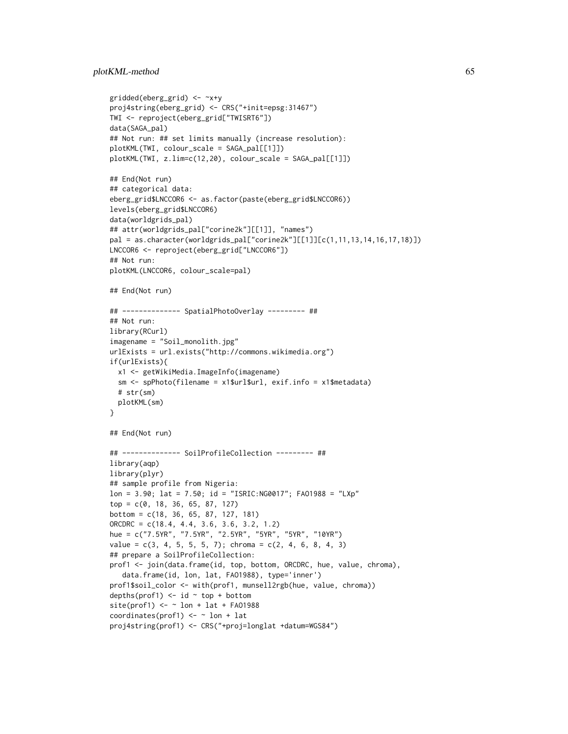```
gridded(eberg_grid) <- ~x+y
proj4string(eberg_grid) <- CRS("+init=epsg:31467")
TWI <- reproject(eberg_grid["TWISRT6"])
data(SAGA_pal)
## Not run: ## set limits manually (increase resolution):
plotKML(TWI, colour_scale = SAGA_pal[[1]])
plotKML(TWI, z.lim=c(12,20), colour_scale = SAGA_pal[[1]])

## End(Not run)
## categorical data:
eberg_grid$LNCCOR6 <- as.factor(paste(eberg_grid$LNCCOR6))
levels(eberg_grid$LNCCOR6)
data(worldgrids_pal)
## attr(worldgrids_pal["corine2k"][[1]], "names")
pal = as.character(worldgrids_pal["corine2k"][[1]][c(1,11,13,14,16,17,18)])
LNCCOR6 <- reproject(eberg_grid["LNCCOR6"])
## Not run:
plotKML(LNCCOR6, colour_scale=pal)

## End(Not run)

## -------------- SpatialPhotoOverlay --------- ##
## Not run:
library(RCurl)
imagename = "Soil_monolith.jpg"
urlExists = url.exists("http://commons.wikimedia.org")
if(urlExists){
  x1 <- getWikiMedia.ImageInfo(imagename)
  sm <- spPhoto(filename = x1$url$url, exif.info = x1$metadata)
  # str(sm)
  plotKML(sm)
}

## End(Not run)

## -------------- SoilProfileCollection --------- ##
library(aqp)
library(plyr)
## sample profile from Nigeria:
lon = 3.90; lat = 7.50; id = "ISRIC:NG0017"; FAO1988 = "LXp"
top = c(0, 18, 36, 65, 87, 127)
bottom = c(18, 36, 65, 87, 127, 181)
ORCDRC = c(18.4, 4.4, 3.6, 3.6, 3.2, 1.2)
hue = c("7.5YR", "7.5YR", "2.5YR", "5YR", "5YR", "10YR")
value = c(3, 4, 5, 5, 5, 7); chroma = c(2, 4, 6, 8, 4, 3)
## prepare a SoilProfileCollection:
prof1 <- join(data.frame(id, top, bottom, ORCDRC, hue, value, chroma),
   data.frame(id, lon, lat, FAO1988), type='inner')
prof1$soil_color <- with(prof1, munsell2rgb(hue, value, chroma))
depths(prof1) <- id ~ top + bottom
site(prof1) <- ~ lon + lat + FAO1988
coordinates(prof1) <- ~ lon + lat
proj4string(prof1) <- CRS("+proj=longlat +datum=WGS84")
```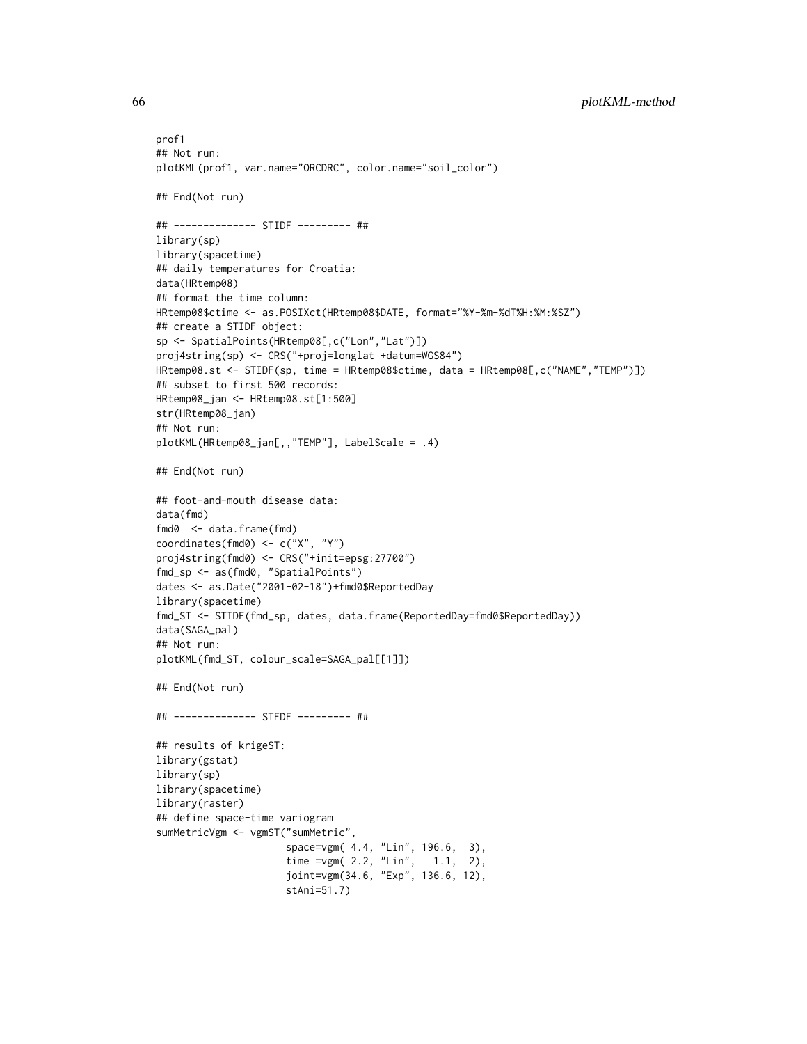```
prof1
## Not run:
plotKML(prof1, var.name="ORCDRC", color.name="soil_color")

## End(Not run)

## -------------- STIDF --------- ##
library(sp)
library(spacetime)
## daily temperatures for Croatia:
data(HRtemp08)
## format the time column:
HRtemp08$ctime <- as.POSIXct(HRtemp08$DATE, format="%Y-%m-%dT%H:%M:%SZ")
## create a STIDF object:
sp <- SpatialPoints(HRtemp08[,c("Lon","Lat")])
proj4string(sp) <- CRS("+proj=longlat +datum=WGS84")
HRtemp08.st <- STIDF(sp, time = HRtemp08$ctime, data = HRtemp08[,c("NAME","TEMP")])
## subset to first 500 records:
HRtemp08_jan <- HRtemp08.st[1:500]
str(HRtemp08_jan)
## Not run:
plotKML(HRtemp08_jan[,,"TEMP"], LabelScale = .4)

## End(Not run)

## foot-and-mouth disease data:
data(fmd)
fmd0  <- data.frame(fmd)
coordinates(fmd0) <- c("X", "Y")
proj4string(fmd0) <- CRS("+init=epsg:27700")
fmd_sp <- as(fmd0, "SpatialPoints")
dates <- as.Date("2001-02-18")+fmd0$ReportedDay
library(spacetime)
fmd_ST <- STIDF(fmd_sp, dates, data.frame(ReportedDay=fmd0$ReportedDay))
data(SAGA_pal)
## Not run:
plotKML(fmd_ST, colour_scale=SAGA_pal[[1]])

## End(Not run)

## -------------- STFDF --------- ##

## results of krigeST:
library(gstat)
library(sp)
library(spacetime)
library(raster)
## define space-time variogram
sumMetricVgm <- vgmST("sumMetric",
                      space=vgm( 4.4, "Lin", 196.6,  3),
                      time =vgm( 2.2, "Lin",   1.1,  2),
                      joint=vgm(34.6, "Exp", 136.6, 12),
                      stAni=51.7)
```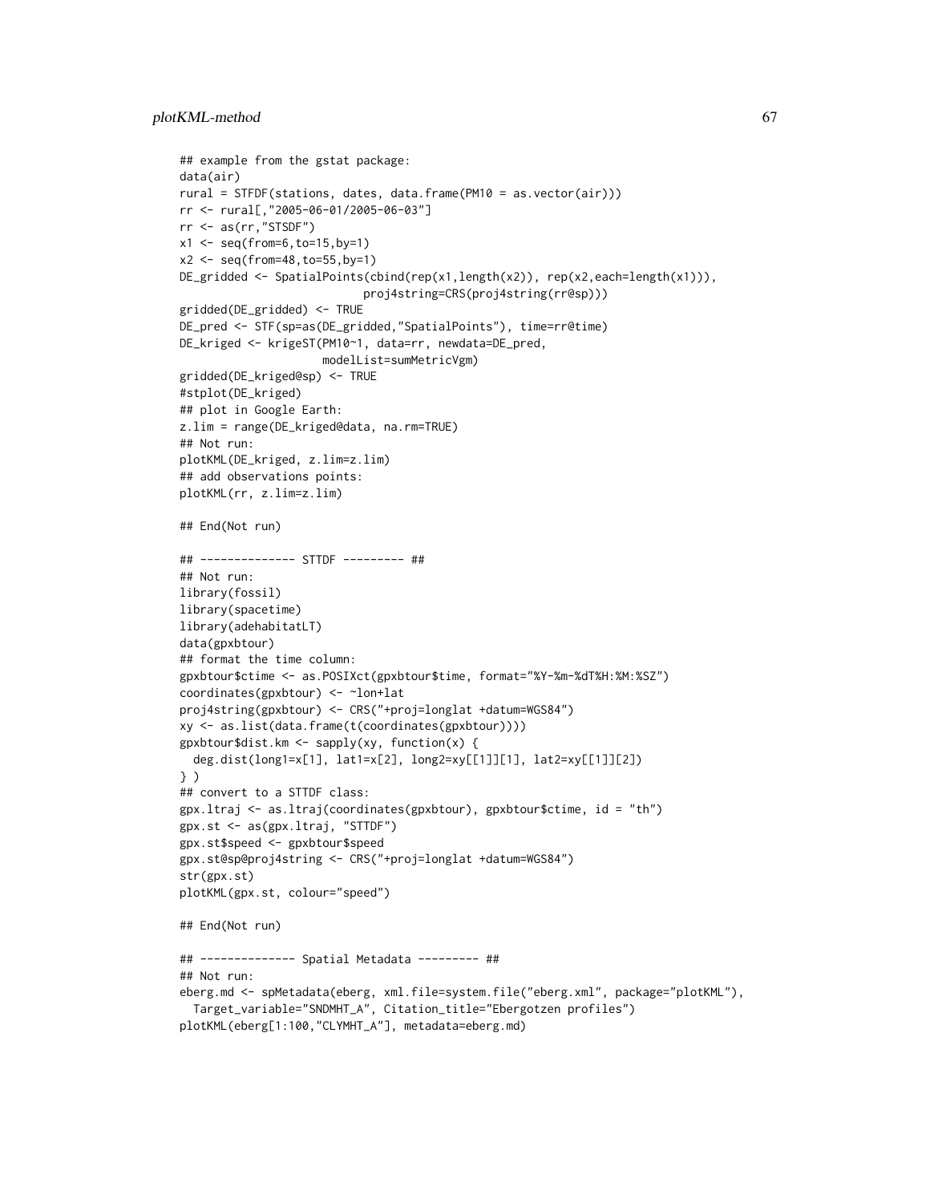```
## example from the gstat package:
data(air)
rural = STFDF(stations, dates, data.frame(PM10 = as.vector(air)))
rr <- rural[,"2005-06-01/2005-06-03"]
rr <- as(rr,"STSDF")
x1 <- seq(from=6,to=15,by=1)
x2 <- seq(from=48,to=55,by=1)
DE_gridded <- SpatialPoints(cbind(rep(x1,length(x2)), rep(x2,each=length(x1))),
                            proj4string=CRS(proj4string(rr@sp)))
gridded(DE_gridded) <- TRUE
DE_pred <- STF(sp=as(DE_gridded,"SpatialPoints"), time=rr@time)
DE_kriged <- krigeST(PM10~1, data=rr, newdata=DE_pred,
                     modelList=sumMetricVgm)
gridded(DE_kriged@sp) <- TRUE
#stplot(DE_kriged)
## plot in Google Earth:
z.lim = range(DE_kriged@data, na.rm=TRUE)
## Not run:
plotKML(DE_kriged, z.lim=z.lim)
## add observations points:
plotKML(rr, z.lim=z.lim)

## End(Not run)

## -------------- STTDF --------- ##
## Not run:
library(fossil)
library(spacetime)
library(adehabitatLT)
data(gpxbtour)
## format the time column:
gpxbtour$ctime <- as.POSIXct(gpxbtour$time, format="%Y-%m-%dT%H:%M:%SZ")
coordinates(gpxbtour) <- ~lon+lat
proj4string(gpxbtour) <- CRS("+proj=longlat +datum=WGS84")
xy <- as.list(data.frame(t(coordinates(gpxbtour))))
gpxbtour$dist.km <- sapply(xy, function(x) {
  deg.dist(long1=x[1], lat1=x[2], long2=xy[[1]][1], lat2=xy[[1]][2])
} )
## convert to a STTDF class:
gpx.ltraj <- as.ltraj(coordinates(gpxbtour), gpxbtour$ctime, id = "th")
gpx.st <- as(gpx.ltraj, "STTDF")
gpx.st$speed <- gpxbtour$speed
gpx.st@sp@proj4string <- CRS("+proj=longlat +datum=WGS84")
str(gpx.st)
plotKML(gpx.st, colour="speed")

## End(Not run)

## -------------- Spatial Metadata --------- ##
## Not run:
eberg.md <- spMetadata(eberg, xml.file=system.file("eberg.xml", package="plotKML"),
  Target_variable="SNDMHT_A", Citation_title="Ebergotzen profiles")
plotKML(eberg[1:100,"CLYMHT_A"], metadata=eberg.md)
```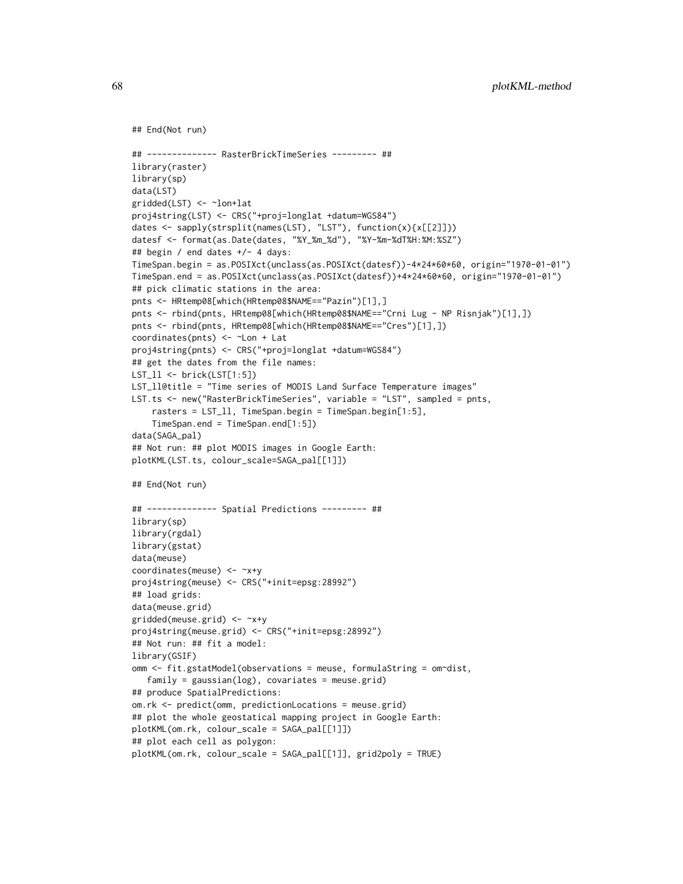```
## End(Not run)

## -------------- RasterBrickTimeSeries --------- ##
library(raster)
library(sp)
data(LST)
gridded(LST) <- ~lon+lat
proj4string(LST) <- CRS("+proj=longlat +datum=WGS84")
dates <- sapply(strsplit(names(LST), "LST"), function(x){x[[2]]})
datesf <- format(as.Date(dates, "%Y_%m_%d"), "%Y-%m-%dT%H:%M:%SZ")
## begin / end dates +/- 4 days:
TimeSpan.begin = as.POSIXct(unclass(as.POSIXct(datesf))-4*24*60*60, origin="1970-01-01")
TimeSpan.end = as.POSIXct(unclass(as.POSIXct(datesf))+4*24*60*60, origin="1970-01-01")
## pick climatic stations in the area:
pnts <- HRtemp08[which(HRtemp08$NAME=="Pazin")[1],]
pnts <- rbind(pnts, HRtemp08[which(HRtemp08$NAME=="Crni Lug - NP Risnjak")[1],])
pnts <- rbind(pnts, HRtemp08[which(HRtemp08$NAME=="Cres")[1],])
coordinates(pnts) <- ~Lon + Lat
proj4string(pnts) <- CRS("+proj=longlat +datum=WGS84")
## get the dates from the file names:
LST_ll <- brick(LST[1:5])
LST_ll@title = "Time series of MODIS Land Surface Temperature images"
LST.ts <- new("RasterBrickTimeSeries", variable = "LST", sampled = pnts,
    rasters = LST_ll, TimeSpan.begin = TimeSpan.begin[1:5],
    TimeSpan.end = TimeSpan.end[1:5])
data(SAGA_pal)
## Not run: ## plot MODIS images in Google Earth:
plotKML(LST.ts, colour_scale=SAGA_pal[[1]])

## End(Not run)

## -------------- Spatial Predictions --------- ##
library(sp)
library(rgdal)
library(gstat)
data(meuse)
coordinates(meuse) <- ~x+y
proj4string(meuse) <- CRS("+init=epsg:28992")
## load grids:
data(meuse.grid)
gridded(meuse.grid) <- ~x+y
proj4string(meuse.grid) <- CRS("+init=epsg:28992")
## Not run: ## fit a model:
library(GSIF)
omm <- fit.gstatModel(observations = meuse, formulaString = om~dist,
   family = gaussian(log), covariates = meuse.grid)
## produce SpatialPredictions:
om.rk <- predict(omm, predictionLocations = meuse.grid)
## plot the whole geostatical mapping project in Google Earth:
plotKML(om.rk, colour_scale = SAGA_pal[[1]])
## plot each cell as polygon:
plotKML(om.rk, colour_scale = SAGA_pal[[1]], grid2poly = TRUE)
```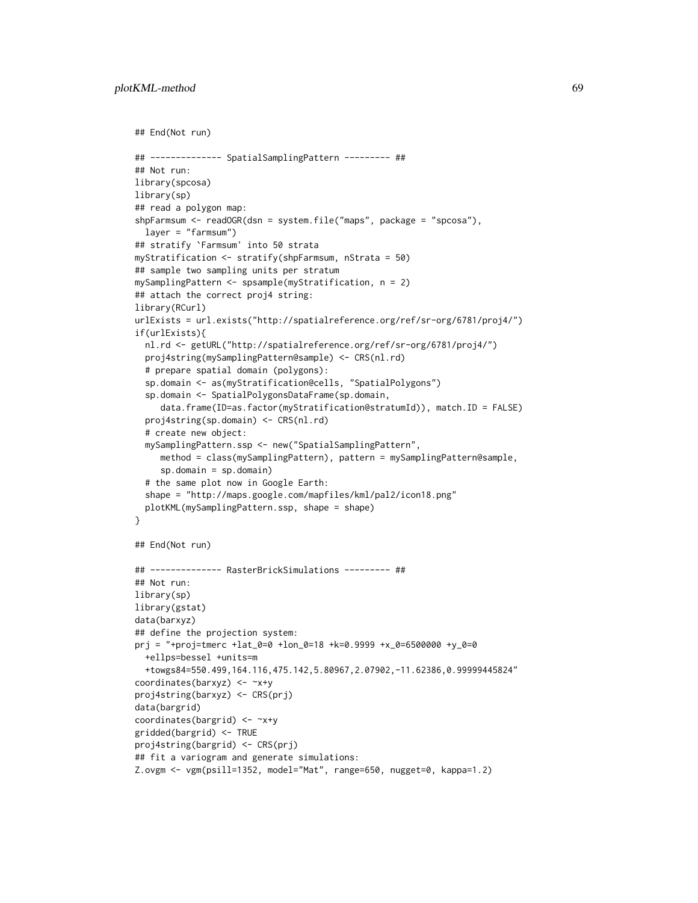```
## End(Not run)

## -------------- SpatialSamplingPattern --------- ##
## Not run:
library(spcosa)
library(sp)
## read a polygon map:
shpFarmsum <- readOGR(dsn = system.file("maps", package = "spcosa"),
  layer = "farmsum")
## stratify `Farmsum' into 50 strata
myStratification <- stratify(shpFarmsum, nStrata = 50)
## sample two sampling units per stratum
mySamplingPattern <- spsample(myStratification, n = 2)
## attach the correct proj4 string:
library(RCurl)
urlExists = url.exists("http://spatialreference.org/ref/sr-org/6781/proj4/")
if(urlExists){
  nl.rd <- getURL("http://spatialreference.org/ref/sr-org/6781/proj4/")
  proj4string(mySamplingPattern@sample) <- CRS(nl.rd)
  # prepare spatial domain (polygons):
  sp.domain <- as(myStratification@cells, "SpatialPolygons")
  sp.domain <- SpatialPolygonsDataFrame(sp.domain,
     data.frame(ID=as.factor(myStratification@stratumId)), match.ID = FALSE)
  proj4string(sp.domain) <- CRS(nl.rd)
  # create new object:
  mySamplingPattern.ssp <- new("SpatialSamplingPattern",
     method = class(mySamplingPattern), pattern = mySamplingPattern@sample,
     sp.domain = sp.domain)
  # the same plot now in Google Earth:
  shape = "http://maps.google.com/mapfiles/kml/pal2/icon18.png"
  plotKML(mySamplingPattern.ssp, shape = shape)
}

## End(Not run)

## -------------- RasterBrickSimulations --------- ##
## Not run:
library(sp)
library(gstat)
data(barxyz)
## define the projection system:
prj = "+proj=tmerc +lat_0=0 +lon_0=18 +k=0.9999 +x_0=6500000 +y_0=0
  +ellps=bessel +units=m
  +towgs84=550.499,164.116,475.142,5.80967,2.07902,-11.62386,0.99999445824"
coordinates(barxyz) <- ~x+y
proj4string(barxyz) <- CRS(prj)
data(bargrid)
coordinates(bargrid) <- ~x+y
gridded(bargrid) <- TRUE
proj4string(bargrid) <- CRS(prj)
## fit a variogram and generate simulations:
Z.ovgm <- vgm(psill=1352, model="Mat", range=650, nugget=0, kappa=1.2)
```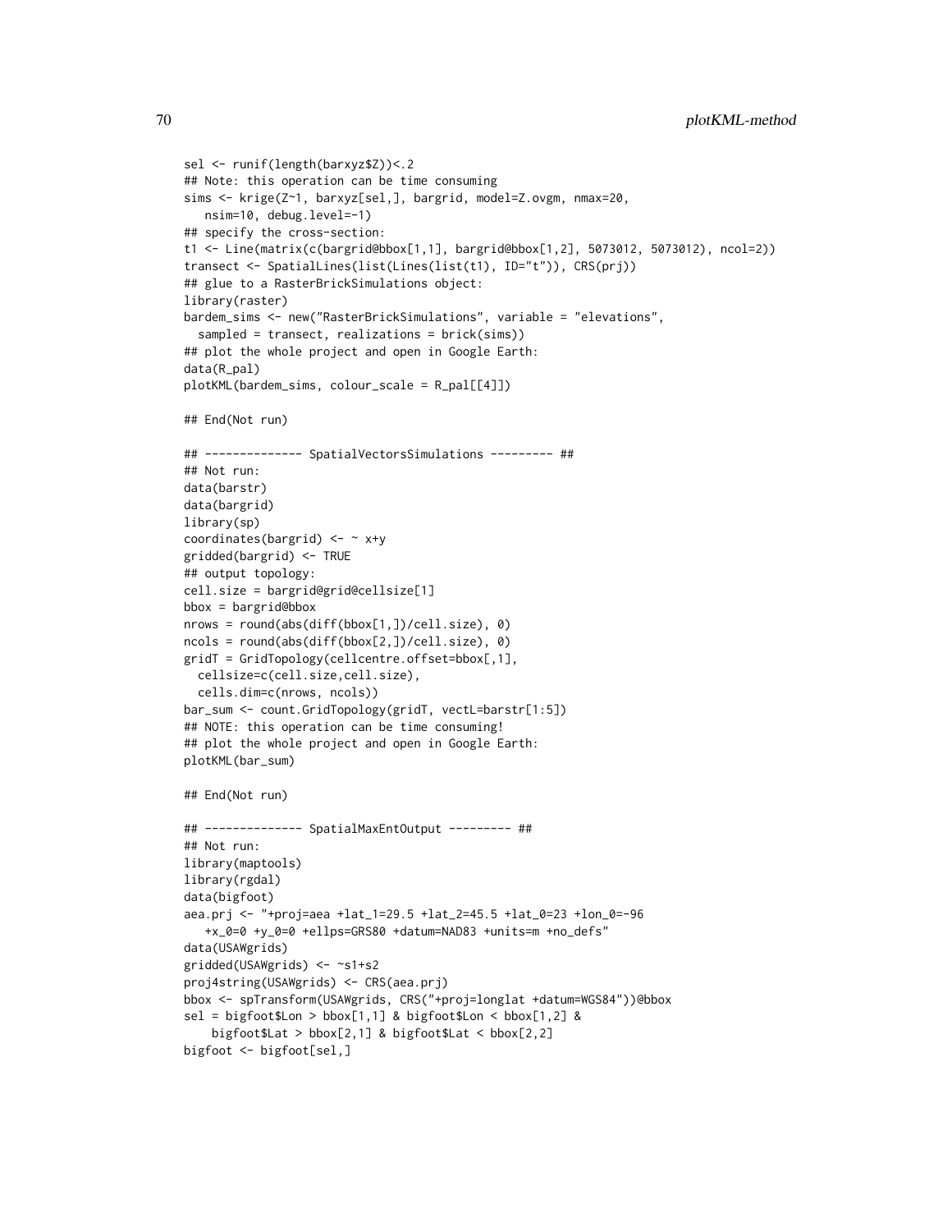```
sel <- runif(length(barxyz$Z))<.2
## Note: this operation can be time consuming
sims <- krige(Z~1, barxyz[sel,], bargrid, model=Z.ovgm, nmax=20,
   nsim=10, debug.level=-1)
## specify the cross-section:
t1 <- Line(matrix(c(bargrid@bbox[1,1], bargrid@bbox[1,2], 5073012, 5073012), ncol=2))
transect <- SpatialLines(list(Lines(list(t1), ID="t")), CRS(prj))
## glue to a RasterBrickSimulations object:
library(raster)
bardem_sims <- new("RasterBrickSimulations", variable = "elevations",
  sampled = transect, realizations = brick(sims))
## plot the whole project and open in Google Earth:
data(R_pal)
plotKML(bardem_sims, colour_scale = R_pal[[4]])

## End(Not run)

## -------------- SpatialVectorsSimulations --------- ##
## Not run:
data(barstr)
data(bargrid)
library(sp)
coordinates(bargrid) <- ~ x+y
gridded(bargrid) <- TRUE
## output topology:
cell.size = bargrid@grid@cellsize[1]
bbox = bargrid@bbox
nrows = round(abs(diff(bbox[1,])/cell.size), 0)
ncols = round(abs(diff(bbox[2,])/cell.size), 0)
gridT = GridTopology(cellcentre.offset=bbox[,1],
  cellsize=c(cell.size,cell.size),
  cells.dim=c(nrows, ncols))
bar_sum <- count.GridTopology(gridT, vectL=barstr[1:5])
## NOTE: this operation can be time consuming!
## plot the whole project and open in Google Earth:
plotKML(bar_sum)

## End(Not run)

## -------------- SpatialMaxEntOutput --------- ##
## Not run:
library(maptools)
library(rgdal)
data(bigfoot)
aea.prj <- "+proj=aea +lat_1=29.5 +lat_2=45.5 +lat_0=23 +lon_0=-96
   +x_0=0 +y_0=0 +ellps=GRS80 +datum=NAD83 +units=m +no_defs"
data(USAWgrids)
gridded(USAWgrids) <- ~s1+s2
proj4string(USAWgrids) <- CRS(aea.prj)
bbox <- spTransform(USAWgrids, CRS("+proj=longlat +datum=WGS84"))@bbox
sel = bigfoot$Lon > bbox[1,1] & bigfoot$Lon < bbox[1,2] &
    bigfoot$Lat > bbox[2,1] & bigfoot$Lat < bbox[2,2]
bigfoot <- bigfoot[sel,]
```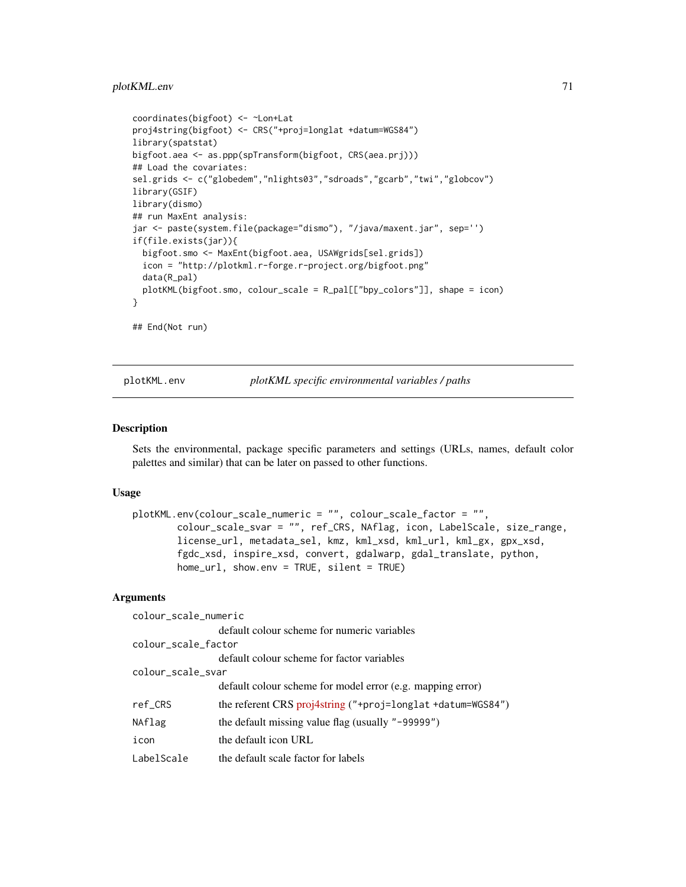```
coordinates(bigfoot) <- ~Lon+Lat
proj4string(bigfoot) <- CRS("+proj=longlat +datum=WGS84")
library(spatstat)
bigfoot.aea <- as.ppp(spTransform(bigfoot, CRS(aea.prj)))
## Load the covariates:
sel.grids <- c("globedem","nlights03","sdroads","gcarb","twi","globcov")
library(GSIF)
library(dismo)
## run MaxEnt analysis:
jar <- paste(system.file(package="dismo"), "/java/maxent.jar", sep='')
if(file.exists(jar)){
  bigfoot.smo <- MaxEnt(bigfoot.aea, USAWgrids[sel.grids])
  icon = "http://plotkml.r-forge.r-project.org/bigfoot.png"
  data(R_pal)
  plotKML(bigfoot.smo, colour_scale = R_pal[["bpy_colors"]], shape = icon)
}

## End(Not run)
```

---

## plotKML.env — *plotKML specific environmental variables / paths*

### Description

Sets the environmental, package specific parameters and settings (URLs, names, default color palettes and similar) that can be later on passed to other functions.

### Usage

```
plotKML.env(colour_scale_numeric = "", colour_scale_factor = "",
        colour_scale_svar = "", ref_CRS, NAflag, icon, LabelScale, size_range,
        license_url, metadata_sel, kmz, kml_xsd, kml_url, kml_gx, gpx_xsd,
        fgdc_xsd, inspire_xsd, convert, gdalwarp, gdal_translate, python,
        home_url, show.env = TRUE, silent = TRUE)
```

### Arguments

| | |
|---|---|
| `colour_scale_numeric` | default colour scheme for numeric variables |
| `colour_scale_factor` | default colour scheme for factor variables |
| `colour_scale_svar` | default colour scheme for model error (e.g. mapping error) |
| `ref_CRS` | the referent CRS proj4string (`"+proj=longlat +datum=WGS84"`) |
| `NAflag` | the default missing value flag (usually `"-99999"`) |
| `icon` | the default icon URL |
| `LabelScale` | the default scale factor for labels |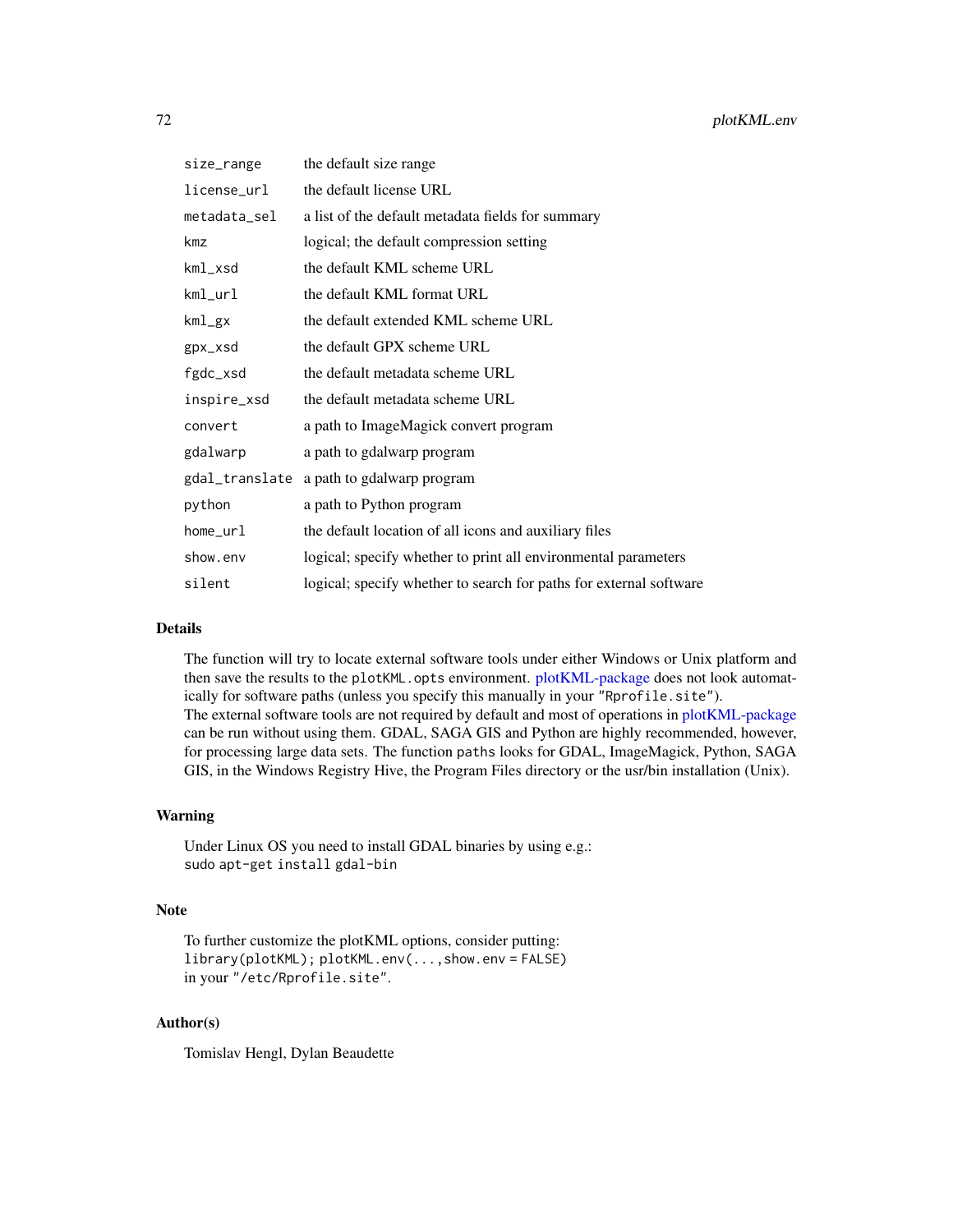| | |
|---|---|
| `size_range` | the default size range |
| `license_url` | the default license URL |
| `metadata_sel` | a list of the default metadata fields for summary |
| `kmz` | logical; the default compression setting |
| `kml_xsd` | the default KML scheme URL |
| `kml_url` | the default KML format URL |
| `kml_gx` | the default extended KML scheme URL |
| `gpx_xsd` | the default GPX scheme URL |
| `fgdc_xsd` | the default metadata scheme URL |
| `inspire_xsd` | the default metadata scheme URL |
| `convert` | a path to ImageMagick convert program |
| `gdalwarp` | a path to gdalwarp program |
| `gdal_translate` | a path to gdalwarp program |
| `python` | a path to Python program |
| `home_url` | the default location of all icons and auxiliary files |
| `show.env` | logical; specify whether to print all environmental parameters |
| `silent` | logical; specify whether to search for paths for external software |

## Details

The function will try to locate external software tools under either Windows or Unix platform and then save the results to the `plotKML.opts` environment. plotKML-package does not look automatically for software paths (unless you specify this manually in your `"Rprofile.site"`).
The external software tools are not required by default and most of operations in plotKML-package can be run without using them. GDAL, SAGA GIS and Python are highly recommended, however, for processing large data sets. The function `paths` looks for GDAL, ImageMagick, Python, SAGA GIS, in the Windows Registry Hive, the Program Files directory or the usr/bin installation (Unix).

## Warning

Under Linux OS you need to install GDAL binaries by using e.g.:
`sudo apt-get install gdal-bin`

## Note

To further customize the plotKML options, consider putting:
`library(plotKML); plotKML.env(...,show.env = FALSE)`
in your `"/etc/Rprofile.site"`.

## Author(s)

Tomislav Hengl, Dylan Beaudette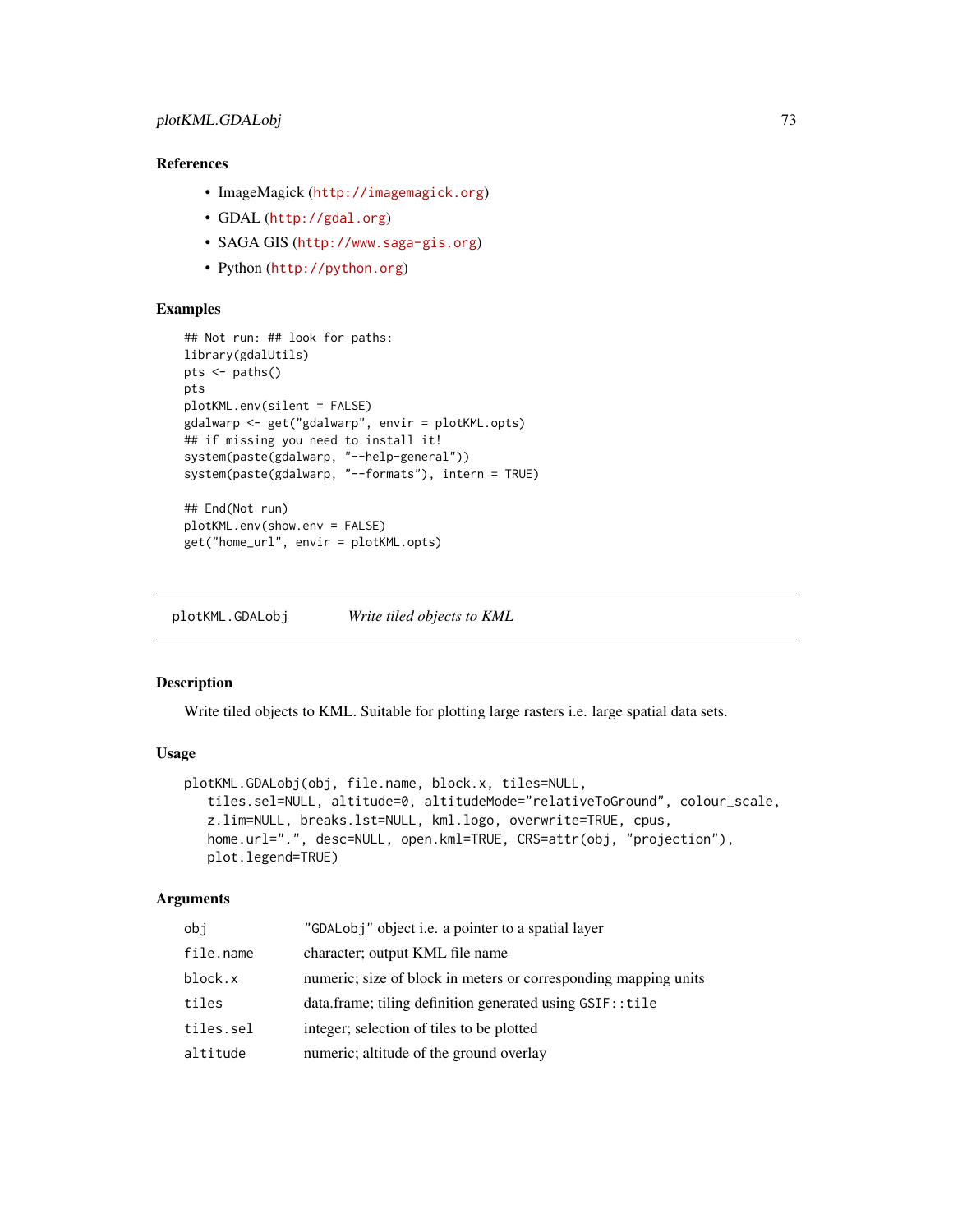### References

- ImageMagick (http://imagemagick.org)
- GDAL (http://gdal.org)
- SAGA GIS (http://www.saga-gis.org)
- Python (http://python.org)

### Examples

```
## Not run: ## look for paths:
library(gdalUtils)
pts <- paths()
pts
plotKML.env(silent = FALSE)
gdalwarp <- get("gdalwarp", envir = plotKML.opts)
## if missing you need to install it!
system(paste(gdalwarp, "--help-general"))
system(paste(gdalwarp, "--formats"), intern = TRUE)

## End(Not run)
plotKML.env(show.env = FALSE)
get("home_url", envir = plotKML.opts)
```

---

## plotKML.GDALobj — *Write tiled objects to KML*

### Description

Write tiled objects to KML. Suitable for plotting large rasters i.e. large spatial data sets.

### Usage

```
plotKML.GDALobj(obj, file.name, block.x, tiles=NULL,
   tiles.sel=NULL, altitude=0, altitudeMode="relativeToGround", colour_scale,
   z.lim=NULL, breaks.lst=NULL, kml.logo, overwrite=TRUE, cpus,
   home.url=".", desc=NULL, open.kml=TRUE, CRS=attr(obj, "projection"),
   plot.legend=TRUE)
```

### Arguments

| | |
|---|---|
| `obj` | "GDALobj" object i.e. a pointer to a spatial layer |
| `file.name` | character; output KML file name |
| `block.x` | numeric; size of block in meters or corresponding mapping units |
| `tiles` | data.frame; tiling definition generated using `GSIF::tile` |
| `tiles.sel` | integer; selection of tiles to be plotted |
| `altitude` | numeric; altitude of the ground overlay |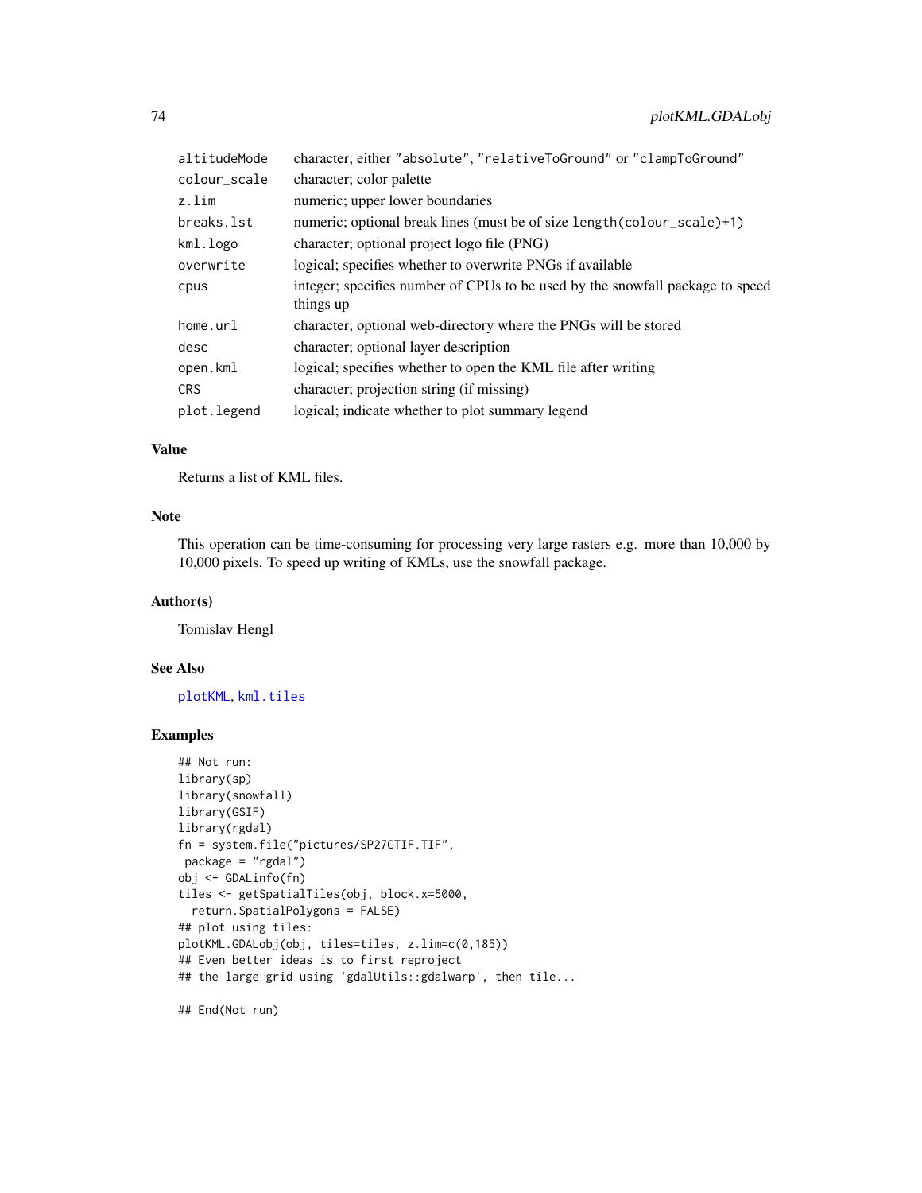| | |
|---|---|
| `altitudeMode` | character; either `"absolute"`, `"relativeToGround"` or `"clampToGround"` |
| `colour_scale` | character; color palette |
| `z.lim` | numeric; upper lower boundaries |
| `breaks.lst` | numeric; optional break lines (must be of size `length(colour_scale)+1`) |
| `kml.logo` | character; optional project logo file (PNG) |
| `overwrite` | logical; specifies whether to overwrite PNGs if available |
| `cpus` | integer; specifies number of CPUs to be used by the snowfall package to speed things up |
| `home.url` | character; optional web-directory where the PNGs will be stored |
| `desc` | character; optional layer description |
| `open.kml` | logical; specifies whether to open the KML file after writing |
| `CRS` | character; projection string (if missing) |
| `plot.legend` | logical; indicate whether to plot summary legend |

### Value

Returns a list of KML files.

### Note

This operation can be time-consuming for processing very large rasters e.g. more than 10,000 by 10,000 pixels. To speed up writing of KMLs, use the snowfall package.

### Author(s)

Tomislav Hengl

### See Also

`plotKML`, `kml.tiles`

### Examples

```
## Not run:
library(sp)
library(snowfall)
library(GSIF)
library(rgdal)
fn = system.file("pictures/SP27GTIF.TIF",
 package = "rgdal")
obj <- GDALinfo(fn)
tiles <- getSpatialTiles(obj, block.x=5000,
  return.SpatialPolygons = FALSE)
## plot using tiles:
plotKML.GDALobj(obj, tiles=tiles, z.lim=c(0,185))
## Even better ideas is to first reproject
## the large grid using 'gdalUtils::gdalwarp', then tile...

## End(Not run)
```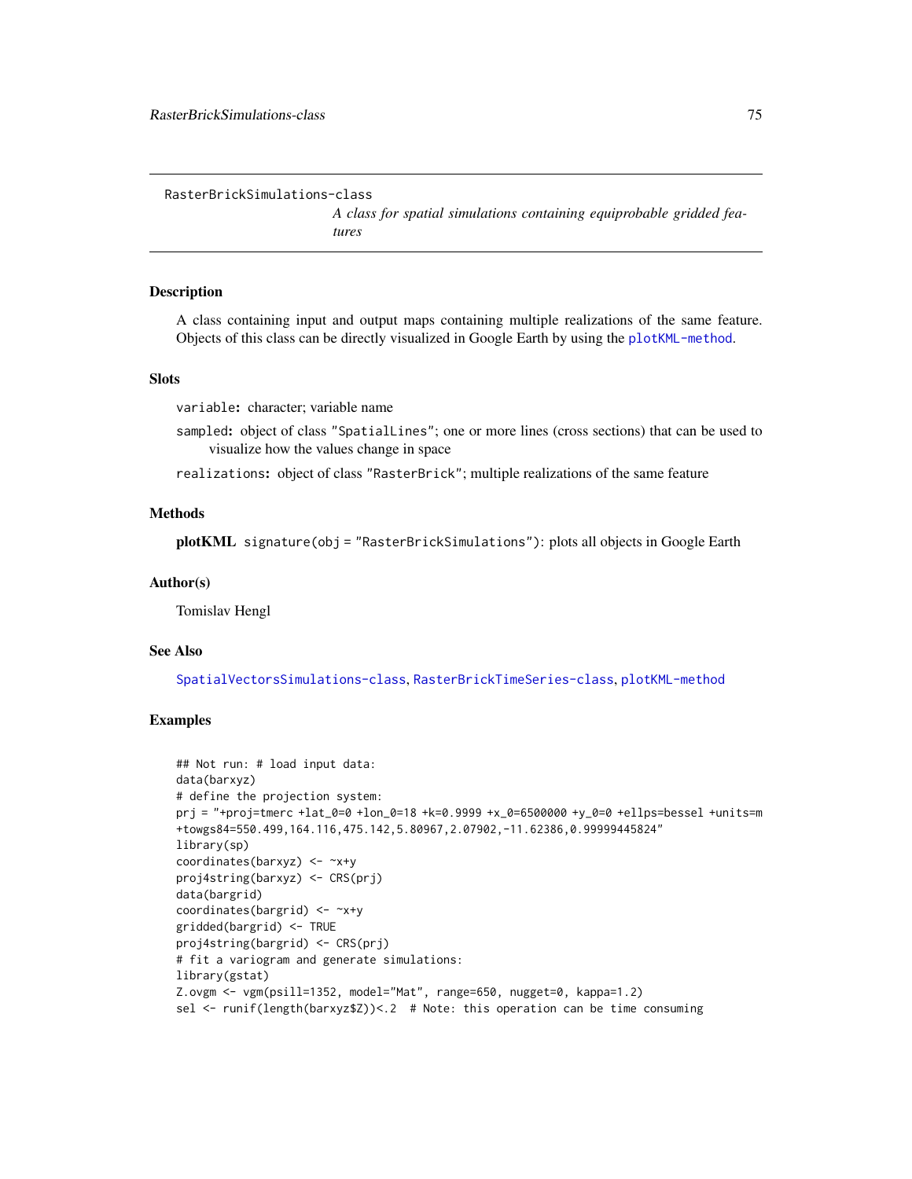RasterBrickSimulations-class

*A class for spatial simulations containing equiprobable gridded features*

## Description

A class containing input and output maps containing multiple realizations of the same feature. Objects of this class can be directly visualized in Google Earth by using the `plotKML-method`.

## Slots

`variable`: character; variable name

`sampled`: object of class "SpatialLines"; one or more lines (cross sections) that can be used to visualize how the values change in space

`realizations`: object of class "RasterBrick"; multiple realizations of the same feature

## Methods

**plotKML** `signature(obj = "RasterBrickSimulations")`: plots all objects in Google Earth

## Author(s)

Tomislav Hengl

## See Also

`SpatialVectorsSimulations-class`, `RasterBrickTimeSeries-class`, `plotKML-method`

## Examples

```
## Not run: # load input data:
data(barxyz)
# define the projection system:
prj = "+proj=tmerc +lat_0=0 +lon_0=18 +k=0.9999 +x_0=6500000 +y_0=0 +ellps=bessel +units=m
+towgs84=550.499,164.116,475.142,5.80967,2.07902,-11.62386,0.99999445824"
library(sp)
coordinates(barxyz) <- ~x+y
proj4string(barxyz) <- CRS(prj)
data(bargrid)
coordinates(bargrid) <- ~x+y
gridded(bargrid) <- TRUE
proj4string(bargrid) <- CRS(prj)
# fit a variogram and generate simulations:
library(gstat)
Z.ovgm <- vgm(psill=1352, model="Mat", range=650, nugget=0, kappa=1.2)
sel <- runif(length(barxyz$Z))<.2  # Note: this operation can be time consuming
```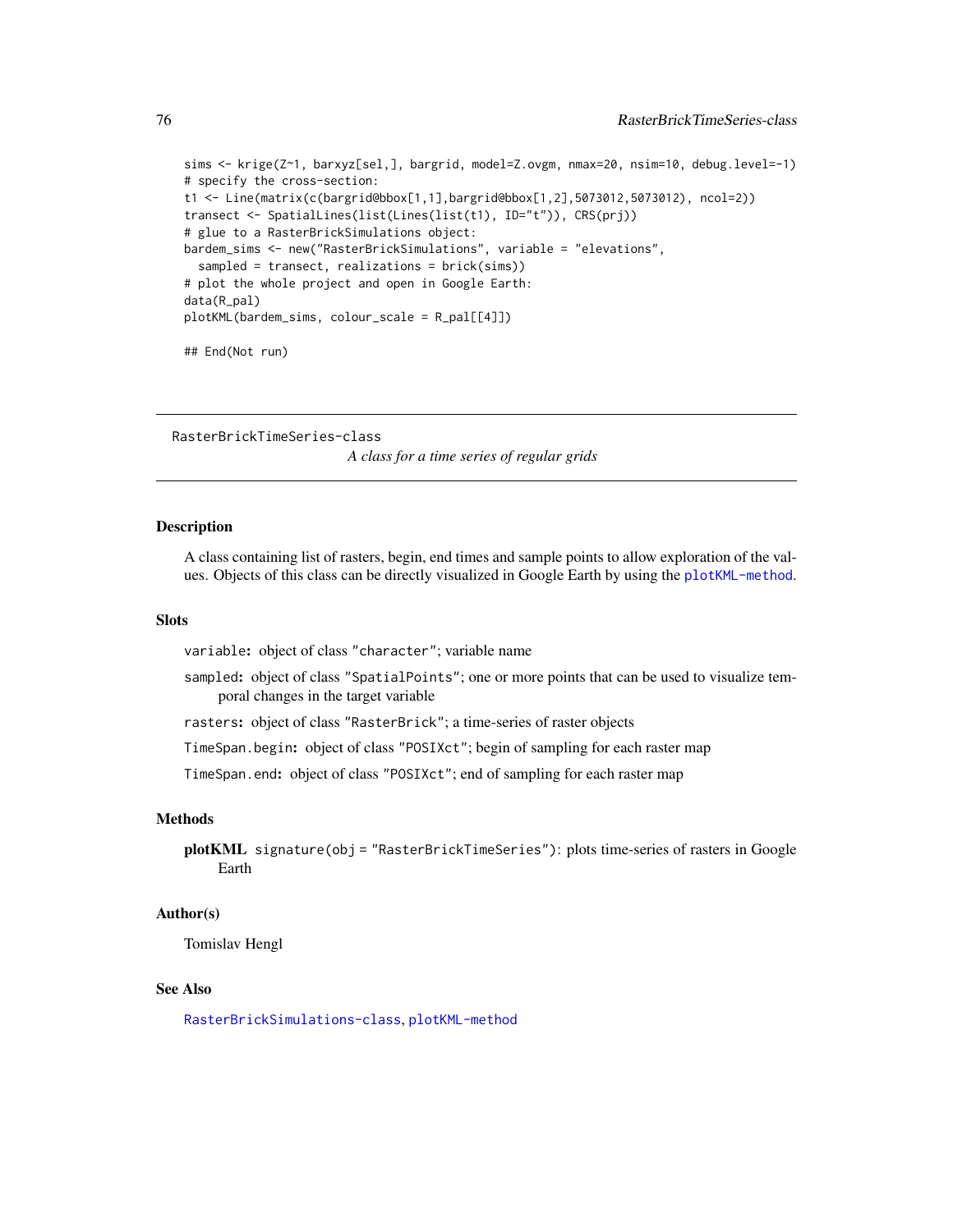```
sims <- krige(Z~1, barxyz[sel,], bargrid, model=Z.ovgm, nmax=20, nsim=10, debug.level=-1)
# specify the cross-section:
t1 <- Line(matrix(c(bargrid@bbox[1,1],bargrid@bbox[1,2],5073012,5073012), ncol=2))
transect <- SpatialLines(list(Lines(list(t1), ID="t")), CRS(prj))
# glue to a RasterBrickSimulations object:
bardem_sims <- new("RasterBrickSimulations", variable = "elevations",
  sampled = transect, realizations = brick(sims))
# plot the whole project and open in Google Earth:
data(R_pal)
plotKML(bardem_sims, colour_scale = R_pal[[4]])

## End(Not run)
```

---

RasterBrickTimeSeries-class &nbsp;&nbsp;&nbsp; *A class for a time series of regular grids*

---

## Description

A class containing list of rasters, begin, end times and sample points to allow exploration of the values. Objects of this class can be directly visualized in Google Earth by using the `plotKML-method`.

## Slots

- `variable`: object of class `"character"`; variable name
- `sampled`: object of class `"SpatialPoints"`; one or more points that can be used to visualize temporal changes in the target variable
- `rasters`: object of class `"RasterBrick"`; a time-series of raster objects
- `TimeSpan.begin`: object of class `"POSIXct"`; begin of sampling for each raster map
- `TimeSpan.end`: object of class `"POSIXct"`; end of sampling for each raster map

## Methods

**plotKML** `signature(obj = "RasterBrickTimeSeries")`: plots time-series of rasters in Google Earth

## Author(s)

Tomislav Hengl

## See Also

`RasterBrickSimulations-class`, `plotKML-method`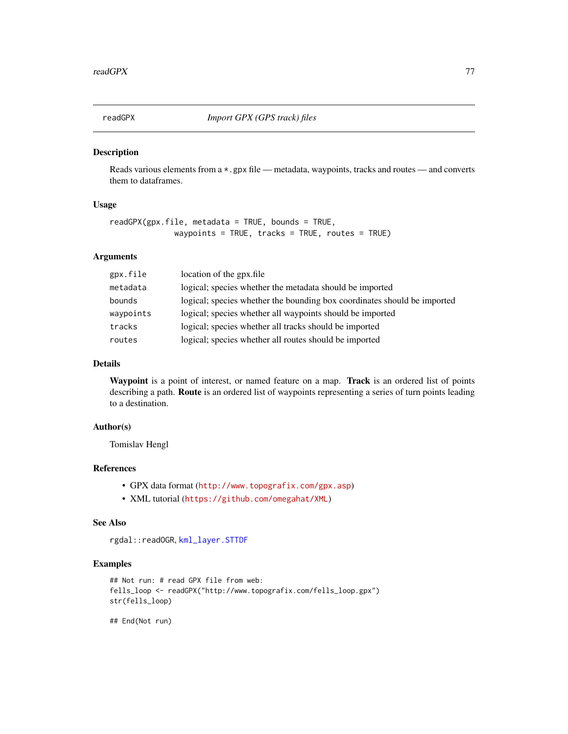## readGPX — *Import GPX (GPS track) files*

### Description

Reads various elements from a `*.gpx` file — metadata, waypoints, tracks and routes — and converts them to dataframes.

### Usage

```
readGPX(gpx.file, metadata = TRUE, bounds = TRUE,
             waypoints = TRUE, tracks = TRUE, routes = TRUE)
```

### Arguments

| | |
|---|---|
| `gpx.file` | location of the gpx.file |
| `metadata` | logical; species whether the metadata should be imported |
| `bounds` | logical; species whether the bounding box coordinates should be imported |
| `waypoints` | logical; species whether all waypoints should be imported |
| `tracks` | logical; species whether all tracks should be imported |
| `routes` | logical; species whether all routes should be imported |

### Details

**Waypoint** is a point of interest, or named feature on a map. **Track** is an ordered list of points describing a path. **Route** is an ordered list of waypoints representing a series of turn points leading to a destination.

### Author(s)

Tomislav Hengl

### References

- GPX data format (http://www.topografix.com/gpx.asp)
- XML tutorial (https://github.com/omegahat/XML)

### See Also

`rgdal::readOGR`, `kml_layer.STTDF`

### Examples

```
## Not run: # read GPX file from web:
fells_loop <- readGPX("http://www.topografix.com/fells_loop.gpx")
str(fells_loop)

## End(Not run)
```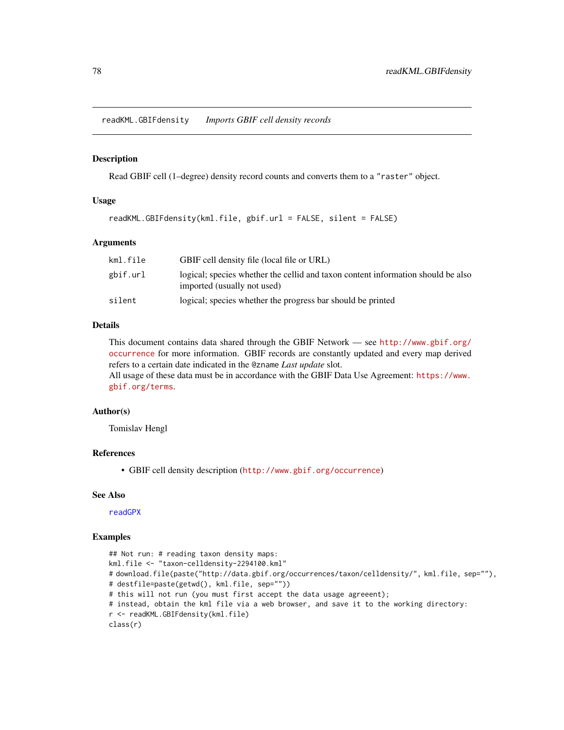## readKML.GBIFdensity *Imports GBIF cell density records*

### Description

Read GBIF cell (1–degree) density record counts and converts them to a "raster" object.

### Usage

```
readKML.GBIFdensity(kml.file, gbif.url = FALSE, silent = FALSE)
```

### Arguments

| | |
|---|---|
| kml.file | GBIF cell density file (local file or URL) |
| gbif.url | logical; species whether the cellid and taxon content information should be also imported (usually not used) |
| silent | logical; species whether the progress bar should be printed |

### Details

This document contains data shared through the GBIF Network — see http://www.gbif.org/occurrence for more information. GBIF records are constantly updated and every map derived refers to a certain date indicated in the @zname *Last update* slot.
All usage of these data must be in accordance with the GBIF Data Use Agreement: https://www.gbif.org/terms.

### Author(s)

Tomislav Hengl

### References

- GBIF cell density description (http://www.gbif.org/occurrence)

### See Also

readGPX

### Examples

```
## Not run: # reading taxon density maps:
kml.file <- "taxon-celldensity-2294100.kml"
# download.file(paste("http://data.gbif.org/occurrences/taxon/celldensity/", kml.file, sep=""),
# destfile=paste(getwd(), kml.file, sep=""))
# this will not run (you must first accept the data usage agreeent);
# instead, obtain the kml file via a web browser, and save it to the working directory:
r <- readKML.GBIFdensity(kml.file)
class(r)
```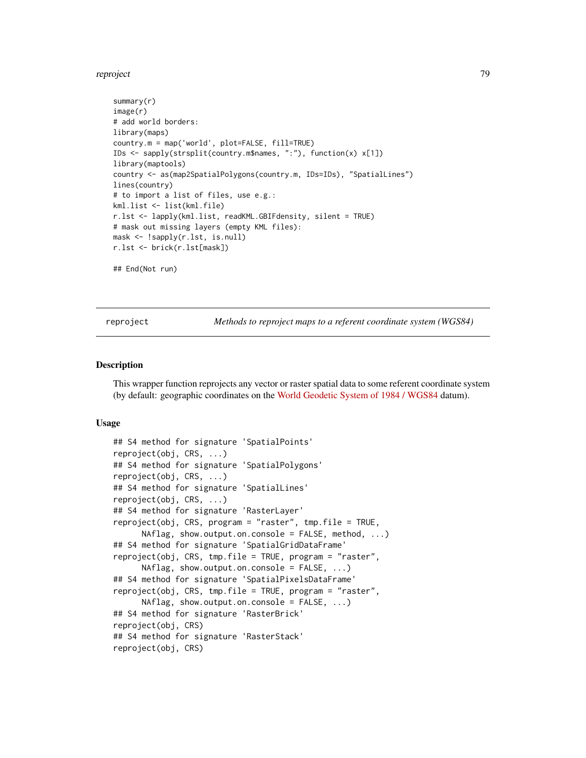```
summary(r)
image(r)
# add world borders:
library(maps)
country.m = map('world', plot=FALSE, fill=TRUE)
IDs <- sapply(strsplit(country.m$names, ":"), function(x) x[1])
library(maptools)
country <- as(map2SpatialPolygons(country.m, IDs=IDs), "SpatialLines")
lines(country)
# to import a list of files, use e.g.:
kml.list <- list(kml.file)
r.lst <- lapply(kml.list, readKML.GBIFdensity, silent = TRUE)
# mask out missing layers (empty KML files):
mask <- !sapply(r.lst, is.null)
r.lst <- brick(r.lst[mask])

## End(Not run)
```

---

`reproject` *Methods to reproject maps to a referent coordinate system (WGS84)*

---

## Description

This wrapper function reprojects any vector or raster spatial data to some referent coordinate system (by default: geographic coordinates on the World Geodetic System of 1984 / WGS84 datum).

## Usage

```
## S4 method for signature 'SpatialPoints'
reproject(obj, CRS, ...)
## S4 method for signature 'SpatialPolygons'
reproject(obj, CRS, ...)
## S4 method for signature 'SpatialLines'
reproject(obj, CRS, ...)
## S4 method for signature 'RasterLayer'
reproject(obj, CRS, program = "raster", tmp.file = TRUE,
      NAflag, show.output.on.console = FALSE, method, ...)
## S4 method for signature 'SpatialGridDataFrame'
reproject(obj, CRS, tmp.file = TRUE, program = "raster",
      NAflag, show.output.on.console = FALSE, ...)
## S4 method for signature 'SpatialPixelsDataFrame'
reproject(obj, CRS, tmp.file = TRUE, program = "raster",
      NAflag, show.output.on.console = FALSE, ...)
## S4 method for signature 'RasterBrick'
reproject(obj, CRS)
## S4 method for signature 'RasterStack'
reproject(obj, CRS)
```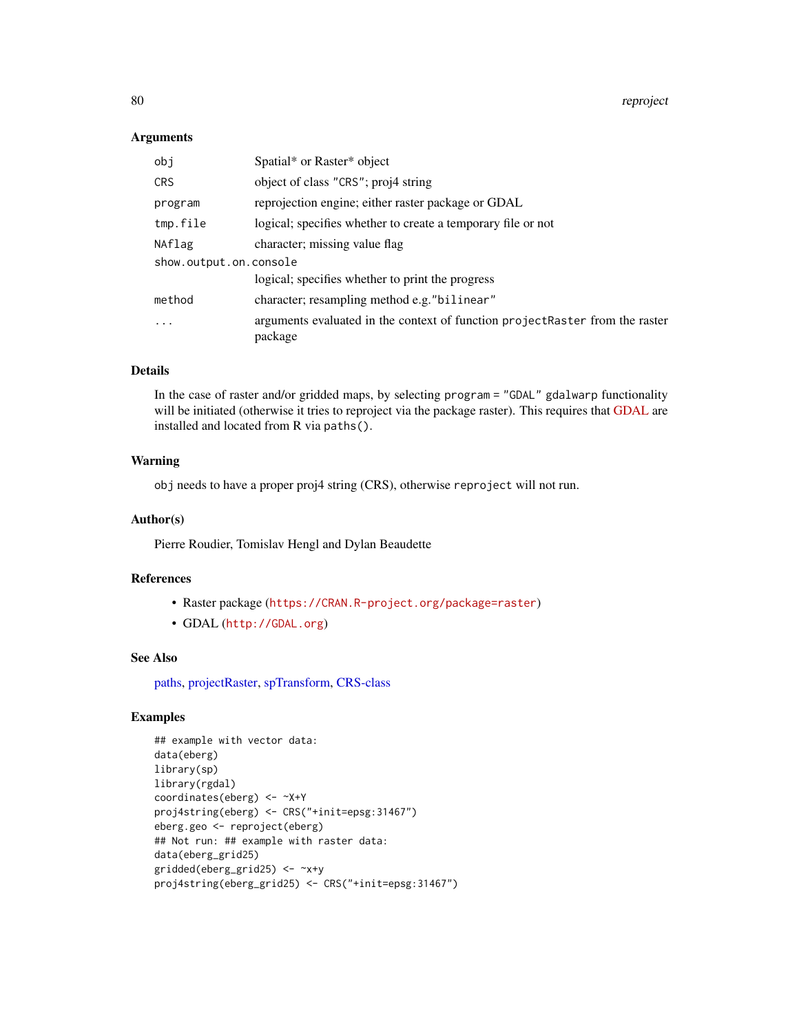### Arguments

| | |
|---|---|
| `obj` | Spatial* or Raster* object |
| `CRS` | object of class `"CRS"`; proj4 string |
| `program` | reprojection engine; either raster package or GDAL |
| `tmp.file` | logical; specifies whether to create a temporary file or not |
| `NAflag` | character; missing value flag |
| `show.output.on.console` | logical; specifies whether to print the progress |
| `method` | character; resampling method e.g.`"bilinear"` |
| `...` | arguments evaluated in the context of function `projectRaster` from the raster package |

### Details

In the case of raster and/or gridded maps, by selecting `program = "GDAL"` `gdalwarp` functionality will be initiated (otherwise it tries to reproject via the package raster). This requires that GDAL are installed and located from R via `paths()`.

### Warning

`obj` needs to have a proper proj4 string (CRS), otherwise `reproject` will not run.

### Author(s)

Pierre Roudier, Tomislav Hengl and Dylan Beaudette

### References

- Raster package (https://CRAN.R-project.org/package=raster)
- GDAL (http://GDAL.org)

### See Also

paths, projectRaster, spTransform, CRS-class

### Examples

```
## example with vector data:
data(eberg)
library(sp)
library(rgdal)
coordinates(eberg) <- ~X+Y
proj4string(eberg) <- CRS("+init=epsg:31467")
eberg.geo <- reproject(eberg)
## Not run: ## example with raster data:
data(eberg_grid25)
gridded(eberg_grid25) <- ~x+y
proj4string(eberg_grid25) <- CRS("+init=epsg:31467")
```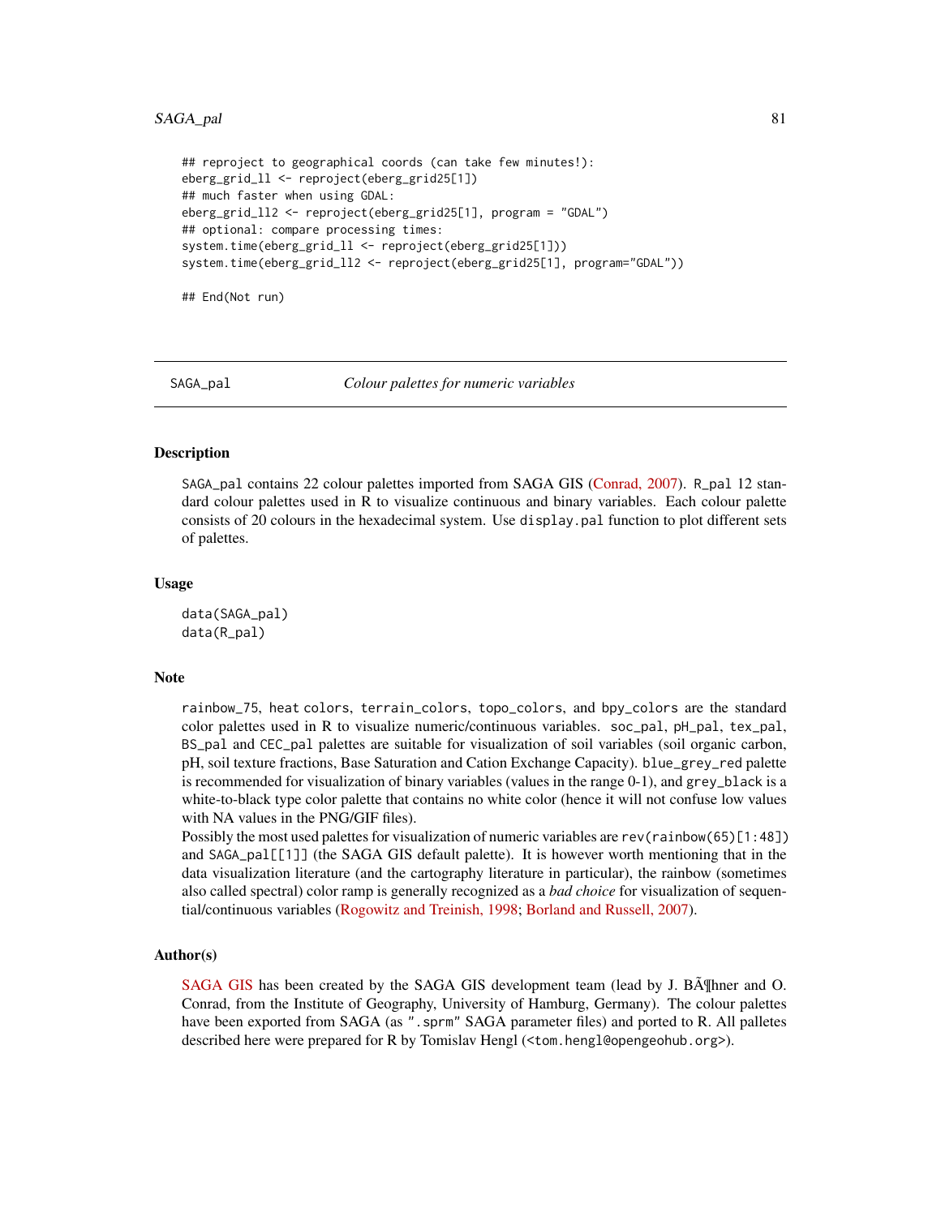```
## reproject to geographical coords (can take few minutes!):
eberg_grid_ll <- reproject(eberg_grid25[1])
## much faster when using GDAL:
eberg_grid_ll2 <- reproject(eberg_grid25[1], program = "GDAL")
## optional: compare processing times:
system.time(eberg_grid_ll <- reproject(eberg_grid25[1]))
system.time(eberg_grid_ll2 <- reproject(eberg_grid25[1], program="GDAL"))

## End(Not run)
```

---

SAGA_pal &nbsp;&nbsp;&nbsp;&nbsp; *Colour palettes for numeric variables*

---

### Description

SAGA_pal contains 22 colour palettes imported from SAGA GIS (Conrad, 2007). R_pal 12 standard colour palettes used in R to visualize continuous and binary variables. Each colour palette consists of 20 colours in the hexadecimal system. Use display.pal function to plot different sets of palettes.

### Usage

```
data(SAGA_pal)
data(R_pal)
```

### Note

rainbow_75, heat colors, terrain_colors, topo_colors, and bpy_colors are the standard color palettes used in R to visualize numeric/continuous variables. soc_pal, pH_pal, tex_pal, BS_pal and CEC_pal palettes are suitable for visualization of soil variables (soil organic carbon, pH, soil texture fractions, Base Saturation and Cation Exchange Capacity). blue_grey_red palette is recommended for visualization of binary variables (values in the range 0-1), and grey_black is a white-to-black type color palette that contains no white color (hence it will not confuse low values with NA values in the PNG/GIF files).

Possibly the most used palettes for visualization of numeric variables are rev(rainbow(65)[1:48]) and SAGA_pal[[1]] (the SAGA GIS default palette). It is however worth mentioning that in the data visualization literature (and the cartography literature in particular), the rainbow (sometimes also called spectral) color ramp is generally recognized as a *bad choice* for visualization of sequential/continuous variables (Rogowitz and Treinish, 1998; Borland and Russell, 2007).

### Author(s)

SAGA GIS has been created by the SAGA GIS development team (lead by J. BÃ¶hner and O. Conrad, from the Institute of Geography, University of Hamburg, Germany). The colour palettes have been exported from SAGA (as ".sprm" SAGA parameter files) and ported to R. All palletes described here were prepared for R by Tomislav Hengl (<tom.hengl@opengeohub.org>).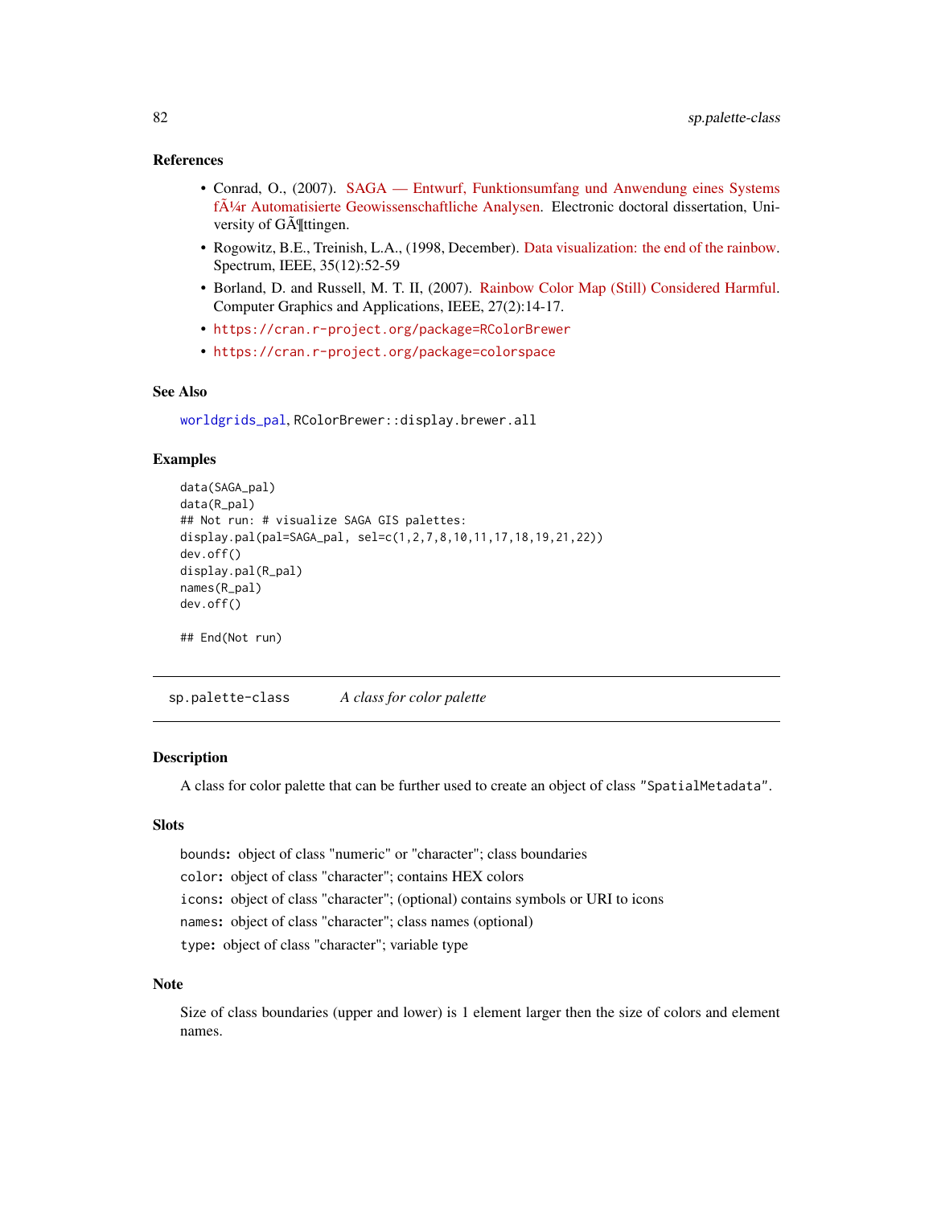### References

- Conrad, O., (2007). SAGA — Entwurf, Funktionsumfang und Anwendung eines Systems fÃ¼r Automatisierte Geowissenschaftliche Analysen. Electronic doctoral dissertation, University of GÃ¶ttingen.
- Rogowitz, B.E., Treinish, L.A., (1998, December). Data visualization: the end of the rainbow. Spectrum, IEEE, 35(12):52-59
- Borland, D. and Russell, M. T. II, (2007). Rainbow Color Map (Still) Considered Harmful. Computer Graphics and Applications, IEEE, 27(2):14-17.
- https://cran.r-project.org/package=RColorBrewer
- https://cran.r-project.org/package=colorspace

### See Also

worldgrids_pal, RColorBrewer::display.brewer.all

### Examples

```
data(SAGA_pal)
data(R_pal)
## Not run: # visualize SAGA GIS palettes:
display.pal(pal=SAGA_pal, sel=c(1,2,7,8,10,11,17,18,19,21,22))
dev.off()
display.pal(R_pal)
names(R_pal)
dev.off()

## End(Not run)
```

---

## sp.palette-class *A class for color palette*

---

### Description

A class for color palette that can be further used to create an object of class "SpatialMetadata".

### Slots

**bounds:** object of class "numeric" or "character"; class boundaries

**color:** object of class "character"; contains HEX colors

**icons:** object of class "character"; (optional) contains symbols or URI to icons

**names:** object of class "character"; class names (optional)

**type:** object of class "character"; variable type

### Note

Size of class boundaries (upper and lower) is 1 element larger then the size of colors and element names.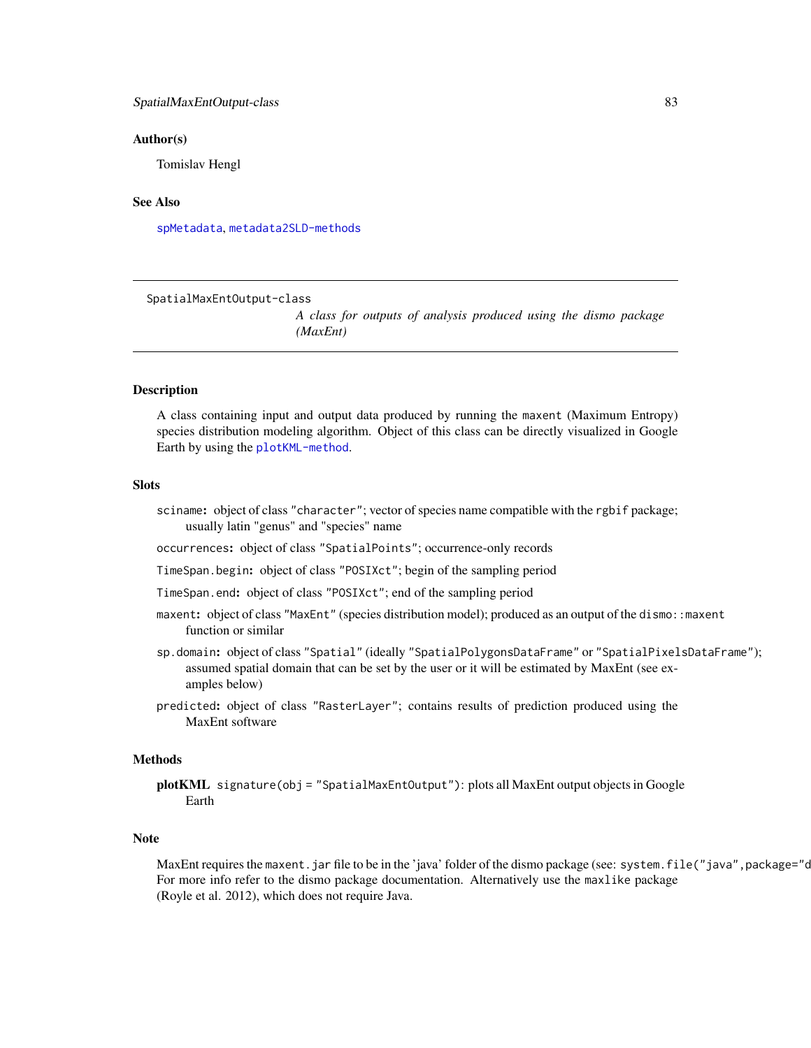### Author(s)

Tomislav Hengl

### See Also

`spMetadata`, `metadata2SLD-methods`

---

## SpatialMaxEntOutput-class

*A class for outputs of analysis produced using the dismo package (MaxEnt)*

---

### Description

A class containing input and output data produced by running the `maxent` (Maximum Entropy) species distribution modeling algorithm. Object of this class can be directly visualized in Google Earth by using the `plotKML-method`.

### Slots

`sciname`: object of class `"character"`; vector of species name compatible with the `rgbif` package; usually latin "genus" and "species" name

`occurrences`: object of class `"SpatialPoints"`; occurrence-only records

`TimeSpan.begin`: object of class `"POSIXct"`; begin of the sampling period

`TimeSpan.end`: object of class `"POSIXct"`; end of the sampling period

`maxent`: object of class `"MaxEnt"` (species distribution model); produced as an output of the `dismo::maxent` function or similar

`sp.domain`: object of class `"Spatial"` (ideally `"SpatialPolygonsDataFrame"` or `"SpatialPixelsDataFrame"`); assumed spatial domain that can be set by the user or it will be estimated by MaxEnt (see examples below)

`predicted`: object of class `"RasterLayer"`; contains results of prediction produced using the MaxEnt software

### Methods

**plotKML** `signature(obj = "SpatialMaxEntOutput")`: plots all MaxEnt output objects in Google Earth

### Note

MaxEnt requires the `maxent.jar` file to be in the 'java' folder of the dismo package (see: `system.file("java",package="d`
For more info refer to the dismo package documentation. Alternatively use the `maxlike` package (Royle et al. 2012), which does not require Java.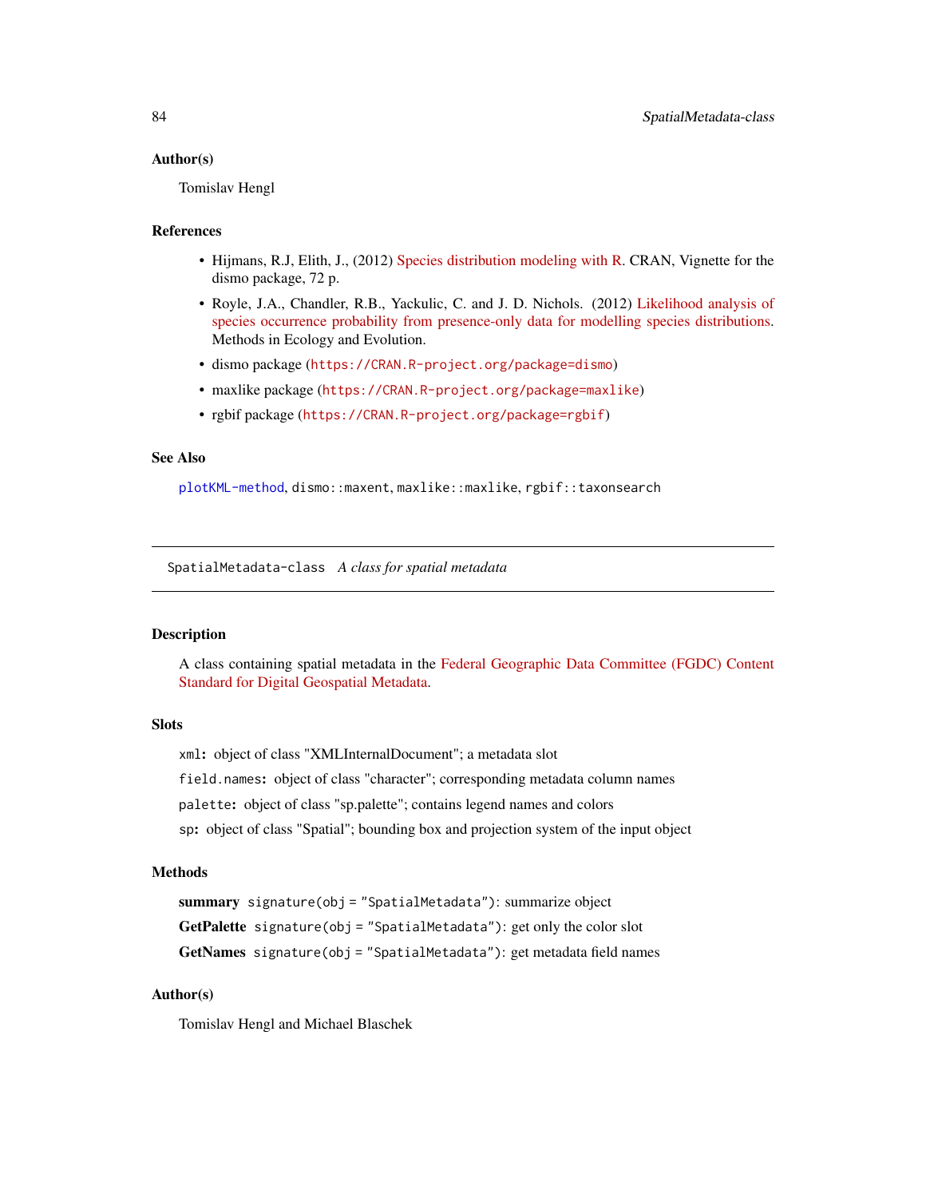### Author(s)

Tomislav Hengl

### References

- Hijmans, R.J, Elith, J., (2012) Species distribution modeling with R. CRAN, Vignette for the dismo package, 72 p.
- Royle, J.A., Chandler, R.B., Yackulic, C. and J. D. Nichols. (2012) Likelihood analysis of species occurrence probability from presence-only data for modelling species distributions. Methods in Ecology and Evolution.
- dismo package (`https://CRAN.R-project.org/package=dismo`)
- maxlike package (`https://CRAN.R-project.org/package=maxlike`)
- rgbif package (`https://CRAN.R-project.org/package=rgbif`)

### See Also

`plotKML-method`, `dismo::maxent`, `maxlike::maxlike`, `rgbif::taxonsearch`

---

## SpatialMetadata-class *A class for spatial metadata*

---

### Description

A class containing spatial metadata in the Federal Geographic Data Committee (FGDC) Content Standard for Digital Geospatial Metadata.

### Slots

`xml`**:** object of class "XMLInternalDocument"; a metadata slot

`field.names`**:** object of class "character"; corresponding metadata column names

`palette`**:** object of class "sp.palette"; contains legend names and colors

`sp`**:** object of class "Spatial"; bounding box and projection system of the input object

### Methods

**summary** `signature(obj = "SpatialMetadata")`: summarize object

**GetPalette** `signature(obj = "SpatialMetadata")`: get only the color slot

**GetNames** `signature(obj = "SpatialMetadata")`: get metadata field names

### Author(s)

Tomislav Hengl and Michael Blaschek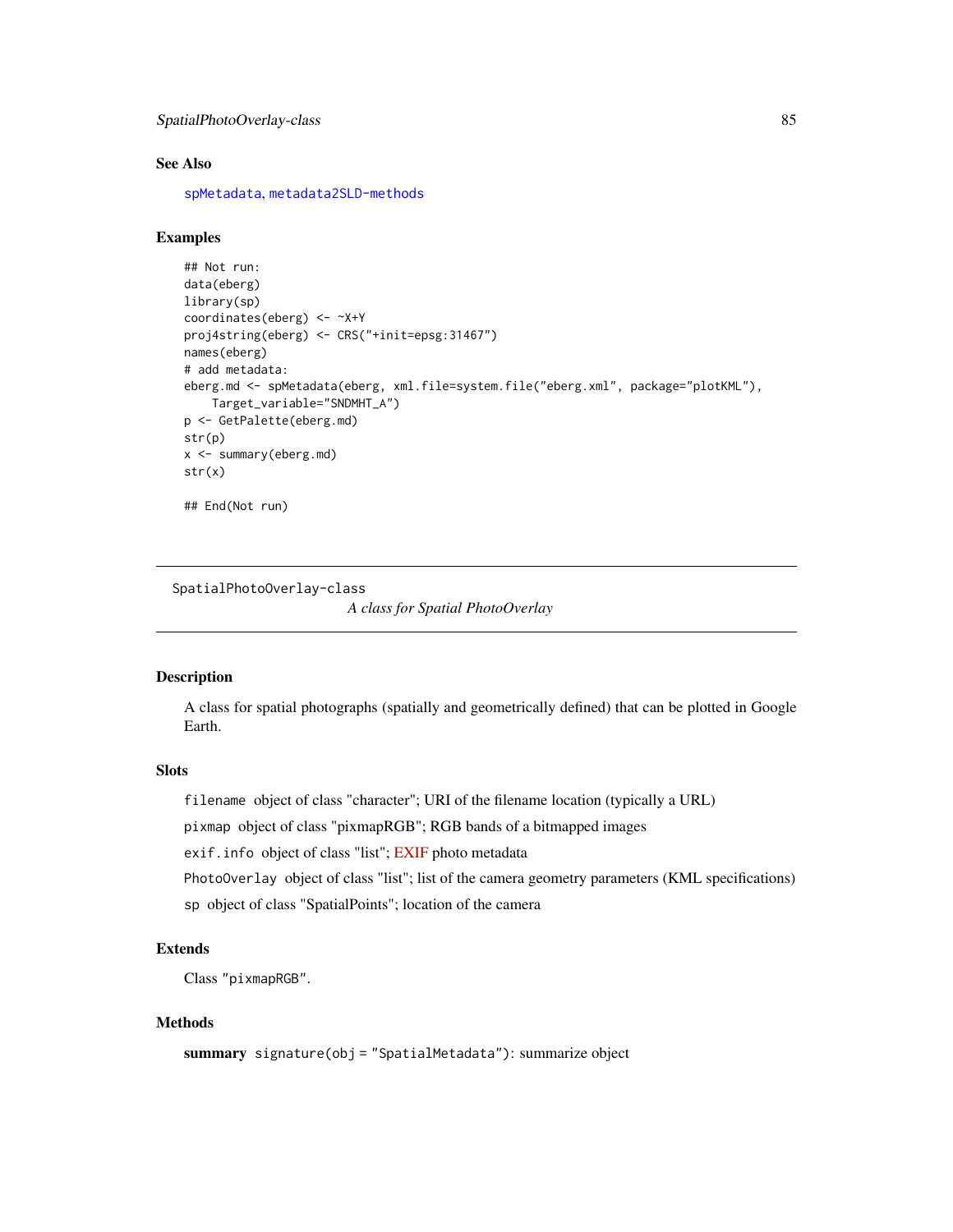### See Also

spMetadata, metadata2SLD-methods

### Examples

```
## Not run:
data(eberg)
library(sp)
coordinates(eberg) <- ~X+Y
proj4string(eberg) <- CRS("+init=epsg:31467")
names(eberg)
# add metadata:
eberg.md <- spMetadata(eberg, xml.file=system.file("eberg.xml", package="plotKML"),
    Target_variable="SNDMHT_A")
p <- GetPalette(eberg.md)
str(p)
x <- summary(eberg.md)
str(x)

## End(Not run)
```

---

## SpatialPhotoOverlay-class

*A class for Spatial PhotoOverlay*

---

### Description

A class for spatial photographs (spatially and geometrically defined) that can be plotted in Google Earth.

### Slots

`filename` object of class "character"; URI of the filename location (typically a URL)

`pixmap` object of class "pixmapRGB"; RGB bands of a bitmapped images

`exif.info` object of class "list"; EXIF photo metadata

`PhotoOverlay` object of class "list"; list of the camera geometry parameters (KML specifications)

`sp` object of class "SpatialPoints"; location of the camera

### Extends

Class "pixmapRGB".

### Methods

**summary** `signature(obj = "SpatialMetadata")`: summarize object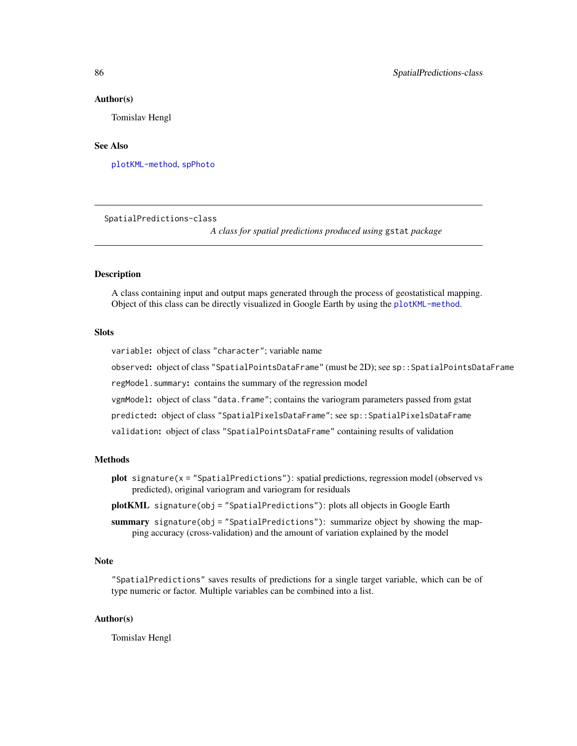### Author(s)

Tomislav Hengl

### See Also

`plotKML-method`, `spPhoto`

---

## SpatialPredictions-class

*A class for spatial predictions produced using* `gstat` *package*

---

### Description

A class containing input and output maps generated through the process of geostatistical mapping. Object of this class can be directly visualized in Google Earth by using the `plotKML-method`.

### Slots

`variable`**:** object of class `"character"`; variable name

`observed`**:** object of class `"SpatialPointsDataFrame"` (must be 2D); see `sp::SpatialPointsDataFrame`

`regModel.summary`**:** contains the summary of the regression model

`vgmModel`**:** object of class `"data.frame"`; contains the variogram parameters passed from gstat

`predicted`**:** object of class `"SpatialPixelsDataFrame"`; see `sp::SpatialPixelsDataFrame`

`validation`**:** object of class `"SpatialPointsDataFrame"` containing results of validation

### Methods

**plot** `signature(x = "SpatialPredictions")`: spatial predictions, regression model (observed vs predicted), original variogram and variogram for residuals

**plotKML** `signature(obj = "SpatialPredictions")`: plots all objects in Google Earth

**summary** `signature(obj = "SpatialPredictions")`: summarize object by showing the mapping accuracy (cross-validation) and the amount of variation explained by the model

### Note

`"SpatialPredictions"` saves results of predictions for a single target variable, which can be of type numeric or factor. Multiple variables can be combined into a list.

### Author(s)

Tomislav Hengl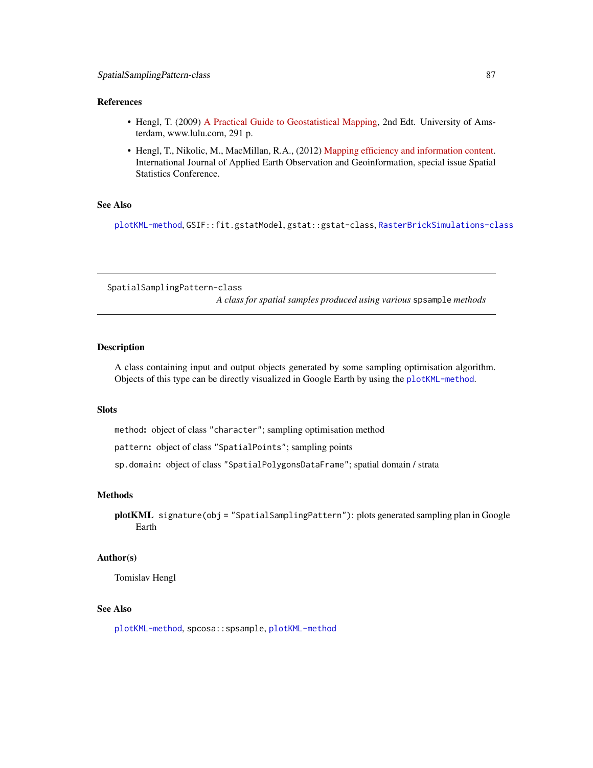### References

- Hengl, T. (2009) A Practical Guide to Geostatistical Mapping, 2nd Edt. University of Amsterdam, www.lulu.com, 291 p.
- Hengl, T., Nikolic, M., MacMillan, R.A., (2012) Mapping efficiency and information content. International Journal of Applied Earth Observation and Geoinformation, special issue Spatial Statistics Conference.

### See Also

`plotKML-method`, `GSIF::fit.gstatModel`, `gstat::gstat-class`, `RasterBrickSimulations-class`

---

## SpatialSamplingPattern-class

*A class for spatial samples produced using various* `spsample` *methods*

---

### Description

A class containing input and output objects generated by some sampling optimisation algorithm. Objects of this type can be directly visualized in Google Earth by using the `plotKML-method`.

### Slots

`method`**:** object of class `"character"`; sampling optimisation method

`pattern`**:** object of class `"SpatialPoints"`; sampling points

`sp.domain`**:** object of class `"SpatialPolygonsDataFrame"`; spatial domain / strata

### Methods

**plotKML** `signature(obj = "SpatialSamplingPattern")`: plots generated sampling plan in Google Earth

### Author(s)

Tomislav Hengl

### See Also

`plotKML-method`, `spcosa::spsample`, `plotKML-method`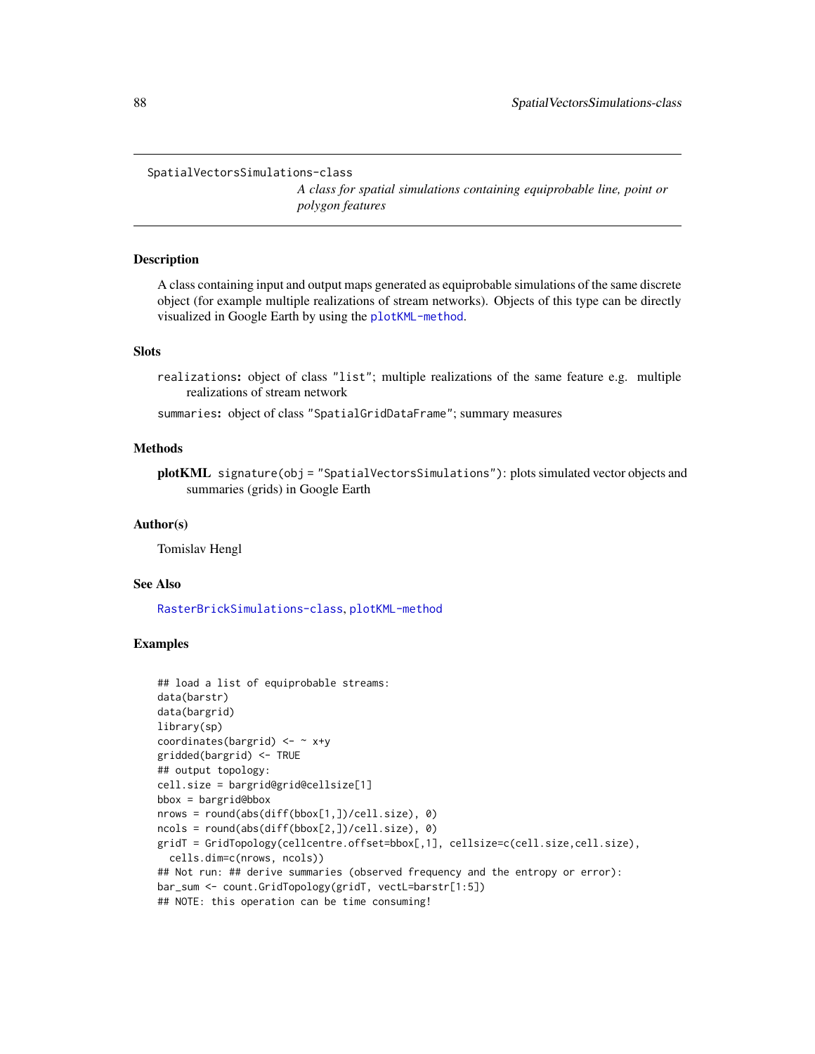# SpatialVectorsSimulations-class

*A class for spatial simulations containing equiprobable line, point or polygon features*

## Description

A class containing input and output maps generated as equiprobable simulations of the same discrete object (for example multiple realizations of stream networks). Objects of this type can be directly visualized in Google Earth by using the `plotKML-method`.

## Slots

`realizations`: object of class `"list"`; multiple realizations of the same feature e.g. multiple realizations of stream network

`summaries`: object of class `"SpatialGridDataFrame"`; summary measures

## Methods

**plotKML** `signature(obj = "SpatialVectorsSimulations")`: plots simulated vector objects and summaries (grids) in Google Earth

## Author(s)

Tomislav Hengl

## See Also

`RasterBrickSimulations-class`, `plotKML-method`

## Examples

```
## load a list of equiprobable streams:
data(barstr)
data(bargrid)
library(sp)
coordinates(bargrid) <- ~ x+y
gridded(bargrid) <- TRUE
## output topology:
cell.size = bargrid@grid@cellsize[1]
bbox = bargrid@bbox
nrows = round(abs(diff(bbox[1,])/cell.size), 0)
ncols = round(abs(diff(bbox[2,])/cell.size), 0)
gridT = GridTopology(cellcentre.offset=bbox[,1], cellsize=c(cell.size,cell.size),
  cells.dim=c(nrows, ncols))
## Not run: ## derive summaries (observed frequency and the entropy or error):
bar_sum <- count.GridTopology(gridT, vectL=barstr[1:5])
## NOTE: this operation can be time consuming!
```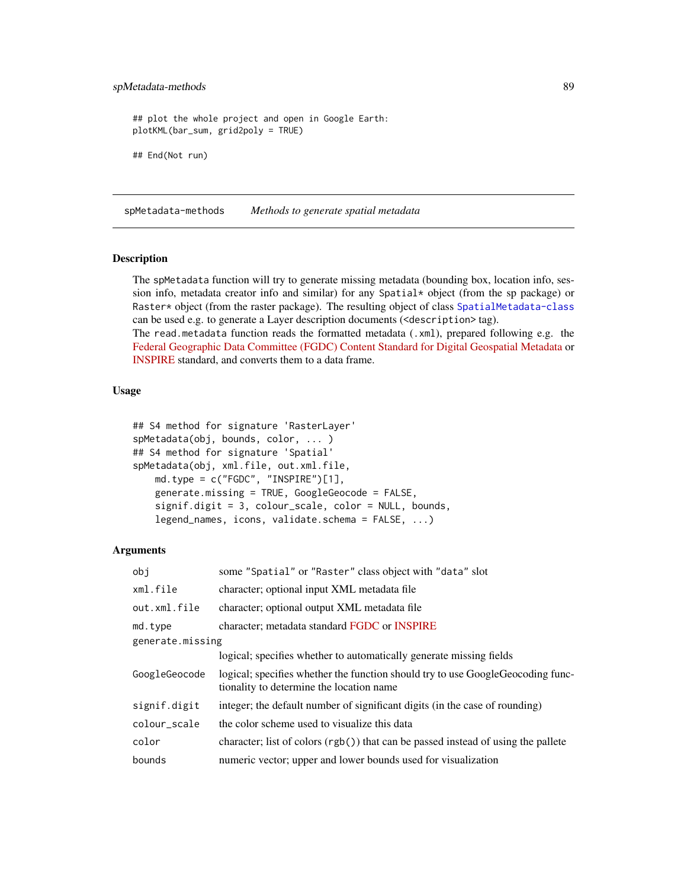```
## plot the whole project and open in Google Earth:
plotKML(bar_sum, grid2poly = TRUE)

## End(Not run)
```

---

## spMetadata-methods    *Methods to generate spatial metadata*

---

### Description

The spMetadata function will try to generate missing metadata (bounding box, location info, session info, metadata creator info and similar) for any Spatial* object (from the sp package) or Raster* object (from the raster package). The resulting object of class SpatialMetadata-class can be used e.g. to generate a Layer description documents (<description> tag).
The read.metadata function reads the formatted metadata (.xml), prepared following e.g. the Federal Geographic Data Committee (FGDC) Content Standard for Digital Geospatial Metadata or INSPIRE standard, and converts them to a data frame.

### Usage

```
## S4 method for signature 'RasterLayer'
spMetadata(obj, bounds, color, ... )
## S4 method for signature 'Spatial'
spMetadata(obj, xml.file, out.xml.file,
    md.type = c("FGDC", "INSPIRE")[1],
    generate.missing = TRUE, GoogleGeocode = FALSE,
    signif.digit = 3, colour_scale, color = NULL, bounds,
    legend_names, icons, validate.schema = FALSE, ...)
```

### Arguments

| | |
|---|---|
| obj | some "Spatial" or "Raster" class object with "data" slot |
| xml.file | character; optional input XML metadata file |
| out.xml.file | character; optional output XML metadata file |
| md.type | character; metadata standard FGDC or INSPIRE |
| generate.missing | logical; specifies whether to automatically generate missing fields |
| GoogleGeocode | logical; specifies whether the function should try to use GoogleGeocoding functionality to determine the location name |
| signif.digit | integer; the default number of significant digits (in the case of rounding) |
| colour_scale | the color scheme used to visualize this data |
| color | character; list of colors (rgb()) that can be passed instead of using the pallete |
| bounds | numeric vector; upper and lower bounds used for visualization |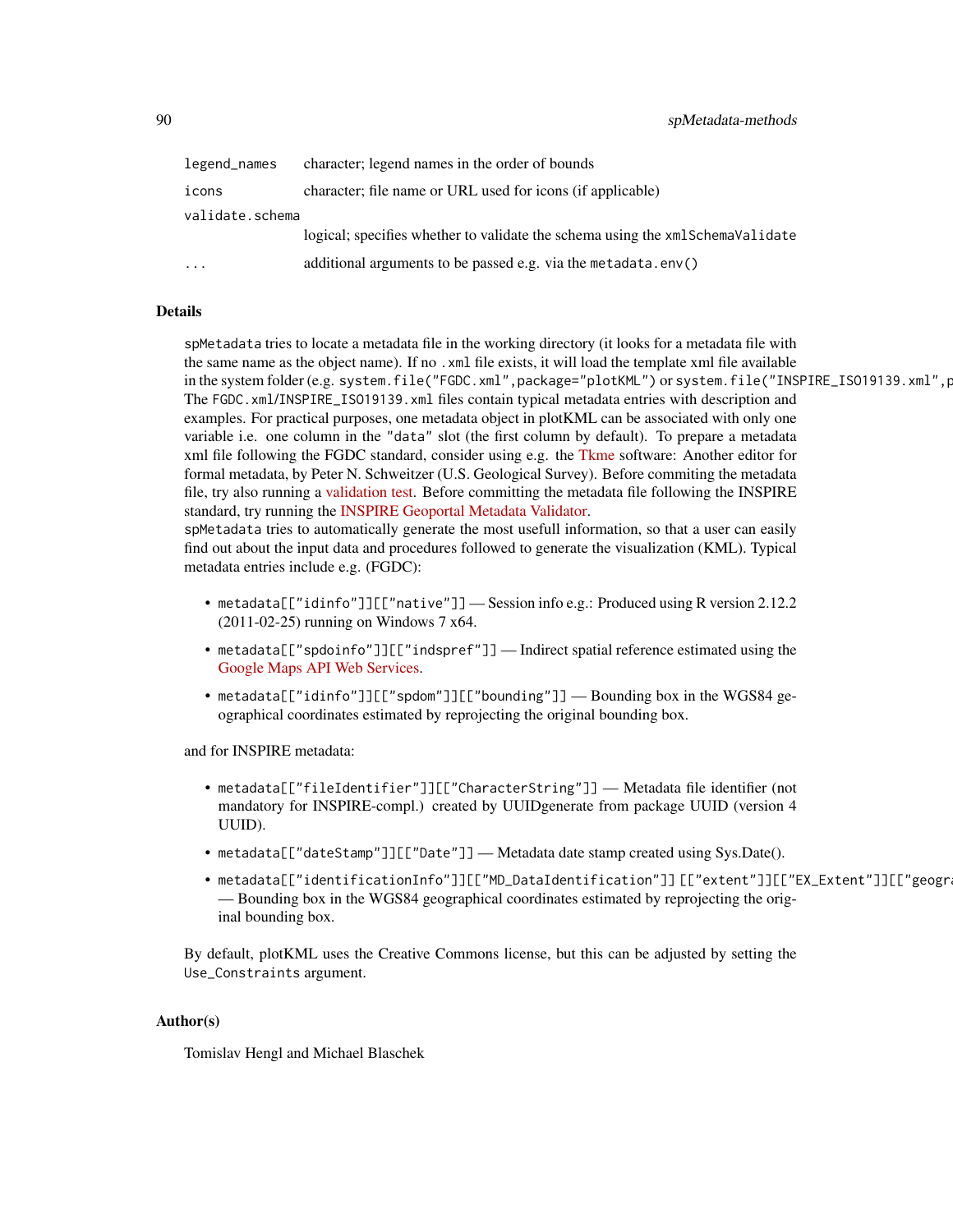| | |
|---|---|
| `legend_names` | character; legend names in the order of bounds |
| `icons` | character; file name or URL used for icons (if applicable) |
| `validate.schema` | logical; specifies whether to validate the schema using the `xmlSchemaValidate` |
| `...` | additional arguments to be passed e.g. via the `metadata.env()` |

## Details

`spMetadata` tries to locate a metadata file in the working directory (it looks for a metadata file with the same name as the object name). If no `.xml` file exists, it will load the template xml file available in the system folder (e.g. `system.file("FGDC.xml",package="plotKML")` or `system.file("INSPIRE_ISO19139.xml",p`
The `FGDC.xml`/`INSPIRE_ISO19139.xml` files contain typical metadata entries with description and examples. For practical purposes, one metadata object in plotKML can be associated with only one variable i.e. one column in the `"data"` slot (the first column by default). To prepare a metadata xml file following the FGDC standard, consider using e.g. the Tkme software: Another editor for formal metadata, by Peter N. Schweitzer (U.S. Geological Survey). Before commiting the metadata file, try also running a validation test. Before committing the metadata file following the INSPIRE standard, try running the INSPIRE Geoportal Metadata Validator.
`spMetadata` tries to automatically generate the most usefull information, so that a user can easily find out about the input data and procedures followed to generate the visualization (KML). Typical metadata entries include e.g. (FGDC):

- `metadata[["idinfo"]][["native"]]` — Session info e.g.: Produced using R version 2.12.2 (2011-02-25) running on Windows 7 x64.
- `metadata[["spdoinfo"]][["indspref"]]` — Indirect spatial reference estimated using the Google Maps API Web Services.
- `metadata[["idinfo"]][["spdom"]][["bounding"]]` — Bounding box in the WGS84 geographical coordinates estimated by reprojecting the original bounding box.

and for INSPIRE metadata:

- `metadata[["fileIdentifier"]][["CharacterString"]]` — Metadata file identifier (not mandatory for INSPIRE-compl.) created by UUIDgenerate from package UUID (version 4 UUID).
- `metadata[["dateStamp"]][["Date"]]` — Metadata date stamp created using Sys.Date().
- `metadata[["identificationInfo"]][["MD_DataIdentification"]] [["extent"]][["EX_Extent"]][["geogra` — Bounding box in the WGS84 geographical coordinates estimated by reprojecting the original bounding box.

By default, plotKML uses the Creative Commons license, but this can be adjusted by setting the `Use_Constraints` argument.

## Author(s)

Tomislav Hengl and Michael Blaschek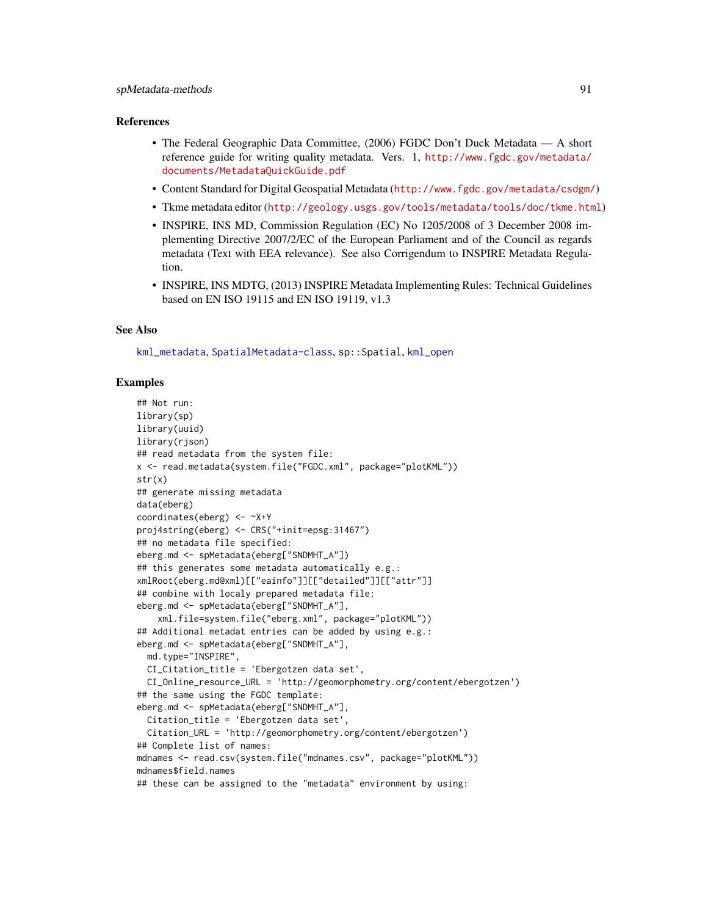## References

- The Federal Geographic Data Committee, (2006) FGDC Don't Duck Metadata — A short reference guide for writing quality metadata. Vers. 1, http://www.fgdc.gov/metadata/documents/MetadataQuickGuide.pdf
- Content Standard for Digital Geospatial Metadata (http://www.fgdc.gov/metadata/csdgm/)
- Tkme metadata editor (http://geology.usgs.gov/tools/metadata/tools/doc/tkme.html)
- INSPIRE, INS MD, Commission Regulation (EC) No 1205/2008 of 3 December 2008 implementing Directive 2007/2/EC of the European Parliament and of the Council as regards metadata (Text with EEA relevance). See also Corrigendum to INSPIRE Metadata Regulation.
- INSPIRE, INS MDTG, (2013) INSPIRE Metadata Implementing Rules: Technical Guidelines based on EN ISO 19115 and EN ISO 19119, v1.3

## See Also

kml_metadata, SpatialMetadata-class, sp::Spatial, kml_open

## Examples

```
## Not run:
library(sp)
library(uuid)
library(rjson)
## read metadata from the system file:
x <- read.metadata(system.file("FGDC.xml", package="plotKML"))
str(x)
## generate missing metadata
data(eberg)
coordinates(eberg) <- ~X+Y
proj4string(eberg) <- CRS("+init=epsg:31467")
## no metadata file specified:
eberg.md <- spMetadata(eberg["SNDMHT_A"])
## this generates some metadata automatically e.g.:
xmlRoot(eberg.md@xml)[["eainfo"]][["detailed"]][["attr"]]
## combine with localy prepared metadata file:
eberg.md <- spMetadata(eberg["SNDMHT_A"],
    xml.file=system.file("eberg.xml", package="plotKML"))
## Additional metadat entries can be added by using e.g.:
eberg.md <- spMetadata(eberg["SNDMHT_A"],
  md.type="INSPIRE",
  CI_Citation_title = 'Ebergotzen data set',
  CI_Online_resource_URL = 'http://geomorphometry.org/content/ebergotzen')
## the same using the FGDC template:
eberg.md <- spMetadata(eberg["SNDMHT_A"],
  Citation_title = 'Ebergotzen data set',
  Citation_URL = 'http://geomorphometry.org/content/ebergotzen')
## Complete list of names:
mdnames <- read.csv(system.file("mdnames.csv", package="plotKML"))
mdnames$field.names
## these can be assigned to the "metadata" environment by using:
```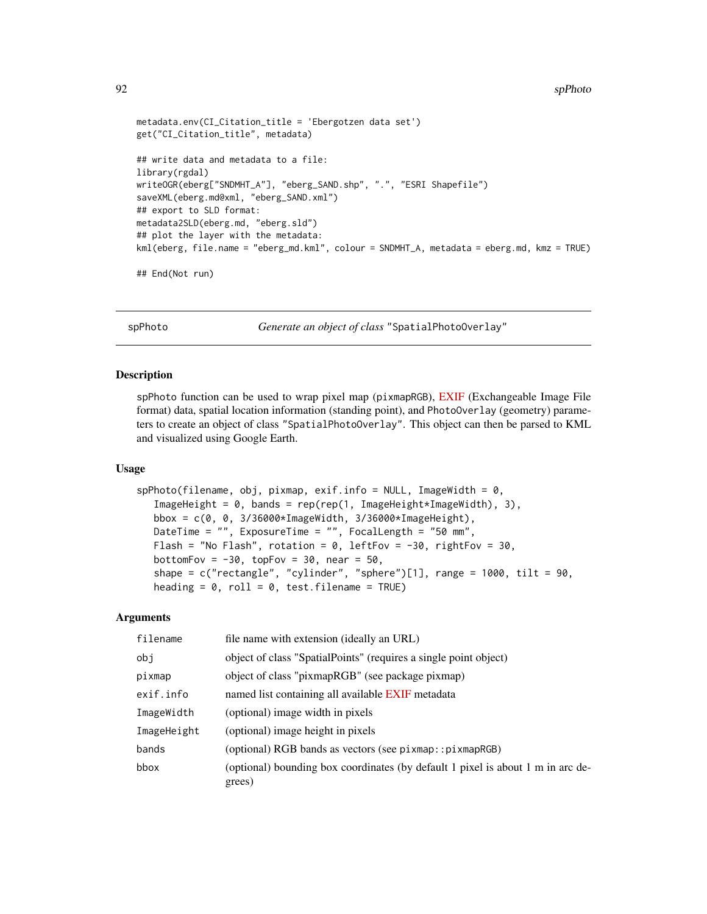```
metadata.env(CI_Citation_title = 'Ebergotzen data set')
get("CI_Citation_title", metadata)

## write data and metadata to a file:
library(rgdal)
writeOGR(eberg["SNDMHT_A"], "eberg_SAND.shp", ".", "ESRI Shapefile")
saveXML(eberg.md@xml, "eberg_SAND.xml")
## export to SLD format:
metadata2SLD(eberg.md, "eberg.sld")
## plot the layer with the metadata:
kml(eberg, file.name = "eberg_md.kml", colour = SNDMHT_A, metadata = eberg.md, kmz = TRUE)

## End(Not run)
```

---

## spPhoto — *Generate an object of class* "SpatialPhotoOverlay"

### Description

spPhoto function can be used to wrap pixel map (pixmapRGB), EXIF (Exchangeable Image File format) data, spatial location information (standing point), and PhotoOverlay (geometry) parameters to create an object of class "SpatialPhotoOverlay". This object can then be parsed to KML and visualized using Google Earth.

### Usage

```
spPhoto(filename, obj, pixmap, exif.info = NULL, ImageWidth = 0,
   ImageHeight = 0, bands = rep(rep(1, ImageHeight*ImageWidth), 3),
   bbox = c(0, 0, 3/36000*ImageWidth, 3/36000*ImageHeight),
   DateTime = "", ExposureTime = "", FocalLength = "50 mm",
   Flash = "No Flash", rotation = 0, leftFov = -30, rightFov = 30,
   bottomFov = -30, topFov = 30, near = 50,
   shape = c("rectangle", "cylinder", "sphere")[1], range = 1000, tilt = 90,
   heading = 0, roll = 0, test.filename = TRUE)
```

### Arguments

| | |
|---|---|
| filename | file name with extension (ideally an URL) |
| obj | object of class "SpatialPoints" (requires a single point object) |
| pixmap | object of class "pixmapRGB" (see package pixmap) |
| exif.info | named list containing all available EXIF metadata |
| ImageWidth | (optional) image width in pixels |
| ImageHeight | (optional) image height in pixels |
| bands | (optional) RGB bands as vectors (see pixmap::pixmapRGB) |
| bbox | (optional) bounding box coordinates (by default 1 pixel is about 1 m in arc degrees) |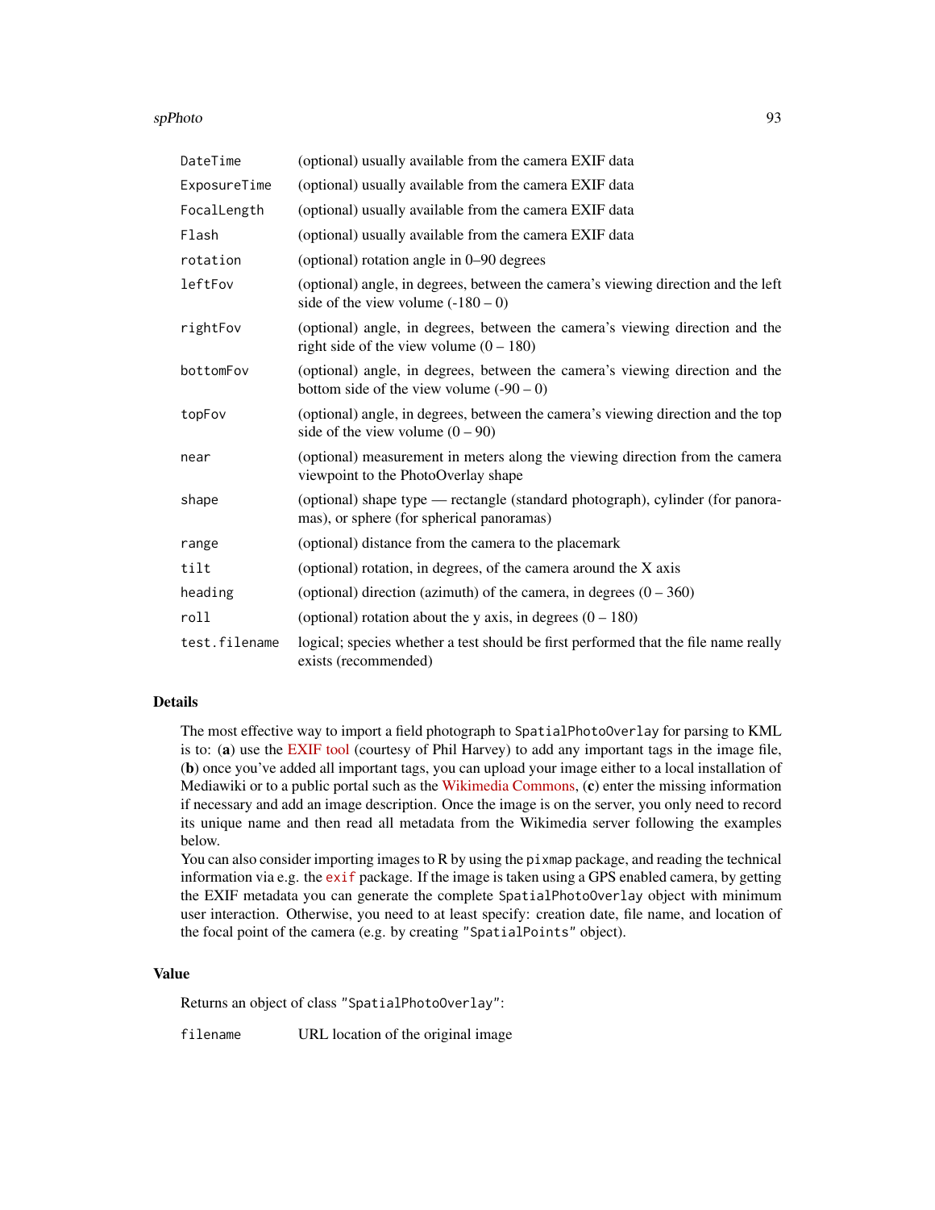| | |
|---|---|
| `DateTime` | (optional) usually available from the camera EXIF data |
| `ExposureTime` | (optional) usually available from the camera EXIF data |
| `FocalLength` | (optional) usually available from the camera EXIF data |
| `Flash` | (optional) usually available from the camera EXIF data |
| `rotation` | (optional) rotation angle in 0–90 degrees |
| `leftFov` | (optional) angle, in degrees, between the camera's viewing direction and the left side of the view volume (-180 – 0) |
| `rightFov` | (optional) angle, in degrees, between the camera's viewing direction and the right side of the view volume (0 – 180) |
| `bottomFov` | (optional) angle, in degrees, between the camera's viewing direction and the bottom side of the view volume (-90 – 0) |
| `topFov` | (optional) angle, in degrees, between the camera's viewing direction and the top side of the view volume (0 – 90) |
| `near` | (optional) measurement in meters along the viewing direction from the camera viewpoint to the PhotoOverlay shape |
| `shape` | (optional) shape type — rectangle (standard photograph), cylinder (for panoramas), or sphere (for spherical panoramas) |
| `range` | (optional) distance from the camera to the placemark |
| `tilt` | (optional) rotation, in degrees, of the camera around the X axis |
| `heading` | (optional) direction (azimuth) of the camera, in degrees (0 – 360) |
| `roll` | (optional) rotation about the y axis, in degrees (0 – 180) |
| `test.filename` | logical; species whether a test should be first performed that the file name really exists (recommended) |

### Details

The most effective way to import a field photograph to `SpatialPhotoOverlay` for parsing to KML is to: (**a**) use the EXIF tool (courtesy of Phil Harvey) to add any important tags in the image file, (**b**) once you've added all important tags, you can upload your image either to a local installation of Mediawiki or to a public portal such as the Wikimedia Commons, (**c**) enter the missing information if necessary and add an image description. Once the image is on the server, you only need to record its unique name and then read all metadata from the Wikimedia server following the examples below.

You can also consider importing images to R by using the `pixmap` package, and reading the technical information via e.g. the `exif` package. If the image is taken using a GPS enabled camera, by getting the EXIF metadata you can generate the complete `SpatialPhotoOverlay` object with minimum user interaction. Otherwise, you need to at least specify: creation date, file name, and location of the focal point of the camera (e.g. by creating `"SpatialPoints"` object).

### Value

Returns an object of class `"SpatialPhotoOverlay"`:

| | |
|---|---|
| `filename` | URL location of the original image |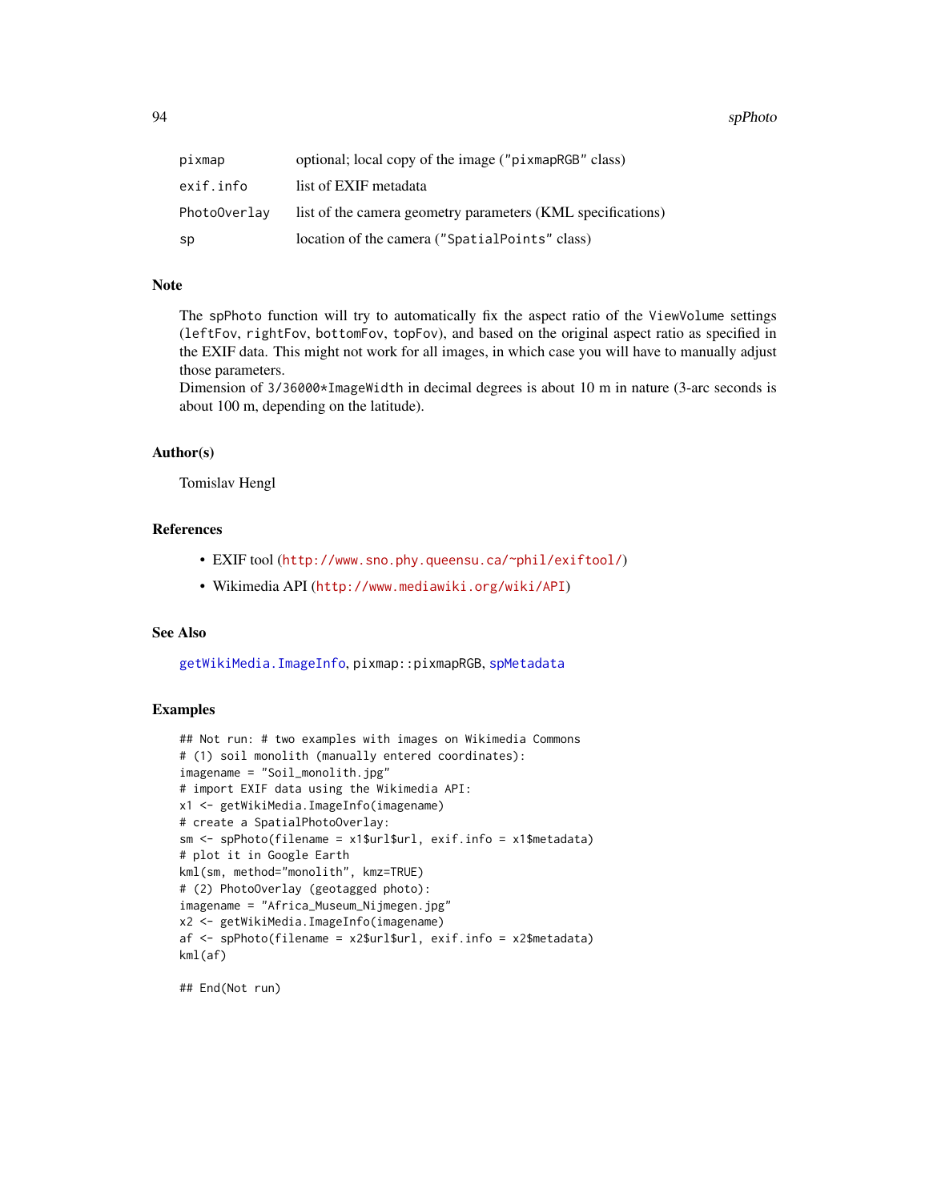| | |
|---|---|
| pixmap | optional; local copy of the image ("pixmapRGB" class) |
| exif.info | list of EXIF metadata |
| PhotoOverlay | list of the camera geometry parameters (KML specifications) |
| sp | location of the camera ("SpatialPoints" class) |

## Note

The spPhoto function will try to automatically fix the aspect ratio of the ViewVolume settings (leftFov, rightFov, bottomFov, topFov), and based on the original aspect ratio as specified in the EXIF data. This might not work for all images, in which case you will have to manually adjust those parameters.
Dimension of 3/36000*ImageWidth in decimal degrees is about 10 m in nature (3-arc seconds is about 100 m, depending on the latitude).

## Author(s)

Tomislav Hengl

## References

- EXIF tool (http://www.sno.phy.queensu.ca/~phil/exiftool/)
- Wikimedia API (http://www.mediawiki.org/wiki/API)

## See Also

getWikiMedia.ImageInfo, pixmap::pixmapRGB, spMetadata

## Examples

```
## Not run: # two examples with images on Wikimedia Commons
# (1) soil monolith (manually entered coordinates):
imagename = "Soil_monolith.jpg"
# import EXIF data using the Wikimedia API:
x1 <- getWikiMedia.ImageInfo(imagename)
# create a SpatialPhotoOverlay:
sm <- spPhoto(filename = x1$url$url, exif.info = x1$metadata)
# plot it in Google Earth
kml(sm, method="monolith", kmz=TRUE)
# (2) PhotoOverlay (geotagged photo):
imagename = "Africa_Museum_Nijmegen.jpg"
x2 <- getWikiMedia.ImageInfo(imagename)
af <- spPhoto(filename = x2$url$url, exif.info = x2$metadata)
kml(af)

## End(Not run)
```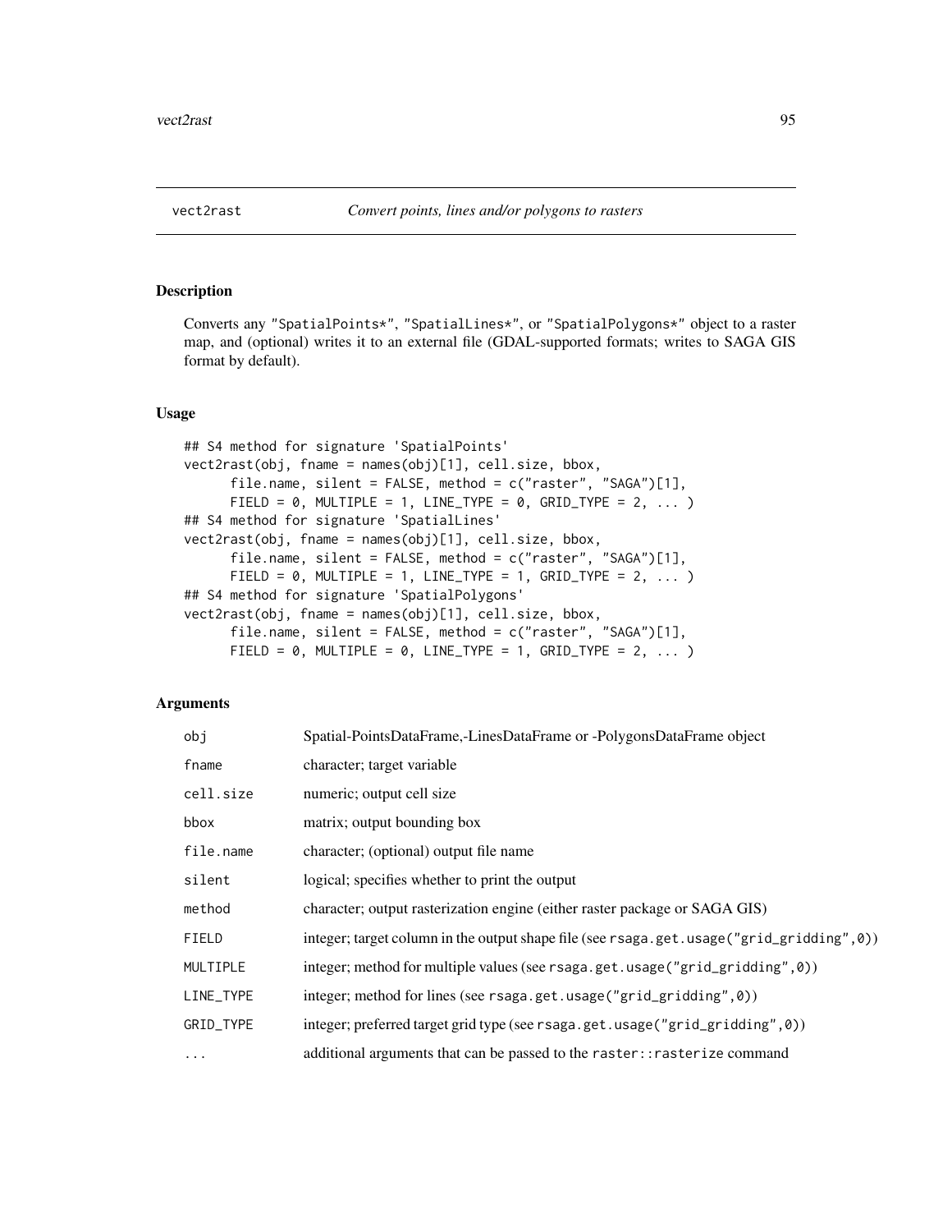# vect2rast — *Convert points, lines and/or polygons to rasters*

## Description

Converts any "SpatialPoints*", "SpatialLines*", or "SpatialPolygons*" object to a raster map, and (optional) writes it to an external file (GDAL-supported formats; writes to SAGA GIS format by default).

## Usage

```
## S4 method for signature 'SpatialPoints'
vect2rast(obj, fname = names(obj)[1], cell.size, bbox,
      file.name, silent = FALSE, method = c("raster", "SAGA")[1],
      FIELD = 0, MULTIPLE = 1, LINE_TYPE = 0, GRID_TYPE = 2, ... )
## S4 method for signature 'SpatialLines'
vect2rast(obj, fname = names(obj)[1], cell.size, bbox,
      file.name, silent = FALSE, method = c("raster", "SAGA")[1],
      FIELD = 0, MULTIPLE = 1, LINE_TYPE = 1, GRID_TYPE = 2, ... )
## S4 method for signature 'SpatialPolygons'
vect2rast(obj, fname = names(obj)[1], cell.size, bbox,
      file.name, silent = FALSE, method = c("raster", "SAGA")[1],
      FIELD = 0, MULTIPLE = 0, LINE_TYPE = 1, GRID_TYPE = 2, ... )
```

## Arguments

| | |
|---|---|
| `obj` | Spatial-PointsDataFrame,-LinesDataFrame or -PolygonsDataFrame object |
| `fname` | character; target variable |
| `cell.size` | numeric; output cell size |
| `bbox` | matrix; output bounding box |
| `file.name` | character; (optional) output file name |
| `silent` | logical; specifies whether to print the output |
| `method` | character; output rasterization engine (either raster package or SAGA GIS) |
| `FIELD` | integer; target column in the output shape file (see `rsaga.get.usage("grid_gridding",0)`) |
| `MULTIPLE` | integer; method for multiple values (see `rsaga.get.usage("grid_gridding",0)`) |
| `LINE_TYPE` | integer; method for lines (see `rsaga.get.usage("grid_gridding",0)`) |
| `GRID_TYPE` | integer; preferred target grid type (see `rsaga.get.usage("grid_gridding",0)`) |
| `...` | additional arguments that can be passed to the `raster::rasterize` command |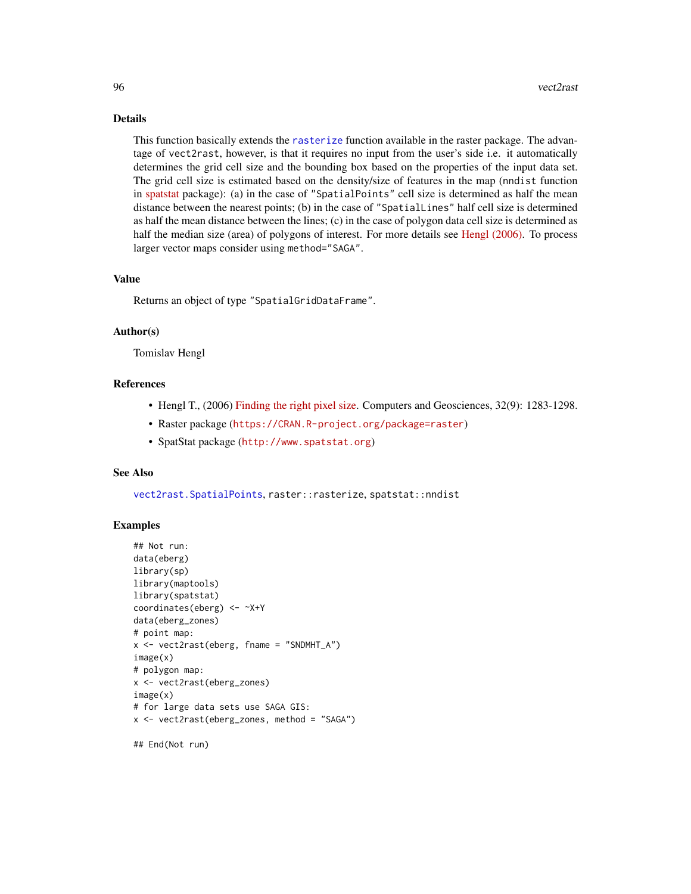## Details

This function basically extends the `rasterize` function available in the raster package. The advantage of `vect2rast`, however, is that it requires no input from the user's side i.e. it automatically determines the grid cell size and the bounding box based on the properties of the input data set. The grid cell size is estimated based on the density/size of features in the map (`nndist` function in spatstat package): (a) in the case of `"SpatialPoints"` cell size is determined as half the mean distance between the nearest points; (b) in the case of `"SpatialLines"` half cell size is determined as half the mean distance between the lines; (c) in the case of polygon data cell size is determined as half the median size (area) of polygons of interest. For more details see Hengl (2006). To process larger vector maps consider using `method="SAGA"`.

## Value

Returns an object of type `"SpatialGridDataFrame"`.

## Author(s)

Tomislav Hengl

## References

- Hengl T., (2006) Finding the right pixel size. Computers and Geosciences, 32(9): 1283-1298.
- Raster package (`https://CRAN.R-project.org/package=raster`)
- SpatStat package (`http://www.spatstat.org`)

## See Also

`vect2rast.SpatialPoints`, `raster::rasterize`, `spatstat::nndist`

## Examples

```
## Not run:
data(eberg)
library(sp)
library(maptools)
library(spatstat)
coordinates(eberg) <- ~X+Y
data(eberg_zones)
# point map:
x <- vect2rast(eberg, fname = "SNDMHT_A")
image(x)
# polygon map:
x <- vect2rast(eberg_zones)
image(x)
# for large data sets use SAGA GIS:
x <- vect2rast(eberg_zones, method = "SAGA")

## End(Not run)
```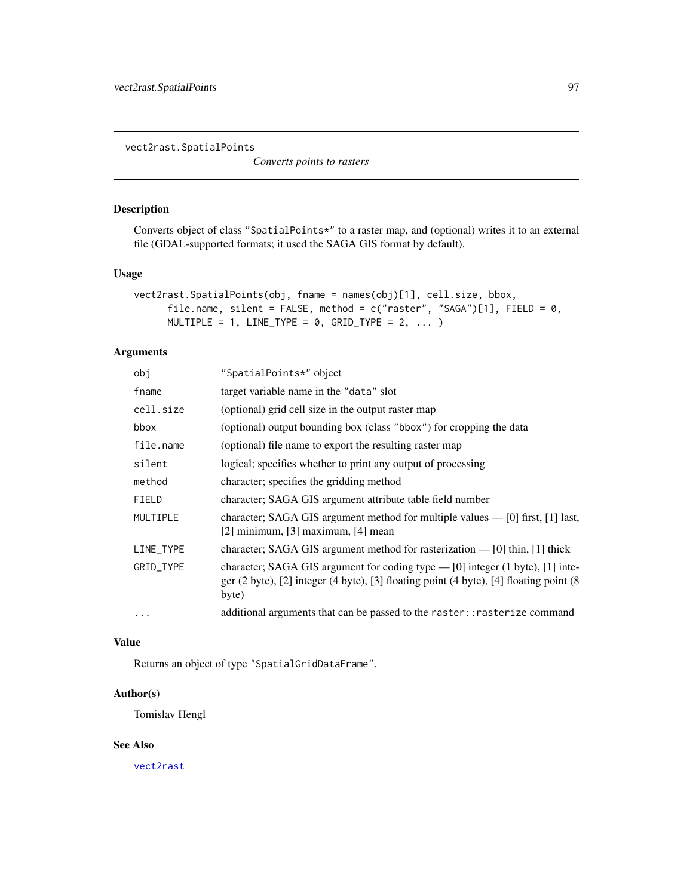vect2rast.SpatialPoints

*Converts points to rasters*

## Description

Converts object of class "SpatialPoints*" to a raster map, and (optional) writes it to an external file (GDAL-supported formats; it used the SAGA GIS format by default).

## Usage

```
vect2rast.SpatialPoints(obj, fname = names(obj)[1], cell.size, bbox,
      file.name, silent = FALSE, method = c("raster", "SAGA")[1], FIELD = 0,
      MULTIPLE = 1, LINE_TYPE = 0, GRID_TYPE = 2, ... )
```

## Arguments

| | |
|---|---|
| `obj` | "SpatialPoints*" object |
| `fname` | target variable name in the "data" slot |
| `cell.size` | (optional) grid cell size in the output raster map |
| `bbox` | (optional) output bounding box (class "bbox") for cropping the data |
| `file.name` | (optional) file name to export the resulting raster map |
| `silent` | logical; specifies whether to print any output of processing |
| `method` | character; specifies the gridding method |
| `FIELD` | character; SAGA GIS argument attribute table field number |
| `MULTIPLE` | character; SAGA GIS argument method for multiple values — [0] first, [1] last, [2] minimum, [3] maximum, [4] mean |
| `LINE_TYPE` | character; SAGA GIS argument method for rasterization — [0] thin, [1] thick |
| `GRID_TYPE` | character; SAGA GIS argument for coding type — [0] integer (1 byte), [1] integer (2 byte), [2] integer (4 byte), [3] floating point (4 byte), [4] floating point (8 byte) |
| `...` | additional arguments that can be passed to the `raster::rasterize` command |

## Value

Returns an object of type "SpatialGridDataFrame".

## Author(s)

Tomislav Hengl

## See Also

`vect2rast`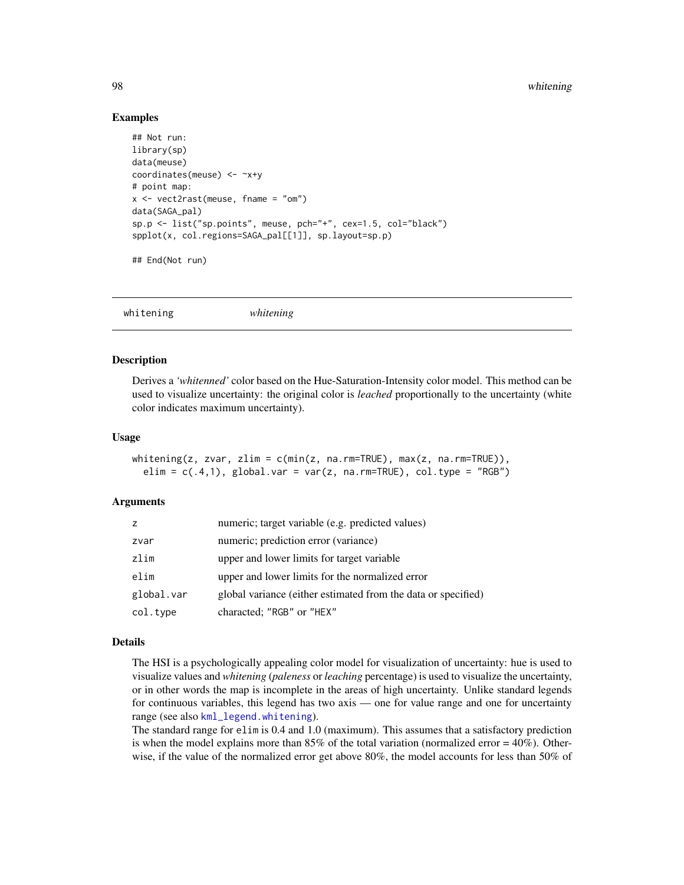## Examples

```
## Not run:
library(sp)
data(meuse)
coordinates(meuse) <- ~x+y
# point map:
x <- vect2rast(meuse, fname = "om")
data(SAGA_pal)
sp.p <- list("sp.points", meuse, pch="+", cex=1.5, col="black")
spplot(x, col.regions=SAGA_pal[[1]], sp.layout=sp.p)

## End(Not run)
```

---

`whitening` &nbsp;&nbsp;&nbsp;&nbsp; *whitening*

---

### Description

Derives a *'whitenned'* color based on the Hue-Saturation-Intensity color model. This method can be used to visualize uncertainty: the original color is *leached* proportionally to the uncertainty (white color indicates maximum uncertainty).

### Usage

```
whitening(z, zvar, zlim = c(min(z, na.rm=TRUE), max(z, na.rm=TRUE)),
  elim = c(.4,1), global.var = var(z, na.rm=TRUE), col.type = "RGB")
```

### Arguments

| | |
|---|---|
| `z` | numeric; target variable (e.g. predicted values) |
| `zvar` | numeric; prediction error (variance) |
| `zlim` | upper and lower limits for target variable |
| `elim` | upper and lower limits for the normalized error |
| `global.var` | global variance (either estimated from the data or specified) |
| `col.type` | characted; "RGB" or "HEX" |

### Details

The HSI is a psychologically appealing color model for visualization of uncertainty: hue is used to visualize values and *whitening* (*paleness* or *leaching* percentage) is used to visualize the uncertainty, or in other words the map is incomplete in the areas of high uncertainty. Unlike standard legends for continuous variables, this legend has two axis — one for value range and one for uncertainty range (see also `kml_legend.whitening`).

The standard range for `elim` is 0.4 and 1.0 (maximum). This assumes that a satisfactory prediction is when the model explains more than 85% of the total variation (normalized error = 40%). Otherwise, if the value of the normalized error get above 80%, the model accounts for less than 50% of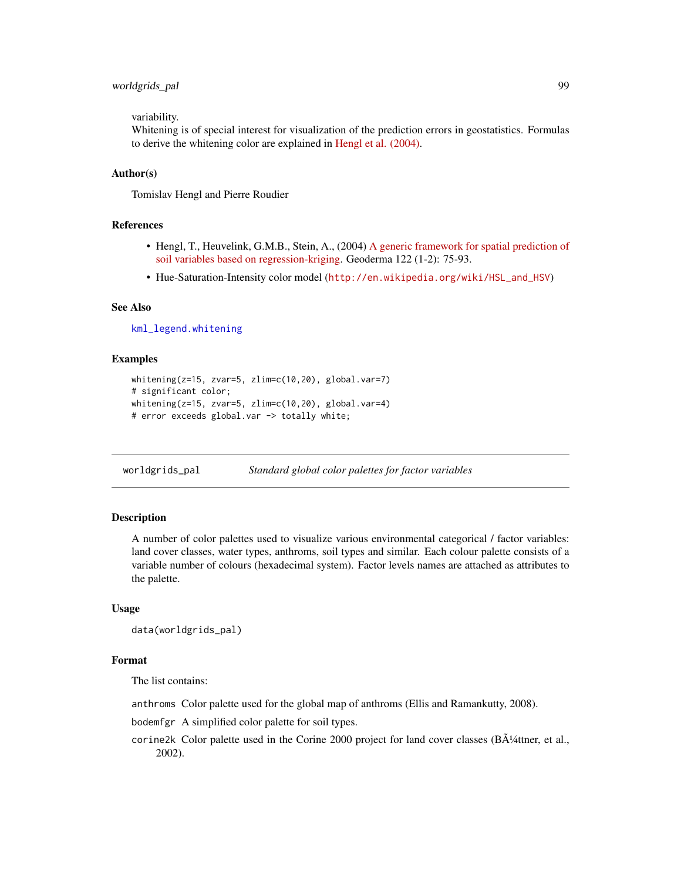variability.
Whitening is of special interest for visualization of the prediction errors in geostatistics. Formulas to derive the whitening color are explained in Hengl et al. (2004).

### Author(s)

Tomislav Hengl and Pierre Roudier

### References

- Hengl, T., Heuvelink, G.M.B., Stein, A., (2004) A generic framework for spatial prediction of soil variables based on regression-kriging. Geoderma 122 (1-2): 75-93.
- Hue-Saturation-Intensity color model (http://en.wikipedia.org/wiki/HSL_and_HSV)

### See Also

kml_legend.whitening

### Examples

```
whitening(z=15, zvar=5, zlim=c(10,20), global.var=7)
# significant color;
whitening(z=15, zvar=5, zlim=c(10,20), global.var=4)
# error exceeds global.var -> totally white;
```

---

## worldgrids_pal — *Standard global color palettes for factor variables*

### Description

A number of color palettes used to visualize various environmental categorical / factor variables: land cover classes, water types, anthroms, soil types and similar. Each colour palette consists of a variable number of colours (hexadecimal system). Factor levels names are attached as attributes to the palette.

### Usage

```
data(worldgrids_pal)
```

### Format

The list contains:

- `anthroms` Color palette used for the global map of anthroms (Ellis and Ramankutty, 2008).
- `bodemfgr` A simplified color palette for soil types.
- `corine2k` Color palette used in the Corine 2000 project for land cover classes (BÃ¼ttner, et al., 2002).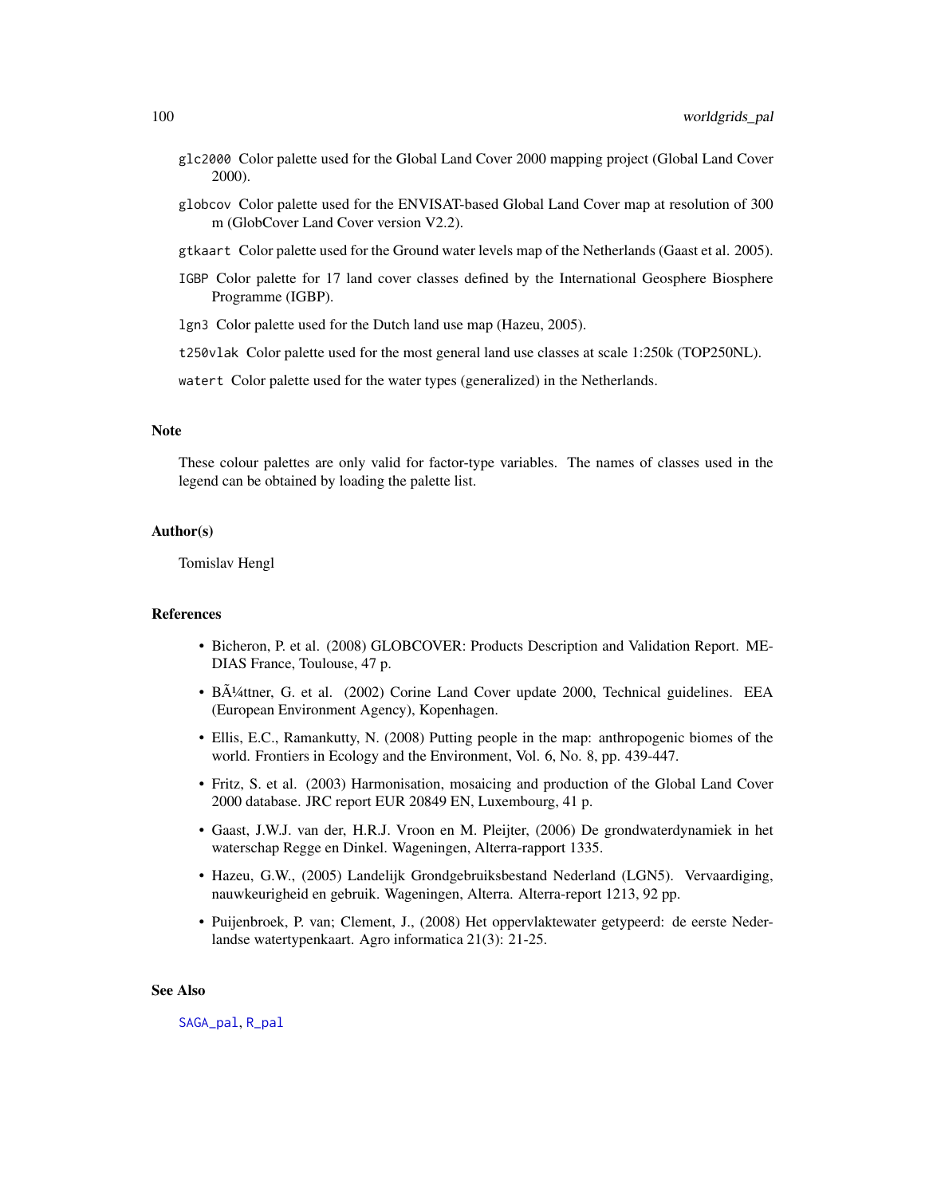glc2000 Color palette used for the Global Land Cover 2000 mapping project (Global Land Cover 2000).

globcov Color palette used for the ENVISAT-based Global Land Cover map at resolution of 300 m (GlobCover Land Cover version V2.2).

gtkaart Color palette used for the Ground water levels map of the Netherlands (Gaast et al. 2005).

IGBP Color palette for 17 land cover classes defined by the International Geosphere Biosphere Programme (IGBP).

lgn3 Color palette used for the Dutch land use map (Hazeu, 2005).

t250vlak Color palette used for the most general land use classes at scale 1:250k (TOP250NL).

watert Color palette used for the water types (generalized) in the Netherlands.

### Note

These colour palettes are only valid for factor-type variables. The names of classes used in the legend can be obtained by loading the palette list.

### Author(s)

Tomislav Hengl

### References

- Bicheron, P. et al. (2008) GLOBCOVER: Products Description and Validation Report. MEDIAS France, Toulouse, 47 p.
- BÃ¼ttner, G. et al. (2002) Corine Land Cover update 2000, Technical guidelines. EEA (European Environment Agency), Kopenhagen.
- Ellis, E.C., Ramankutty, N. (2008) Putting people in the map: anthropogenic biomes of the world. Frontiers in Ecology and the Environment, Vol. 6, No. 8, pp. 439-447.
- Fritz, S. et al. (2003) Harmonisation, mosaicing and production of the Global Land Cover 2000 database. JRC report EUR 20849 EN, Luxembourg, 41 p.
- Gaast, J.W.J. van der, H.R.J. Vroon en M. Pleijter, (2006) De grondwaterdynamiek in het waterschap Regge en Dinkel. Wageningen, Alterra-rapport 1335.
- Hazeu, G.W., (2005) Landelijk Grondgebruiksbestand Nederland (LGN5). Vervaardiging, nauwkeurigheid en gebruik. Wageningen, Alterra. Alterra-report 1213, 92 pp.
- Puijenbroek, P. van; Clement, J., (2008) Het oppervlaktewater getypeerd: de eerste Nederlandse watertypenkaart. Agro informatica 21(3): 21-25.

### See Also

SAGA_pal, R_pal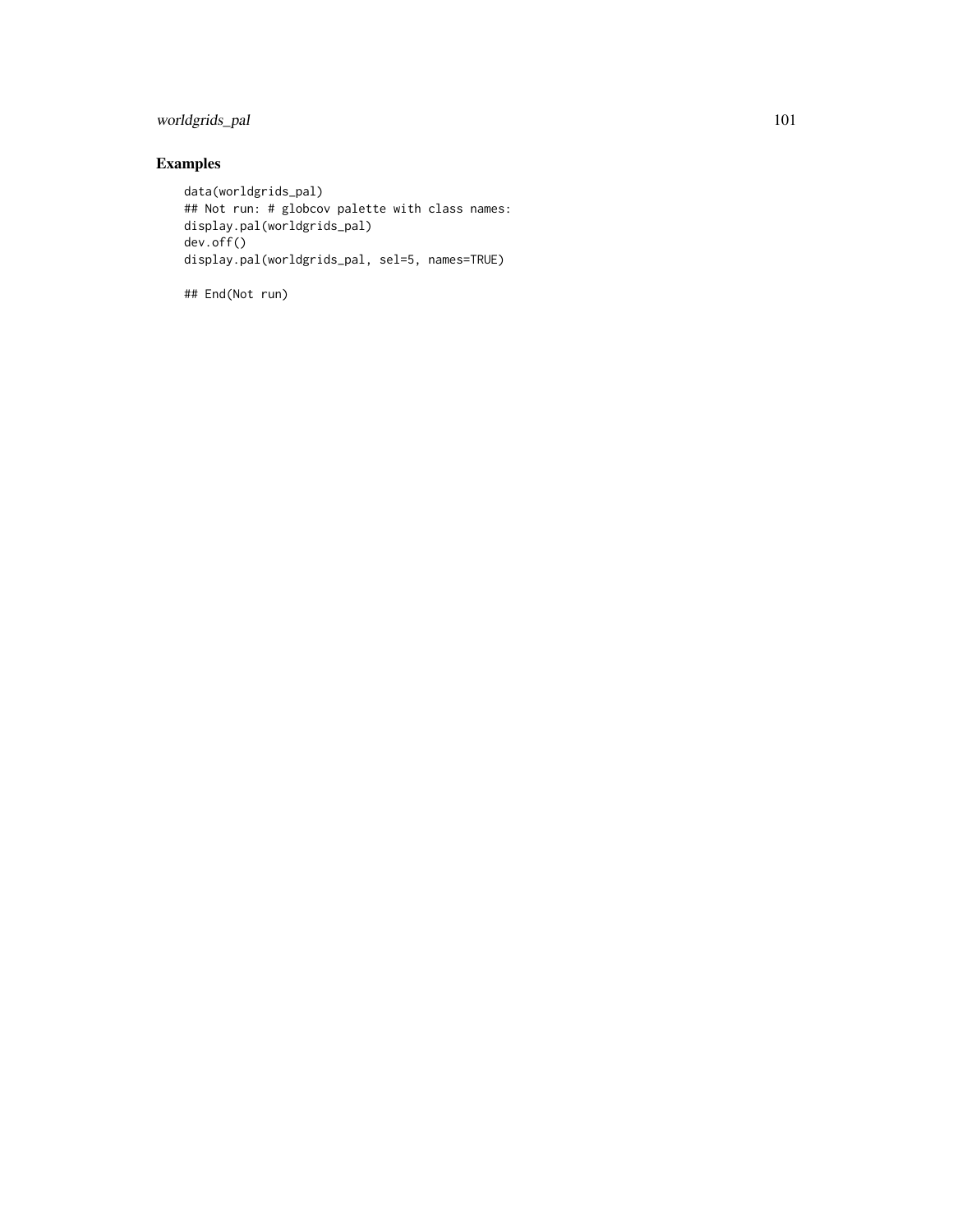## Examples

```
data(worldgrids_pal)
## Not run: # globcov palette with class names:
display.pal(worldgrids_pal)
dev.off()
display.pal(worldgrids_pal, sel=5, names=TRUE)

## End(Not run)
```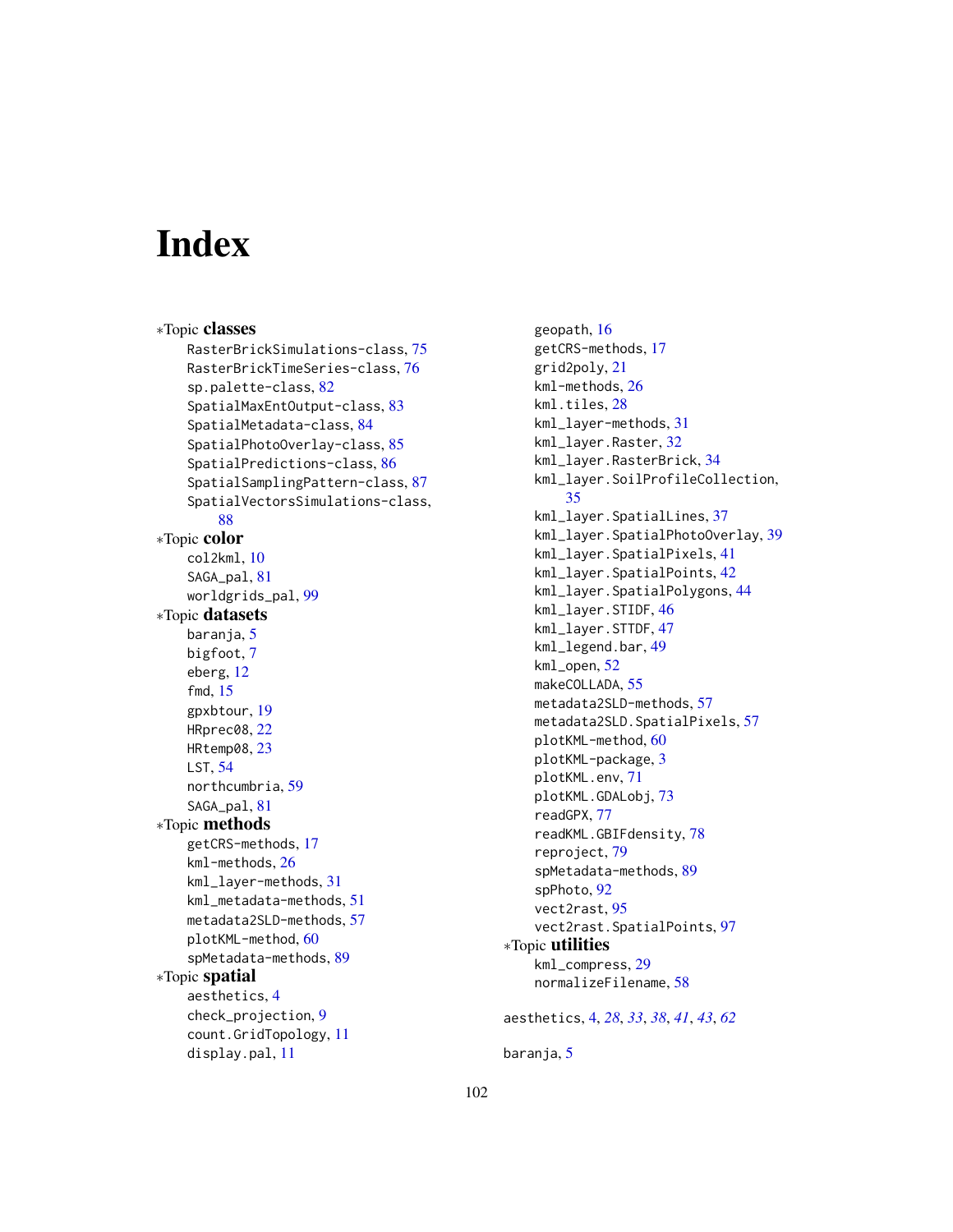# Index

∗Topic **classes**

- RasterBrickSimulations-class, 75
- RasterBrickTimeSeries-class, 76
- sp.palette-class, 82
- SpatialMaxEntOutput-class, 83
- SpatialMetadata-class, 84
- SpatialPhotoOverlay-class, 85
- SpatialPredictions-class, 86
- SpatialSamplingPattern-class, 87
- SpatialVectorsSimulations-class, 88

∗Topic **color**

- col2kml, 10
- SAGA_pal, 81
- worldgrids_pal, 99

∗Topic **datasets**

- baranja, 5
- bigfoot, 7
- eberg, 12
- fmd, 15
- gpxbtour, 19
- HRprec08, 22
- HRtemp08, 23
- LST, 54
- northcumbria, 59
- SAGA_pal, 81

∗Topic **methods**

- getCRS-methods, 17
- kml-methods, 26
- kml_layer-methods, 31
- kml_metadata-methods, 51
- metadata2SLD-methods, 57
- plotKML-method, 60
- spMetadata-methods, 89

∗Topic **spatial**

- aesthetics, 4
- check_projection, 9
- count.GridTopology, 11
- display.pal, 11
- geopath, 16
- getCRS-methods, 17
- grid2poly, 21
- kml-methods, 26
- kml.tiles, 28
- kml_layer-methods, 31
- kml_layer.Raster, 32
- kml_layer.RasterBrick, 34
- kml_layer.SoilProfileCollection, 35
- kml_layer.SpatialLines, 37
- kml_layer.SpatialPhotoOverlay, 39
- kml_layer.SpatialPixels, 41
- kml_layer.SpatialPoints, 42
- kml_layer.SpatialPolygons, 44
- kml_layer.STIDF, 46
- kml_layer.STTDF, 47
- kml_legend.bar, 49
- kml_open, 52
- makeCOLLADA, 55
- metadata2SLD-methods, 57
- metadata2SLD.SpatialPixels, 57
- plotKML-method, 60
- plotKML-package, 3
- plotKML.env, 71
- plotKML.GDALobj, 73
- readGPX, 77
- readKML.GBIFdensity, 78
- reproject, 79
- spMetadata-methods, 89
- spPhoto, 92
- vect2rast, 95
- vect2rast.SpatialPoints, 97

∗Topic **utilities**

- kml_compress, 29
- normalizeFilename, 58

aesthetics, 4, *28*, *33*, *38*, *41*, *43*, *62*

baranja, 5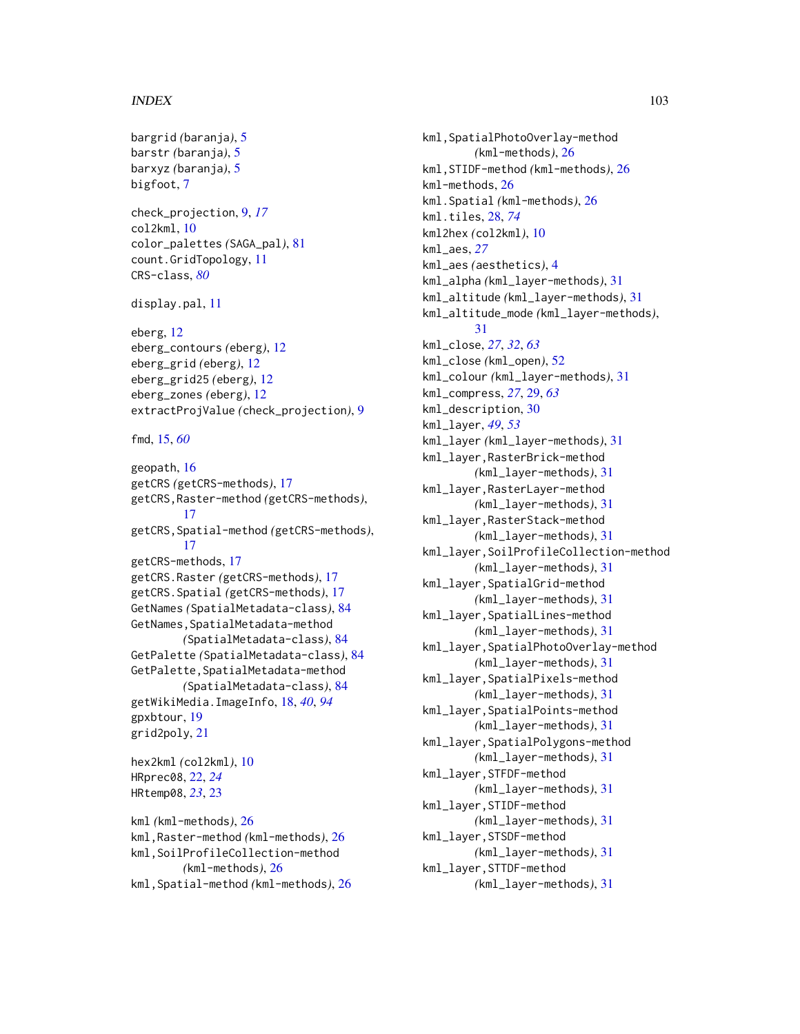bargrid *(baranja)*, 5
barstr *(baranja)*, 5
barxyz *(baranja)*, 5
bigfoot, 7

check_projection, 9, *17*
col2kml, 10
color_palettes *(SAGA_pal)*, 81
count.GridTopology, 11
CRS-class, *80*

display.pal, 11

eberg, 12
eberg_contours *(eberg)*, 12
eberg_grid *(eberg)*, 12
eberg_grid25 *(eberg)*, 12
eberg_zones *(eberg)*, 12
extractProjValue *(check_projection)*, 9

fmd, 15, *60*

geopath, 16
getCRS *(getCRS-methods)*, 17
getCRS,Raster-method *(getCRS-methods)*, 17
getCRS,Spatial-method *(getCRS-methods)*, 17
getCRS-methods, 17
getCRS.Raster *(getCRS-methods)*, 17
getCRS.Spatial *(getCRS-methods)*, 17
GetNames *(SpatialMetadata-class)*, 84
GetNames,SpatialMetadata-method *(SpatialMetadata-class)*, 84
GetPalette *(SpatialMetadata-class)*, 84
GetPalette,SpatialMetadata-method *(SpatialMetadata-class)*, 84
getWikiMedia.ImageInfo, 18, *40*, *94*
gpxbtour, 19
grid2poly, 21

hex2kml *(col2kml)*, 10
HRprec08, 22, *24*
HRtemp08, *23*, 23

kml *(kml-methods)*, 26
kml,Raster-method *(kml-methods)*, 26
kml,SoilProfileCollection-method *(kml-methods)*, 26
kml,Spatial-method *(kml-methods)*, 26
kml,SpatialPhotoOverlay-method *(kml-methods)*, 26
kml,STIDF-method *(kml-methods)*, 26
kml-methods, 26
kml.Spatial *(kml-methods)*, 26
kml.tiles, 28, *74*
kml2hex *(col2kml)*, 10
kml_aes, *27*
kml_aes *(aesthetics)*, 4
kml_alpha *(kml_layer-methods)*, 31
kml_altitude *(kml_layer-methods)*, 31
kml_altitude_mode *(kml_layer-methods)*, 31
kml_close, *27*, *32*, *63*
kml_close *(kml_open)*, 52
kml_colour *(kml_layer-methods)*, 31
kml_compress, *27*, 29, *63*
kml_description, 30
kml_layer, *49*, *53*
kml_layer *(kml_layer-methods)*, 31
kml_layer,RasterBrick-method *(kml_layer-methods)*, 31
kml_layer,RasterLayer-method *(kml_layer-methods)*, 31
kml_layer,RasterStack-method *(kml_layer-methods)*, 31
kml_layer,SoilProfileCollection-method *(kml_layer-methods)*, 31
kml_layer,SpatialGrid-method *(kml_layer-methods)*, 31
kml_layer,SpatialLines-method *(kml_layer-methods)*, 31
kml_layer,SpatialPhotoOverlay-method *(kml_layer-methods)*, 31
kml_layer,SpatialPixels-method *(kml_layer-methods)*, 31
kml_layer,SpatialPoints-method *(kml_layer-methods)*, 31
kml_layer,SpatialPolygons-method *(kml_layer-methods)*, 31
kml_layer,STFDF-method *(kml_layer-methods)*, 31
kml_layer,STIDF-method *(kml_layer-methods)*, 31
kml_layer,STSDF-method *(kml_layer-methods)*, 31
kml_layer,STTDF-method *(kml_layer-methods)*, 31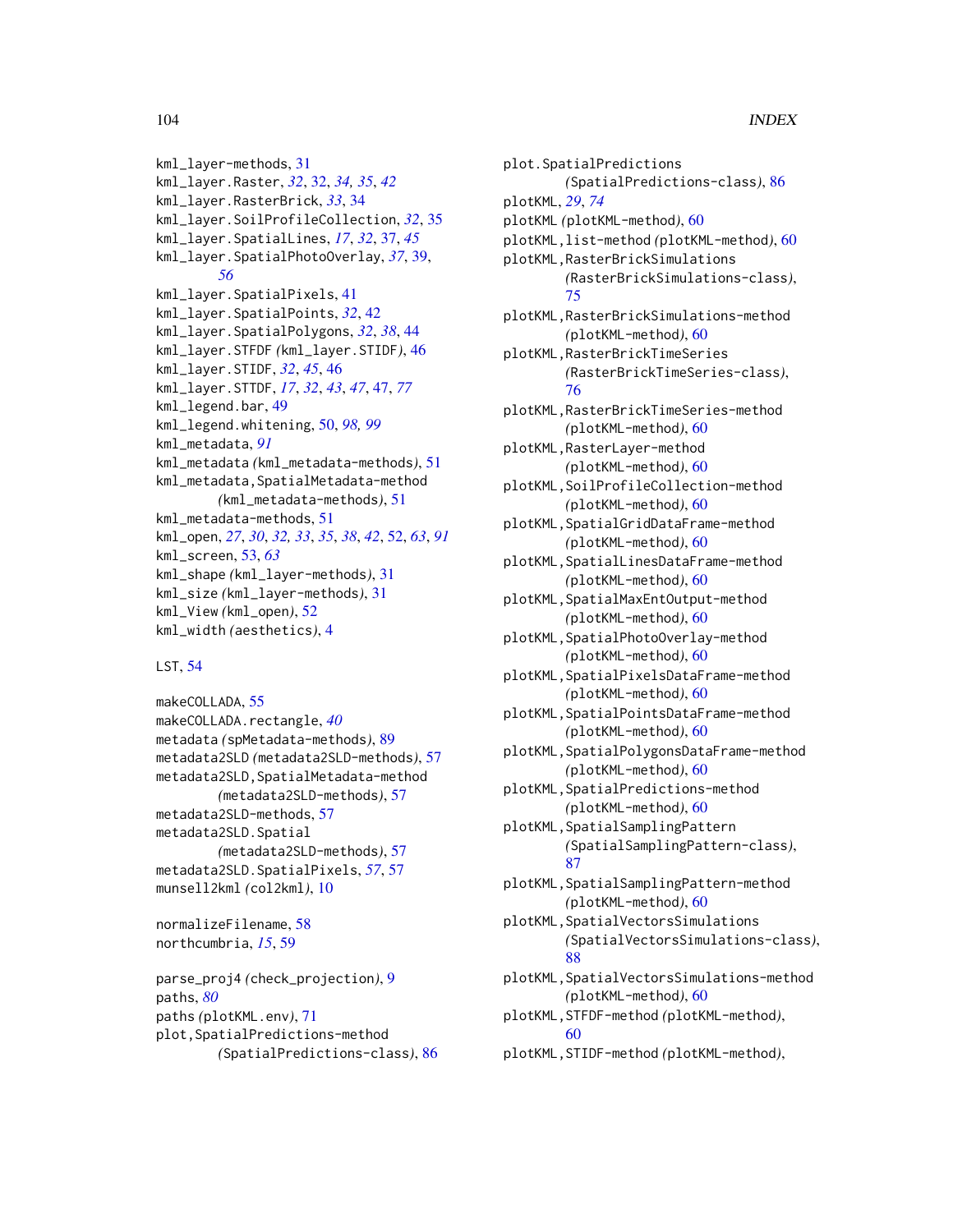kml_layer-methods, 31
kml_layer.Raster, *32*, 32, *34, 35*, *42*
kml_layer.RasterBrick, *33*, 34
kml_layer.SoilProfileCollection, *32*, 35
kml_layer.SpatialLines, *17*, *32*, 37, *45*
kml_layer.SpatialPhotoOverlay, *37*, 39, *56*
kml_layer.SpatialPixels, 41
kml_layer.SpatialPoints, *32*, 42
kml_layer.SpatialPolygons, *32*, *38*, 44
kml_layer.STFDF *(*kml_layer.STIDF*)*, 46
kml_layer.STIDF, *32*, *45*, 46
kml_layer.STTDF, *17*, *32*, *43*, *47*, 47, *77*
kml_legend.bar, 49
kml_legend.whitening, 50, *98, 99*
kml_metadata, *91*
kml_metadata *(*kml_metadata-methods*)*, 51
kml_metadata,SpatialMetadata-method *(*kml_metadata-methods*)*, 51
kml_metadata-methods, 51
kml_open, *27*, *30*, *32, 33*, *35*, *38*, *42*, 52, *63*, *91*
kml_screen, 53, *63*
kml_shape *(*kml_layer-methods*)*, 31
kml_size *(*kml_layer-methods*)*, 31
kml_View *(*kml_open*)*, 52
kml_width *(*aesthetics*)*, 4

LST, 54

makeCOLLADA, 55
makeCOLLADA.rectangle, *40*
metadata *(*spMetadata-methods*)*, 89
metadata2SLD *(*metadata2SLD-methods*)*, 57
metadata2SLD,SpatialMetadata-method *(*metadata2SLD-methods*)*, 57
metadata2SLD-methods, 57
metadata2SLD.Spatial *(*metadata2SLD-methods*)*, 57
metadata2SLD.SpatialPixels, *57*, 57
munsell2kml *(*col2kml*)*, 10

normalizeFilename, 58
northcumbria, *15*, 59

parse_proj4 *(*check_projection*)*, 9
paths, *80*
paths *(*plotKML.env*)*, 71
plot,SpatialPredictions-method *(*SpatialPredictions-class*)*, 86
plot.SpatialPredictions *(*SpatialPredictions-class*)*, 86
plotKML, *29*, *74*
plotKML *(*plotKML-method*)*, 60
plotKML,list-method *(*plotKML-method*)*, 60
plotKML,RasterBrickSimulations *(*RasterBrickSimulations-class*)*, 75
plotKML,RasterBrickSimulations-method *(*plotKML-method*)*, 60
plotKML,RasterBrickTimeSeries *(*RasterBrickTimeSeries-class*)*, 76
plotKML,RasterBrickTimeSeries-method *(*plotKML-method*)*, 60
plotKML,RasterLayer-method *(*plotKML-method*)*, 60
plotKML,SoilProfileCollection-method *(*plotKML-method*)*, 60
plotKML,SpatialGridDataFrame-method *(*plotKML-method*)*, 60
plotKML,SpatialLinesDataFrame-method *(*plotKML-method*)*, 60
plotKML,SpatialMaxEntOutput-method *(*plotKML-method*)*, 60
plotKML,SpatialPhotoOverlay-method *(*plotKML-method*)*, 60
plotKML,SpatialPixelsDataFrame-method *(*plotKML-method*)*, 60
plotKML,SpatialPointsDataFrame-method *(*plotKML-method*)*, 60
plotKML,SpatialPolygonsDataFrame-method *(*plotKML-method*)*, 60
plotKML,SpatialPredictions-method *(*plotKML-method*)*, 60
plotKML,SpatialSamplingPattern *(*SpatialSamplingPattern-class*)*, 87
plotKML,SpatialSamplingPattern-method *(*plotKML-method*)*, 60
plotKML,SpatialVectorsSimulations *(*SpatialVectorsSimulations-class*)*, 88
plotKML,SpatialVectorsSimulations-method *(*plotKML-method*)*, 60
plotKML,STFDF-method *(*plotKML-method*)*, 60
plotKML,STIDF-method *(*plotKML-method*)*,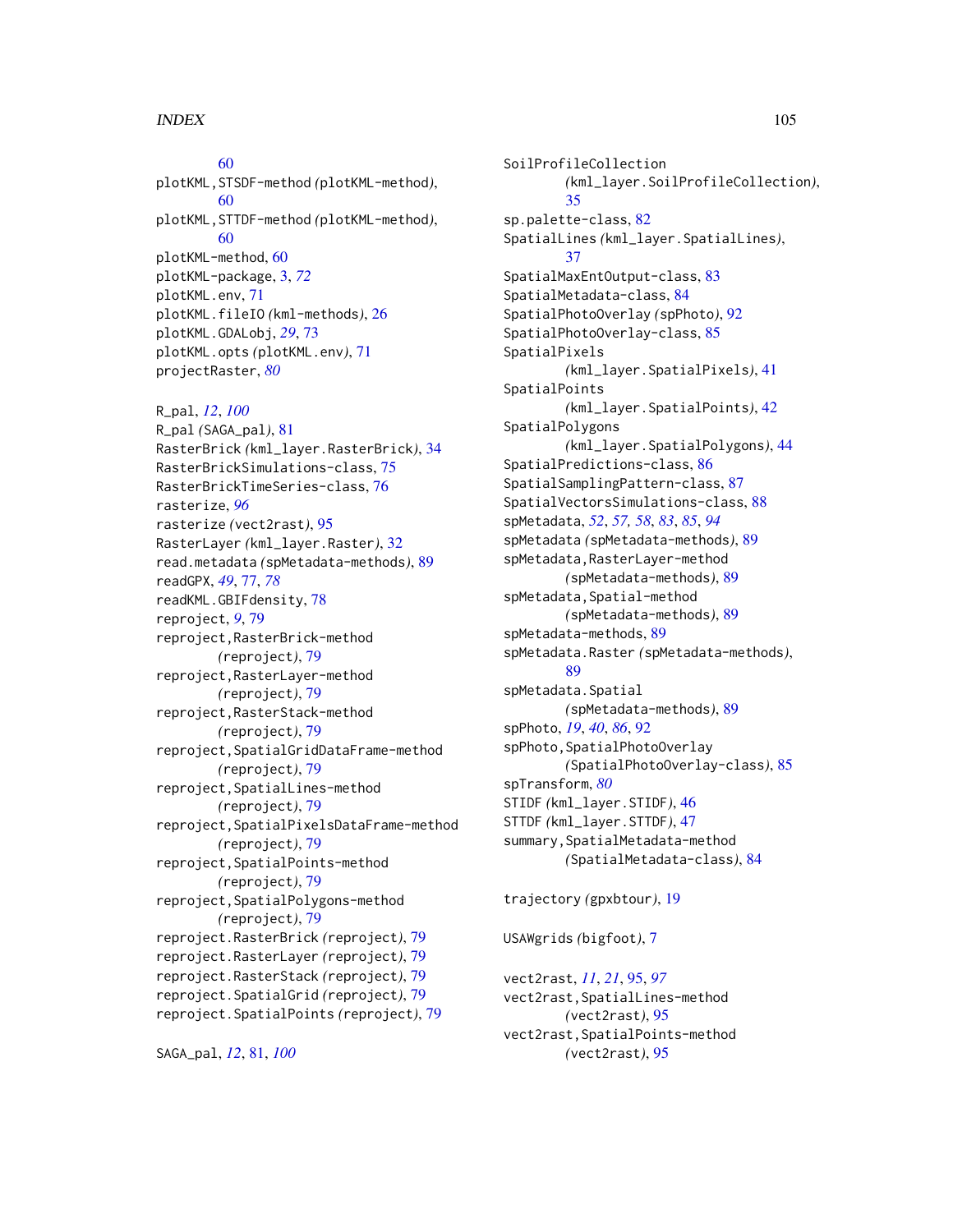60
plotKML,STSDF-method *(plotKML-method)*, 60
plotKML,STTDF-method *(plotKML-method)*, 60
plotKML-method, 60
plotKML-package, 3, *72*
plotKML.env, 71
plotKML.fileIO *(kml-methods)*, 26
plotKML.GDALobj, *29*, 73
plotKML.opts *(plotKML.env)*, 71
projectRaster, *80*

R_pal, *12*, *100*
R_pal *(SAGA_pal)*, 81
RasterBrick *(kml_layer.RasterBrick)*, 34
RasterBrickSimulations-class, 75
RasterBrickTimeSeries-class, 76
rasterize, *96*
rasterize *(vect2rast)*, 95
RasterLayer *(kml_layer.Raster)*, 32
read.metadata *(spMetadata-methods)*, 89
readGPX, *49*, 77, *78*
readKML.GBIFdensity, 78
reproject, *9*, 79
reproject,RasterBrick-method *(reproject)*, 79
reproject,RasterLayer-method *(reproject)*, 79
reproject,RasterStack-method *(reproject)*, 79
reproject,SpatialGridDataFrame-method *(reproject)*, 79
reproject,SpatialLines-method *(reproject)*, 79
reproject,SpatialPixelsDataFrame-method *(reproject)*, 79
reproject,SpatialPoints-method *(reproject)*, 79
reproject,SpatialPolygons-method *(reproject)*, 79
reproject.RasterBrick *(reproject)*, 79
reproject.RasterLayer *(reproject)*, 79
reproject.RasterStack *(reproject)*, 79
reproject.SpatialGrid *(reproject)*, 79
reproject.SpatialPoints *(reproject)*, 79

SAGA_pal, *12*, 81, *100*
SoilProfileCollection *(kml_layer.SoilProfileCollection)*, 35
sp.palette-class, 82
SpatialLines *(kml_layer.SpatialLines)*, 37
SpatialMaxEntOutput-class, 83
SpatialMetadata-class, 84
SpatialPhotoOverlay *(spPhoto)*, 92
SpatialPhotoOverlay-class, 85
SpatialPixels *(kml_layer.SpatialPixels)*, 41
SpatialPoints *(kml_layer.SpatialPoints)*, 42
SpatialPolygons *(kml_layer.SpatialPolygons)*, 44
SpatialPredictions-class, 86
SpatialSamplingPattern-class, 87
SpatialVectorsSimulations-class, 88
spMetadata, *52*, *57*, *58*, *83*, *85*, *94*
spMetadata *(spMetadata-methods)*, 89
spMetadata,RasterLayer-method *(spMetadata-methods)*, 89
spMetadata,Spatial-method *(spMetadata-methods)*, 89
spMetadata-methods, 89
spMetadata.Raster *(spMetadata-methods)*, 89
spMetadata.Spatial *(spMetadata-methods)*, 89
spPhoto, *19*, *40*, *86*, 92
spPhoto,SpatialPhotoOverlay *(SpatialPhotoOverlay-class)*, 85
spTransform, *80*
STIDF *(kml_layer.STIDF)*, 46
STTDF *(kml_layer.STTDF)*, 47
summary,SpatialMetadata-method *(SpatialMetadata-class)*, 84

trajectory *(gpxbtour)*, 19

USAWgrids *(bigfoot)*, 7

vect2rast, *11*, *21*, 95, *97*
vect2rast,SpatialLines-method *(vect2rast)*, 95
vect2rast,SpatialPoints-method *(vect2rast)*, 95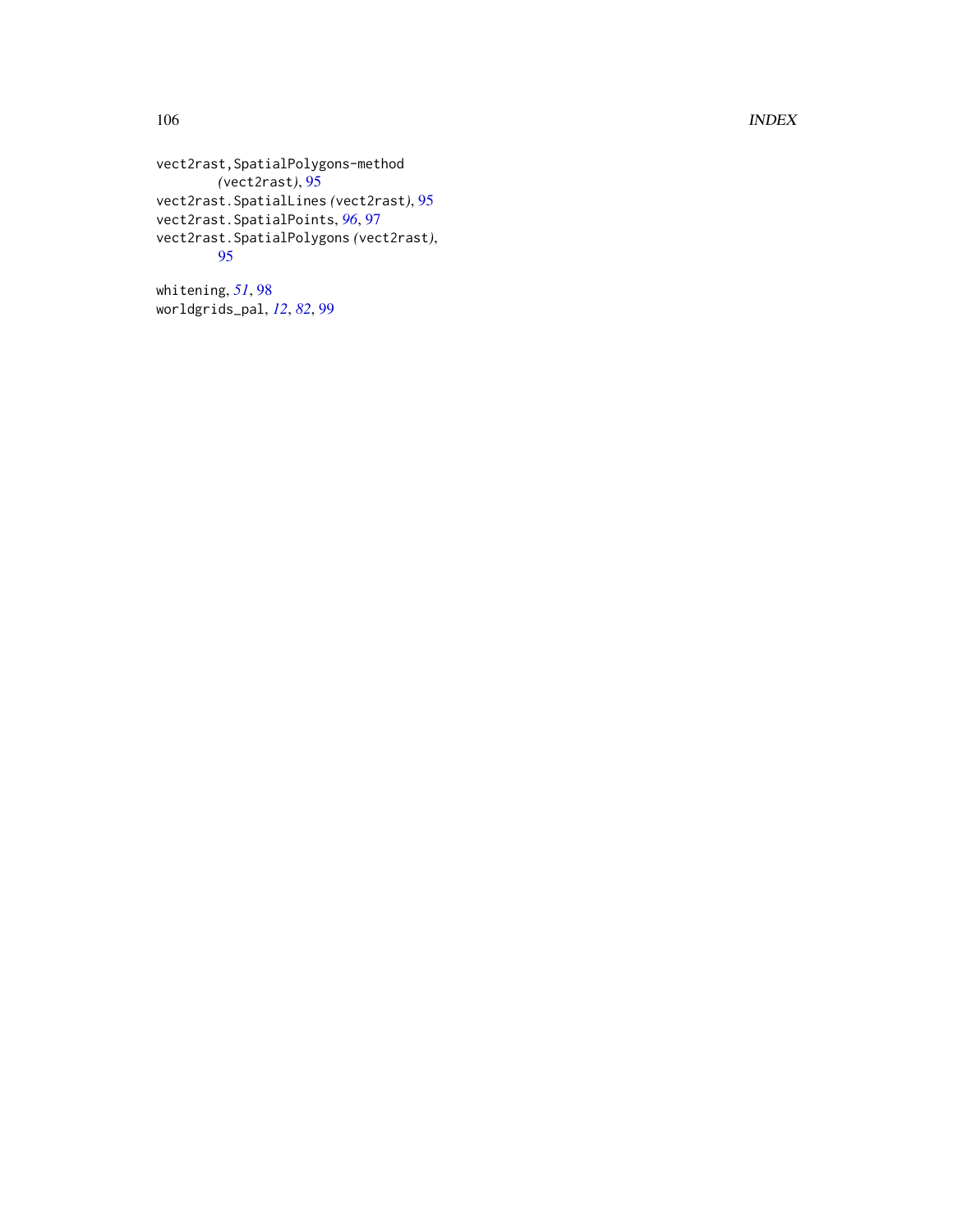vect2rast,SpatialPolygons-method (vect2rast), 95
vect2rast.SpatialLines (vect2rast), 95
vect2rast.SpatialPoints, *96*, 97
vect2rast.SpatialPolygons (vect2rast), 95

whitening, *51*, 98
worldgrids_pal, *12*, *82*, 99